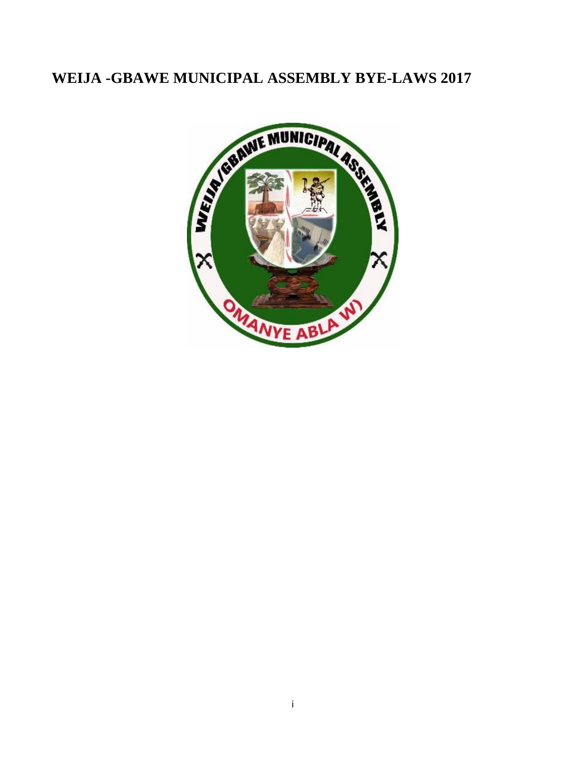# WEIJA -GBAWE MUNICIPAL ASSEMBLY BYE-LAWS 2017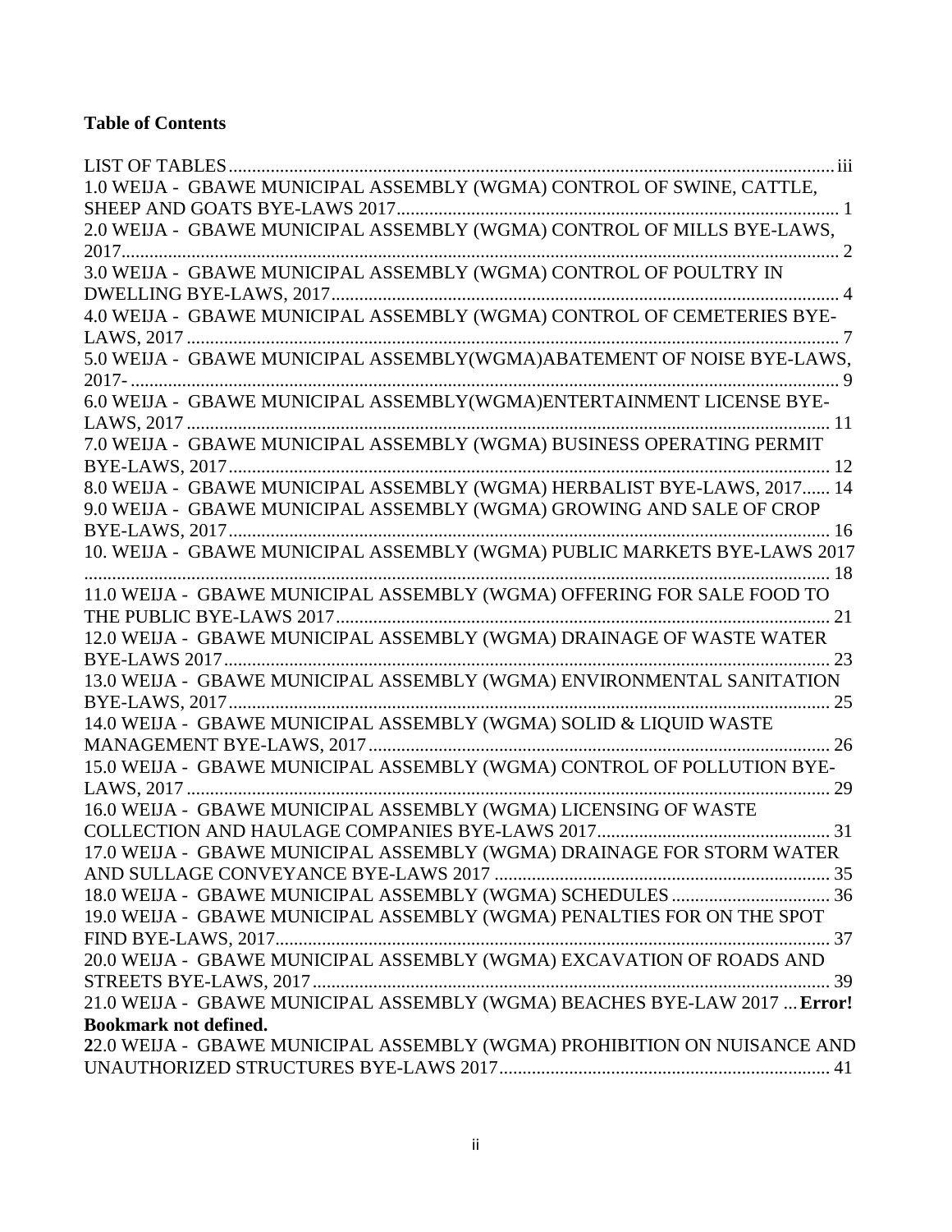**Table of Contents**

LIST OF TABLES .......... iii

1.0 WEIJA - GBAWE MUNICIPAL ASSEMBLY (WGMA) CONTROL OF SWINE, CATTLE, SHEEP AND GOATS BYE-LAWS 2017 .......... 1

2.0 WEIJA - GBAWE MUNICIPAL ASSEMBLY (WGMA) CONTROL OF MILLS BYE-LAWS, 2017 .......... 2

3.0 WEIJA - GBAWE MUNICIPAL ASSEMBLY (WGMA) CONTROL OF POULTRY IN DWELLING BYE-LAWS, 2017 .......... 4

4.0 WEIJA - GBAWE MUNICIPAL ASSEMBLY (WGMA) CONTROL OF CEMETERIES BYE-LAWS, 2017 .......... 7

5.0 WEIJA - GBAWE MUNICIPAL ASSEMBLY(WGMA)ABATEMENT OF NOISE BYE-LAWS, 2017- .......... 9

6.0 WEIJA - GBAWE MUNICIPAL ASSEMBLY(WGMA)ENTERTAINMENT LICENSE BYE-LAWS, 2017 .......... 11

7.0 WEIJA - GBAWE MUNICIPAL ASSEMBLY (WGMA) BUSINESS OPERATING PERMIT BYE-LAWS, 2017 .......... 12

8.0 WEIJA - GBAWE MUNICIPAL ASSEMBLY (WGMA) HERBALIST BYE-LAWS, 2017 .......... 14

9.0 WEIJA - GBAWE MUNICIPAL ASSEMBLY (WGMA) GROWING AND SALE OF CROP BYE-LAWS, 2017 .......... 16

10. WEIJA - GBAWE MUNICIPAL ASSEMBLY (WGMA) PUBLIC MARKETS BYE-LAWS 2017 .......... 18

11.0 WEIJA - GBAWE MUNICIPAL ASSEMBLY (WGMA) OFFERING FOR SALE FOOD TO THE PUBLIC BYE-LAWS 2017 .......... 21

12.0 WEIJA - GBAWE MUNICIPAL ASSEMBLY (WGMA) DRAINAGE OF WASTE WATER BYE-LAWS 2017 .......... 23

13.0 WEIJA - GBAWE MUNICIPAL ASSEMBLY (WGMA) ENVIRONMENTAL SANITATION BYE-LAWS, 2017 .......... 25

14.0 WEIJA - GBAWE MUNICIPAL ASSEMBLY (WGMA) SOLID & LIQUID WASTE MANAGEMENT BYE-LAWS, 2017 .......... 26

15.0 WEIJA - GBAWE MUNICIPAL ASSEMBLY (WGMA) CONTROL OF POLLUTION BYE-LAWS, 2017 .......... 29

16.0 WEIJA - GBAWE MUNICIPAL ASSEMBLY (WGMA) LICENSING OF WASTE COLLECTION AND HAULAGE COMPANIES BYE-LAWS 2017 .......... 31

17.0 WEIJA - GBAWE MUNICIPAL ASSEMBLY (WGMA) DRAINAGE FOR STORM WATER AND SULLAGE CONVEYANCE BYE-LAWS 2017 .......... 35

18.0 WEIJA - GBAWE MUNICIPAL ASSEMBLY (WGMA) SCHEDULES .......... 36

19.0 WEIJA - GBAWE MUNICIPAL ASSEMBLY (WGMA) PENALTIES FOR ON THE SPOT FIND BYE-LAWS, 2017 .......... 37

20.0 WEIJA - GBAWE MUNICIPAL ASSEMBLY (WGMA) EXCAVATION OF ROADS AND STREETS BYE-LAWS, 2017 .......... 39

21.0 WEIJA - GBAWE MUNICIPAL ASSEMBLY (WGMA) BEACHES BYE-LAW 2017 ... **Error! Bookmark not defined.**

**2**2.0 WEIJA - GBAWE MUNICIPAL ASSEMBLY (WGMA) PROHIBITION ON NUISANCE AND UNAUTHORIZED STRUCTURES BYE-LAWS 2017 .......... 41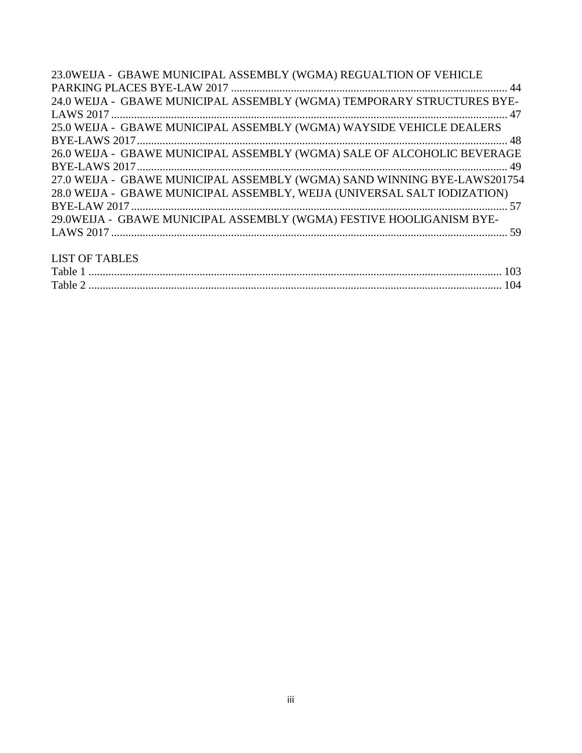23.0WEIJA - GBAWE MUNICIPAL ASSEMBLY (WGMA) REGUALTION OF VEHICLE PARKING PLACES BYE-LAW 2017 ................................................................................................ 44

24.0 WEIJA - GBAWE MUNICIPAL ASSEMBLY (WGMA) TEMPORARY STRUCTURES BYE-LAWS 2017 ............................................................................................................................ 47

25.0 WEIJA - GBAWE MUNICIPAL ASSEMBLY (WGMA) WAYSIDE VEHICLE DEALERS BYE-LAWS 2017 .................................................................................................................. 48

26.0 WEIJA - GBAWE MUNICIPAL ASSEMBLY (WGMA) SALE OF ALCOHOLIC BEVERAGE BYE-LAWS 2017 .................................................................................................................. 49

27.0 WEIJA - GBAWE MUNICIPAL ASSEMBLY (WGMA) SAND WINNING BYE-LAWS201754

28.0 WEIJA - GBAWE MUNICIPAL ASSEMBLY, WEIJA (UNIVERSAL SALT IODIZATION) BYE-LAW 2017 .................................................................................................................... 57

29.0WEIJA - GBAWE MUNICIPAL ASSEMBLY (WGMA) FESTIVE HOOLIGANISM BYE-LAWS 2017 ........................................................................................................................... 59

LIST OF TABLES

Table 1 ................................................................................................................................. 103

Table 2 ................................................................................................................................. 104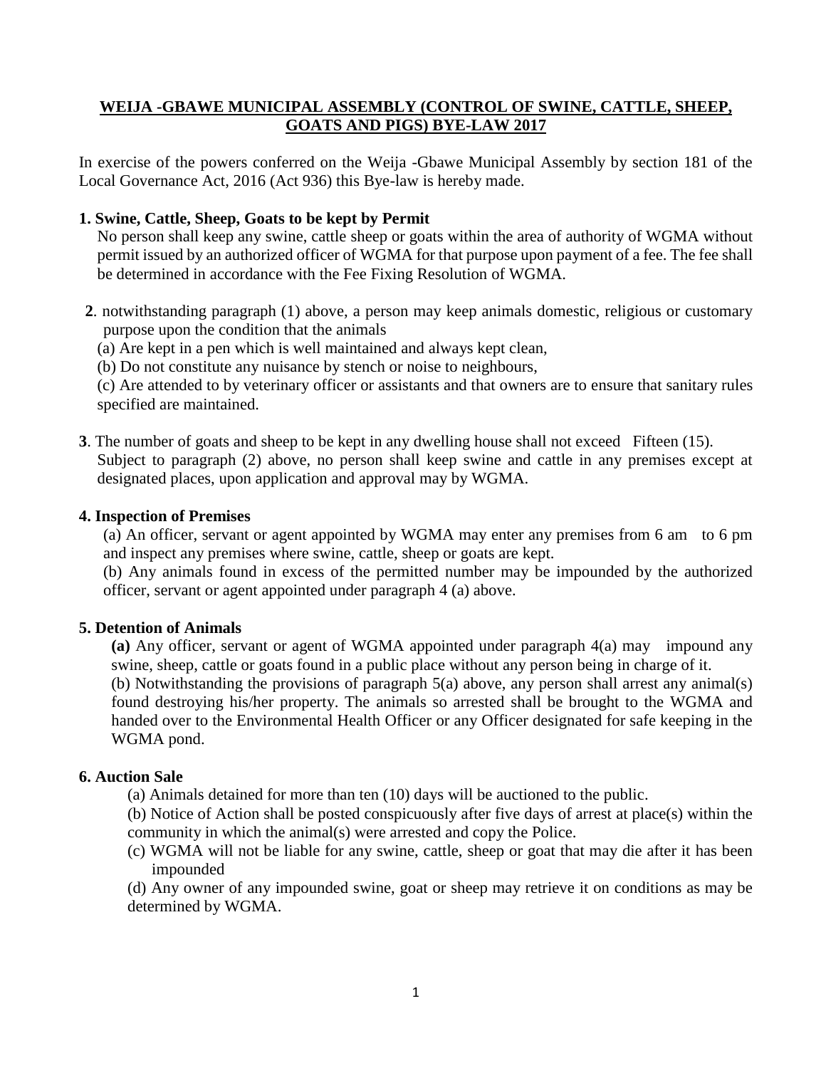## WEIJA -GBAWE MUNICIPAL ASSEMBLY (CONTROL OF SWINE, CATTLE, SHEEP, GOATS AND PIGS) BYE-LAW 2017

In exercise of the powers conferred on the Weija -Gbawe Municipal Assembly by section 181 of the Local Governance Act, 2016 (Act 936) this Bye-law is hereby made.

**1. Swine, Cattle, Sheep, Goats to be kept by Permit**

No person shall keep any swine, cattle sheep or goats within the area of authority of WGMA without permit issued by an authorized officer of WGMA for that purpose upon payment of a fee. The fee shall be determined in accordance with the Fee Fixing Resolution of WGMA.

**2**. notwithstanding paragraph (1) above, a person may keep animals domestic, religious or customary purpose upon the condition that the animals

(a) Are kept in a pen which is well maintained and always kept clean,

(b) Do not constitute any nuisance by stench or noise to neighbours,

(c) Are attended to by veterinary officer or assistants and that owners are to ensure that sanitary rules specified are maintained.

**3**. The number of goats and sheep to be kept in any dwelling house shall not exceed Fifteen (15). Subject to paragraph (2) above, no person shall keep swine and cattle in any premises except at designated places, upon application and approval may by WGMA.

**4. Inspection of Premises**

(a) An officer, servant or agent appointed by WGMA may enter any premises from 6 am to 6 pm and inspect any premises where swine, cattle, sheep or goats are kept.

(b) Any animals found in excess of the permitted number may be impounded by the authorized officer, servant or agent appointed under paragraph 4 (a) above.

**5. Detention of Animals**

**(a)** Any officer, servant or agent of WGMA appointed under paragraph 4(a) may impound any swine, sheep, cattle or goats found in a public place without any person being in charge of it.

(b) Notwithstanding the provisions of paragraph 5(a) above, any person shall arrest any animal(s) found destroying his/her property. The animals so arrested shall be brought to the WGMA and handed over to the Environmental Health Officer or any Officer designated for safe keeping in the WGMA pond.

**6. Auction Sale**

(a) Animals detained for more than ten (10) days will be auctioned to the public.

(b) Notice of Action shall be posted conspicuously after five days of arrest at place(s) within the community in which the animal(s) were arrested and copy the Police.

(c) WGMA will not be liable for any swine, cattle, sheep or goat that may die after it has been impounded

(d) Any owner of any impounded swine, goat or sheep may retrieve it on conditions as may be determined by WGMA.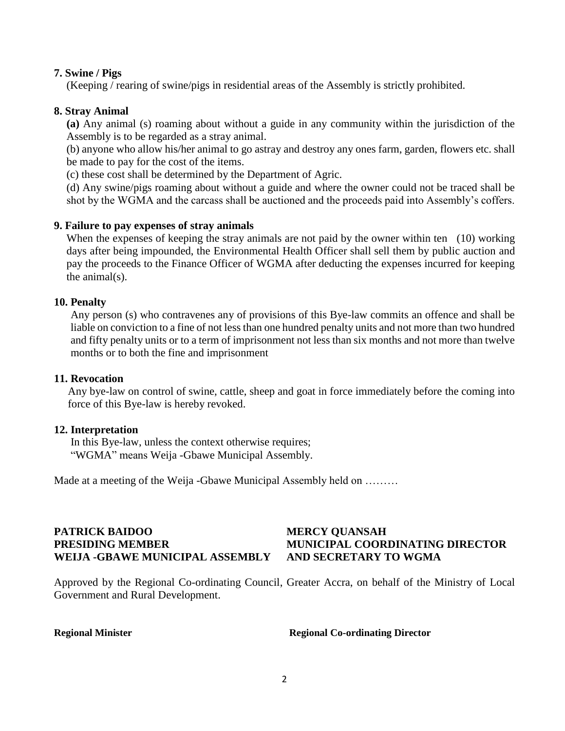**7. Swine / Pigs**

(Keeping / rearing of swine/pigs in residential areas of the Assembly is strictly prohibited.

**8. Stray Animal**

**(a)** Any animal (s) roaming about without a guide in any community within the jurisdiction of the Assembly is to be regarded as a stray animal.

(b) anyone who allow his/her animal to go astray and destroy any ones farm, garden, flowers etc. shall be made to pay for the cost of the items.

(c) these cost shall be determined by the Department of Agric.

(d) Any swine/pigs roaming about without a guide and where the owner could not be traced shall be shot by the WGMA and the carcass shall be auctioned and the proceeds paid into Assembly's coffers.

**9. Failure to pay expenses of stray animals**

When the expenses of keeping the stray animals are not paid by the owner within ten (10) working days after being impounded, the Environmental Health Officer shall sell them by public auction and pay the proceeds to the Finance Officer of WGMA after deducting the expenses incurred for keeping the animal(s).

**10. Penalty**

Any person (s) who contravenes any of provisions of this Bye-law commits an offence and shall be liable on conviction to a fine of not less than one hundred penalty units and not more than two hundred and fifty penalty units or to a term of imprisonment not less than six months and not more than twelve months or to both the fine and imprisonment

**11. Revocation**

Any bye-law on control of swine, cattle, sheep and goat in force immediately before the coming into force of this Bye-law is hereby revoked.

**12. Interpretation**

In this Bye-law, unless the context otherwise requires;
"WGMA" means Weija -Gbawe Municipal Assembly.

Made at a meeting of the Weija -Gbawe Municipal Assembly held on .........

**PATRICK BAIDOO**
**PRESIDING MEMBER**
**WEIJA -GBAWE MUNICIPAL ASSEMBLY**

**MERCY QUANSAH**
**MUNICIPAL COORDINATING DIRECTOR**
**AND SECRETARY TO WGMA**

Approved by the Regional Co-ordinating Council, Greater Accra, on behalf of the Ministry of Local Government and Rural Development.

**Regional Minister**

**Regional Co-ordinating Director**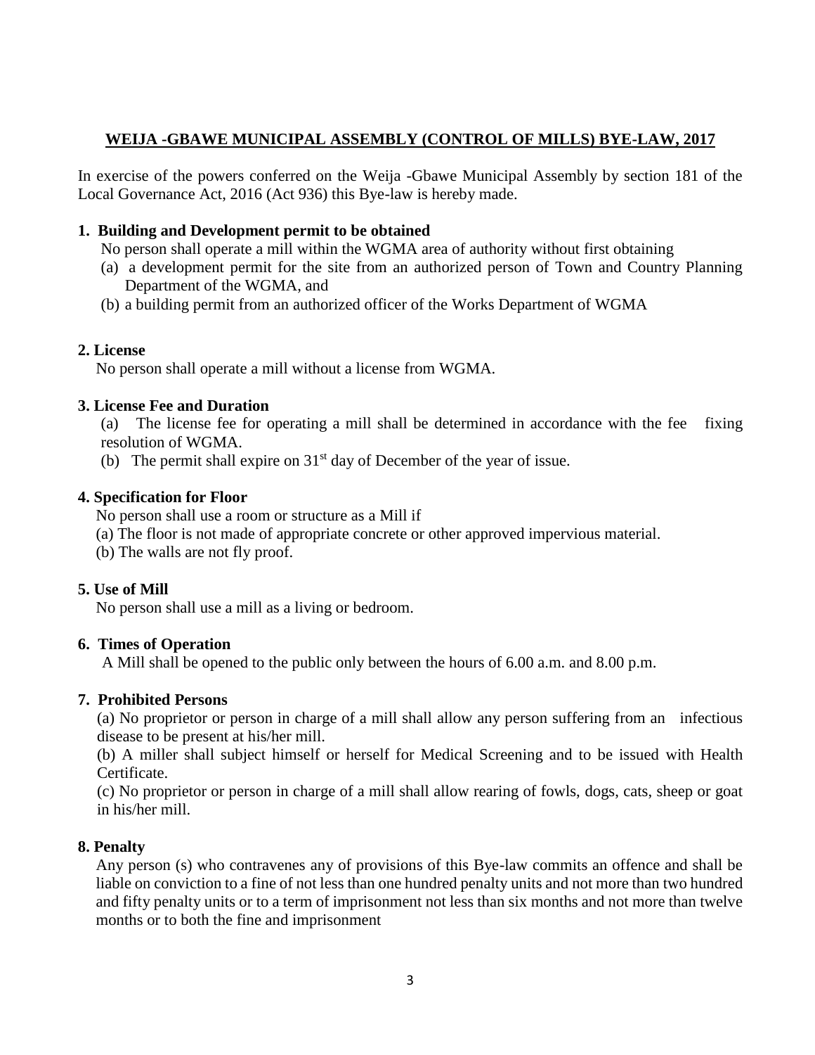## WEIJA -GBAWE MUNICIPAL ASSEMBLY (CONTROL OF MILLS) BYE-LAW, 2017

In exercise of the powers conferred on the Weija -Gbawe Municipal Assembly by section 181 of the Local Governance Act, 2016 (Act 936) this Bye-law is hereby made.

### 1. Building and Development permit to be obtained

No person shall operate a mill within the WGMA area of authority without first obtaining

(a) a development permit for the site from an authorized person of Town and Country Planning Department of the WGMA, and

(b) a building permit from an authorized officer of the Works Department of WGMA

### 2. License

No person shall operate a mill without a license from WGMA.

### 3. License Fee and Duration

(a) The license fee for operating a mill shall be determined in accordance with the fee fixing resolution of WGMA.

(b) The permit shall expire on 31st day of December of the year of issue.

### 4. Specification for Floor

No person shall use a room or structure as a Mill if

(a) The floor is not made of appropriate concrete or other approved impervious material.

(b) The walls are not fly proof.

### 5. Use of Mill

No person shall use a mill as a living or bedroom.

### 6. Times of Operation

A Mill shall be opened to the public only between the hours of 6.00 a.m. and 8.00 p.m.

### 7. Prohibited Persons

(a) No proprietor or person in charge of a mill shall allow any person suffering from an infectious disease to be present at his/her mill.

(b) A miller shall subject himself or herself for Medical Screening and to be issued with Health Certificate.

(c) No proprietor or person in charge of a mill shall allow rearing of fowls, dogs, cats, sheep or goat in his/her mill.

### 8. Penalty

Any person (s) who contravenes any of provisions of this Bye-law commits an offence and shall be liable on conviction to a fine of not less than one hundred penalty units and not more than two hundred and fifty penalty units or to a term of imprisonment not less than six months and not more than twelve months or to both the fine and imprisonment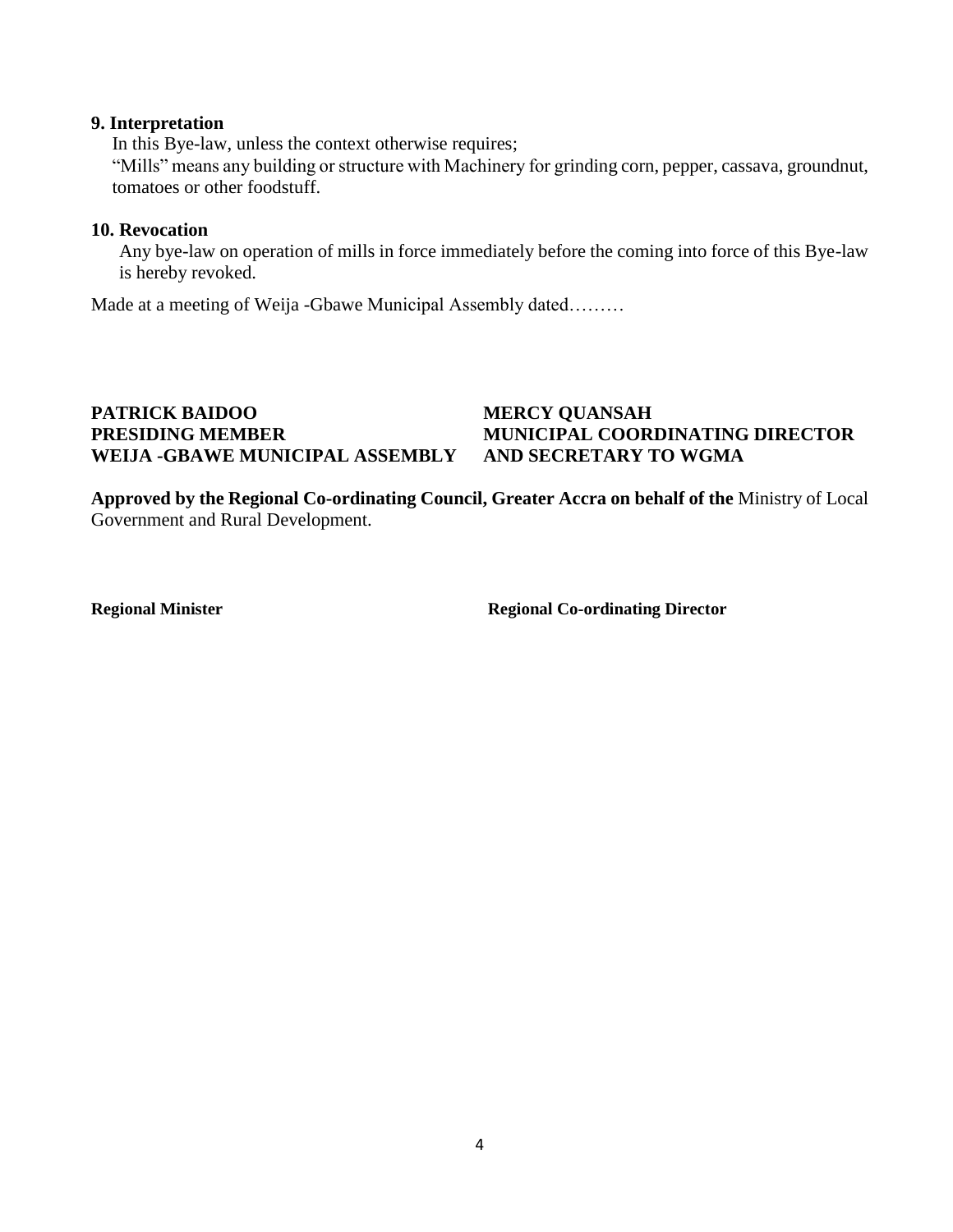### 9. Interpretation

In this Bye-law, unless the context otherwise requires;

"Mills" means any building or structure with Machinery for grinding corn, pepper, cassava, groundnut, tomatoes or other foodstuff.

### 10. Revocation

Any bye-law on operation of mills in force immediately before the coming into force of this Bye-law is hereby revoked.

Made at a meeting of Weija -Gbawe Municipal Assembly dated………

**PATRICK BAIDOO**
**PRESIDING MEMBER**
**WEIJA -GBAWE MUNICIPAL ASSEMBLY**

**MERCY QUANSAH**
**MUNICIPAL COORDINATING DIRECTOR**
**AND SECRETARY TO WGMA**

**Approved by the Regional Co-ordinating Council, Greater Accra on behalf of the** Ministry of Local Government and Rural Development.

**Regional Minister**

**Regional Co-ordinating Director**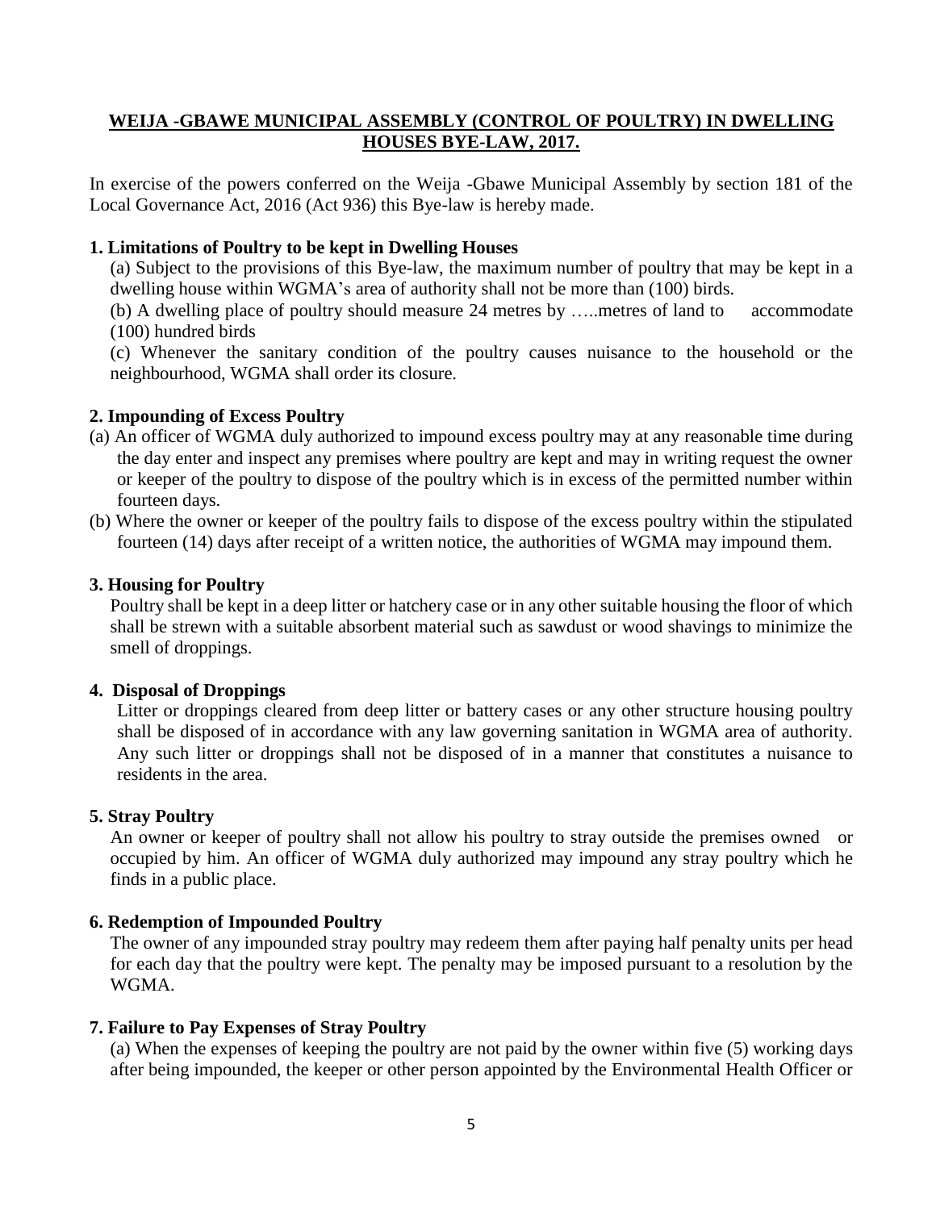## WEIJA -GBAWE MUNICIPAL ASSEMBLY (CONTROL OF POULTRY) IN DWELLING HOUSES BYE-LAW, 2017.

In exercise of the powers conferred on the Weija -Gbawe Municipal Assembly by section 181 of the Local Governance Act, 2016 (Act 936) this Bye-law is hereby made.

### 1. Limitations of Poultry to be kept in Dwelling Houses

(a) Subject to the provisions of this Bye-law, the maximum number of poultry that may be kept in a dwelling house within WGMA's area of authority shall not be more than (100) birds.

(b) A dwelling place of poultry should measure 24 metres by …..metres of land to accommodate (100) hundred birds

(c) Whenever the sanitary condition of the poultry causes nuisance to the household or the neighbourhood, WGMA shall order its closure.

### 2. Impounding of Excess Poultry

(a) An officer of WGMA duly authorized to impound excess poultry may at any reasonable time during the day enter and inspect any premises where poultry are kept and may in writing request the owner or keeper of the poultry to dispose of the poultry which is in excess of the permitted number within fourteen days.

(b) Where the owner or keeper of the poultry fails to dispose of the excess poultry within the stipulated fourteen (14) days after receipt of a written notice, the authorities of WGMA may impound them.

### 3. Housing for Poultry

Poultry shall be kept in a deep litter or hatchery case or in any other suitable housing the floor of which shall be strewn with a suitable absorbent material such as sawdust or wood shavings to minimize the smell of droppings.

### 4. Disposal of Droppings

Litter or droppings cleared from deep litter or battery cases or any other structure housing poultry shall be disposed of in accordance with any law governing sanitation in WGMA area of authority. Any such litter or droppings shall not be disposed of in a manner that constitutes a nuisance to residents in the area.

### 5. Stray Poultry

An owner or keeper of poultry shall not allow his poultry to stray outside the premises owned or occupied by him. An officer of WGMA duly authorized may impound any stray poultry which he finds in a public place.

### 6. Redemption of Impounded Poultry

The owner of any impounded stray poultry may redeem them after paying half penalty units per head for each day that the poultry were kept. The penalty may be imposed pursuant to a resolution by the WGMA.

### 7. Failure to Pay Expenses of Stray Poultry

(a) When the expenses of keeping the poultry are not paid by the owner within five (5) working days after being impounded, the keeper or other person appointed by the Environmental Health Officer or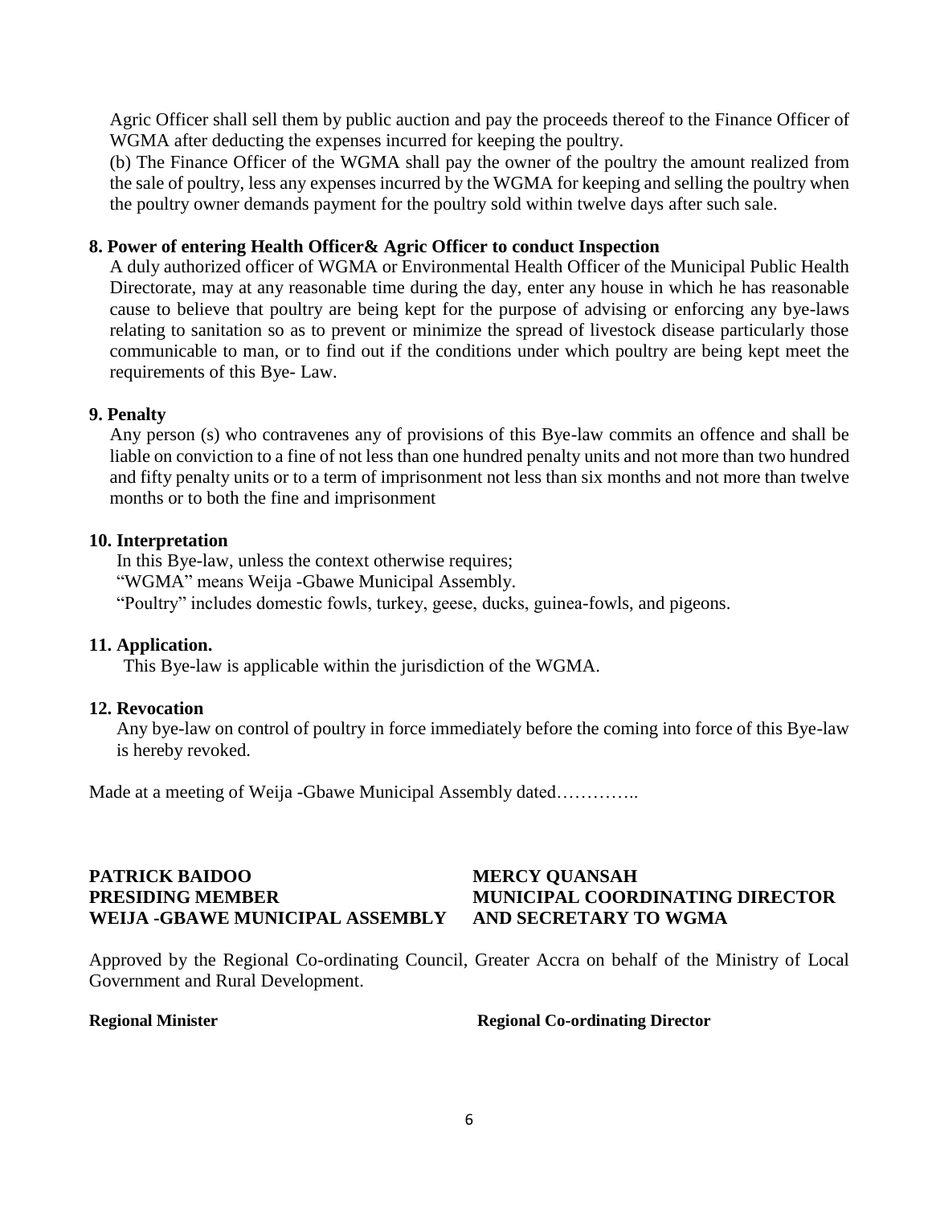Agric Officer shall sell them by public auction and pay the proceeds thereof to the Finance Officer of WGMA after deducting the expenses incurred for keeping the poultry.

(b) The Finance Officer of the WGMA shall pay the owner of the poultry the amount realized from the sale of poultry, less any expenses incurred by the WGMA for keeping and selling the poultry when the poultry owner demands payment for the poultry sold within twelve days after such sale.

**8. Power of entering Health Officer& Agric Officer to conduct Inspection**

A duly authorized officer of WGMA or Environmental Health Officer of the Municipal Public Health Directorate, may at any reasonable time during the day, enter any house in which he has reasonable cause to believe that poultry are being kept for the purpose of advising or enforcing any bye-laws relating to sanitation so as to prevent or minimize the spread of livestock disease particularly those communicable to man, or to find out if the conditions under which poultry are being kept meet the requirements of this Bye- Law.

**9. Penalty**

Any person (s) who contravenes any of provisions of this Bye-law commits an offence and shall be liable on conviction to a fine of not less than one hundred penalty units and not more than two hundred and fifty penalty units or to a term of imprisonment not less than six months and not more than twelve months or to both the fine and imprisonment

**10. Interpretation**

In this Bye-law, unless the context otherwise requires;

"WGMA" means Weija -Gbawe Municipal Assembly.

"Poultry" includes domestic fowls, turkey, geese, ducks, guinea-fowls, and pigeons.

**11. Application.**

This Bye-law is applicable within the jurisdiction of the WGMA.

**12. Revocation**

Any bye-law on control of poultry in force immediately before the coming into force of this Bye-law is hereby revoked.

Made at a meeting of Weija -Gbawe Municipal Assembly dated…………..

**PATRICK BAIDOO**
**PRESIDING MEMBER**
**WEIJA -GBAWE MUNICIPAL ASSEMBLY**

**MERCY QUANSAH**
**MUNICIPAL COORDINATING DIRECTOR**
**AND SECRETARY TO WGMA**

Approved by the Regional Co-ordinating Council, Greater Accra on behalf of the Ministry of Local Government and Rural Development.

**Regional Minister**

**Regional Co-ordinating Director**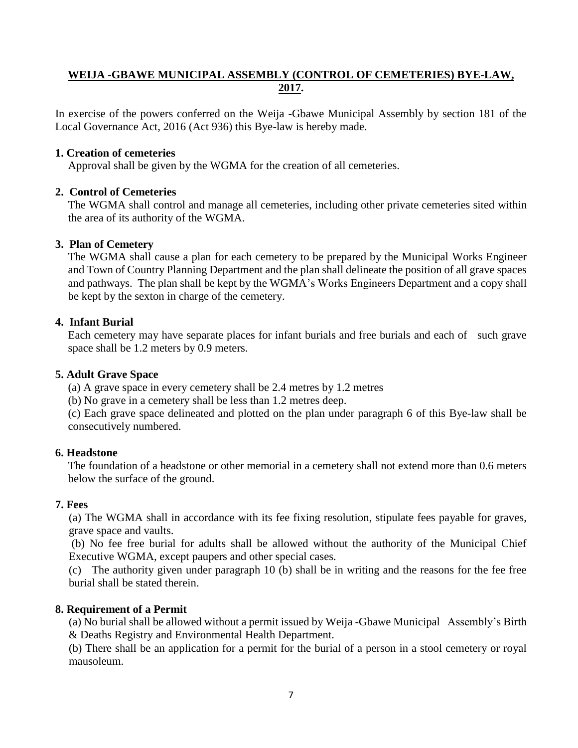## WEIJA -GBAWE MUNICIPAL ASSEMBLY (CONTROL OF CEMETERIES) BYE-LAW, 2017.

In exercise of the powers conferred on the Weija -Gbawe Municipal Assembly by section 181 of the Local Governance Act, 2016 (Act 936) this Bye-law is hereby made.

**1. Creation of cemeteries**

Approval shall be given by the WGMA for the creation of all cemeteries.

**2. Control of Cemeteries**

The WGMA shall control and manage all cemeteries, including other private cemeteries sited within the area of its authority of the WGMA.

**3. Plan of Cemetery**

The WGMA shall cause a plan for each cemetery to be prepared by the Municipal Works Engineer and Town of Country Planning Department and the plan shall delineate the position of all grave spaces and pathways. The plan shall be kept by the WGMA's Works Engineers Department and a copy shall be kept by the sexton in charge of the cemetery.

**4. Infant Burial**

Each cemetery may have separate places for infant burials and free burials and each of such grave space shall be 1.2 meters by 0.9 meters.

**5. Adult Grave Space**

(a) A grave space in every cemetery shall be 2.4 metres by 1.2 metres

(b) No grave in a cemetery shall be less than 1.2 metres deep.

(c) Each grave space delineated and plotted on the plan under paragraph 6 of this Bye-law shall be consecutively numbered.

**6. Headstone**

The foundation of a headstone or other memorial in a cemetery shall not extend more than 0.6 meters below the surface of the ground.

**7. Fees**

(a) The WGMA shall in accordance with its fee fixing resolution, stipulate fees payable for graves, grave space and vaults.

(b) No fee free burial for adults shall be allowed without the authority of the Municipal Chief Executive WGMA, except paupers and other special cases.

(c) The authority given under paragraph 10 (b) shall be in writing and the reasons for the fee free burial shall be stated therein.

**8. Requirement of a Permit**

(a) No burial shall be allowed without a permit issued by Weija -Gbawe Municipal Assembly's Birth & Deaths Registry and Environmental Health Department.

(b) There shall be an application for a permit for the burial of a person in a stool cemetery or royal mausoleum.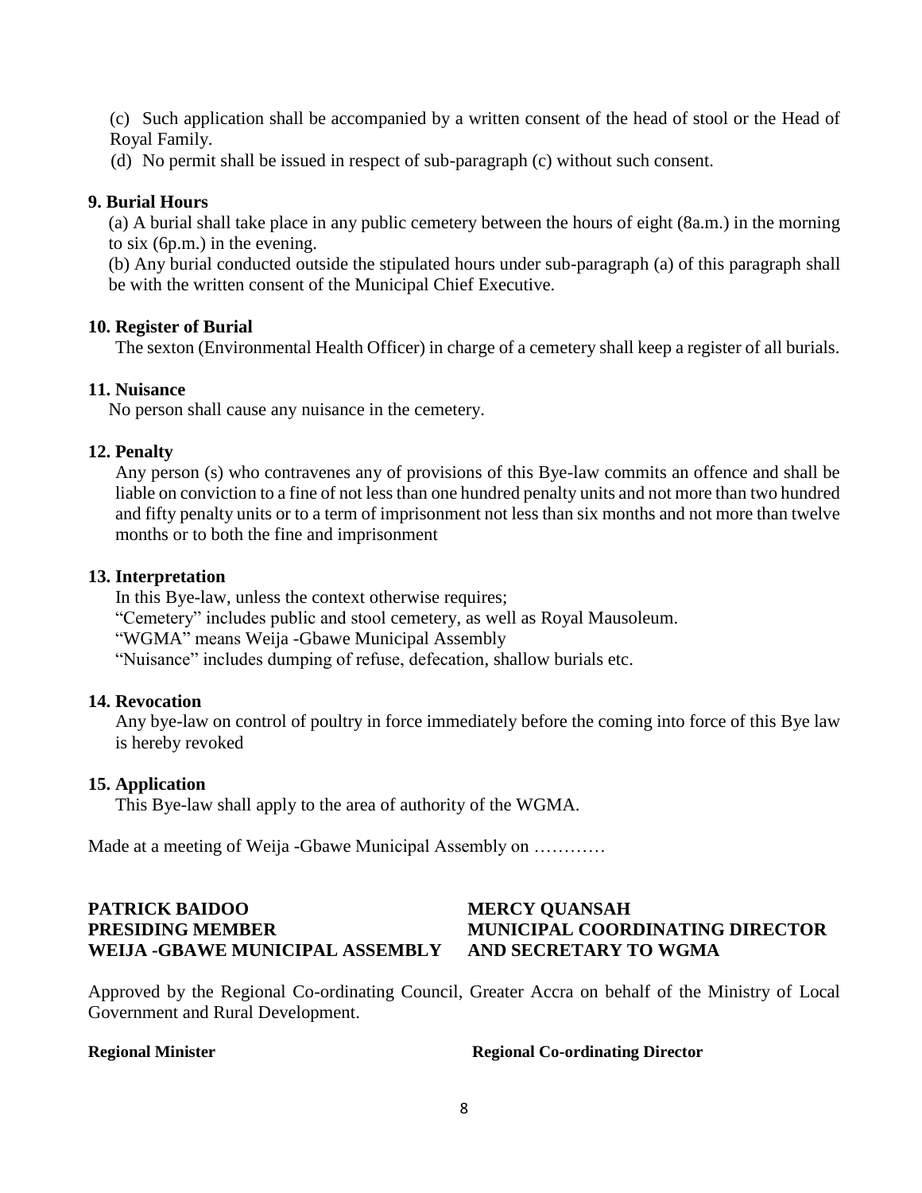(c) Such application shall be accompanied by a written consent of the head of stool or the Head of Royal Family.

(d) No permit shall be issued in respect of sub-paragraph (c) without such consent.

**9. Burial Hours**

(a) A burial shall take place in any public cemetery between the hours of eight (8a.m.) in the morning to six (6p.m.) in the evening.

(b) Any burial conducted outside the stipulated hours under sub-paragraph (a) of this paragraph shall be with the written consent of the Municipal Chief Executive.

**10. Register of Burial**

The sexton (Environmental Health Officer) in charge of a cemetery shall keep a register of all burials.

**11. Nuisance**

No person shall cause any nuisance in the cemetery.

**12. Penalty**

Any person (s) who contravenes any of provisions of this Bye-law commits an offence and shall be liable on conviction to a fine of not less than one hundred penalty units and not more than two hundred and fifty penalty units or to a term of imprisonment not less than six months and not more than twelve months or to both the fine and imprisonment

**13. Interpretation**

In this Bye-law, unless the context otherwise requires;

"Cemetery" includes public and stool cemetery, as well as Royal Mausoleum.

"WGMA" means Weija -Gbawe Municipal Assembly

"Nuisance" includes dumping of refuse, defecation, shallow burials etc.

**14. Revocation**

Any bye-law on control of poultry in force immediately before the coming into force of this Bye law is hereby revoked

**15. Application**

This Bye-law shall apply to the area of authority of the WGMA.

Made at a meeting of Weija -Gbawe Municipal Assembly on …………

**PATRICK BAIDOO**
**PRESIDING MEMBER**
**WEIJA -GBAWE MUNICIPAL ASSEMBLY**

**MERCY QUANSAH**
**MUNICIPAL COORDINATING DIRECTOR**
**AND SECRETARY TO WGMA**

Approved by the Regional Co-ordinating Council, Greater Accra on behalf of the Ministry of Local Government and Rural Development.

**Regional Minister**

**Regional Co-ordinating Director**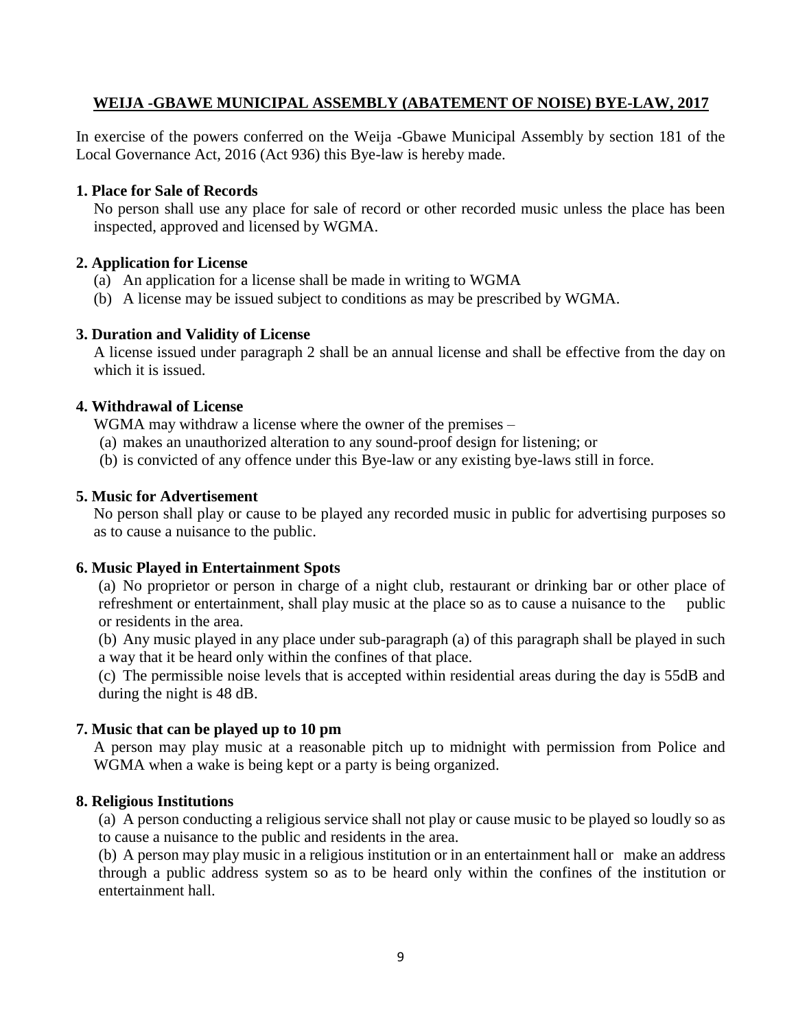## WEIJA -GBAWE MUNICIPAL ASSEMBLY (ABATEMENT OF NOISE) BYE-LAW, 2017

In exercise of the powers conferred on the Weija -Gbawe Municipal Assembly by section 181 of the Local Governance Act, 2016 (Act 936) this Bye-law is hereby made.

### 1. Place for Sale of Records

No person shall use any place for sale of record or other recorded music unless the place has been inspected, approved and licensed by WGMA.

### 2. Application for License

(a) An application for a license shall be made in writing to WGMA

(b) A license may be issued subject to conditions as may be prescribed by WGMA.

### 3. Duration and Validity of License

A license issued under paragraph 2 shall be an annual license and shall be effective from the day on which it is issued.

### 4. Withdrawal of License

WGMA may withdraw a license where the owner of the premises –

(a) makes an unauthorized alteration to any sound-proof design for listening; or

(b) is convicted of any offence under this Bye-law or any existing bye-laws still in force.

### 5. Music for Advertisement

No person shall play or cause to be played any recorded music in public for advertising purposes so as to cause a nuisance to the public.

### 6. Music Played in Entertainment Spots

(a) No proprietor or person in charge of a night club, restaurant or drinking bar or other place of refreshment or entertainment, shall play music at the place so as to cause a nuisance to the public or residents in the area.

(b) Any music played in any place under sub-paragraph (a) of this paragraph shall be played in such a way that it be heard only within the confines of that place.

(c) The permissible noise levels that is accepted within residential areas during the day is 55dB and during the night is 48 dB.

### 7. Music that can be played up to 10 pm

A person may play music at a reasonable pitch up to midnight with permission from Police and WGMA when a wake is being kept or a party is being organized.

### 8. Religious Institutions

(a) A person conducting a religious service shall not play or cause music to be played so loudly so as to cause a nuisance to the public and residents in the area.

(b) A person may play music in a religious institution or in an entertainment hall or make an address through a public address system so as to be heard only within the confines of the institution or entertainment hall.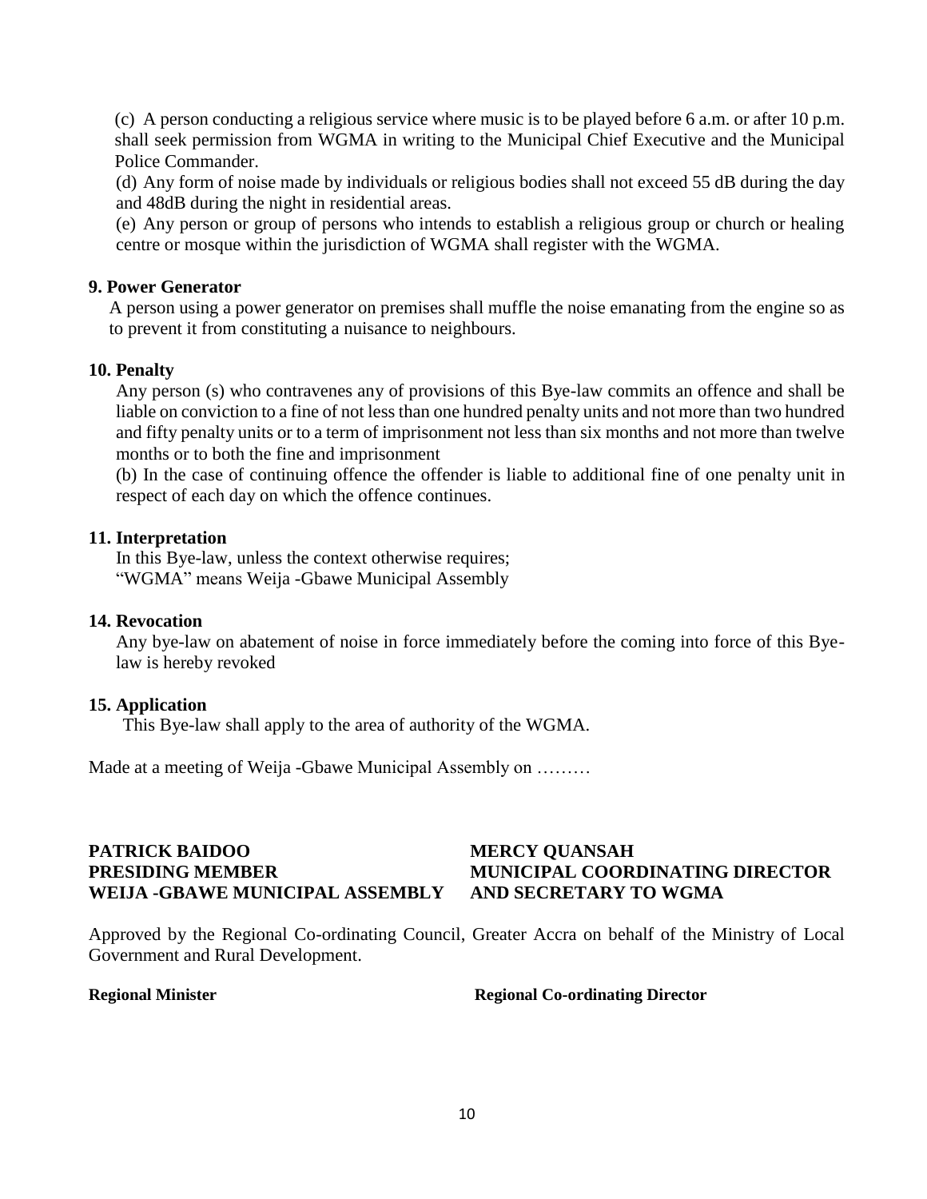(c) A person conducting a religious service where music is to be played before 6 a.m. or after 10 p.m. shall seek permission from WGMA in writing to the Municipal Chief Executive and the Municipal Police Commander.

(d) Any form of noise made by individuals or religious bodies shall not exceed 55 dB during the day and 48dB during the night in residential areas.

(e) Any person or group of persons who intends to establish a religious group or church or healing centre or mosque within the jurisdiction of WGMA shall register with the WGMA.

**9. Power Generator**

A person using a power generator on premises shall muffle the noise emanating from the engine so as to prevent it from constituting a nuisance to neighbours.

**10. Penalty**

Any person (s) who contravenes any of provisions of this Bye-law commits an offence and shall be liable on conviction to a fine of not less than one hundred penalty units and not more than two hundred and fifty penalty units or to a term of imprisonment not less than six months and not more than twelve months or to both the fine and imprisonment

(b) In the case of continuing offence the offender is liable to additional fine of one penalty unit in respect of each day on which the offence continues.

**11. Interpretation**

In this Bye-law, unless the context otherwise requires;
"WGMA" means Weija -Gbawe Municipal Assembly

**14. Revocation**

Any bye-law on abatement of noise in force immediately before the coming into force of this Bye-law is hereby revoked

**15. Application**

This Bye-law shall apply to the area of authority of the WGMA.

Made at a meeting of Weija -Gbawe Municipal Assembly on ………

**PATRICK BAIDOO**
**PRESIDING MEMBER**
**WEIJA -GBAWE MUNICIPAL ASSEMBLY**

**MERCY QUANSAH**
**MUNICIPAL COORDINATING DIRECTOR**
**AND SECRETARY TO WGMA**

Approved by the Regional Co-ordinating Council, Greater Accra on behalf of the Ministry of Local Government and Rural Development.

**Regional Minister**

**Regional Co-ordinating Director**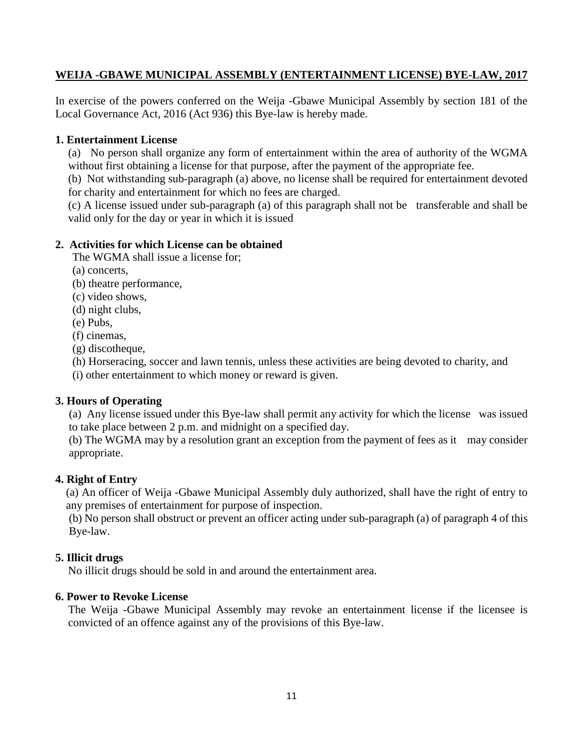## WEIJA -GBAWE MUNICIPAL ASSEMBLY (ENTERTAINMENT LICENSE) BYE-LAW, 2017

In exercise of the powers conferred on the Weija -Gbawe Municipal Assembly by section 181 of the Local Governance Act, 2016 (Act 936) this Bye-law is hereby made.

### 1. Entertainment License

(a) No person shall organize any form of entertainment within the area of authority of the WGMA without first obtaining a license for that purpose, after the payment of the appropriate fee.

(b) Not withstanding sub-paragraph (a) above, no license shall be required for entertainment devoted for charity and entertainment for which no fees are charged.

(c) A license issued under sub-paragraph (a) of this paragraph shall not be transferable and shall be valid only for the day or year in which it is issued

### 2. Activities for which License can be obtained

The WGMA shall issue a license for;

(a) concerts,
(b) theatre performance,
(c) video shows,
(d) night clubs,
(e) Pubs,
(f) cinemas,
(g) discotheque,
(h) Horseracing, soccer and lawn tennis, unless these activities are being devoted to charity, and
(i) other entertainment to which money or reward is given.

### 3. Hours of Operating

(a) Any license issued under this Bye-law shall permit any activity for which the license was issued to take place between 2 p.m. and midnight on a specified day.

(b) The WGMA may by a resolution grant an exception from the payment of fees as it may consider appropriate.

### 4. Right of Entry

(a) An officer of Weija -Gbawe Municipal Assembly duly authorized, shall have the right of entry to any premises of entertainment for purpose of inspection.

(b) No person shall obstruct or prevent an officer acting under sub-paragraph (a) of paragraph 4 of this Bye-law.

### 5. Illicit drugs

No illicit drugs should be sold in and around the entertainment area.

### 6. Power to Revoke License

The Weija -Gbawe Municipal Assembly may revoke an entertainment license if the licensee is convicted of an offence against any of the provisions of this Bye-law.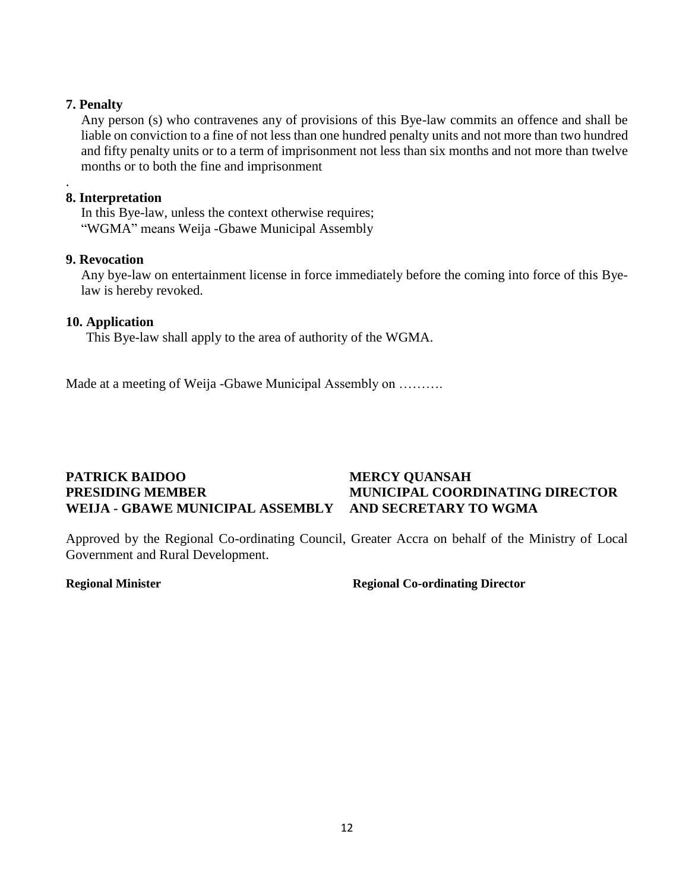**7. Penalty**

Any person (s) who contravenes any of provisions of this Bye-law commits an offence and shall be liable on conviction to a fine of not less than one hundred penalty units and not more than two hundred and fifty penalty units or to a term of imprisonment not less than six months and not more than twelve months or to both the fine and imprisonment

.

**8. Interpretation**

In this Bye-law, unless the context otherwise requires;
"WGMA" means Weija -Gbawe Municipal Assembly

**9. Revocation**

Any bye-law on entertainment license in force immediately before the coming into force of this Bye-law is hereby revoked.

**10. Application**

This Bye-law shall apply to the area of authority of the WGMA.

Made at a meeting of Weija -Gbawe Municipal Assembly on ……….

**PATRICK BAIDOO**
**PRESIDING MEMBER**
**WEIJA - GBAWE MUNICIPAL ASSEMBLY**

**MERCY QUANSAH**
**MUNICIPAL COORDINATING DIRECTOR**
**AND SECRETARY TO WGMA**

Approved by the Regional Co-ordinating Council, Greater Accra on behalf of the Ministry of Local Government and Rural Development.

**Regional Minister**

**Regional Co-ordinating Director**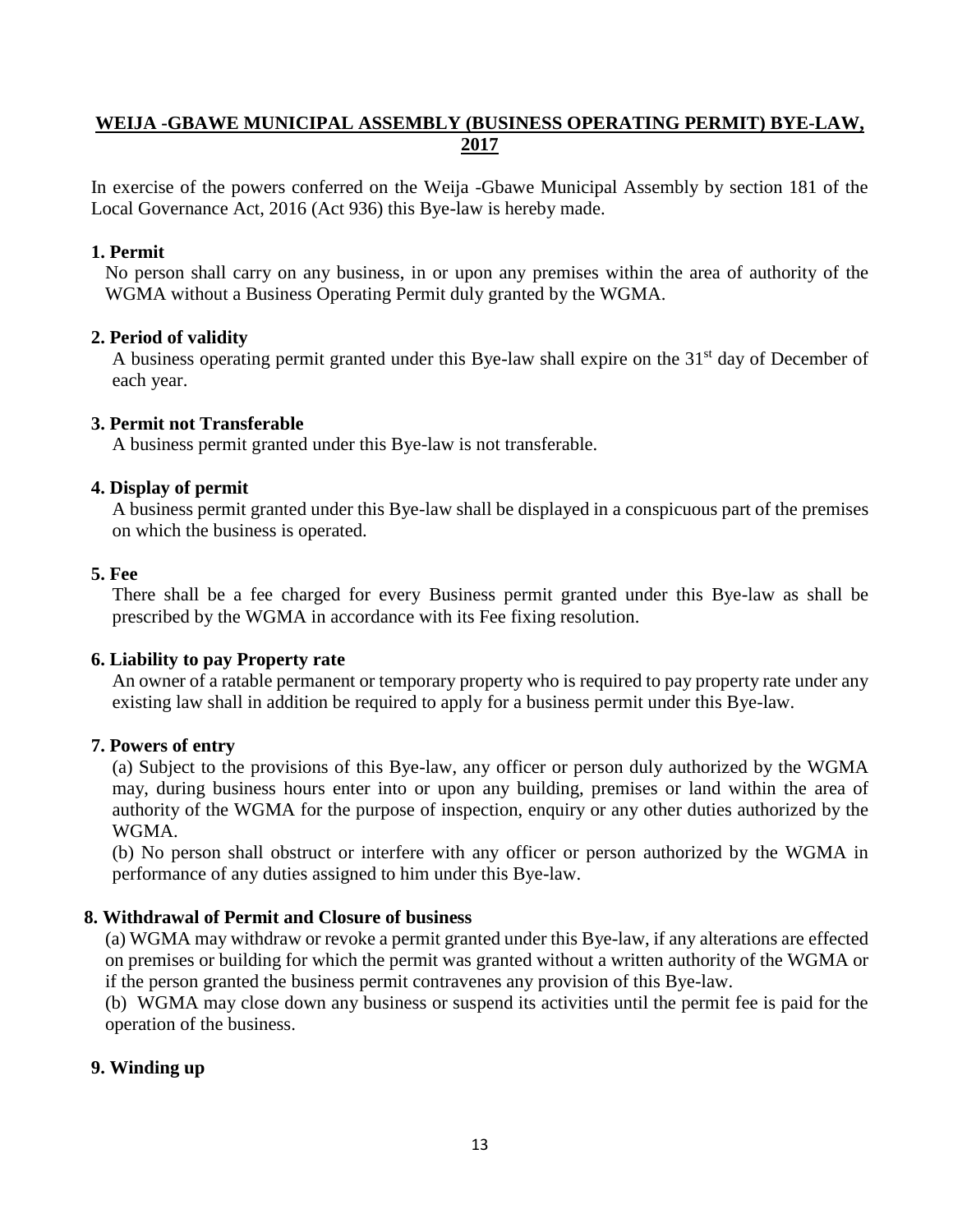# WEIJA -GBAWE MUNICIPAL ASSEMBLY (BUSINESS OPERATING PERMIT) BYE-LAW, 2017

In exercise of the powers conferred on the Weija -Gbawe Municipal Assembly by section 181 of the Local Governance Act, 2016 (Act 936) this Bye-law is hereby made.

**1. Permit**

No person shall carry on any business, in or upon any premises within the area of authority of the WGMA without a Business Operating Permit duly granted by the WGMA.

**2. Period of validity**

A business operating permit granted under this Bye-law shall expire on the 31st day of December of each year.

**3. Permit not Transferable**

A business permit granted under this Bye-law is not transferable.

**4. Display of permit**

A business permit granted under this Bye-law shall be displayed in a conspicuous part of the premises on which the business is operated.

**5. Fee**

There shall be a fee charged for every Business permit granted under this Bye-law as shall be prescribed by the WGMA in accordance with its Fee fixing resolution.

**6. Liability to pay Property rate**

An owner of a ratable permanent or temporary property who is required to pay property rate under any existing law shall in addition be required to apply for a business permit under this Bye-law.

**7. Powers of entry**

(a) Subject to the provisions of this Bye-law, any officer or person duly authorized by the WGMA may, during business hours enter into or upon any building, premises or land within the area of authority of the WGMA for the purpose of inspection, enquiry or any other duties authorized by the WGMA.

(b) No person shall obstruct or interfere with any officer or person authorized by the WGMA in performance of any duties assigned to him under this Bye-law.

**8. Withdrawal of Permit and Closure of business**

(a) WGMA may withdraw or revoke a permit granted under this Bye-law, if any alterations are effected on premises or building for which the permit was granted without a written authority of the WGMA or if the person granted the business permit contravenes any provision of this Bye-law.

(b) WGMA may close down any business or suspend its activities until the permit fee is paid for the operation of the business.

**9. Winding up**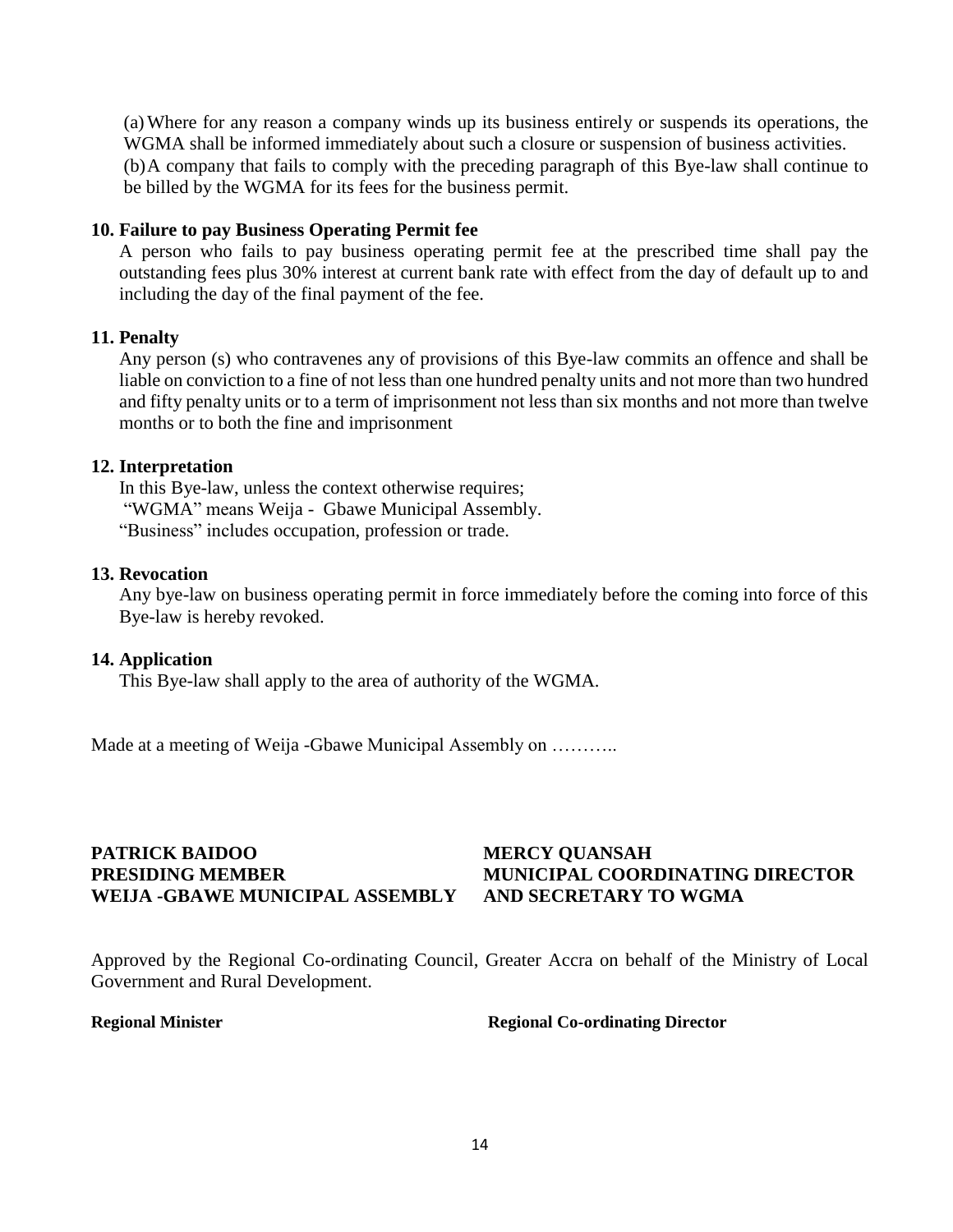(a) Where for any reason a company winds up its business entirely or suspends its operations, the WGMA shall be informed immediately about such a closure or suspension of business activities.
(b) A company that fails to comply with the preceding paragraph of this Bye-law shall continue to be billed by the WGMA for its fees for the business permit.

**10. Failure to pay Business Operating Permit fee**

A person who fails to pay business operating permit fee at the prescribed time shall pay the outstanding fees plus 30% interest at current bank rate with effect from the day of default up to and including the day of the final payment of the fee.

**11. Penalty**

Any person (s) who contravenes any of provisions of this Bye-law commits an offence and shall be liable on conviction to a fine of not less than one hundred penalty units and not more than two hundred and fifty penalty units or to a term of imprisonment not less than six months and not more than twelve months or to both the fine and imprisonment

**12. Interpretation**

In this Bye-law, unless the context otherwise requires;
"WGMA" means Weija - Gbawe Municipal Assembly.
"Business" includes occupation, profession or trade.

**13. Revocation**

Any bye-law on business operating permit in force immediately before the coming into force of this Bye-law is hereby revoked.

**14. Application**

This Bye-law shall apply to the area of authority of the WGMA.

Made at a meeting of Weija -Gbawe Municipal Assembly on ………..

**PATRICK BAIDOO**
**PRESIDING MEMBER**
**WEIJA -GBAWE MUNICIPAL ASSEMBLY**

**MERCY QUANSAH**
**MUNICIPAL COORDINATING DIRECTOR**
**AND SECRETARY TO WGMA**

Approved by the Regional Co-ordinating Council, Greater Accra on behalf of the Ministry of Local Government and Rural Development.

**Regional Minister**

**Regional Co-ordinating Director**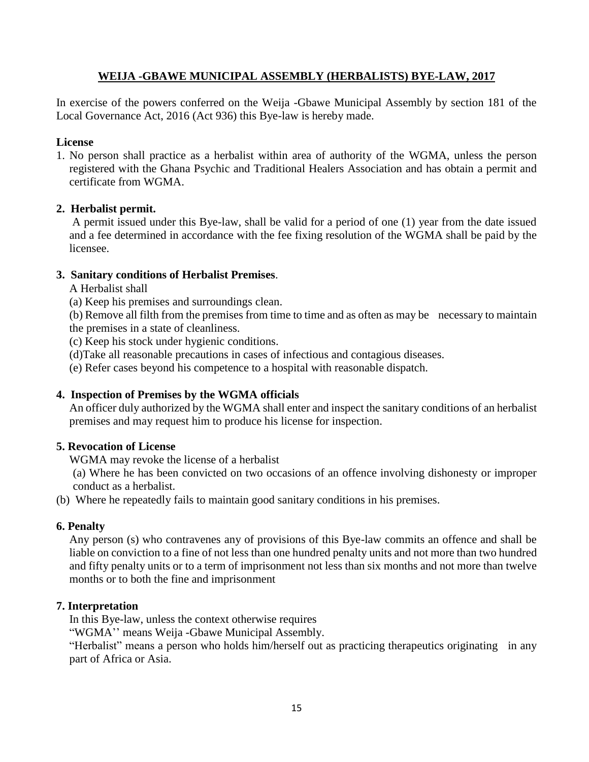## WEIJA -GBAWE MUNICIPAL ASSEMBLY (HERBALISTS) BYE-LAW, 2017

In exercise of the powers conferred on the Weija -Gbawe Municipal Assembly by section 181 of the Local Governance Act, 2016 (Act 936) this Bye-law is hereby made.

### License

1. No person shall practice as a herbalist within area of authority of the WGMA, unless the person registered with the Ghana Psychic and Traditional Healers Association and has obtain a permit and certificate from WGMA.

### 2. Herbalist permit.

A permit issued under this Bye-law, shall be valid for a period of one (1) year from the date issued and a fee determined in accordance with the fee fixing resolution of the WGMA shall be paid by the licensee.

### 3. Sanitary conditions of Herbalist Premises.

A Herbalist shall

(a) Keep his premises and surroundings clean.

(b) Remove all filth from the premises from time to time and as often as may be necessary to maintain the premises in a state of cleanliness.

(c) Keep his stock under hygienic conditions.

(d)Take all reasonable precautions in cases of infectious and contagious diseases.

(e) Refer cases beyond his competence to a hospital with reasonable dispatch.

### 4. Inspection of Premises by the WGMA officials

An officer duly authorized by the WGMA shall enter and inspect the sanitary conditions of an herbalist premises and may request him to produce his license for inspection.

### 5. Revocation of License

WGMA may revoke the license of a herbalist

(a) Where he has been convicted on two occasions of an offence involving dishonesty or improper conduct as a herbalist.

(b) Where he repeatedly fails to maintain good sanitary conditions in his premises.

### 6. Penalty

Any person (s) who contravenes any of provisions of this Bye-law commits an offence and shall be liable on conviction to a fine of not less than one hundred penalty units and not more than two hundred and fifty penalty units or to a term of imprisonment not less than six months and not more than twelve months or to both the fine and imprisonment

### 7. Interpretation

In this Bye-law, unless the context otherwise requires

"WGMA'' means Weija -Gbawe Municipal Assembly.

"Herbalist" means a person who holds him/herself out as practicing therapeutics originating in any part of Africa or Asia.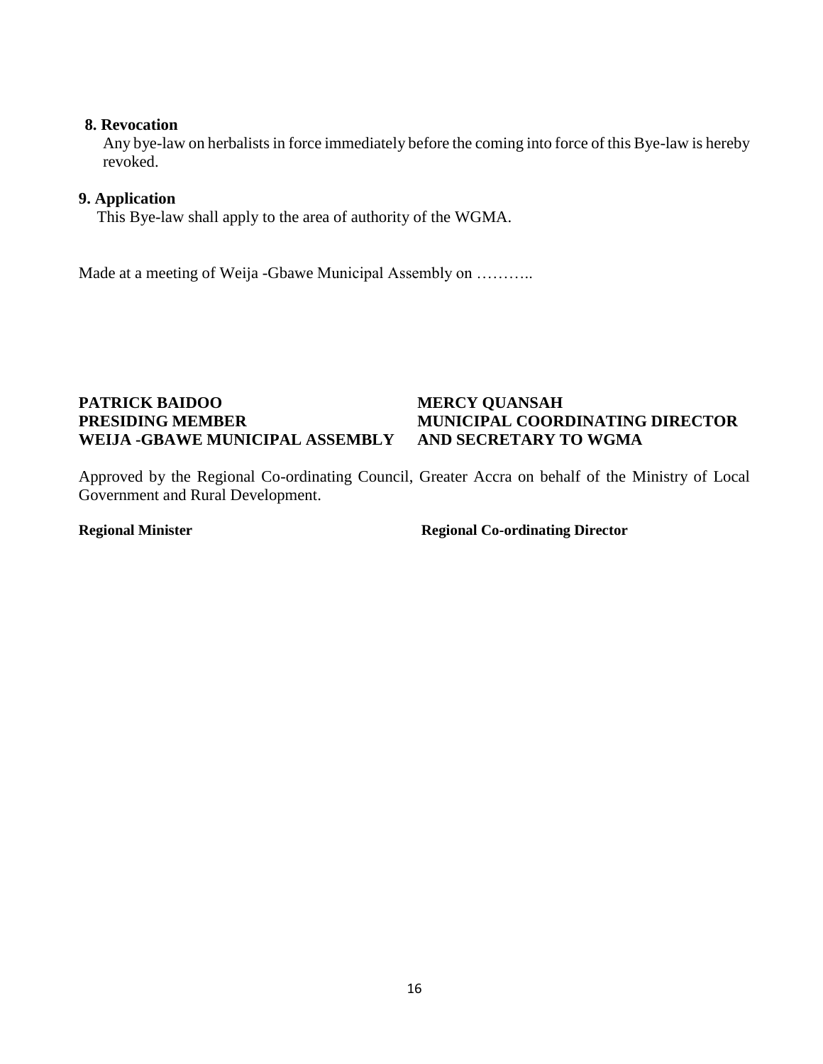**8. Revocation**

Any bye-law on herbalists in force immediately before the coming into force of this Bye-law is hereby revoked.

**9. Application**

This Bye-law shall apply to the area of authority of the WGMA.

Made at a meeting of Weija -Gbawe Municipal Assembly on ………..

**PATRICK BAIDOO**
**PRESIDING MEMBER**
**WEIJA -GBAWE MUNICIPAL ASSEMBLY**

**MERCY QUANSAH**
**MUNICIPAL COORDINATING DIRECTOR**
**AND SECRETARY TO WGMA**

Approved by the Regional Co-ordinating Council, Greater Accra on behalf of the Ministry of Local Government and Rural Development.

**Regional Minister**

**Regional Co-ordinating Director**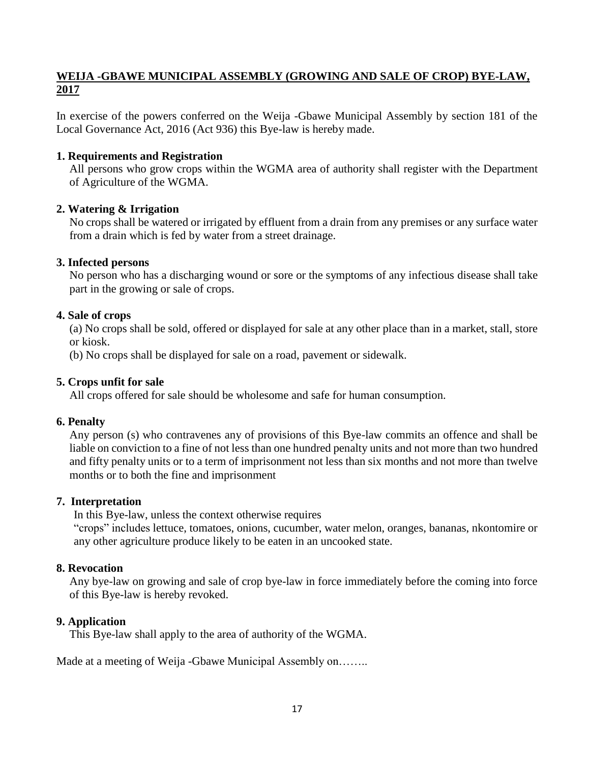## WEIJA -GBAWE MUNICIPAL ASSEMBLY (GROWING AND SALE OF CROP) BYE-LAW, 2017

In exercise of the powers conferred on the Weija -Gbawe Municipal Assembly by section 181 of the Local Governance Act, 2016 (Act 936) this Bye-law is hereby made.

### 1. Requirements and Registration

All persons who grow crops within the WGMA area of authority shall register with the Department of Agriculture of the WGMA.

### 2. Watering & Irrigation

No crops shall be watered or irrigated by effluent from a drain from any premises or any surface water from a drain which is fed by water from a street drainage.

### 3. Infected persons

No person who has a discharging wound or sore or the symptoms of any infectious disease shall take part in the growing or sale of crops.

### 4. Sale of crops

(a) No crops shall be sold, offered or displayed for sale at any other place than in a market, stall, store or kiosk.

(b) No crops shall be displayed for sale on a road, pavement or sidewalk.

### 5. Crops unfit for sale

All crops offered for sale should be wholesome and safe for human consumption.

### 6. Penalty

Any person (s) who contravenes any of provisions of this Bye-law commits an offence and shall be liable on conviction to a fine of not less than one hundred penalty units and not more than two hundred and fifty penalty units or to a term of imprisonment not less than six months and not more than twelve months or to both the fine and imprisonment

### 7. Interpretation

In this Bye-law, unless the context otherwise requires

"crops" includes lettuce, tomatoes, onions, cucumber, water melon, oranges, bananas, nkontomire or any other agriculture produce likely to be eaten in an uncooked state.

### 8. Revocation

Any bye-law on growing and sale of crop bye-law in force immediately before the coming into force of this Bye-law is hereby revoked.

### 9. Application

This Bye-law shall apply to the area of authority of the WGMA.

Made at a meeting of Weija -Gbawe Municipal Assembly on……..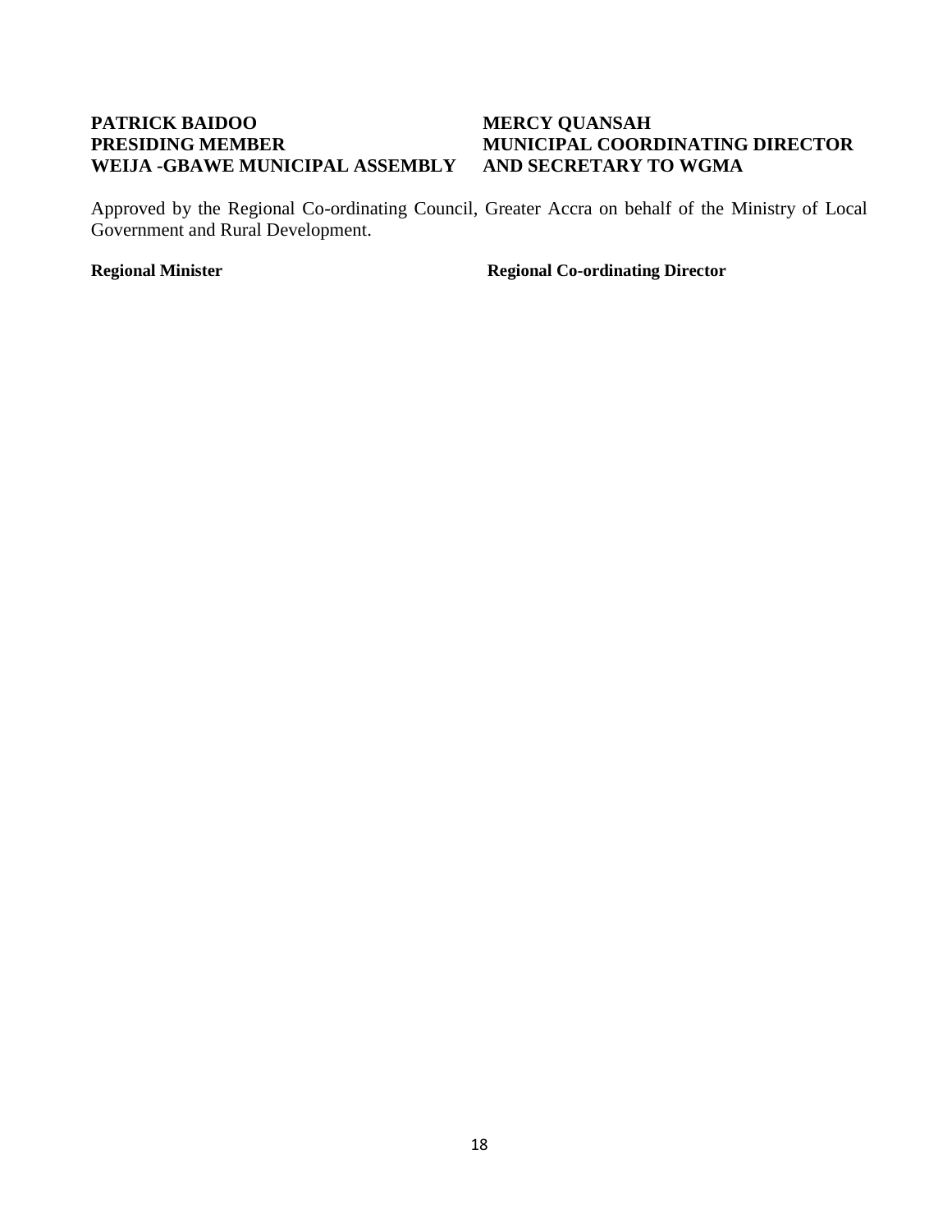| **PATRICK BAIDOO** | **MERCY QUANSAH** |
| --- | --- |
| **PRESIDING MEMBER** | **MUNICIPAL COORDINATING DIRECTOR** |
| **WEIJA -GBAWE MUNICIPAL ASSEMBLY** | **AND SECRETARY TO WGMA** |

Approved by the Regional Co-ordinating Council, Greater Accra on behalf of the Ministry of Local Government and Rural Development.

| **Regional Minister** | **Regional Co-ordinating Director** |
| --- | --- |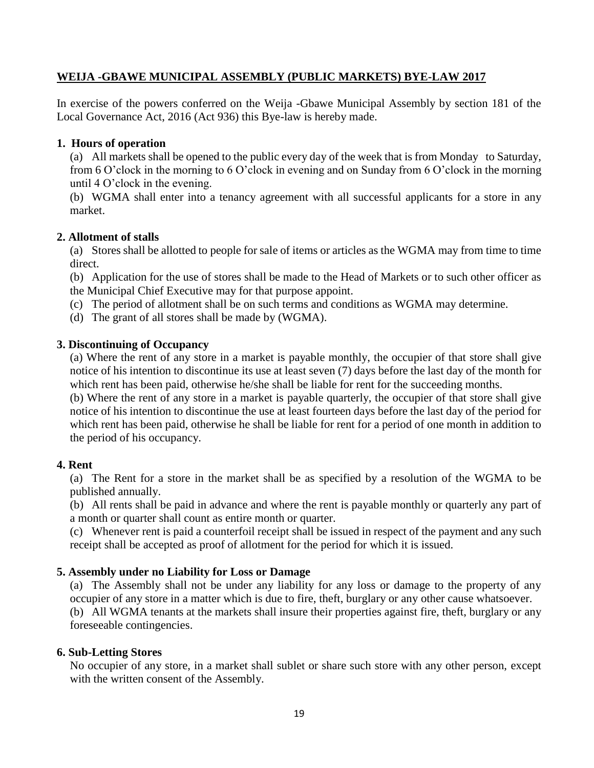## WEIJA -GBAWE MUNICIPAL ASSEMBLY (PUBLIC MARKETS) BYE-LAW 2017

In exercise of the powers conferred on the Weija -Gbawe Municipal Assembly by section 181 of the Local Governance Act, 2016 (Act 936) this Bye-law is hereby made.

### 1. Hours of operation

(a) All markets shall be opened to the public every day of the week that is from Monday to Saturday, from 6 O'clock in the morning to 6 O'clock in evening and on Sunday from 6 O'clock in the morning until 4 O'clock in the evening.

(b) WGMA shall enter into a tenancy agreement with all successful applicants for a store in any market.

### 2. Allotment of stalls

(a) Stores shall be allotted to people for sale of items or articles as the WGMA may from time to time direct.

(b) Application for the use of stores shall be made to the Head of Markets or to such other officer as the Municipal Chief Executive may for that purpose appoint.

(c) The period of allotment shall be on such terms and conditions as WGMA may determine.

(d) The grant of all stores shall be made by (WGMA).

### 3. Discontinuing of Occupancy

(a) Where the rent of any store in a market is payable monthly, the occupier of that store shall give notice of his intention to discontinue its use at least seven (7) days before the last day of the month for which rent has been paid, otherwise he/she shall be liable for rent for the succeeding months.

(b) Where the rent of any store in a market is payable quarterly, the occupier of that store shall give notice of his intention to discontinue the use at least fourteen days before the last day of the period for which rent has been paid, otherwise he shall be liable for rent for a period of one month in addition to the period of his occupancy.

### 4. Rent

(a) The Rent for a store in the market shall be as specified by a resolution of the WGMA to be published annually.

(b) All rents shall be paid in advance and where the rent is payable monthly or quarterly any part of a month or quarter shall count as entire month or quarter.

(c) Whenever rent is paid a counterfoil receipt shall be issued in respect of the payment and any such receipt shall be accepted as proof of allotment for the period for which it is issued.

### 5. Assembly under no Liability for Loss or Damage

(a) The Assembly shall not be under any liability for any loss or damage to the property of any occupier of any store in a matter which is due to fire, theft, burglary or any other cause whatsoever.

(b) All WGMA tenants at the markets shall insure their properties against fire, theft, burglary or any foreseeable contingencies.

### 6. Sub-Letting Stores

No occupier of any store, in a market shall sublet or share such store with any other person, except with the written consent of the Assembly.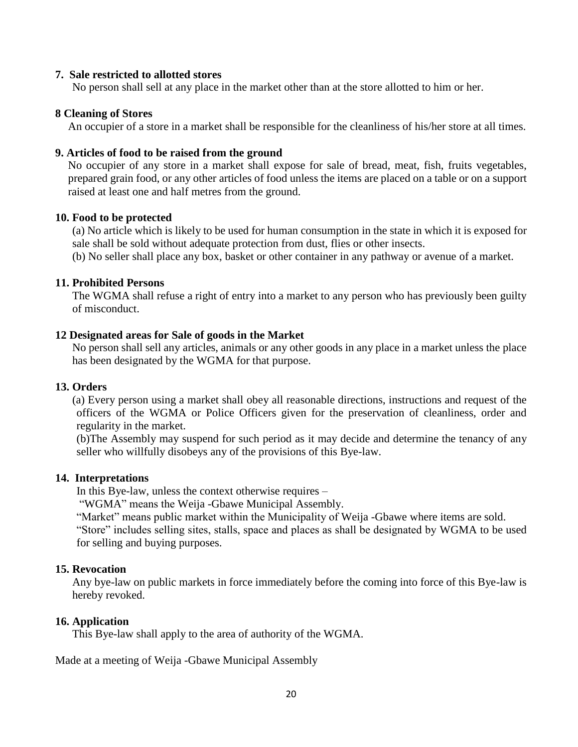**7. Sale restricted to allotted stores**

No person shall sell at any place in the market other than at the store allotted to him or her.

**8 Cleaning of Stores**

An occupier of a store in a market shall be responsible for the cleanliness of his/her store at all times.

**9. Articles of food to be raised from the ground**

No occupier of any store in a market shall expose for sale of bread, meat, fish, fruits vegetables, prepared grain food, or any other articles of food unless the items are placed on a table or on a support raised at least one and half metres from the ground.

**10. Food to be protected**

(a) No article which is likely to be used for human consumption in the state in which it is exposed for sale shall be sold without adequate protection from dust, flies or other insects.

(b) No seller shall place any box, basket or other container in any pathway or avenue of a market.

**11. Prohibited Persons**

The WGMA shall refuse a right of entry into a market to any person who has previously been guilty of misconduct.

**12 Designated areas for Sale of goods in the Market**

No person shall sell any articles, animals or any other goods in any place in a market unless the place has been designated by the WGMA for that purpose.

**13. Orders**

(a) Every person using a market shall obey all reasonable directions, instructions and request of the officers of the WGMA or Police Officers given for the preservation of cleanliness, order and regularity in the market.

(b)The Assembly may suspend for such period as it may decide and determine the tenancy of any seller who willfully disobeys any of the provisions of this Bye-law.

**14. Interpretations**

In this Bye-law, unless the context otherwise requires –

"WGMA" means the Weija -Gbawe Municipal Assembly.

"Market" means public market within the Municipality of Weija -Gbawe where items are sold.

"Store" includes selling sites, stalls, space and places as shall be designated by WGMA to be used for selling and buying purposes.

**15. Revocation**

Any bye-law on public markets in force immediately before the coming into force of this Bye-law is hereby revoked.

**16. Application**

This Bye-law shall apply to the area of authority of the WGMA.

Made at a meeting of Weija -Gbawe Municipal Assembly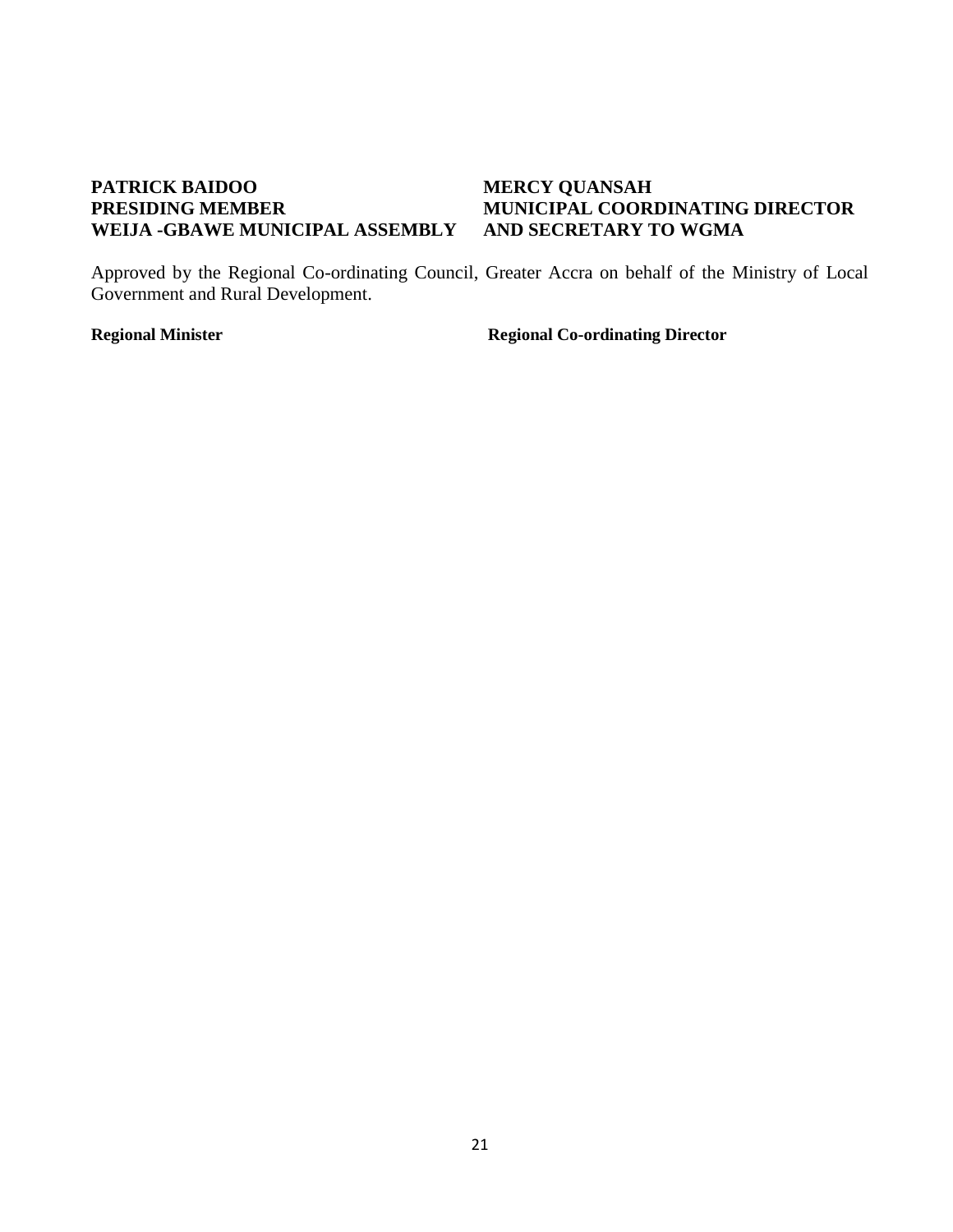| **PATRICK BAIDOO** | **MERCY QUANSAH** |
| --- | --- |
| **PRESIDING MEMBER** | **MUNICIPAL COORDINATING DIRECTOR** |
| **WEIJA -GBAWE MUNICIPAL ASSEMBLY** | **AND SECRETARY TO WGMA** |

Approved by the Regional Co-ordinating Council, Greater Accra on behalf of the Ministry of Local Government and Rural Development.

| **Regional Minister** | **Regional Co-ordinating Director** |
| --- | --- |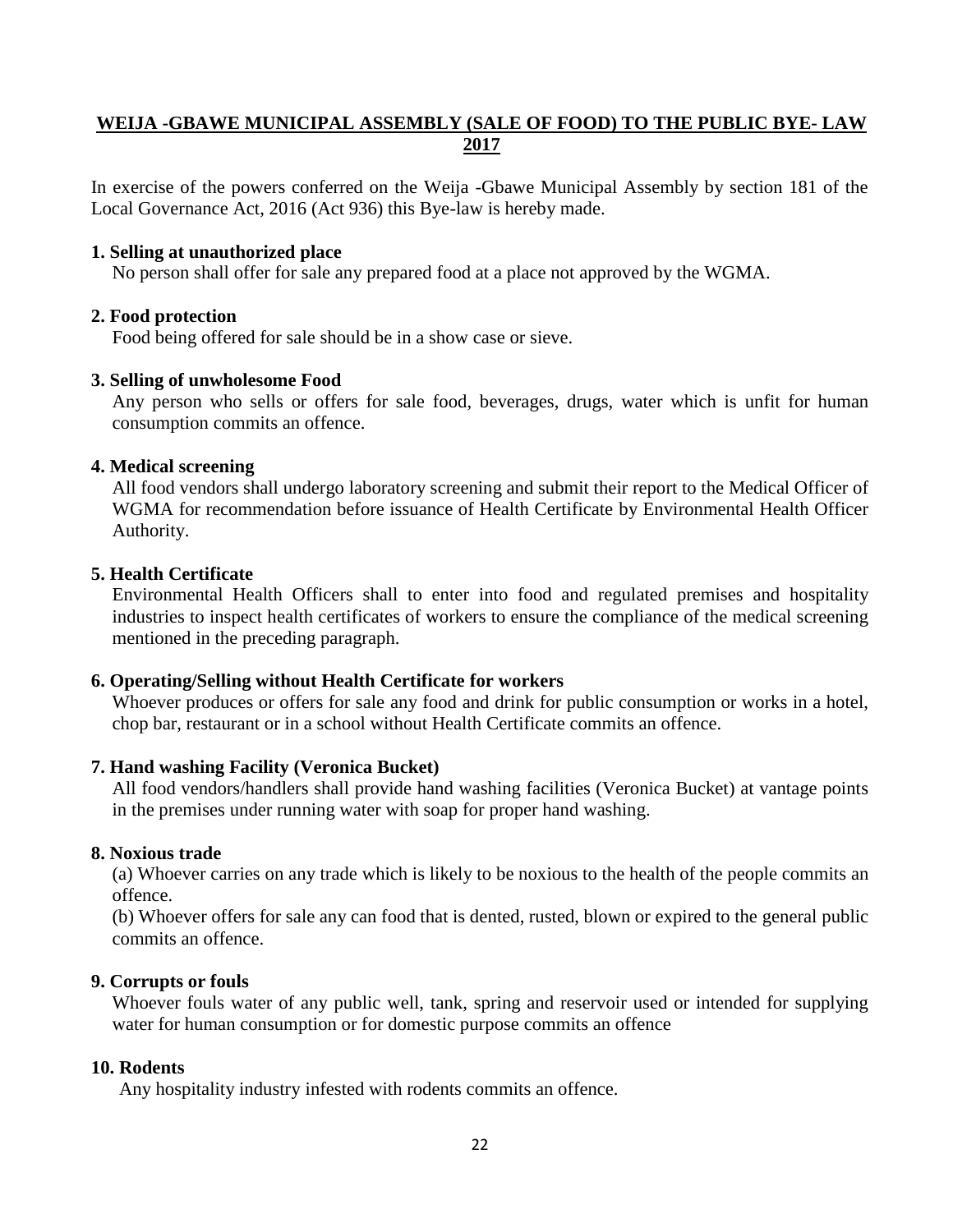## WEIJA -GBAWE MUNICIPAL ASSEMBLY (SALE OF FOOD) TO THE PUBLIC BYE- LAW 2017

In exercise of the powers conferred on the Weija -Gbawe Municipal Assembly by section 181 of the Local Governance Act, 2016 (Act 936) this Bye-law is hereby made.

**1. Selling at unauthorized place**

No person shall offer for sale any prepared food at a place not approved by the WGMA.

**2. Food protection**

Food being offered for sale should be in a show case or sieve.

**3. Selling of unwholesome Food**

Any person who sells or offers for sale food, beverages, drugs, water which is unfit for human consumption commits an offence.

**4. Medical screening**

All food vendors shall undergo laboratory screening and submit their report to the Medical Officer of WGMA for recommendation before issuance of Health Certificate by Environmental Health Officer Authority.

**5. Health Certificate**

Environmental Health Officers shall to enter into food and regulated premises and hospitality industries to inspect health certificates of workers to ensure the compliance of the medical screening mentioned in the preceding paragraph.

**6. Operating/Selling without Health Certificate for workers**

Whoever produces or offers for sale any food and drink for public consumption or works in a hotel, chop bar, restaurant or in a school without Health Certificate commits an offence.

**7. Hand washing Facility (Veronica Bucket)**

All food vendors/handlers shall provide hand washing facilities (Veronica Bucket) at vantage points in the premises under running water with soap for proper hand washing.

**8. Noxious trade**

(a) Whoever carries on any trade which is likely to be noxious to the health of the people commits an offence.

(b) Whoever offers for sale any can food that is dented, rusted, blown or expired to the general public commits an offence.

**9. Corrupts or fouls**

Whoever fouls water of any public well, tank, spring and reservoir used or intended for supplying water for human consumption or for domestic purpose commits an offence

**10. Rodents**

Any hospitality industry infested with rodents commits an offence.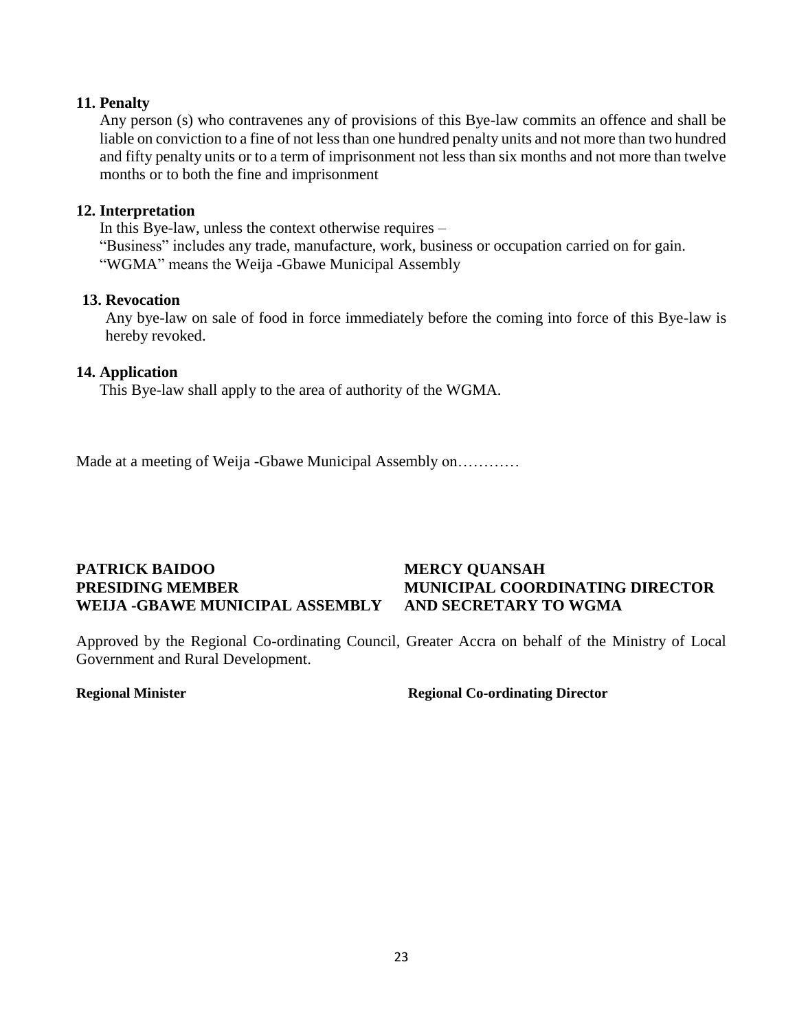**11. Penalty**

Any person (s) who contravenes any of provisions of this Bye-law commits an offence and shall be liable on conviction to a fine of not less than one hundred penalty units and not more than two hundred and fifty penalty units or to a term of imprisonment not less than six months and not more than twelve months or to both the fine and imprisonment

**12. Interpretation**

In this Bye-law, unless the context otherwise requires –

"Business" includes any trade, manufacture, work, business or occupation carried on for gain.

"WGMA" means the Weija -Gbawe Municipal Assembly

**13. Revocation**

Any bye-law on sale of food in force immediately before the coming into force of this Bye-law is hereby revoked.

**14. Application**

This Bye-law shall apply to the area of authority of the WGMA.

Made at a meeting of Weija -Gbawe Municipal Assembly on…………

**PATRICK BAIDOO**
**PRESIDING MEMBER**
**WEIJA -GBAWE MUNICIPAL ASSEMBLY**

**MERCY QUANSAH**
**MUNICIPAL COORDINATING DIRECTOR**
**AND SECRETARY TO WGMA**

Approved by the Regional Co-ordinating Council, Greater Accra on behalf of the Ministry of Local Government and Rural Development.

**Regional Minister**

**Regional Co-ordinating Director**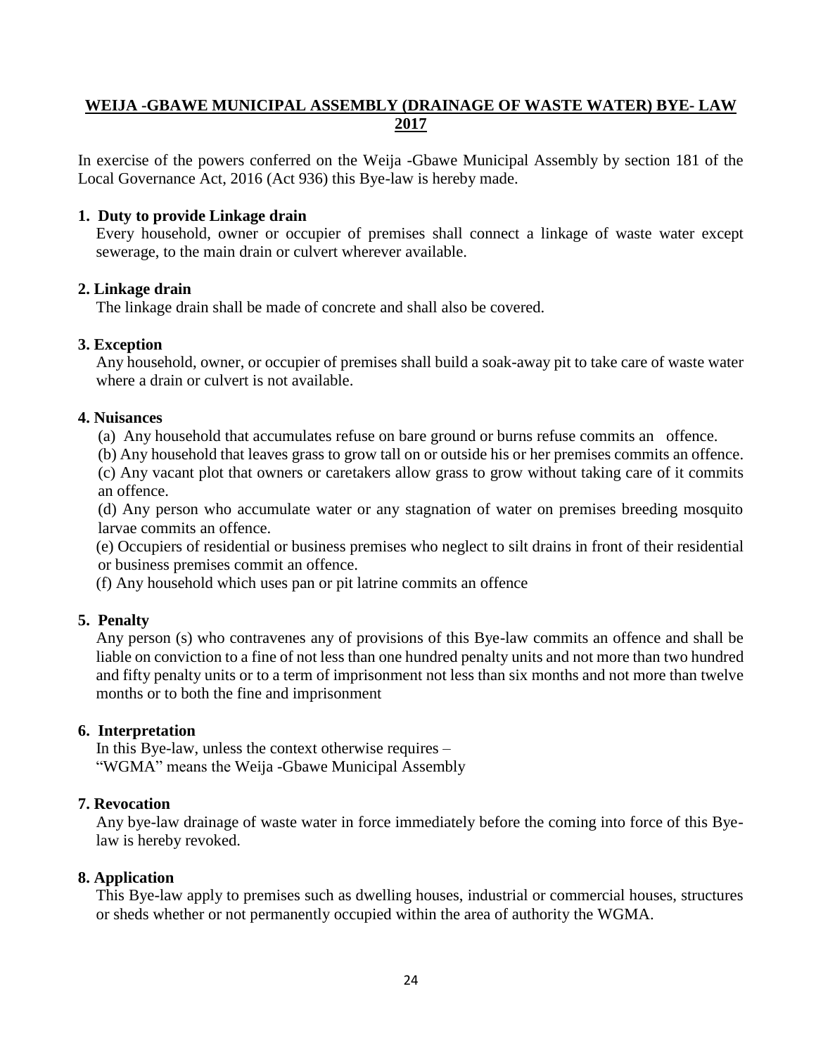# WEIJA -GBAWE MUNICIPAL ASSEMBLY (DRAINAGE OF WASTE WATER) BYE- LAW 2017

In exercise of the powers conferred on the Weija -Gbawe Municipal Assembly by section 181 of the Local Governance Act, 2016 (Act 936) this Bye-law is hereby made.

**1. Duty to provide Linkage drain**

Every household, owner or occupier of premises shall connect a linkage of waste water except sewerage, to the main drain or culvert wherever available.

**2. Linkage drain**

The linkage drain shall be made of concrete and shall also be covered.

**3. Exception**

Any household, owner, or occupier of premises shall build a soak-away pit to take care of waste water where a drain or culvert is not available.

**4. Nuisances**

(a) Any household that accumulates refuse on bare ground or burns refuse commits an offence.

(b) Any household that leaves grass to grow tall on or outside his or her premises commits an offence.

(c) Any vacant plot that owners or caretakers allow grass to grow without taking care of it commits an offence.

(d) Any person who accumulate water or any stagnation of water on premises breeding mosquito larvae commits an offence.

(e) Occupiers of residential or business premises who neglect to silt drains in front of their residential or business premises commit an offence.

(f) Any household which uses pan or pit latrine commits an offence

**5. Penalty**

Any person (s) who contravenes any of provisions of this Bye-law commits an offence and shall be liable on conviction to a fine of not less than one hundred penalty units and not more than two hundred and fifty penalty units or to a term of imprisonment not less than six months and not more than twelve months or to both the fine and imprisonment

**6. Interpretation**

In this Bye-law, unless the context otherwise requires –
"WGMA" means the Weija -Gbawe Municipal Assembly

**7. Revocation**

Any bye-law drainage of waste water in force immediately before the coming into force of this Bye-law is hereby revoked.

**8. Application**

This Bye-law apply to premises such as dwelling houses, industrial or commercial houses, structures or sheds whether or not permanently occupied within the area of authority the WGMA.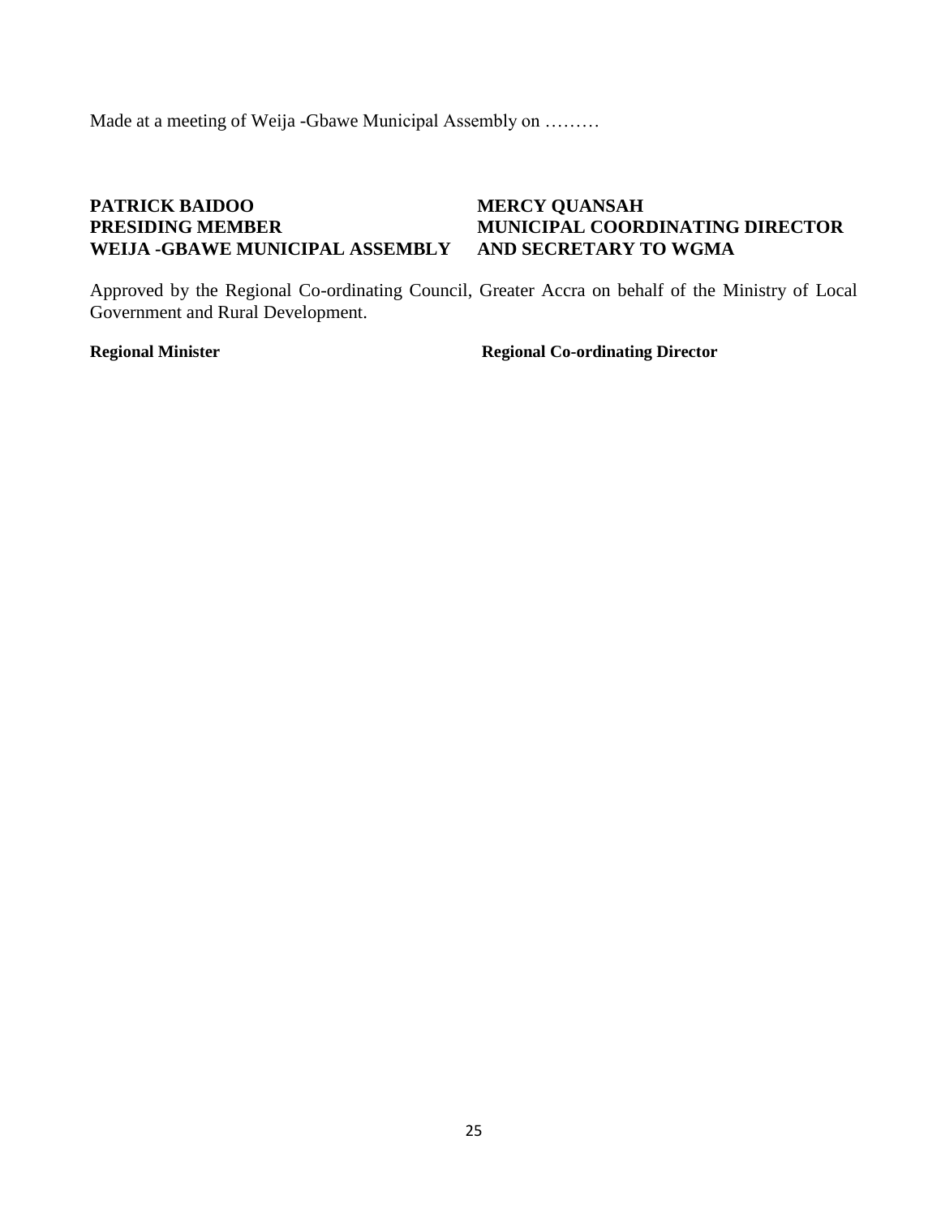Made at a meeting of Weija -Gbawe Municipal Assembly on ………

**PATRICK BAIDOO**
**PRESIDING MEMBER**
**WEIJA -GBAWE MUNICIPAL ASSEMBLY**

**MERCY QUANSAH**
**MUNICIPAL COORDINATING DIRECTOR**
**AND SECRETARY TO WGMA**

Approved by the Regional Co-ordinating Council, Greater Accra on behalf of the Ministry of Local Government and Rural Development.

**Regional Minister**

**Regional Co-ordinating Director**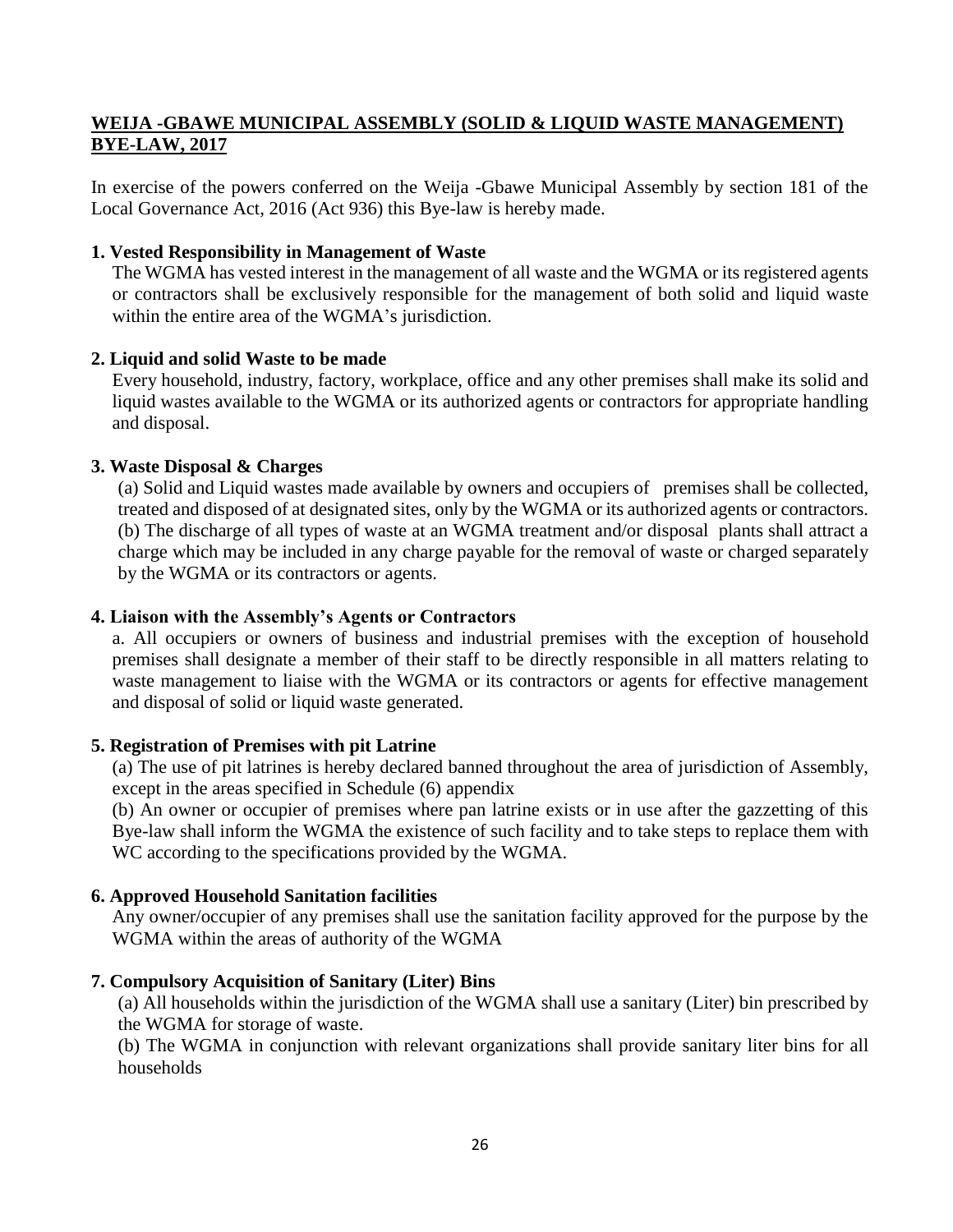## WEIJA -GBAWE MUNICIPAL ASSEMBLY (SOLID & LIQUID WASTE MANAGEMENT) BYE-LAW, 2017

In exercise of the powers conferred on the Weija -Gbawe Municipal Assembly by section 181 of the Local Governance Act, 2016 (Act 936) this Bye-law is hereby made.

**1. Vested Responsibility in Management of Waste**

The WGMA has vested interest in the management of all waste and the WGMA or its registered agents or contractors shall be exclusively responsible for the management of both solid and liquid waste within the entire area of the WGMA's jurisdiction.

**2. Liquid and solid Waste to be made**

Every household, industry, factory, workplace, office and any other premises shall make its solid and liquid wastes available to the WGMA or its authorized agents or contractors for appropriate handling and disposal.

**3. Waste Disposal & Charges**

(a) Solid and Liquid wastes made available by owners and occupiers of premises shall be collected, treated and disposed of at designated sites, only by the WGMA or its authorized agents or contractors.
(b) The discharge of all types of waste at an WGMA treatment and/or disposal plants shall attract a charge which may be included in any charge payable for the removal of waste or charged separately by the WGMA or its contractors or agents.

**4. Liaison with the Assembly's Agents or Contractors**

a. All occupiers or owners of business and industrial premises with the exception of household premises shall designate a member of their staff to be directly responsible in all matters relating to waste management to liaise with the WGMA or its contractors or agents for effective management and disposal of solid or liquid waste generated.

**5. Registration of Premises with pit Latrine**

(a) The use of pit latrines is hereby declared banned throughout the area of jurisdiction of Assembly, except in the areas specified in Schedule (6) appendix
(b) An owner or occupier of premises where pan latrine exists or in use after the gazzetting of this Bye-law shall inform the WGMA the existence of such facility and to take steps to replace them with WC according to the specifications provided by the WGMA.

**6. Approved Household Sanitation facilities**

Any owner/occupier of any premises shall use the sanitation facility approved for the purpose by the WGMA within the areas of authority of the WGMA

**7. Compulsory Acquisition of Sanitary (Liter) Bins**

(a) All households within the jurisdiction of the WGMA shall use a sanitary (Liter) bin prescribed by the WGMA for storage of waste.
(b) The WGMA in conjunction with relevant organizations shall provide sanitary liter bins for all households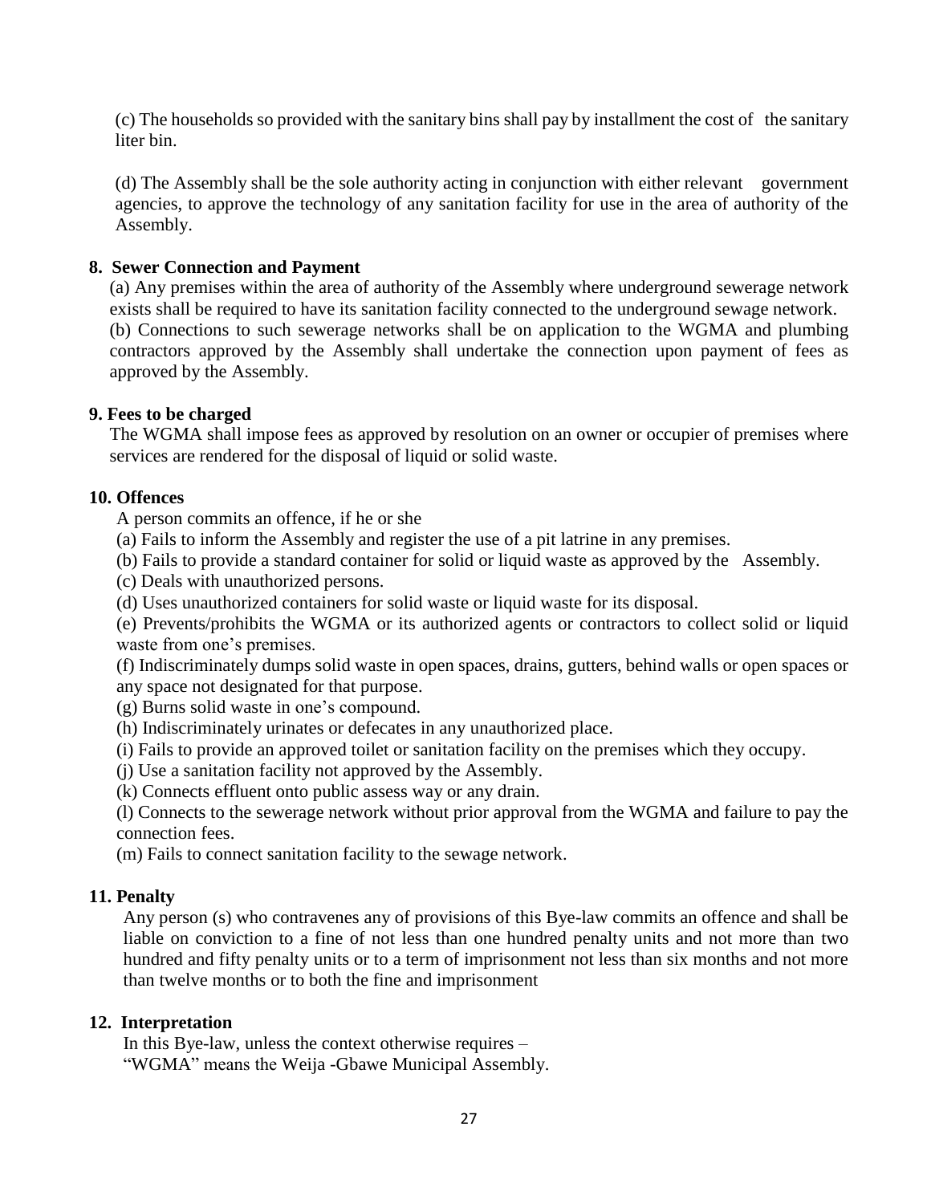(c) The households so provided with the sanitary bins shall pay by installment the cost of the sanitary liter bin.

(d) The Assembly shall be the sole authority acting in conjunction with either relevant government agencies, to approve the technology of any sanitation facility for use in the area of authority of the Assembly.

**8. Sewer Connection and Payment**

(a) Any premises within the area of authority of the Assembly where underground sewerage network exists shall be required to have its sanitation facility connected to the underground sewage network.
(b) Connections to such sewerage networks shall be on application to the WGMA and plumbing contractors approved by the Assembly shall undertake the connection upon payment of fees as approved by the Assembly.

**9. Fees to be charged**

The WGMA shall impose fees as approved by resolution on an owner or occupier of premises where services are rendered for the disposal of liquid or solid waste.

**10. Offences**

A person commits an offence, if he or she

(a) Fails to inform the Assembly and register the use of a pit latrine in any premises.
(b) Fails to provide a standard container for solid or liquid waste as approved by the Assembly.
(c) Deals with unauthorized persons.
(d) Uses unauthorized containers for solid waste or liquid waste for its disposal.
(e) Prevents/prohibits the WGMA or its authorized agents or contractors to collect solid or liquid waste from one's premises.
(f) Indiscriminately dumps solid waste in open spaces, drains, gutters, behind walls or open spaces or any space not designated for that purpose.
(g) Burns solid waste in one's compound.
(h) Indiscriminately urinates or defecates in any unauthorized place.
(i) Fails to provide an approved toilet or sanitation facility on the premises which they occupy.
(j) Use a sanitation facility not approved by the Assembly.
(k) Connects effluent onto public assess way or any drain.
(l) Connects to the sewerage network without prior approval from the WGMA and failure to pay the connection fees.
(m) Fails to connect sanitation facility to the sewage network.

**11. Penalty**

Any person (s) who contravenes any of provisions of this Bye-law commits an offence and shall be liable on conviction to a fine of not less than one hundred penalty units and not more than two hundred and fifty penalty units or to a term of imprisonment not less than six months and not more than twelve months or to both the fine and imprisonment

**12. Interpretation**

In this Bye-law, unless the context otherwise requires –
"WGMA" means the Weija -Gbawe Municipal Assembly.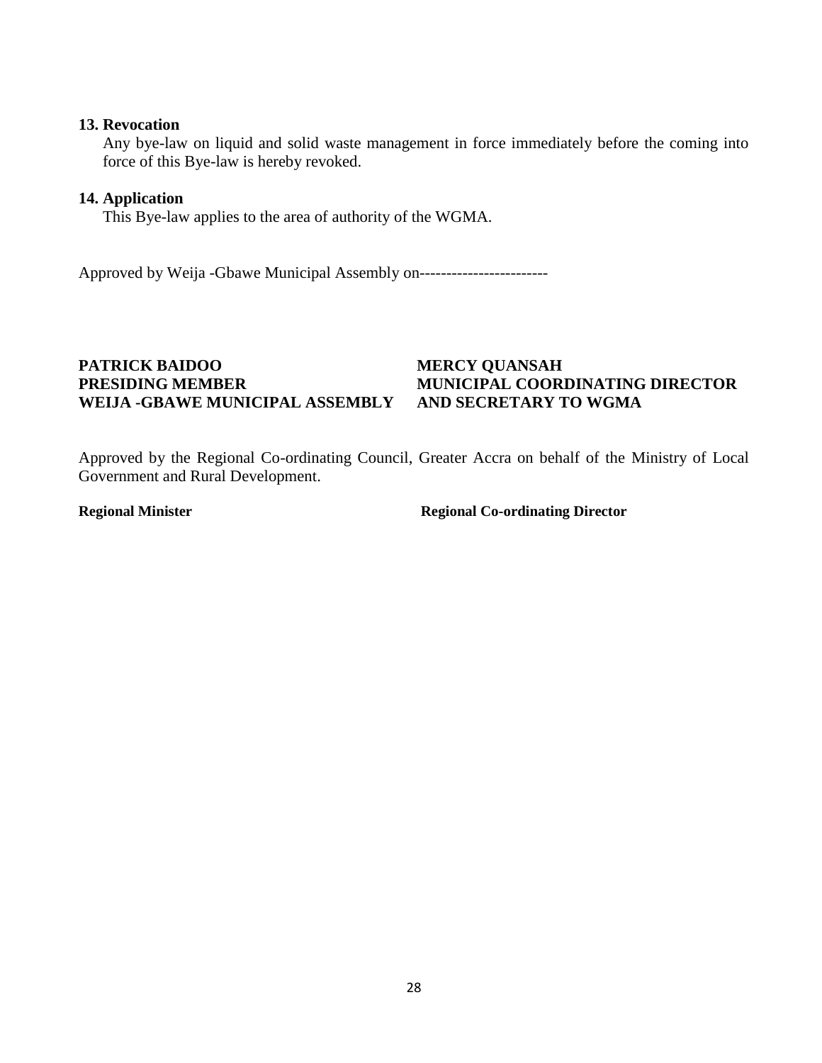**13. Revocation**

Any bye-law on liquid and solid waste management in force immediately before the coming into force of this Bye-law is hereby revoked.

**14. Application**

This Bye-law applies to the area of authority of the WGMA.

Approved by Weija -Gbawe Municipal Assembly on------------------------

| | |
|---|---|
| **PATRICK BAIDOO** | **MERCY QUANSAH** |
| **PRESIDING MEMBER** | **MUNICIPAL COORDINATING DIRECTOR** |
| **WEIJA -GBAWE MUNICIPAL ASSEMBLY** | **AND SECRETARY TO WGMA** |

Approved by the Regional Co-ordinating Council, Greater Accra on behalf of the Ministry of Local Government and Rural Development.

| | |
|---|---|
| **Regional Minister** | **Regional Co-ordinating Director** |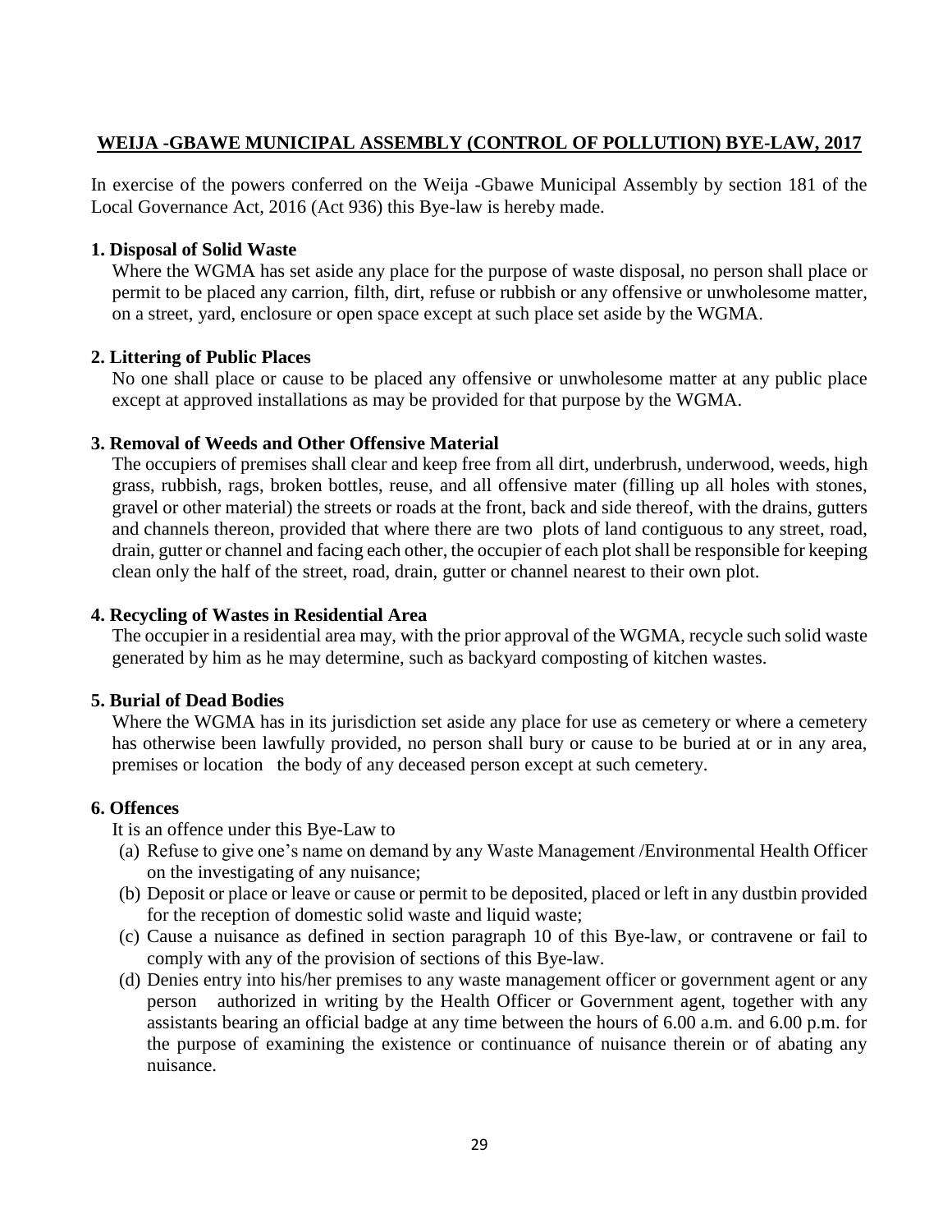## WEIJA -GBAWE MUNICIPAL ASSEMBLY (CONTROL OF POLLUTION) BYE-LAW, 2017

In exercise of the powers conferred on the Weija -Gbawe Municipal Assembly by section 181 of the Local Governance Act, 2016 (Act 936) this Bye-law is hereby made.

### 1. Disposal of Solid Waste

Where the WGMA has set aside any place for the purpose of waste disposal, no person shall place or permit to be placed any carrion, filth, dirt, refuse or rubbish or any offensive or unwholesome matter, on a street, yard, enclosure or open space except at such place set aside by the WGMA.

### 2. Littering of Public Places

No one shall place or cause to be placed any offensive or unwholesome matter at any public place except at approved installations as may be provided for that purpose by the WGMA.

### 3. Removal of Weeds and Other Offensive Material

The occupiers of premises shall clear and keep free from all dirt, underbrush, underwood, weeds, high grass, rubbish, rags, broken bottles, reuse, and all offensive mater (filling up all holes with stones, gravel or other material) the streets or roads at the front, back and side thereof, with the drains, gutters and channels thereon, provided that where there are two plots of land contiguous to any street, road, drain, gutter or channel and facing each other, the occupier of each plot shall be responsible for keeping clean only the half of the street, road, drain, gutter or channel nearest to their own plot.

### 4. Recycling of Wastes in Residential Area

The occupier in a residential area may, with the prior approval of the WGMA, recycle such solid waste generated by him as he may determine, such as backyard composting of kitchen wastes.

### 5. Burial of Dead Bodies

Where the WGMA has in its jurisdiction set aside any place for use as cemetery or where a cemetery has otherwise been lawfully provided, no person shall bury or cause to be buried at or in any area, premises or location the body of any deceased person except at such cemetery.

### 6. Offences

It is an offence under this Bye-Law to

(a) Refuse to give one's name on demand by any Waste Management /Environmental Health Officer on the investigating of any nuisance;

(b) Deposit or place or leave or cause or permit to be deposited, placed or left in any dustbin provided for the reception of domestic solid waste and liquid waste;

(c) Cause a nuisance as defined in section paragraph 10 of this Bye-law, or contravene or fail to comply with any of the provision of sections of this Bye-law.

(d) Denies entry into his/her premises to any waste management officer or government agent or any person authorized in writing by the Health Officer or Government agent, together with any assistants bearing an official badge at any time between the hours of 6.00 a.m. and 6.00 p.m. for the purpose of examining the existence or continuance of nuisance therein or of abating any nuisance.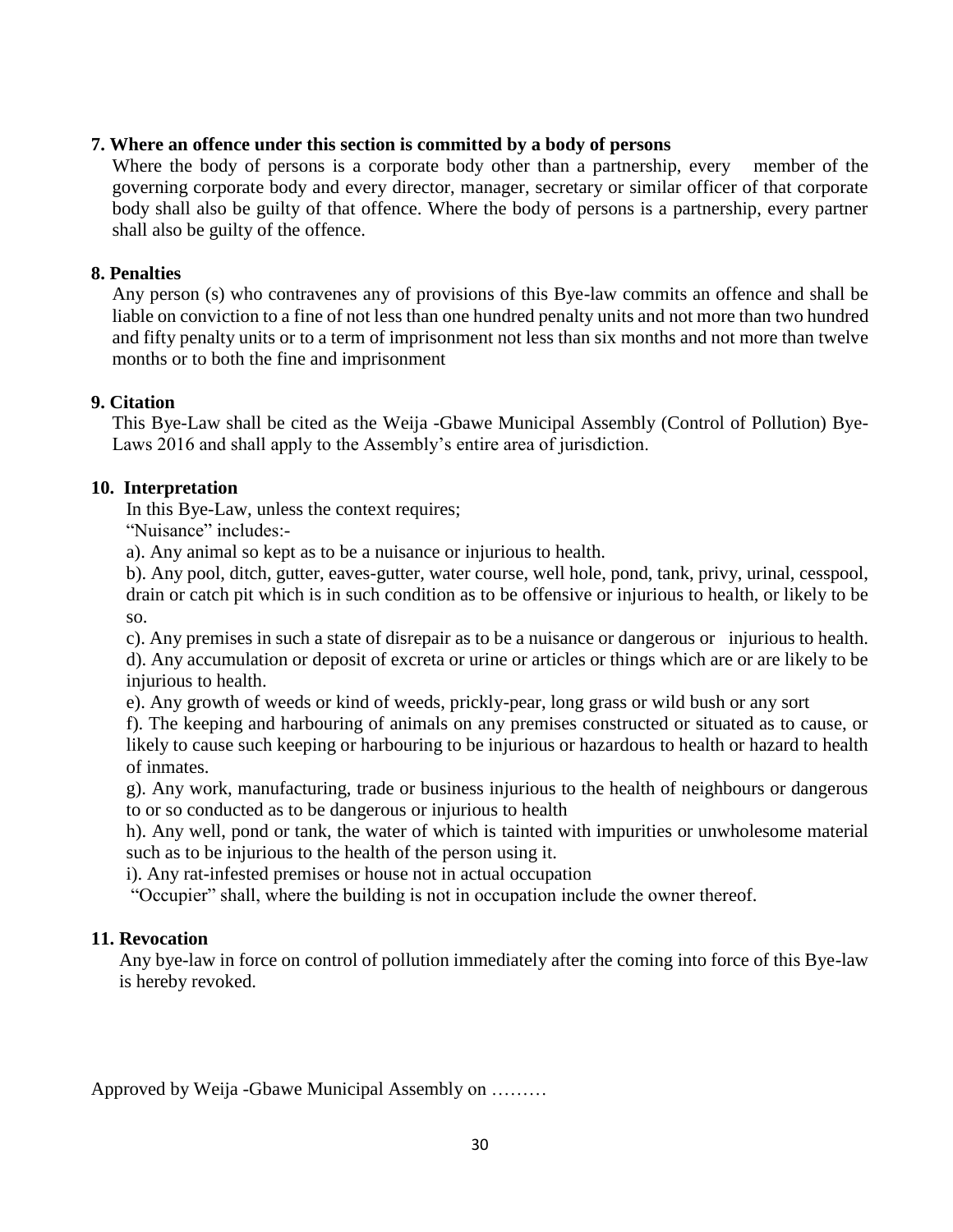**7. Where an offence under this section is committed by a body of persons**

Where the body of persons is a corporate body other than a partnership, every member of the governing corporate body and every director, manager, secretary or similar officer of that corporate body shall also be guilty of that offence. Where the body of persons is a partnership, every partner shall also be guilty of the offence.

**8. Penalties**

Any person (s) who contravenes any of provisions of this Bye-law commits an offence and shall be liable on conviction to a fine of not less than one hundred penalty units and not more than two hundred and fifty penalty units or to a term of imprisonment not less than six months and not more than twelve months or to both the fine and imprisonment

**9. Citation**

This Bye-Law shall be cited as the Weija -Gbawe Municipal Assembly (Control of Pollution) Bye-Laws 2016 and shall apply to the Assembly's entire area of jurisdiction.

**10. Interpretation**

In this Bye-Law, unless the context requires;

"Nuisance" includes:-

a). Any animal so kept as to be a nuisance or injurious to health.

b). Any pool, ditch, gutter, eaves-gutter, water course, well hole, pond, tank, privy, urinal, cesspool, drain or catch pit which is in such condition as to be offensive or injurious to health, or likely to be so.

c). Any premises in such a state of disrepair as to be a nuisance or dangerous or injurious to health.

d). Any accumulation or deposit of excreta or urine or articles or things which are or are likely to be injurious to health.

e). Any growth of weeds or kind of weeds, prickly-pear, long grass or wild bush or any sort

f). The keeping and harbouring of animals on any premises constructed or situated as to cause, or likely to cause such keeping or harbouring to be injurious or hazardous to health or hazard to health of inmates.

g). Any work, manufacturing, trade or business injurious to the health of neighbours or dangerous to or so conducted as to be dangerous or injurious to health

h). Any well, pond or tank, the water of which is tainted with impurities or unwholesome material such as to be injurious to the health of the person using it.

i). Any rat-infested premises or house not in actual occupation

"Occupier" shall, where the building is not in occupation include the owner thereof.

**11. Revocation**

Any bye-law in force on control of pollution immediately after the coming into force of this Bye-law is hereby revoked.

Approved by Weija -Gbawe Municipal Assembly on ………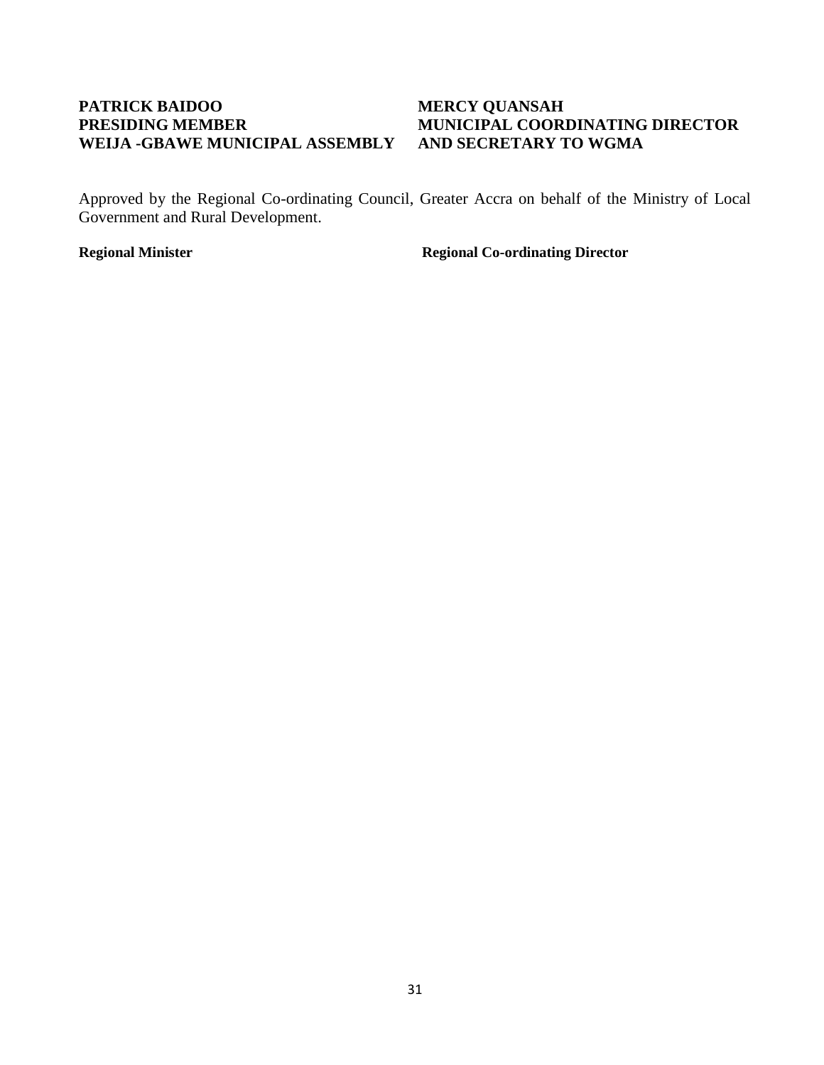**PATRICK BAIDOO**
**PRESIDING MEMBER**
**WEIJA -GBAWE MUNICIPAL ASSEMBLY**

**MERCY QUANSAH**
**MUNICIPAL COORDINATING DIRECTOR**
**AND SECRETARY TO WGMA**

Approved by the Regional Co-ordinating Council, Greater Accra on behalf of the Ministry of Local Government and Rural Development.

**Regional Minister**

**Regional Co-ordinating Director**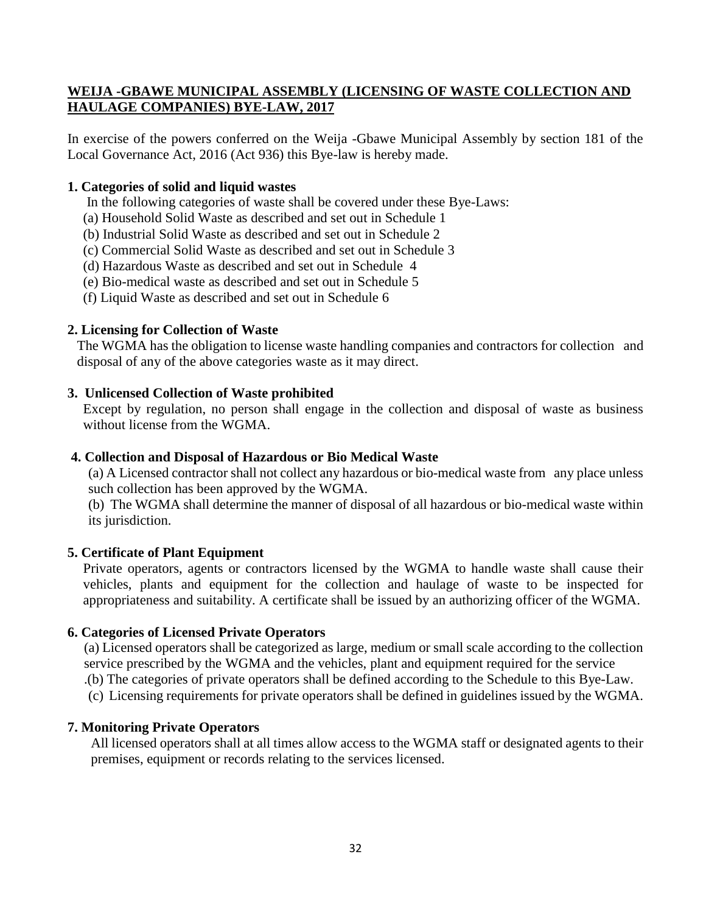## WEIJA -GBAWE MUNICIPAL ASSEMBLY (LICENSING OF WASTE COLLECTION AND HAULAGE COMPANIES) BYE-LAW, 2017

In exercise of the powers conferred on the Weija -Gbawe Municipal Assembly by section 181 of the Local Governance Act, 2016 (Act 936) this Bye-law is hereby made.

### 1. Categories of solid and liquid wastes

In the following categories of waste shall be covered under these Bye-Laws:

(a) Household Solid Waste as described and set out in Schedule 1

(b) Industrial Solid Waste as described and set out in Schedule 2

(c) Commercial Solid Waste as described and set out in Schedule 3

(d) Hazardous Waste as described and set out in Schedule 4

(e) Bio-medical waste as described and set out in Schedule 5

(f) Liquid Waste as described and set out in Schedule 6

### 2. Licensing for Collection of Waste

The WGMA has the obligation to license waste handling companies and contractors for collection and disposal of any of the above categories waste as it may direct.

### 3. Unlicensed Collection of Waste prohibited

Except by regulation, no person shall engage in the collection and disposal of waste as business without license from the WGMA.

### 4. Collection and Disposal of Hazardous or Bio Medical Waste

(a) A Licensed contractor shall not collect any hazardous or bio-medical waste from any place unless such collection has been approved by the WGMA.

(b) The WGMA shall determine the manner of disposal of all hazardous or bio-medical waste within its jurisdiction.

### 5. Certificate of Plant Equipment

Private operators, agents or contractors licensed by the WGMA to handle waste shall cause their vehicles, plants and equipment for the collection and haulage of waste to be inspected for appropriateness and suitability. A certificate shall be issued by an authorizing officer of the WGMA.

### 6. Categories of Licensed Private Operators

(a) Licensed operators shall be categorized as large, medium or small scale according to the collection service prescribed by the WGMA and the vehicles, plant and equipment required for the service

.(b) The categories of private operators shall be defined according to the Schedule to this Bye-Law.

(c) Licensing requirements for private operators shall be defined in guidelines issued by the WGMA.

### 7. Monitoring Private Operators

All licensed operators shall at all times allow access to the WGMA staff or designated agents to their premises, equipment or records relating to the services licensed.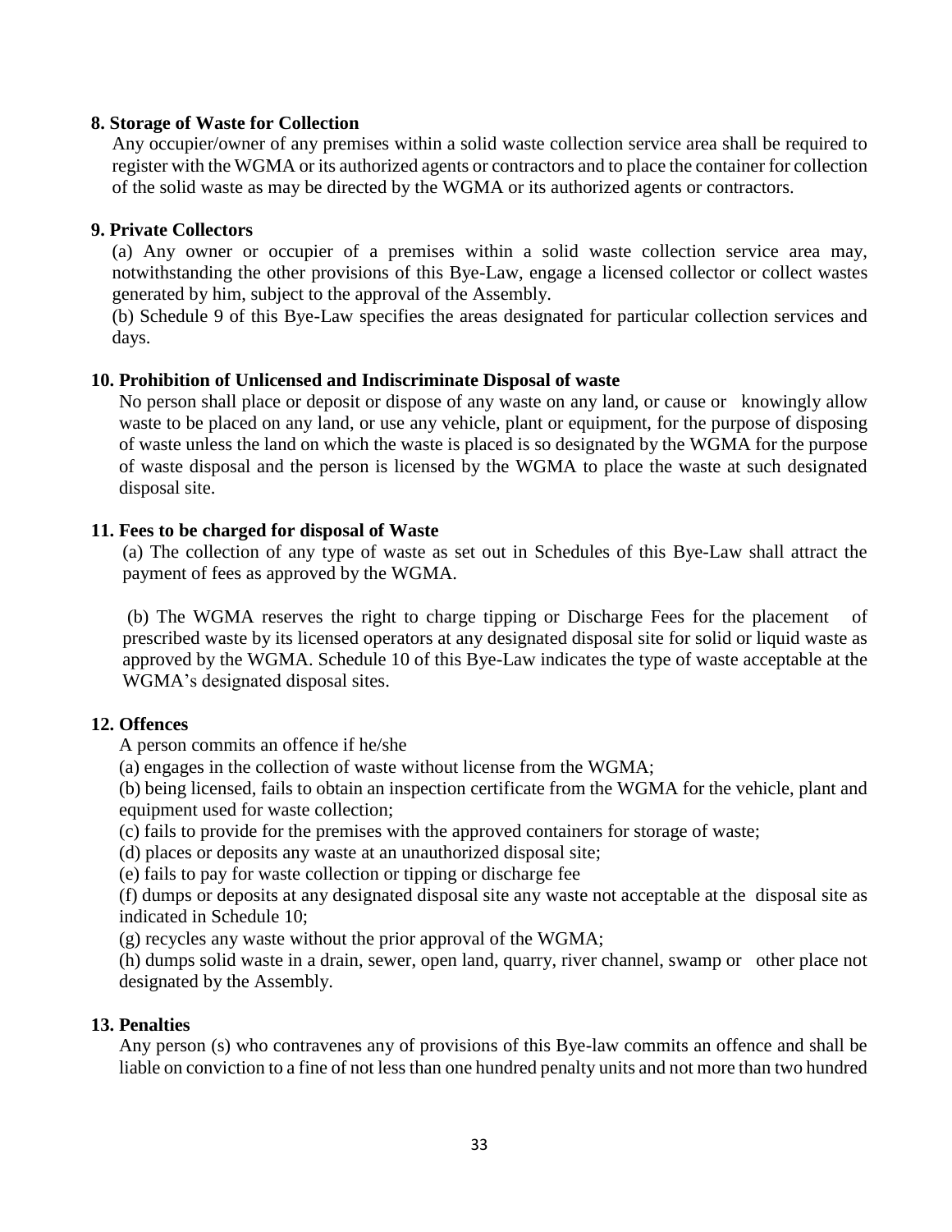**8. Storage of Waste for Collection**

Any occupier/owner of any premises within a solid waste collection service area shall be required to register with the WGMA or its authorized agents or contractors and to place the container for collection of the solid waste as may be directed by the WGMA or its authorized agents or contractors.

**9. Private Collectors**

(a) Any owner or occupier of a premises within a solid waste collection service area may, notwithstanding the other provisions of this Bye-Law, engage a licensed collector or collect wastes generated by him, subject to the approval of the Assembly.

(b) Schedule 9 of this Bye-Law specifies the areas designated for particular collection services and days.

**10. Prohibition of Unlicensed and Indiscriminate Disposal of waste**

No person shall place or deposit or dispose of any waste on any land, or cause or knowingly allow waste to be placed on any land, or use any vehicle, plant or equipment, for the purpose of disposing of waste unless the land on which the waste is placed is so designated by the WGMA for the purpose of waste disposal and the person is licensed by the WGMA to place the waste at such designated disposal site.

**11. Fees to be charged for disposal of Waste**

(a) The collection of any type of waste as set out in Schedules of this Bye-Law shall attract the payment of fees as approved by the WGMA.

(b) The WGMA reserves the right to charge tipping or Discharge Fees for the placement of prescribed waste by its licensed operators at any designated disposal site for solid or liquid waste as approved by the WGMA. Schedule 10 of this Bye-Law indicates the type of waste acceptable at the WGMA's designated disposal sites.

**12. Offences**

A person commits an offence if he/she

(a) engages in the collection of waste without license from the WGMA;

(b) being licensed, fails to obtain an inspection certificate from the WGMA for the vehicle, plant and equipment used for waste collection;

(c) fails to provide for the premises with the approved containers for storage of waste;

(d) places or deposits any waste at an unauthorized disposal site;

(e) fails to pay for waste collection or tipping or discharge fee

(f) dumps or deposits at any designated disposal site any waste not acceptable at the disposal site as indicated in Schedule 10;

(g) recycles any waste without the prior approval of the WGMA;

(h) dumps solid waste in a drain, sewer, open land, quarry, river channel, swamp or other place not designated by the Assembly.

**13. Penalties**

Any person (s) who contravenes any of provisions of this Bye-law commits an offence and shall be liable on conviction to a fine of not less than one hundred penalty units and not more than two hundred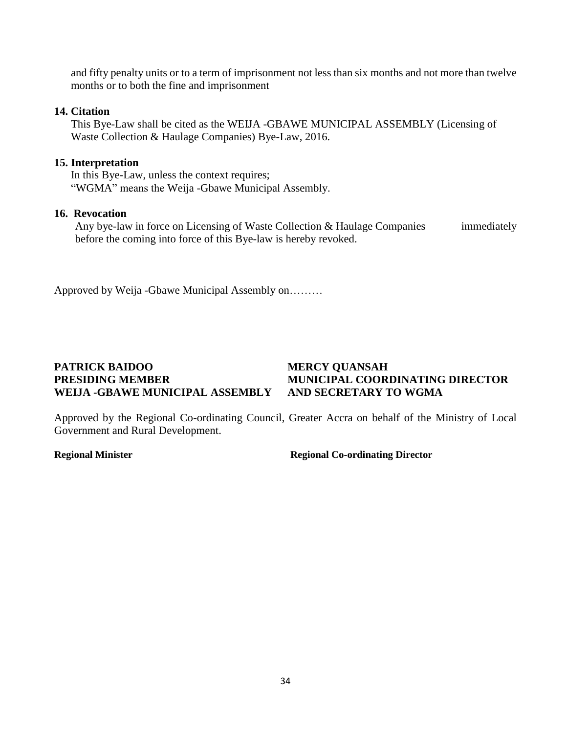and fifty penalty units or to a term of imprisonment not less than six months and not more than twelve months or to both the fine and imprisonment

**14. Citation**

This Bye-Law shall be cited as the WEIJA -GBAWE MUNICIPAL ASSEMBLY (Licensing of Waste Collection & Haulage Companies) Bye-Law, 2016.

**15. Interpretation**

In this Bye-Law, unless the context requires;
"WGMA" means the Weija -Gbawe Municipal Assembly.

**16. Revocation**

Any bye-law in force on Licensing of Waste Collection & Haulage Companies immediately before the coming into force of this Bye-law is hereby revoked.

Approved by Weija -Gbawe Municipal Assembly on………

**PATRICK BAIDOO**
**PRESIDING MEMBER**
**WEIJA -GBAWE MUNICIPAL ASSEMBLY**

**MERCY QUANSAH**
**MUNICIPAL COORDINATING DIRECTOR**
**AND SECRETARY TO WGMA**

Approved by the Regional Co-ordinating Council, Greater Accra on behalf of the Ministry of Local Government and Rural Development.

**Regional Minister**

**Regional Co-ordinating Director**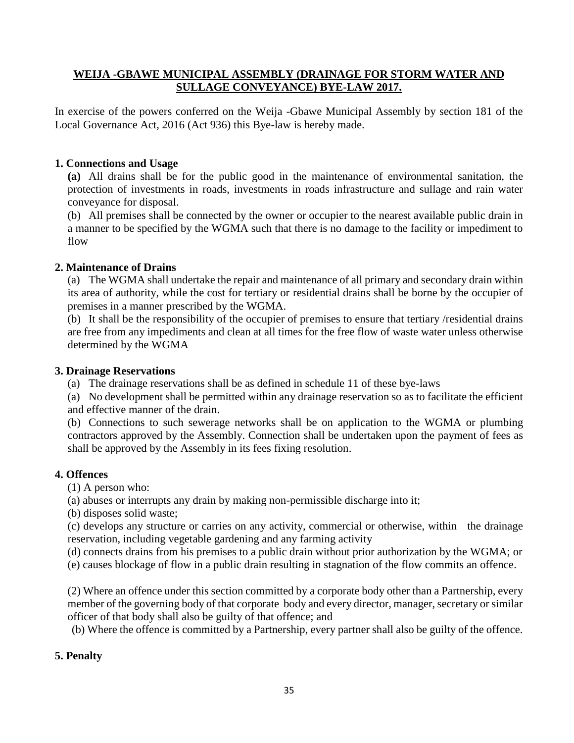## WEIJA -GBAWE MUNICIPAL ASSEMBLY (DRAINAGE FOR STORM WATER AND SULLAGE CONVEYANCE) BYE-LAW 2017.

In exercise of the powers conferred on the Weija -Gbawe Municipal Assembly by section 181 of the Local Governance Act, 2016 (Act 936) this Bye-law is hereby made.

### 1. Connections and Usage

**(a)** All drains shall be for the public good in the maintenance of environmental sanitation, the protection of investments in roads, investments in roads infrastructure and sullage and rain water conveyance for disposal.

(b) All premises shall be connected by the owner or occupier to the nearest available public drain in a manner to be specified by the WGMA such that there is no damage to the facility or impediment to flow

### 2. Maintenance of Drains

(a) The WGMA shall undertake the repair and maintenance of all primary and secondary drain within its area of authority, while the cost for tertiary or residential drains shall be borne by the occupier of premises in a manner prescribed by the WGMA.

(b) It shall be the responsibility of the occupier of premises to ensure that tertiary /residential drains are free from any impediments and clean at all times for the free flow of waste water unless otherwise determined by the WGMA

### 3. Drainage Reservations

(a) The drainage reservations shall be as defined in schedule 11 of these bye-laws

(a) No development shall be permitted within any drainage reservation so as to facilitate the efficient and effective manner of the drain.

(b) Connections to such sewerage networks shall be on application to the WGMA or plumbing contractors approved by the Assembly. Connection shall be undertaken upon the payment of fees as shall be approved by the Assembly in its fees fixing resolution.

### 4. Offences

(1) A person who:

(a) abuses or interrupts any drain by making non-permissible discharge into it;

(b) disposes solid waste;

(c) develops any structure or carries on any activity, commercial or otherwise, within the drainage reservation, including vegetable gardening and any farming activity

(d) connects drains from his premises to a public drain without prior authorization by the WGMA; or

(e) causes blockage of flow in a public drain resulting in stagnation of the flow commits an offence.

(2) Where an offence under this section committed by a corporate body other than a Partnership, every member of the governing body of that corporate body and every director, manager, secretary or similar officer of that body shall also be guilty of that offence; and

(b) Where the offence is committed by a Partnership, every partner shall also be guilty of the offence.

### 5. Penalty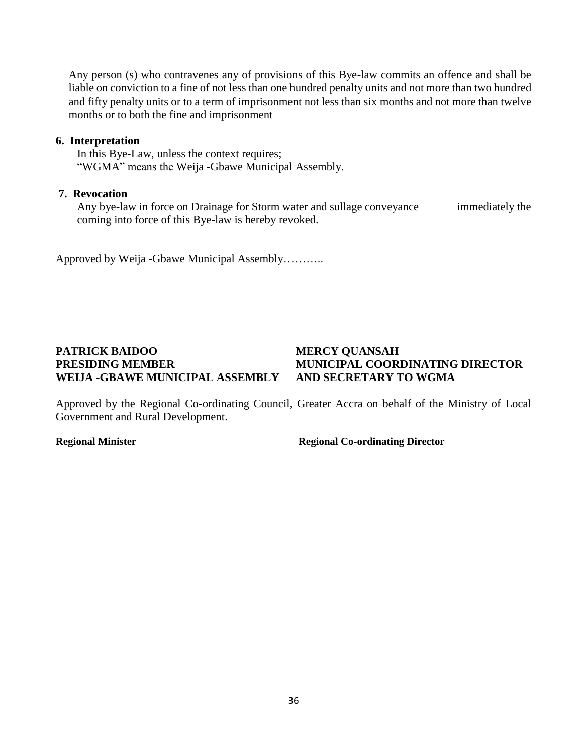Any person (s) who contravenes any of provisions of this Bye-law commits an offence and shall be liable on conviction to a fine of not less than one hundred penalty units and not more than two hundred and fifty penalty units or to a term of imprisonment not less than six months and not more than twelve months or to both the fine and imprisonment

**6. Interpretation**

In this Bye-Law, unless the context requires;
"WGMA" means the Weija -Gbawe Municipal Assembly.

**7. Revocation**

Any bye-law in force on Drainage for Storm water and sullage conveyance immediately the coming into force of this Bye-law is hereby revoked.

Approved by Weija -Gbawe Municipal Assembly………..

**PATRICK BAIDOO**
**PRESIDING MEMBER**
**WEIJA -GBAWE MUNICIPAL ASSEMBLY**

**MERCY QUANSAH**
**MUNICIPAL COORDINATING DIRECTOR**
**AND SECRETARY TO WGMA**

Approved by the Regional Co-ordinating Council, Greater Accra on behalf of the Ministry of Local Government and Rural Development.

**Regional Minister** **Regional Co-ordinating Director**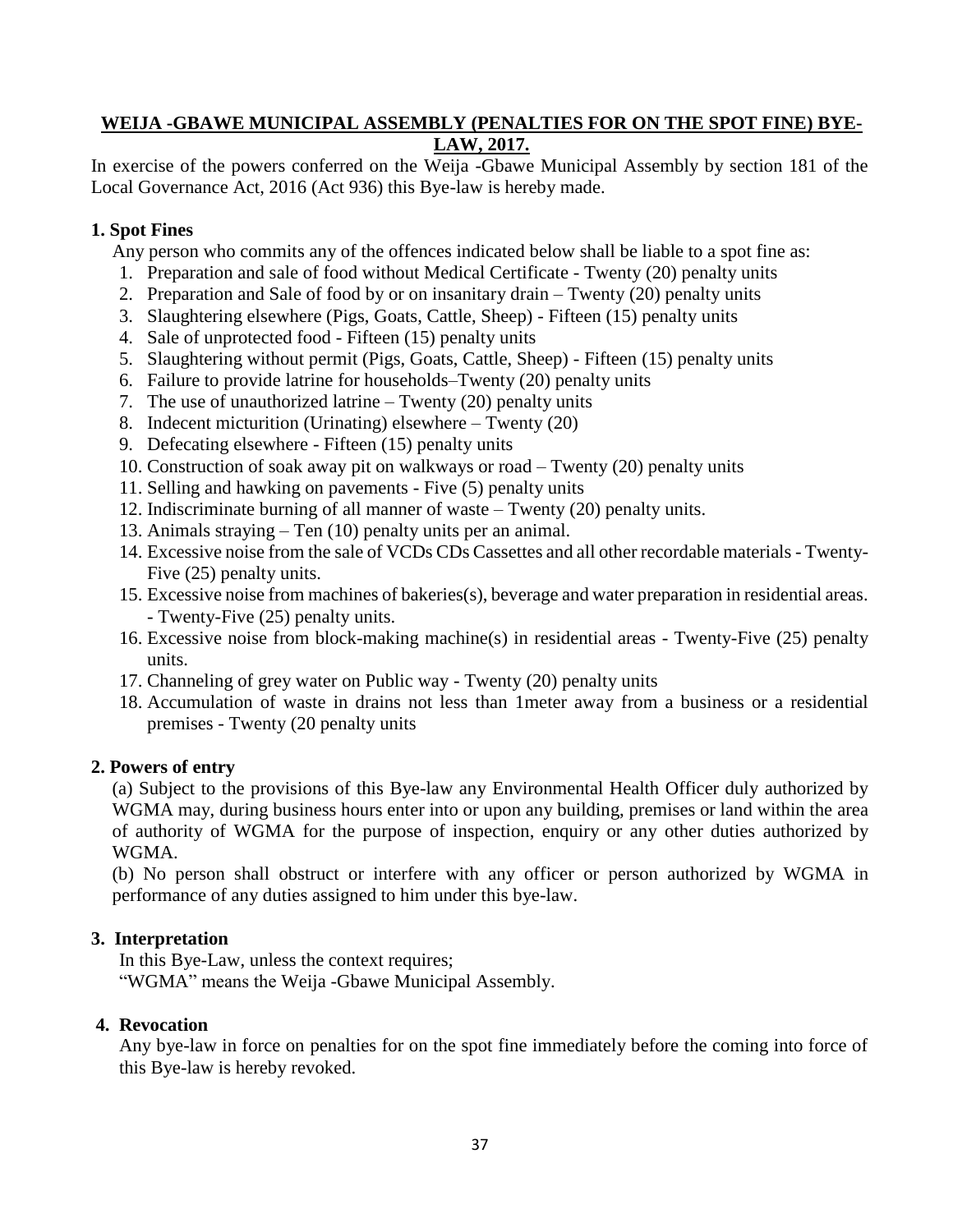**WEIJA -GBAWE MUNICIPAL ASSEMBLY (PENALTIES FOR ON THE SPOT FINE) BYE-LAW, 2017.**

In exercise of the powers conferred on the Weija -Gbawe Municipal Assembly by section 181 of the Local Governance Act, 2016 (Act 936) this Bye-law is hereby made.

**1. Spot Fines**

Any person who commits any of the offences indicated below shall be liable to a spot fine as:

1. Preparation and sale of food without Medical Certificate - Twenty (20) penalty units
2. Preparation and Sale of food by or on insanitary drain – Twenty (20) penalty units
3. Slaughtering elsewhere (Pigs, Goats, Cattle, Sheep) - Fifteen (15) penalty units
4. Sale of unprotected food - Fifteen (15) penalty units
5. Slaughtering without permit (Pigs, Goats, Cattle, Sheep) - Fifteen (15) penalty units
6. Failure to provide latrine for households–Twenty (20) penalty units
7. The use of unauthorized latrine – Twenty (20) penalty units
8. Indecent micturition (Urinating) elsewhere – Twenty (20)
9. Defecating elsewhere - Fifteen (15) penalty units
10. Construction of soak away pit on walkways or road – Twenty (20) penalty units
11. Selling and hawking on pavements - Five (5) penalty units
12. Indiscriminate burning of all manner of waste – Twenty (20) penalty units.
13. Animals straying – Ten (10) penalty units per an animal.
14. Excessive noise from the sale of VCDs CDs Cassettes and all other recordable materials - Twenty-Five (25) penalty units.
15. Excessive noise from machines of bakeries(s), beverage and water preparation in residential areas. - Twenty-Five (25) penalty units.
16. Excessive noise from block-making machine(s) in residential areas - Twenty-Five (25) penalty units.
17. Channeling of grey water on Public way - Twenty (20) penalty units
18. Accumulation of waste in drains not less than 1meter away from a business or a residential premises - Twenty (20 penalty units

**2. Powers of entry**

(a) Subject to the provisions of this Bye-law any Environmental Health Officer duly authorized by WGMA may, during business hours enter into or upon any building, premises or land within the area of authority of WGMA for the purpose of inspection, enquiry or any other duties authorized by WGMA.

(b) No person shall obstruct or interfere with any officer or person authorized by WGMA in performance of any duties assigned to him under this bye-law.

**3. Interpretation**

In this Bye-Law, unless the context requires;

"WGMA" means the Weija -Gbawe Municipal Assembly.

**4. Revocation**

Any bye-law in force on penalties for on the spot fine immediately before the coming into force of this Bye-law is hereby revoked.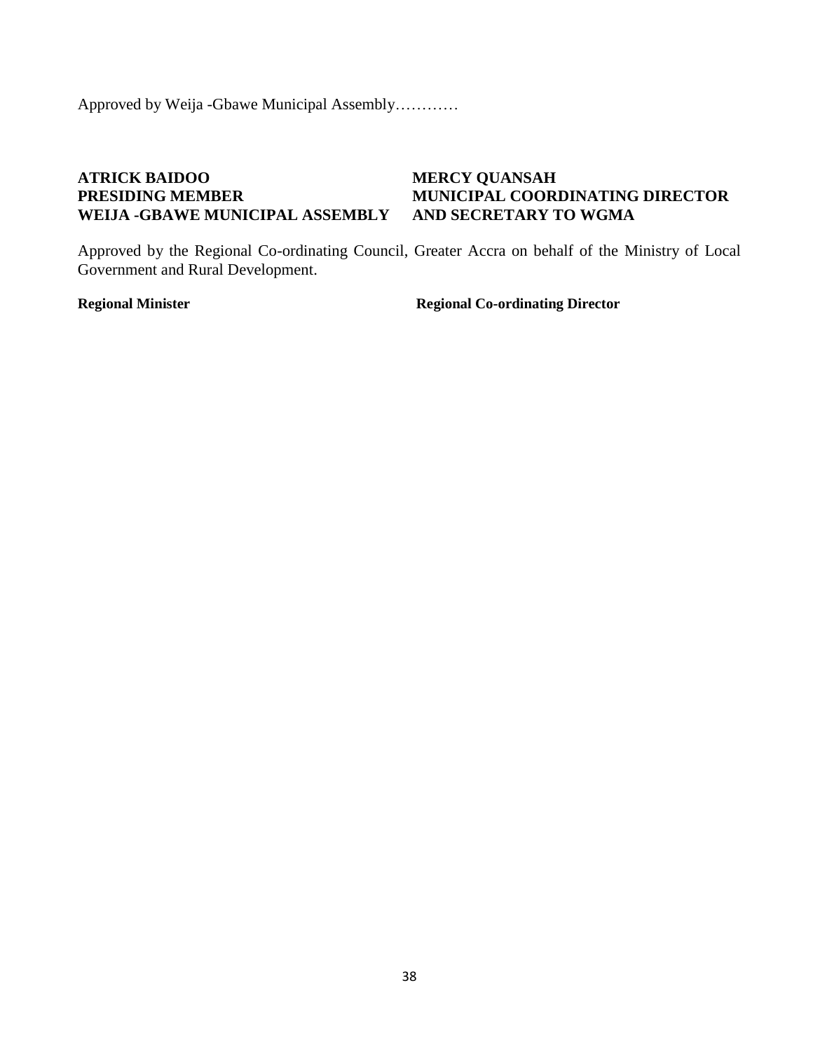Approved by Weija -Gbawe Municipal Assembly…………

**ATRICK BAIDOO**
**PRESIDING MEMBER**
**WEIJA -GBAWE MUNICIPAL ASSEMBLY**

**MERCY QUANSAH**
**MUNICIPAL COORDINATING DIRECTOR**
**AND SECRETARY TO WGMA**

Approved by the Regional Co-ordinating Council, Greater Accra on behalf of the Ministry of Local Government and Rural Development.

**Regional Minister**

**Regional Co-ordinating Director**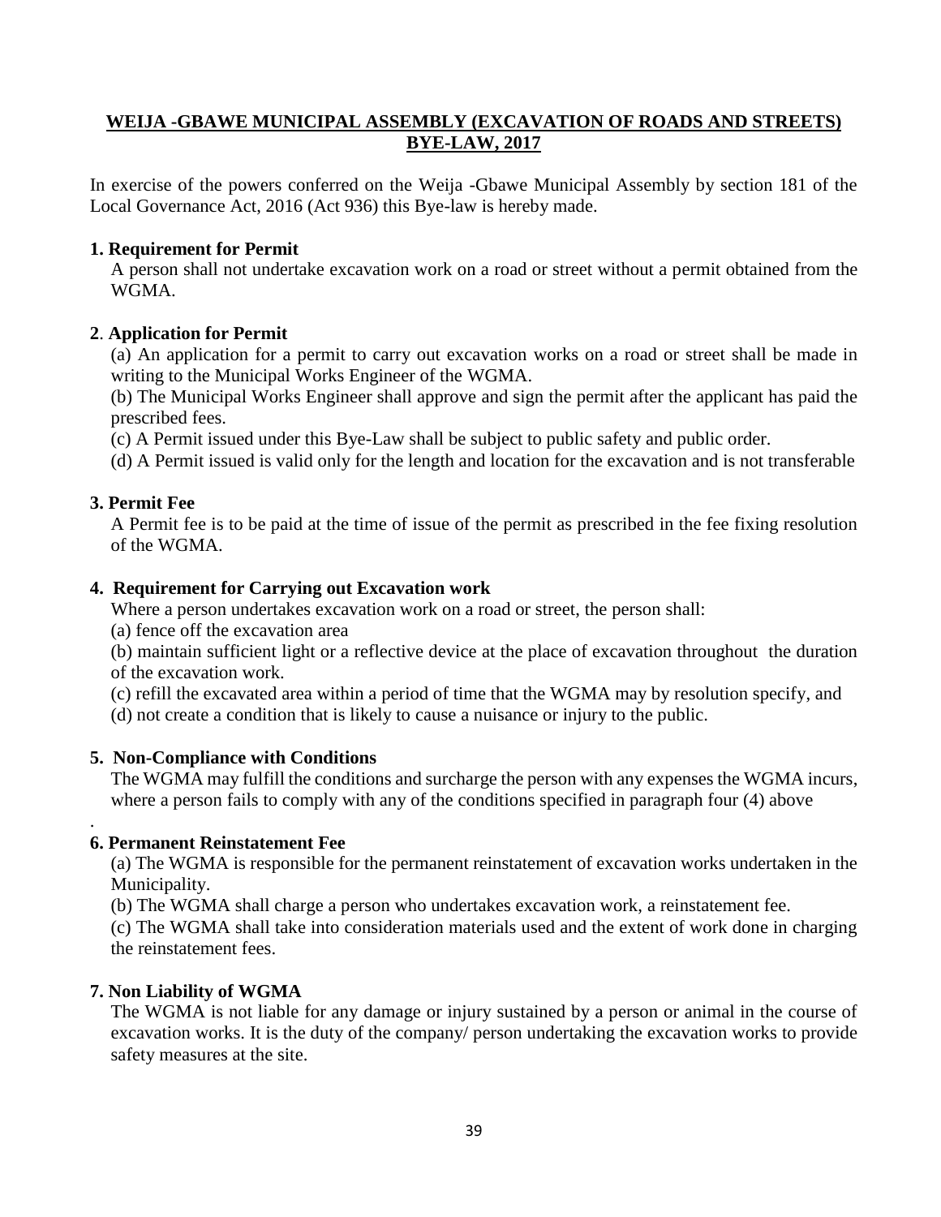## WEIJA -GBAWE MUNICIPAL ASSEMBLY (EXCAVATION OF ROADS AND STREETS) BYE-LAW, 2017

In exercise of the powers conferred on the Weija -Gbawe Municipal Assembly by section 181 of the Local Governance Act, 2016 (Act 936) this Bye-law is hereby made.

### 1. Requirement for Permit

A person shall not undertake excavation work on a road or street without a permit obtained from the WGMA.

### 2. Application for Permit

(a) An application for a permit to carry out excavation works on a road or street shall be made in writing to the Municipal Works Engineer of the WGMA.

(b) The Municipal Works Engineer shall approve and sign the permit after the applicant has paid the prescribed fees.

(c) A Permit issued under this Bye-Law shall be subject to public safety and public order.

(d) A Permit issued is valid only for the length and location for the excavation and is not transferable

### 3. Permit Fee

A Permit fee is to be paid at the time of issue of the permit as prescribed in the fee fixing resolution of the WGMA.

### 4. Requirement for Carrying out Excavation work

Where a person undertakes excavation work on a road or street, the person shall:

(a) fence off the excavation area

(b) maintain sufficient light or a reflective device at the place of excavation throughout the duration of the excavation work.

(c) refill the excavated area within a period of time that the WGMA may by resolution specify, and

(d) not create a condition that is likely to cause a nuisance or injury to the public.

### 5. Non-Compliance with Conditions

The WGMA may fulfill the conditions and surcharge the person with any expenses the WGMA incurs, where a person fails to comply with any of the conditions specified in paragraph four (4) above

.

### 6. Permanent Reinstatement Fee

(a) The WGMA is responsible for the permanent reinstatement of excavation works undertaken in the Municipality.

(b) The WGMA shall charge a person who undertakes excavation work, a reinstatement fee.

(c) The WGMA shall take into consideration materials used and the extent of work done in charging the reinstatement fees.

### 7. Non Liability of WGMA

The WGMA is not liable for any damage or injury sustained by a person or animal in the course of excavation works. It is the duty of the company/ person undertaking the excavation works to provide safety measures at the site.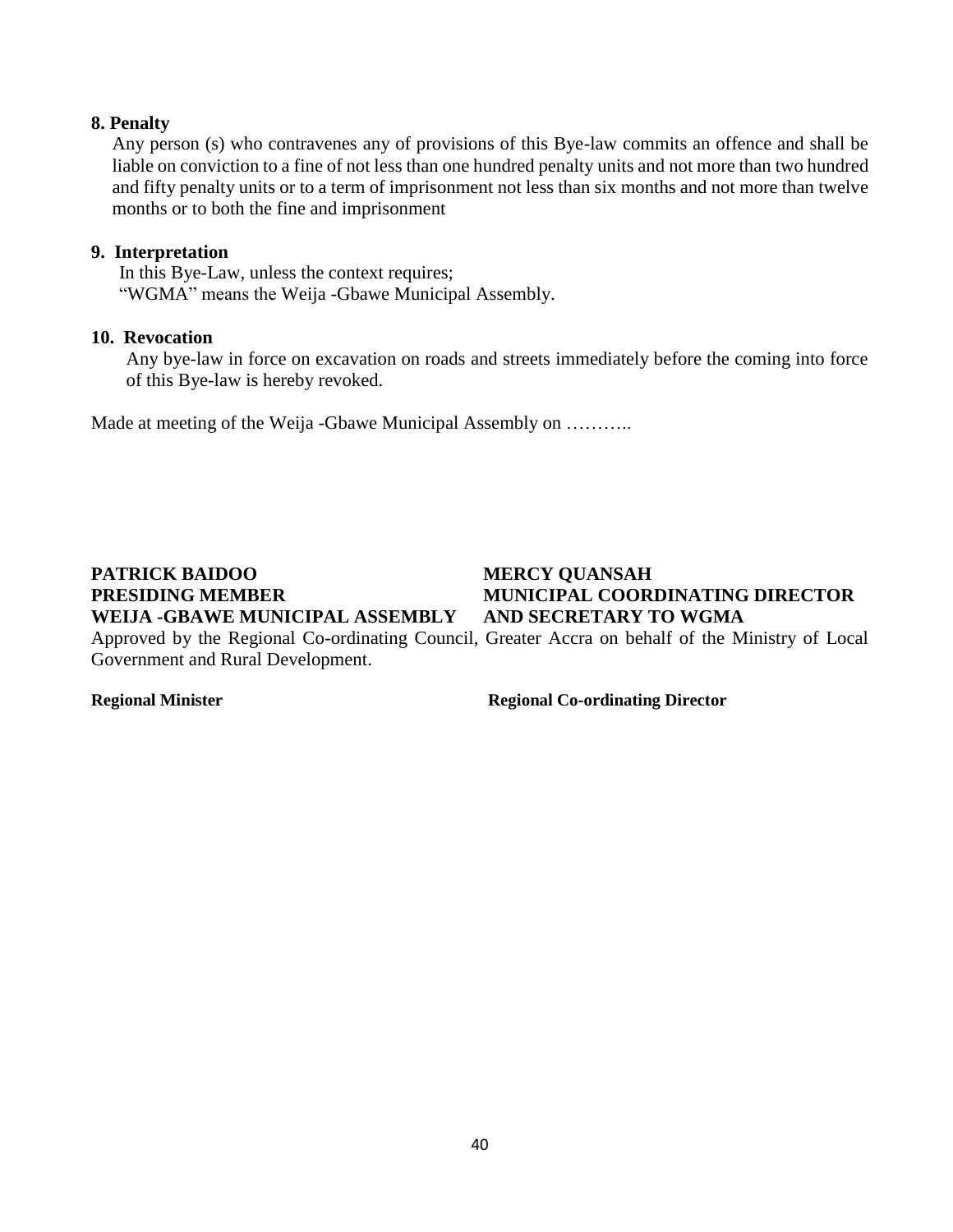**8. Penalty**

Any person (s) who contravenes any of provisions of this Bye-law commits an offence and shall be liable on conviction to a fine of not less than one hundred penalty units and not more than two hundred and fifty penalty units or to a term of imprisonment not less than six months and not more than twelve months or to both the fine and imprisonment

**9. Interpretation**

In this Bye-Law, unless the context requires;
"WGMA" means the Weija -Gbawe Municipal Assembly.

**10. Revocation**

Any bye-law in force on excavation on roads and streets immediately before the coming into force of this Bye-law is hereby revoked.

Made at meeting of the Weija -Gbawe Municipal Assembly on ………..

**PATRICK BAIDOO**
**PRESIDING MEMBER**
**WEIJA -GBAWE MUNICIPAL ASSEMBLY**

**MERCY QUANSAH**
**MUNICIPAL COORDINATING DIRECTOR**
**AND SECRETARY TO WGMA**

Approved by the Regional Co-ordinating Council, Greater Accra on behalf of the Ministry of Local Government and Rural Development.

**Regional Minister**

**Regional Co-ordinating Director**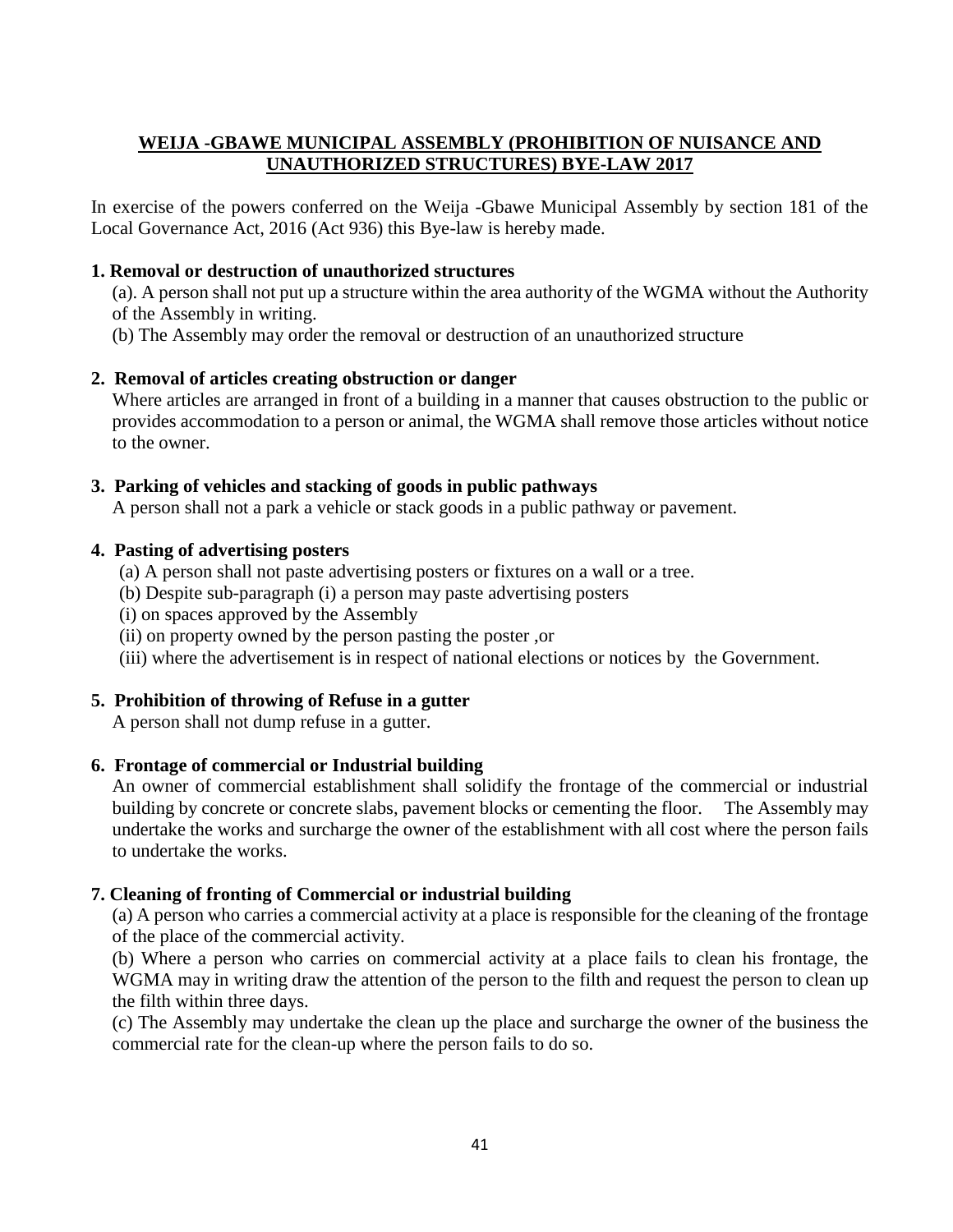## **WEIJA -GBAWE MUNICIPAL ASSEMBLY (PROHIBITION OF NUISANCE AND UNAUTHORIZED STRUCTURES) BYE-LAW 2017**

In exercise of the powers conferred on the Weija -Gbawe Municipal Assembly by section 181 of the Local Governance Act, 2016 (Act 936) this Bye-law is hereby made.

**1. Removal or destruction of unauthorized structures**

(a). A person shall not put up a structure within the area authority of the WGMA without the Authority of the Assembly in writing.

(b) The Assembly may order the removal or destruction of an unauthorized structure

**2. Removal of articles creating obstruction or danger**

Where articles are arranged in front of a building in a manner that causes obstruction to the public or provides accommodation to a person or animal, the WGMA shall remove those articles without notice to the owner.

**3. Parking of vehicles and stacking of goods in public pathways**

A person shall not a park a vehicle or stack goods in a public pathway or pavement.

**4. Pasting of advertising posters**

(a) A person shall not paste advertising posters or fixtures on a wall or a tree.

(b) Despite sub-paragraph (i) a person may paste advertising posters

(i) on spaces approved by the Assembly

(ii) on property owned by the person pasting the poster ,or

(iii) where the advertisement is in respect of national elections or notices by the Government.

**5. Prohibition of throwing of Refuse in a gutter**

A person shall not dump refuse in a gutter.

**6. Frontage of commercial or Industrial building**

An owner of commercial establishment shall solidify the frontage of the commercial or industrial building by concrete or concrete slabs, pavement blocks or cementing the floor. The Assembly may undertake the works and surcharge the owner of the establishment with all cost where the person fails to undertake the works.

**7. Cleaning of fronting of Commercial or industrial building**

(a) A person who carries a commercial activity at a place is responsible for the cleaning of the frontage of the place of the commercial activity.

(b) Where a person who carries on commercial activity at a place fails to clean his frontage, the WGMA may in writing draw the attention of the person to the filth and request the person to clean up the filth within three days.

(c) The Assembly may undertake the clean up the place and surcharge the owner of the business the commercial rate for the clean-up where the person fails to do so.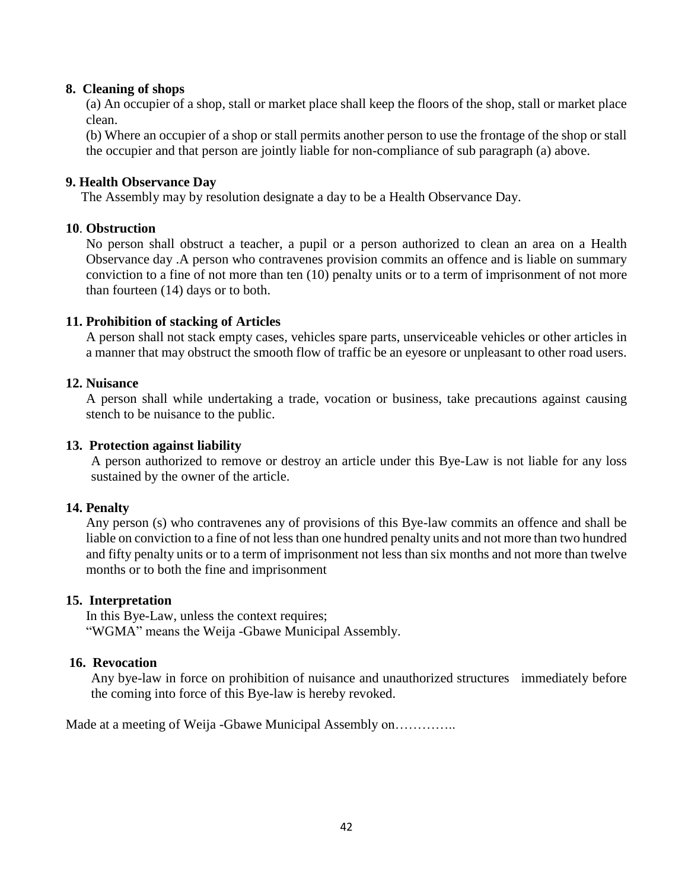**8. Cleaning of shops**

(a) An occupier of a shop, stall or market place shall keep the floors of the shop, stall or market place clean.

(b) Where an occupier of a shop or stall permits another person to use the frontage of the shop or stall the occupier and that person are jointly liable for non-compliance of sub paragraph (a) above.

**9. Health Observance Day**

The Assembly may by resolution designate a day to be a Health Observance Day.

**10. Obstruction**

No person shall obstruct a teacher, a pupil or a person authorized to clean an area on a Health Observance day .A person who contravenes provision commits an offence and is liable on summary conviction to a fine of not more than ten (10) penalty units or to a term of imprisonment of not more than fourteen (14) days or to both.

**11. Prohibition of stacking of Articles**

A person shall not stack empty cases, vehicles spare parts, unserviceable vehicles or other articles in a manner that may obstruct the smooth flow of traffic be an eyesore or unpleasant to other road users.

**12. Nuisance**

A person shall while undertaking a trade, vocation or business, take precautions against causing stench to be nuisance to the public.

**13. Protection against liability**

A person authorized to remove or destroy an article under this Bye-Law is not liable for any loss sustained by the owner of the article.

**14. Penalty**

Any person (s) who contravenes any of provisions of this Bye-law commits an offence and shall be liable on conviction to a fine of not less than one hundred penalty units and not more than two hundred and fifty penalty units or to a term of imprisonment not less than six months and not more than twelve months or to both the fine and imprisonment

**15. Interpretation**

In this Bye-Law, unless the context requires;
"WGMA" means the Weija -Gbawe Municipal Assembly.

**16. Revocation**

Any bye-law in force on prohibition of nuisance and unauthorized structures immediately before the coming into force of this Bye-law is hereby revoked.

Made at a meeting of Weija -Gbawe Municipal Assembly on…………..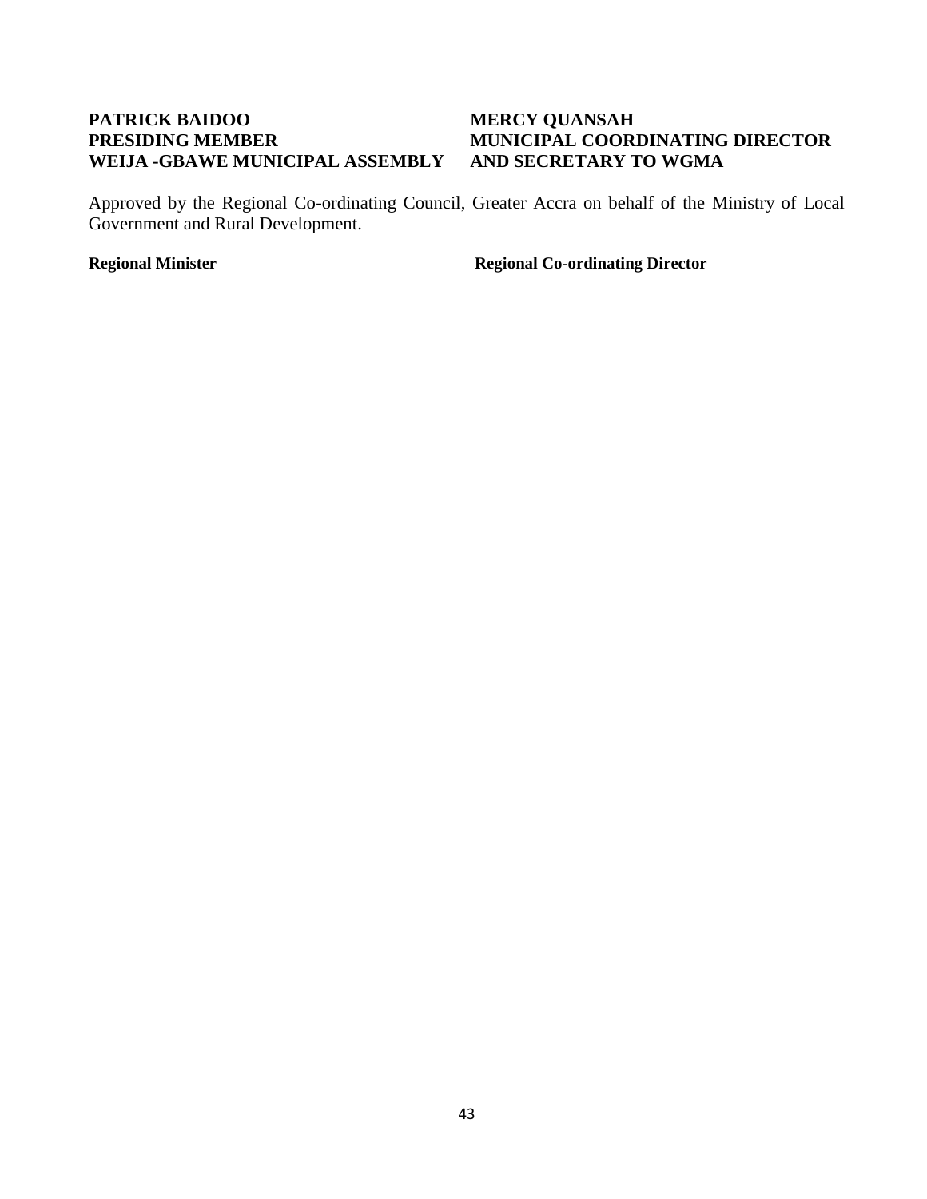**PATRICK BAIDOO**
**PRESIDING MEMBER**
**WEIJA -GBAWE MUNICIPAL ASSEMBLY**

**MERCY QUANSAH**
**MUNICIPAL COORDINATING DIRECTOR**
**AND SECRETARY TO WGMA**

Approved by the Regional Co-ordinating Council, Greater Accra on behalf of the Ministry of Local Government and Rural Development.

**Regional Minister**

**Regional Co-ordinating Director**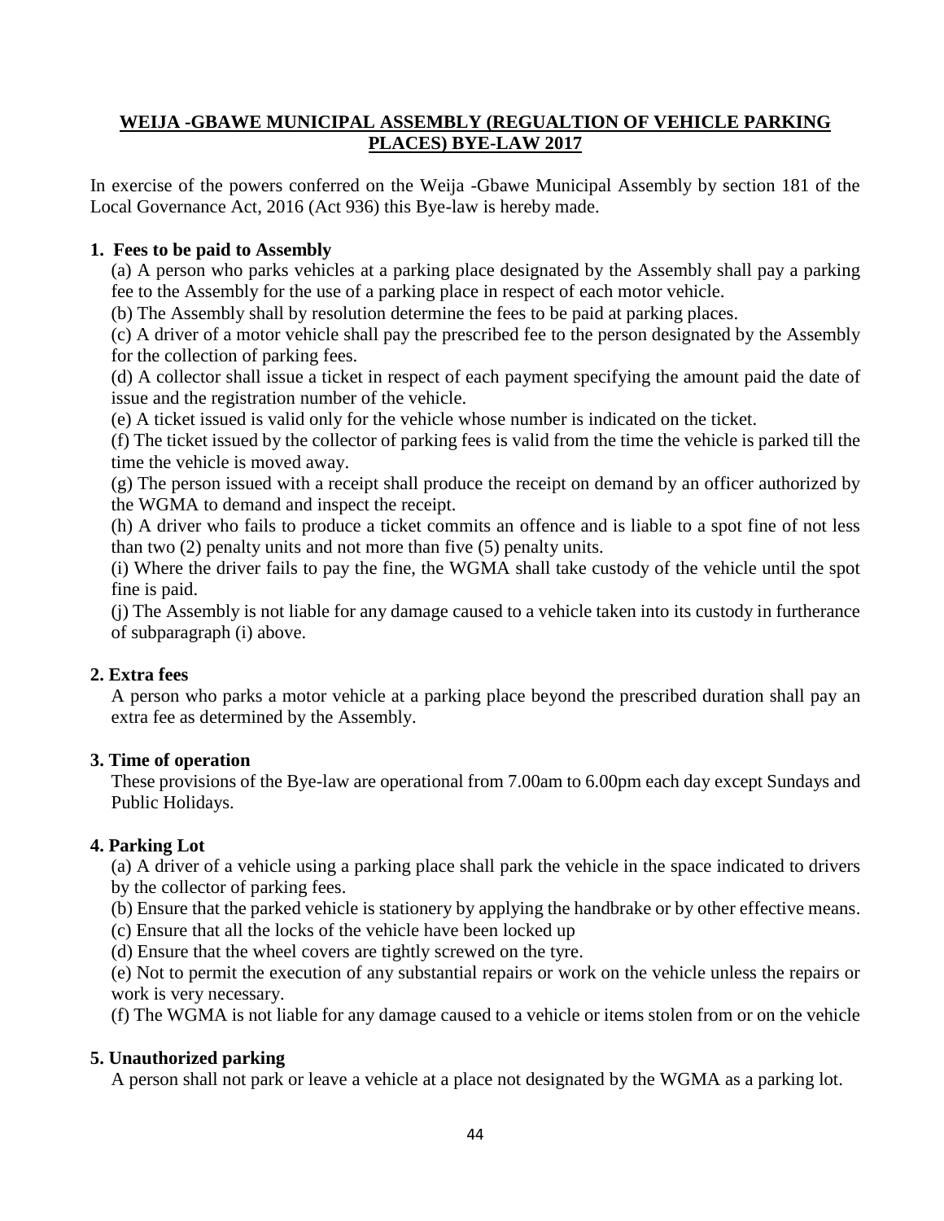# WEIJA -GBAWE MUNICIPAL ASSEMBLY (REGUALTION OF VEHICLE PARKING PLACES) BYE-LAW 2017

In exercise of the powers conferred on the Weija -Gbawe Municipal Assembly by section 181 of the Local Governance Act, 2016 (Act 936) this Bye-law is hereby made.

**1. Fees to be paid to Assembly**

(a) A person who parks vehicles at a parking place designated by the Assembly shall pay a parking fee to the Assembly for the use of a parking place in respect of each motor vehicle.

(b) The Assembly shall by resolution determine the fees to be paid at parking places.

(c) A driver of a motor vehicle shall pay the prescribed fee to the person designated by the Assembly for the collection of parking fees.

(d) A collector shall issue a ticket in respect of each payment specifying the amount paid the date of issue and the registration number of the vehicle.

(e) A ticket issued is valid only for the vehicle whose number is indicated on the ticket.

(f) The ticket issued by the collector of parking fees is valid from the time the vehicle is parked till the time the vehicle is moved away.

(g) The person issued with a receipt shall produce the receipt on demand by an officer authorized by the WGMA to demand and inspect the receipt.

(h) A driver who fails to produce a ticket commits an offence and is liable to a spot fine of not less than two (2) penalty units and not more than five (5) penalty units.

(i) Where the driver fails to pay the fine, the WGMA shall take custody of the vehicle until the spot fine is paid.

(j) The Assembly is not liable for any damage caused to a vehicle taken into its custody in furtherance of subparagraph (i) above.

**2. Extra fees**

A person who parks a motor vehicle at a parking place beyond the prescribed duration shall pay an extra fee as determined by the Assembly.

**3. Time of operation**

These provisions of the Bye-law are operational from 7.00am to 6.00pm each day except Sundays and Public Holidays.

**4. Parking Lot**

(a) A driver of a vehicle using a parking place shall park the vehicle in the space indicated to drivers by the collector of parking fees.

(b) Ensure that the parked vehicle is stationery by applying the handbrake or by other effective means.

(c) Ensure that all the locks of the vehicle have been locked up

(d) Ensure that the wheel covers are tightly screwed on the tyre.

(e) Not to permit the execution of any substantial repairs or work on the vehicle unless the repairs or work is very necessary.

(f) The WGMA is not liable for any damage caused to a vehicle or items stolen from or on the vehicle

**5. Unauthorized parking**

A person shall not park or leave a vehicle at a place not designated by the WGMA as a parking lot.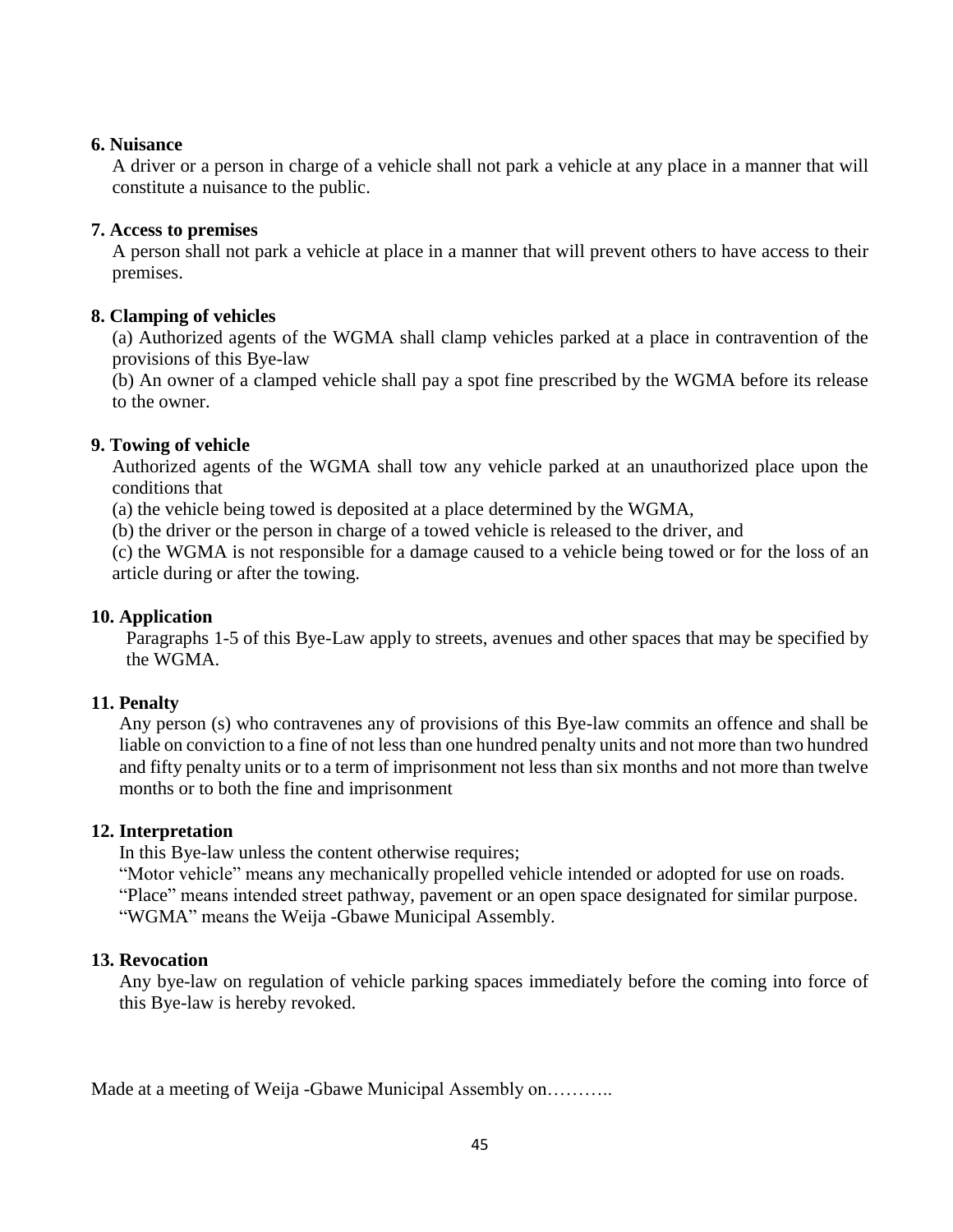**6. Nuisance**

A driver or a person in charge of a vehicle shall not park a vehicle at any place in a manner that will constitute a nuisance to the public.

**7. Access to premises**

A person shall not park a vehicle at place in a manner that will prevent others to have access to their premises.

**8. Clamping of vehicles**

(a) Authorized agents of the WGMA shall clamp vehicles parked at a place in contravention of the provisions of this Bye-law

(b) An owner of a clamped vehicle shall pay a spot fine prescribed by the WGMA before its release to the owner.

**9. Towing of vehicle**

Authorized agents of the WGMA shall tow any vehicle parked at an unauthorized place upon the conditions that

(a) the vehicle being towed is deposited at a place determined by the WGMA,

(b) the driver or the person in charge of a towed vehicle is released to the driver, and

(c) the WGMA is not responsible for a damage caused to a vehicle being towed or for the loss of an article during or after the towing.

**10. Application**

Paragraphs 1-5 of this Bye-Law apply to streets, avenues and other spaces that may be specified by the WGMA.

**11. Penalty**

Any person (s) who contravenes any of provisions of this Bye-law commits an offence and shall be liable on conviction to a fine of not less than one hundred penalty units and not more than two hundred and fifty penalty units or to a term of imprisonment not less than six months and not more than twelve months or to both the fine and imprisonment

**12. Interpretation**

In this Bye-law unless the content otherwise requires;

"Motor vehicle" means any mechanically propelled vehicle intended or adopted for use on roads.

"Place" means intended street pathway, pavement or an open space designated for similar purpose.

"WGMA" means the Weija -Gbawe Municipal Assembly.

**13. Revocation**

Any bye-law on regulation of vehicle parking spaces immediately before the coming into force of this Bye-law is hereby revoked.

Made at a meeting of Weija -Gbawe Municipal Assembly on………..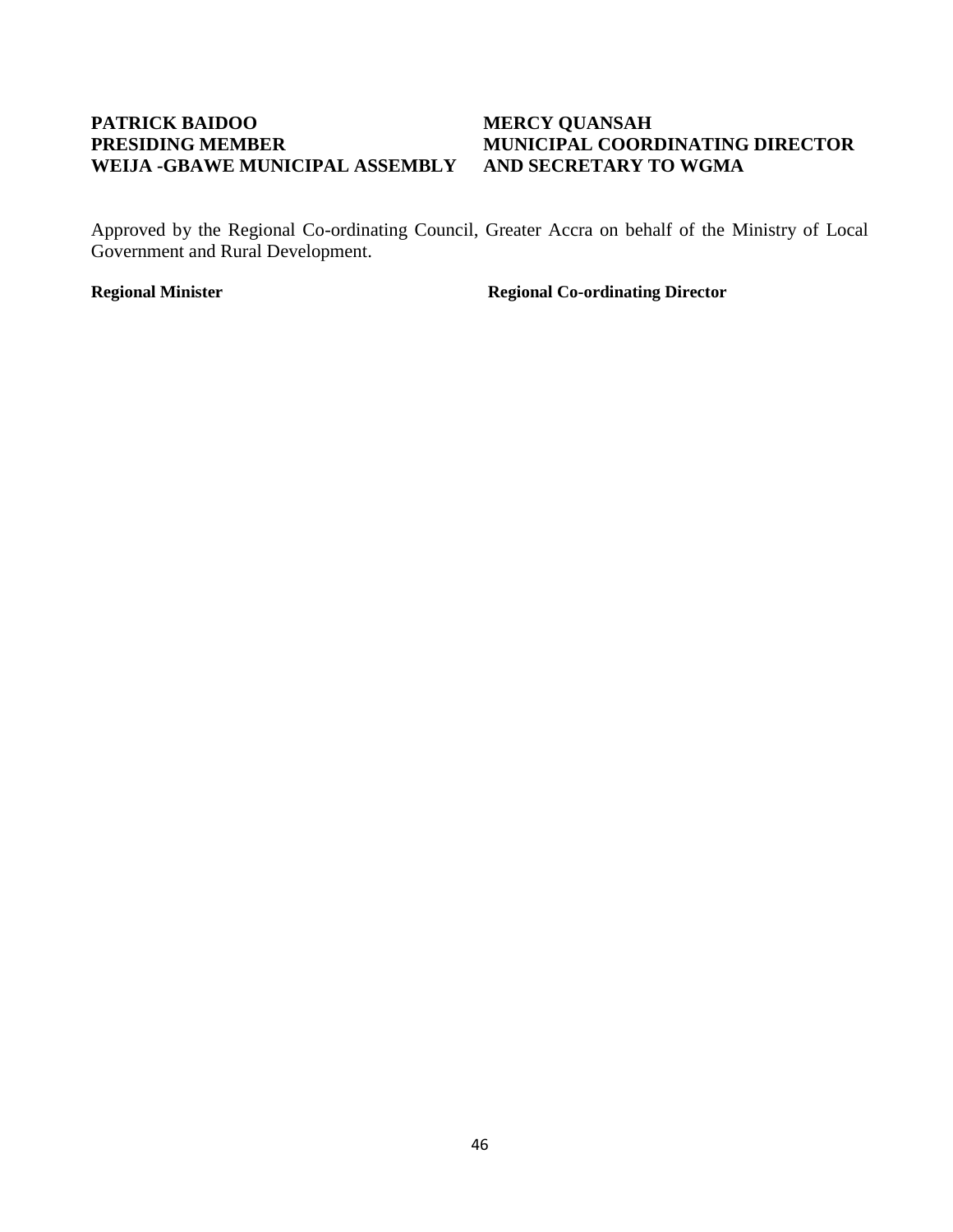**PATRICK BAIDOO**
**PRESIDING MEMBER**
**WEIJA -GBAWE MUNICIPAL ASSEMBLY**

**MERCY QUANSAH**
**MUNICIPAL COORDINATING DIRECTOR**
**AND SECRETARY TO WGMA**

Approved by the Regional Co-ordinating Council, Greater Accra on behalf of the Ministry of Local Government and Rural Development.

**Regional Minister**

**Regional Co-ordinating Director**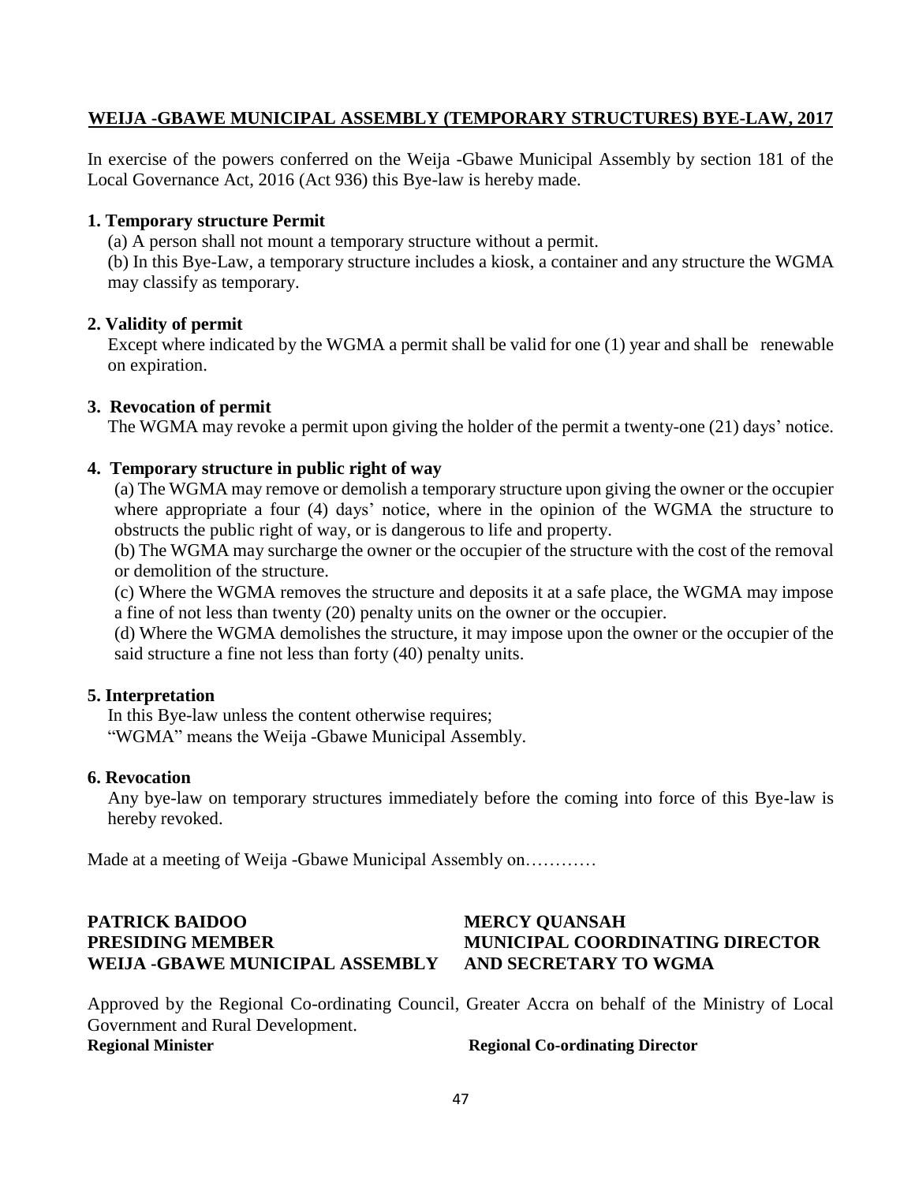## WEIJA -GBAWE MUNICIPAL ASSEMBLY (TEMPORARY STRUCTURES) BYE-LAW, 2017

In exercise of the powers conferred on the Weija -Gbawe Municipal Assembly by section 181 of the Local Governance Act, 2016 (Act 936) this Bye-law is hereby made.

### 1. Temporary structure Permit

(a) A person shall not mount a temporary structure without a permit.

(b) In this Bye-Law, a temporary structure includes a kiosk, a container and any structure the WGMA may classify as temporary.

### 2. Validity of permit

Except where indicated by the WGMA a permit shall be valid for one (1) year and shall be renewable on expiration.

### 3. Revocation of permit

The WGMA may revoke a permit upon giving the holder of the permit a twenty-one (21) days' notice.

### 4. Temporary structure in public right of way

(a) The WGMA may remove or demolish a temporary structure upon giving the owner or the occupier where appropriate a four (4) days' notice, where in the opinion of the WGMA the structure to obstructs the public right of way, or is dangerous to life and property.

(b) The WGMA may surcharge the owner or the occupier of the structure with the cost of the removal or demolition of the structure.

(c) Where the WGMA removes the structure and deposits it at a safe place, the WGMA may impose a fine of not less than twenty (20) penalty units on the owner or the occupier.

(d) Where the WGMA demolishes the structure, it may impose upon the owner or the occupier of the said structure a fine not less than forty (40) penalty units.

### 5. Interpretation

In this Bye-law unless the content otherwise requires;

"WGMA" means the Weija -Gbawe Municipal Assembly.

### 6. Revocation

Any bye-law on temporary structures immediately before the coming into force of this Bye-law is hereby revoked.

Made at a meeting of Weija -Gbawe Municipal Assembly on…………

**PATRICK BAIDOO**
**PRESIDING MEMBER**
**WEIJA -GBAWE MUNICIPAL ASSEMBLY**

**MERCY QUANSAH**
**MUNICIPAL COORDINATING DIRECTOR**
**AND SECRETARY TO WGMA**

Approved by the Regional Co-ordinating Council, Greater Accra on behalf of the Ministry of Local Government and Rural Development.

**Regional Minister**

**Regional Co-ordinating Director**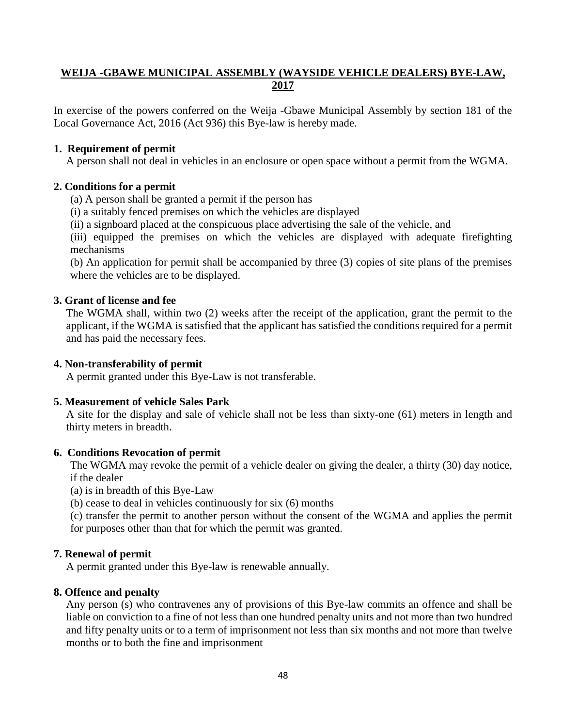## WEIJA -GBAWE MUNICIPAL ASSEMBLY (WAYSIDE VEHICLE DEALERS) BYE-LAW, 2017

In exercise of the powers conferred on the Weija -Gbawe Municipal Assembly by section 181 of the Local Governance Act, 2016 (Act 936) this Bye-law is hereby made.

**1. Requirement of permit**

A person shall not deal in vehicles in an enclosure or open space without a permit from the WGMA.

**2. Conditions for a permit**

(a) A person shall be granted a permit if the person has

(i) a suitably fenced premises on which the vehicles are displayed

(ii) a signboard placed at the conspicuous place advertising the sale of the vehicle, and

(iii) equipped the premises on which the vehicles are displayed with adequate firefighting mechanisms

(b) An application for permit shall be accompanied by three (3) copies of site plans of the premises where the vehicles are to be displayed.

**3. Grant of license and fee**

The WGMA shall, within two (2) weeks after the receipt of the application, grant the permit to the applicant, if the WGMA is satisfied that the applicant has satisfied the conditions required for a permit and has paid the necessary fees.

**4. Non-transferability of permit**

A permit granted under this Bye-Law is not transferable.

**5. Measurement of vehicle Sales Park**

A site for the display and sale of vehicle shall not be less than sixty-one (61) meters in length and thirty meters in breadth.

**6. Conditions Revocation of permit**

The WGMA may revoke the permit of a vehicle dealer on giving the dealer, a thirty (30) day notice, if the dealer

(a) is in breadth of this Bye-Law

(b) cease to deal in vehicles continuously for six (6) months

(c) transfer the permit to another person without the consent of the WGMA and applies the permit for purposes other than that for which the permit was granted.

**7. Renewal of permit**

A permit granted under this Bye-law is renewable annually.

**8. Offence and penalty**

Any person (s) who contravenes any of provisions of this Bye-law commits an offence and shall be liable on conviction to a fine of not less than one hundred penalty units and not more than two hundred and fifty penalty units or to a term of imprisonment not less than six months and not more than twelve months or to both the fine and imprisonment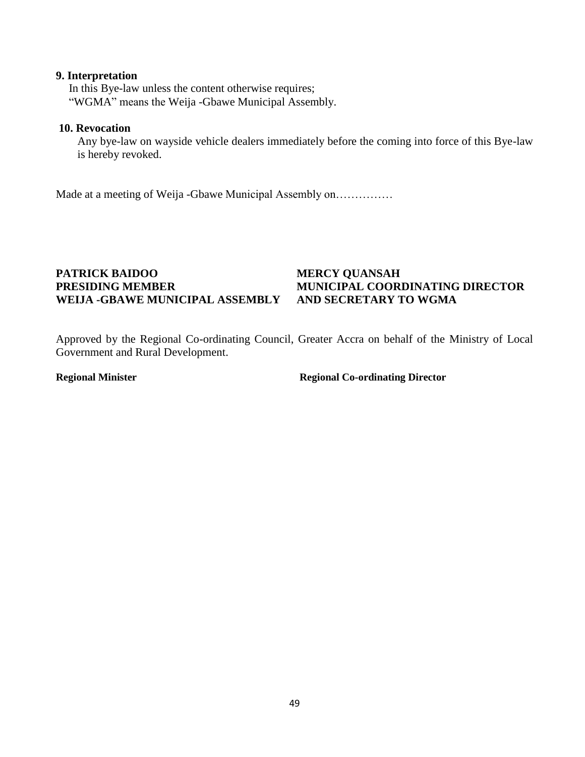**9. Interpretation**

In this Bye-law unless the content otherwise requires;
"WGMA" means the Weija -Gbawe Municipal Assembly.

**10. Revocation**

Any bye-law on wayside vehicle dealers immediately before the coming into force of this Bye-law is hereby revoked.

Made at a meeting of Weija -Gbawe Municipal Assembly on……………

**PATRICK BAIDOO**
**PRESIDING MEMBER**
**WEIJA -GBAWE MUNICIPAL ASSEMBLY**

**MERCY QUANSAH**
**MUNICIPAL COORDINATING DIRECTOR**
**AND SECRETARY TO WGMA**

Approved by the Regional Co-ordinating Council, Greater Accra on behalf of the Ministry of Local Government and Rural Development.

**Regional Minister**

**Regional Co-ordinating Director**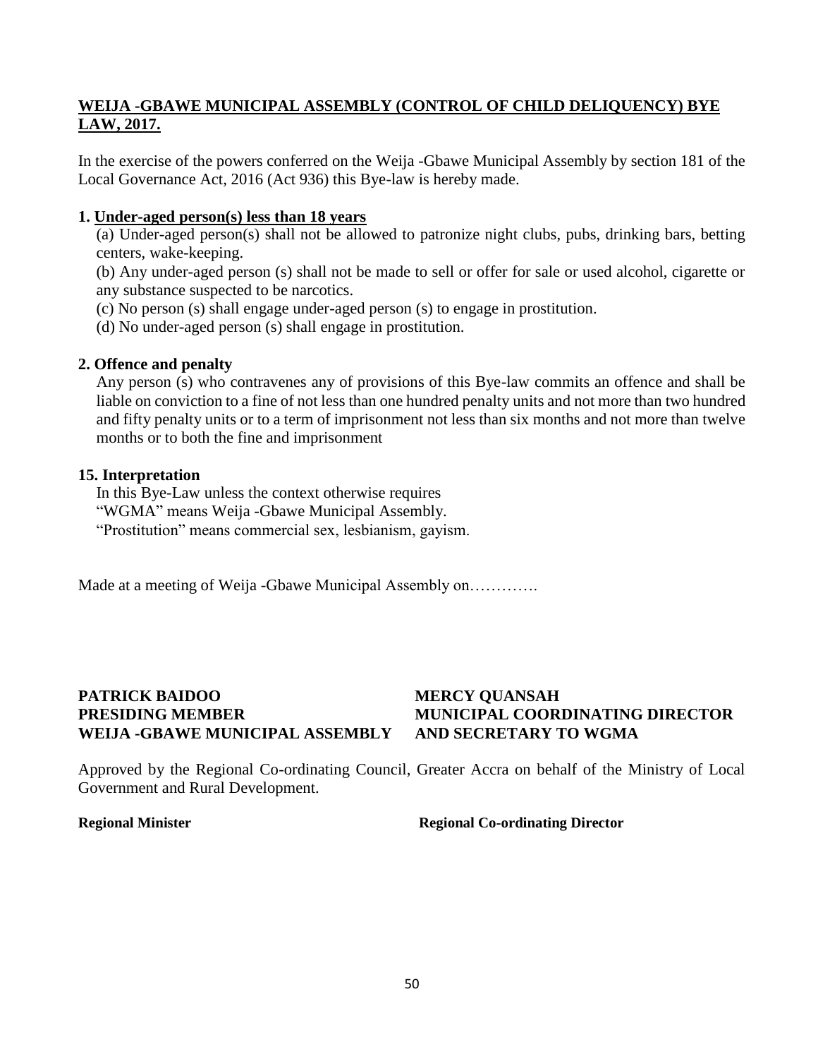## WEIJA -GBAWE MUNICIPAL ASSEMBLY (CONTROL OF CHILD DELIQUENCY) BYE LAW, 2017.

In the exercise of the powers conferred on the Weija -Gbawe Municipal Assembly by section 181 of the Local Governance Act, 2016 (Act 936) this Bye-law is hereby made.

**1. Under-aged person(s) less than 18 years**

(a) Under-aged person(s) shall not be allowed to patronize night clubs, pubs, drinking bars, betting centers, wake-keeping.

(b) Any under-aged person (s) shall not be made to sell or offer for sale or used alcohol, cigarette or any substance suspected to be narcotics.

(c) No person (s) shall engage under-aged person (s) to engage in prostitution.

(d) No under-aged person (s) shall engage in prostitution.

**2. Offence and penalty**

Any person (s) who contravenes any of provisions of this Bye-law commits an offence and shall be liable on conviction to a fine of not less than one hundred penalty units and not more than two hundred and fifty penalty units or to a term of imprisonment not less than six months and not more than twelve months or to both the fine and imprisonment

**15. Interpretation**

In this Bye-Law unless the context otherwise requires
"WGMA" means Weija -Gbawe Municipal Assembly.
"Prostitution" means commercial sex, lesbianism, gayism.

Made at a meeting of Weija -Gbawe Municipal Assembly on………….

**PATRICK BAIDOO**
**PRESIDING MEMBER**
**WEIJA -GBAWE MUNICIPAL ASSEMBLY**

**MERCY QUANSAH**
**MUNICIPAL COORDINATING DIRECTOR**
**AND SECRETARY TO WGMA**

Approved by the Regional Co-ordinating Council, Greater Accra on behalf of the Ministry of Local Government and Rural Development.

**Regional Minister**

**Regional Co-ordinating Director**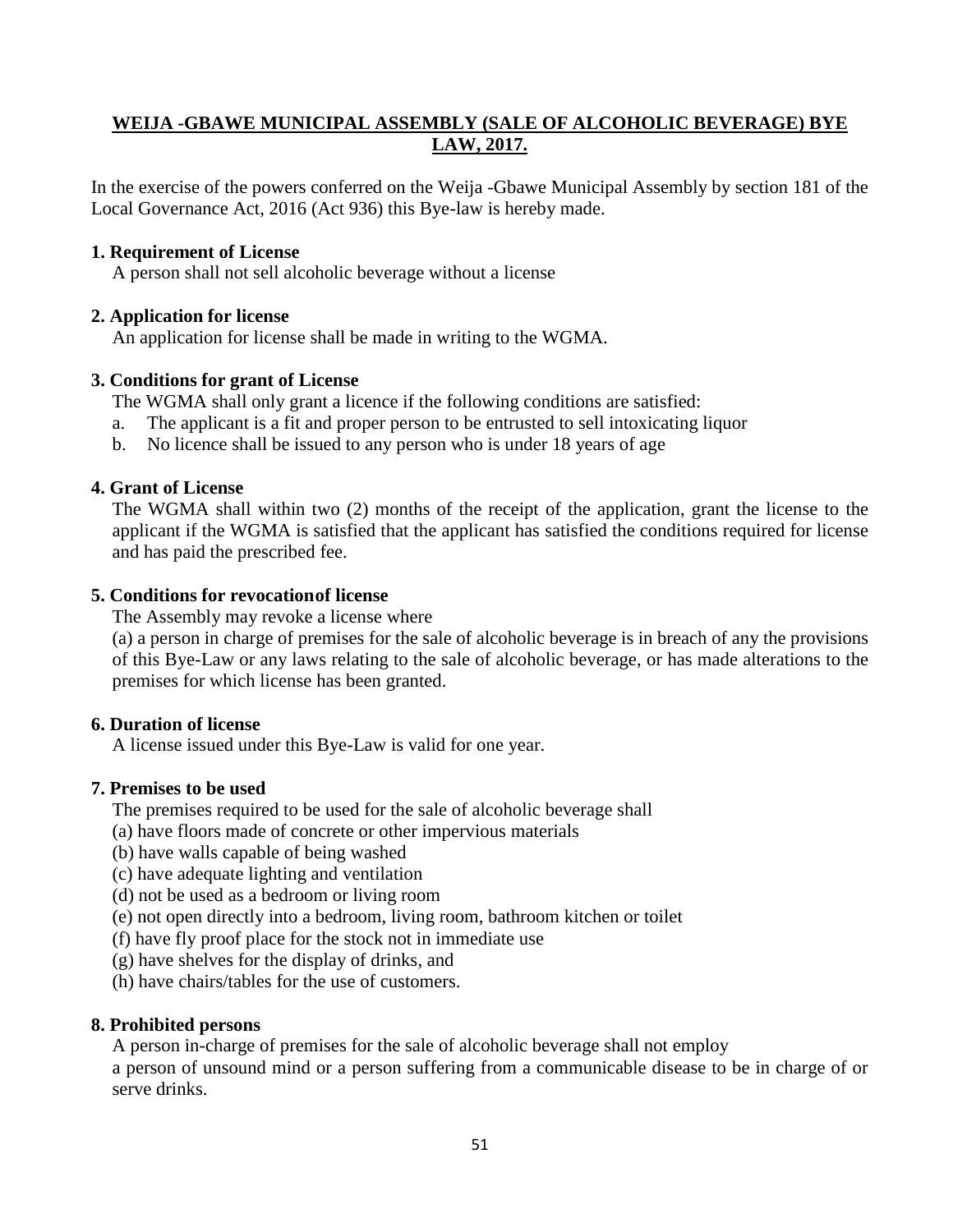## WEIJA -GBAWE MUNICIPAL ASSEMBLY (SALE OF ALCOHOLIC BEVERAGE) BYE LAW, 2017.

In the exercise of the powers conferred on the Weija -Gbawe Municipal Assembly by section 181 of the Local Governance Act, 2016 (Act 936) this Bye-law is hereby made.

**1. Requirement of License**

A person shall not sell alcoholic beverage without a license

**2. Application for license**

An application for license shall be made in writing to the WGMA.

**3. Conditions for grant of License**

The WGMA shall only grant a licence if the following conditions are satisfied:

a. The applicant is a fit and proper person to be entrusted to sell intoxicating liquor
b. No licence shall be issued to any person who is under 18 years of age

**4. Grant of License**

The WGMA shall within two (2) months of the receipt of the application, grant the license to the applicant if the WGMA is satisfied that the applicant has satisfied the conditions required for license and has paid the prescribed fee.

**5. Conditions for revocationof license**

The Assembly may revoke a license where

(a) a person in charge of premises for the sale of alcoholic beverage is in breach of any the provisions of this Bye-Law or any laws relating to the sale of alcoholic beverage, or has made alterations to the premises for which license has been granted.

**6. Duration of license**

A license issued under this Bye-Law is valid for one year.

**7. Premises to be used**

The premises required to be used for the sale of alcoholic beverage shall

(a) have floors made of concrete or other impervious materials
(b) have walls capable of being washed
(c) have adequate lighting and ventilation
(d) not be used as a bedroom or living room
(e) not open directly into a bedroom, living room, bathroom kitchen or toilet
(f) have fly proof place for the stock not in immediate use
(g) have shelves for the display of drinks, and
(h) have chairs/tables for the use of customers.

**8. Prohibited persons**

A person in-charge of premises for the sale of alcoholic beverage shall not employ a person of unsound mind or a person suffering from a communicable disease to be in charge of or serve drinks.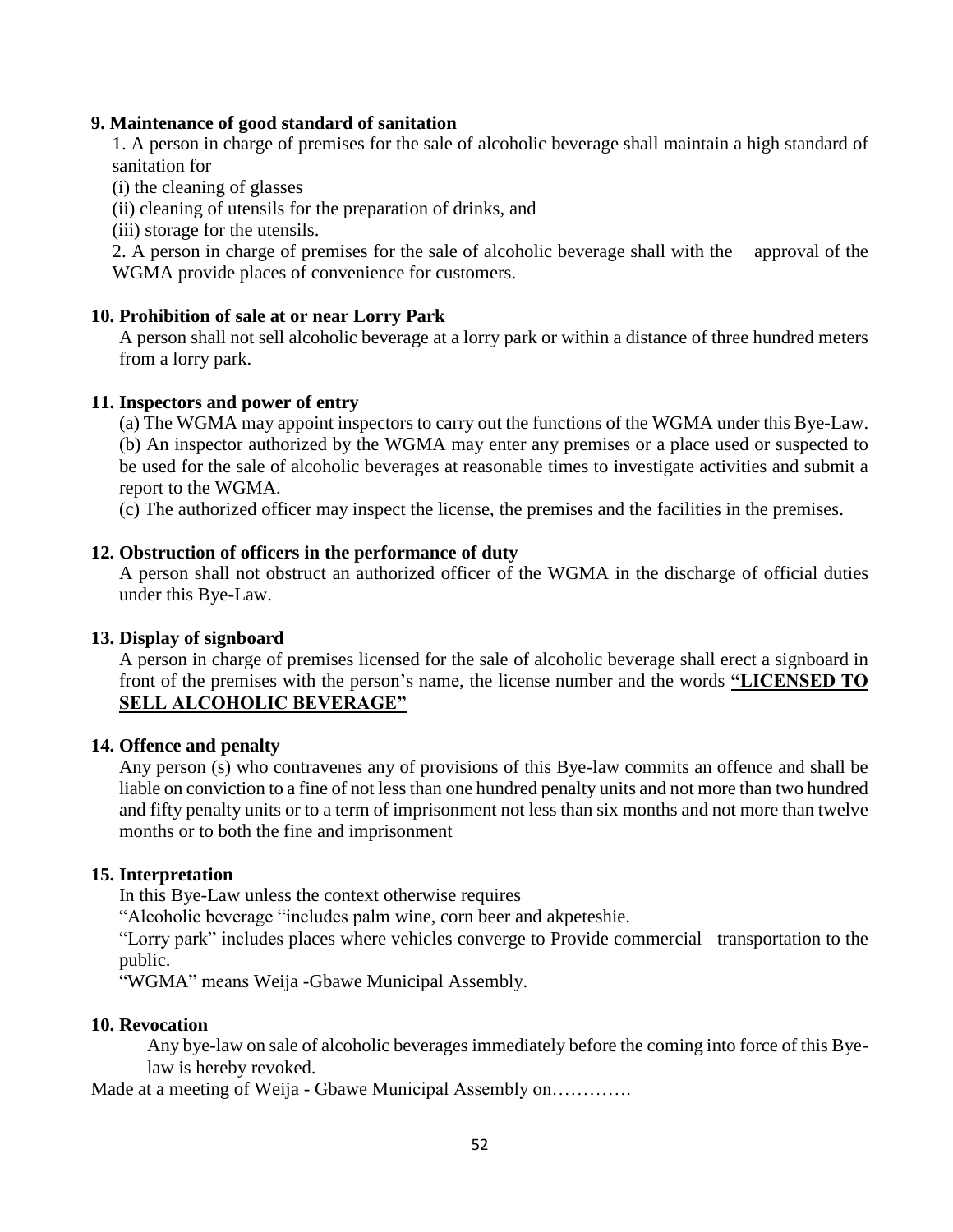**9. Maintenance of good standard of sanitation**

1. A person in charge of premises for the sale of alcoholic beverage shall maintain a high standard of sanitation for

(i) the cleaning of glasses

(ii) cleaning of utensils for the preparation of drinks, and

(iii) storage for the utensils.

2. A person in charge of premises for the sale of alcoholic beverage shall with the approval of the WGMA provide places of convenience for customers.

**10. Prohibition of sale at or near Lorry Park**

A person shall not sell alcoholic beverage at a lorry park or within a distance of three hundred meters from a lorry park.

**11. Inspectors and power of entry**

(a) The WGMA may appoint inspectors to carry out the functions of the WGMA under this Bye-Law.

(b) An inspector authorized by the WGMA may enter any premises or a place used or suspected to be used for the sale of alcoholic beverages at reasonable times to investigate activities and submit a report to the WGMA.

(c) The authorized officer may inspect the license, the premises and the facilities in the premises.

**12. Obstruction of officers in the performance of duty**

A person shall not obstruct an authorized officer of the WGMA in the discharge of official duties under this Bye-Law.

**13. Display of signboard**

A person in charge of premises licensed for the sale of alcoholic beverage shall erect a signboard in front of the premises with the person's name, the license number and the words **"LICENSED TO SELL ALCOHOLIC BEVERAGE"**

**14. Offence and penalty**

Any person (s) who contravenes any of provisions of this Bye-law commits an offence and shall be liable on conviction to a fine of not less than one hundred penalty units and not more than two hundred and fifty penalty units or to a term of imprisonment not less than six months and not more than twelve months or to both the fine and imprisonment

**15. Interpretation**

In this Bye-Law unless the context otherwise requires

"Alcoholic beverage "includes palm wine, corn beer and akpeteshie.

"Lorry park" includes places where vehicles converge to Provide commercial transportation to the public.

"WGMA" means Weija -Gbawe Municipal Assembly.

**10. Revocation**

Any bye-law on sale of alcoholic beverages immediately before the coming into force of this Bye-law is hereby revoked.

Made at a meeting of Weija - Gbawe Municipal Assembly on………….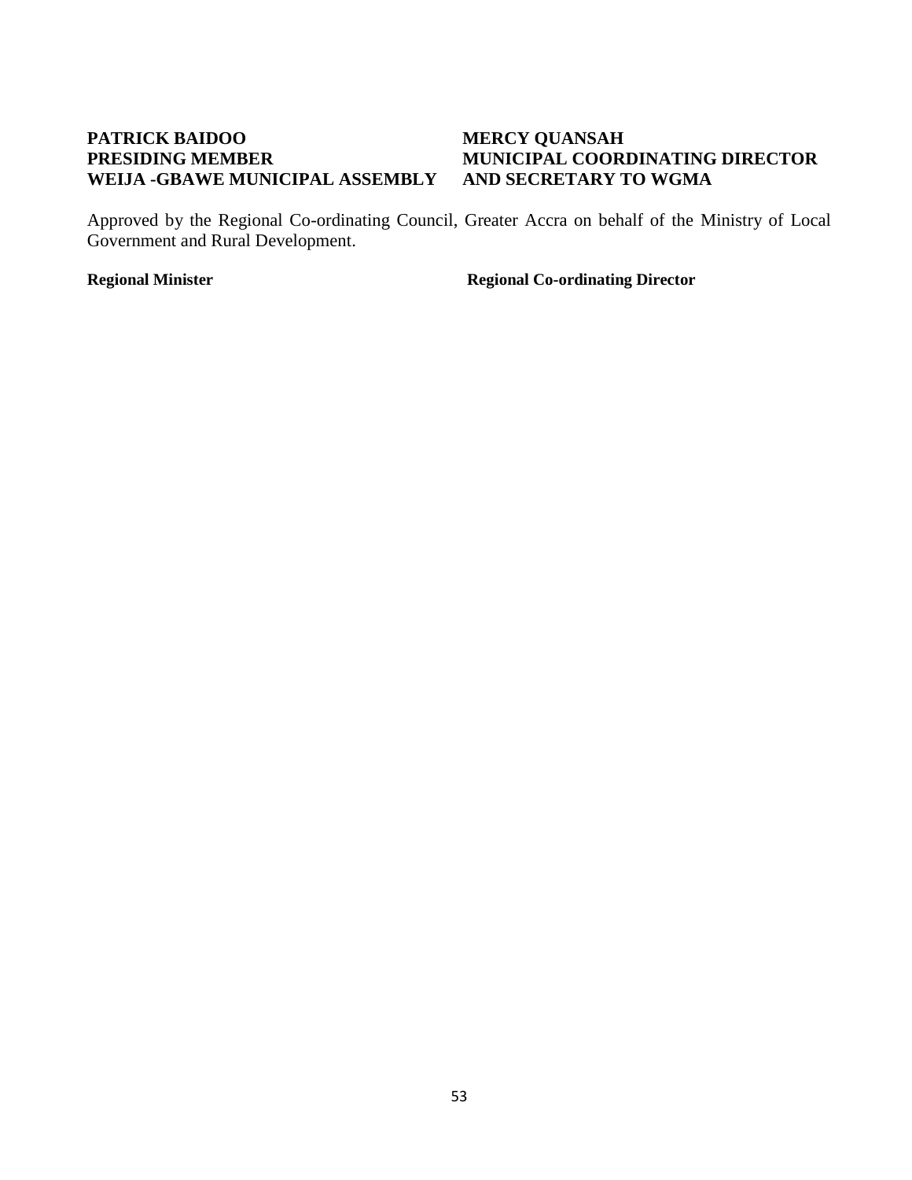**PATRICK BAIDOO**
**PRESIDING MEMBER**
**WEIJA -GBAWE MUNICIPAL ASSEMBLY**

**MERCY QUANSAH**
**MUNICIPAL COORDINATING DIRECTOR**
**AND SECRETARY TO WGMA**

Approved by the Regional Co-ordinating Council, Greater Accra on behalf of the Ministry of Local Government and Rural Development.

**Regional Minister**

**Regional Co-ordinating Director**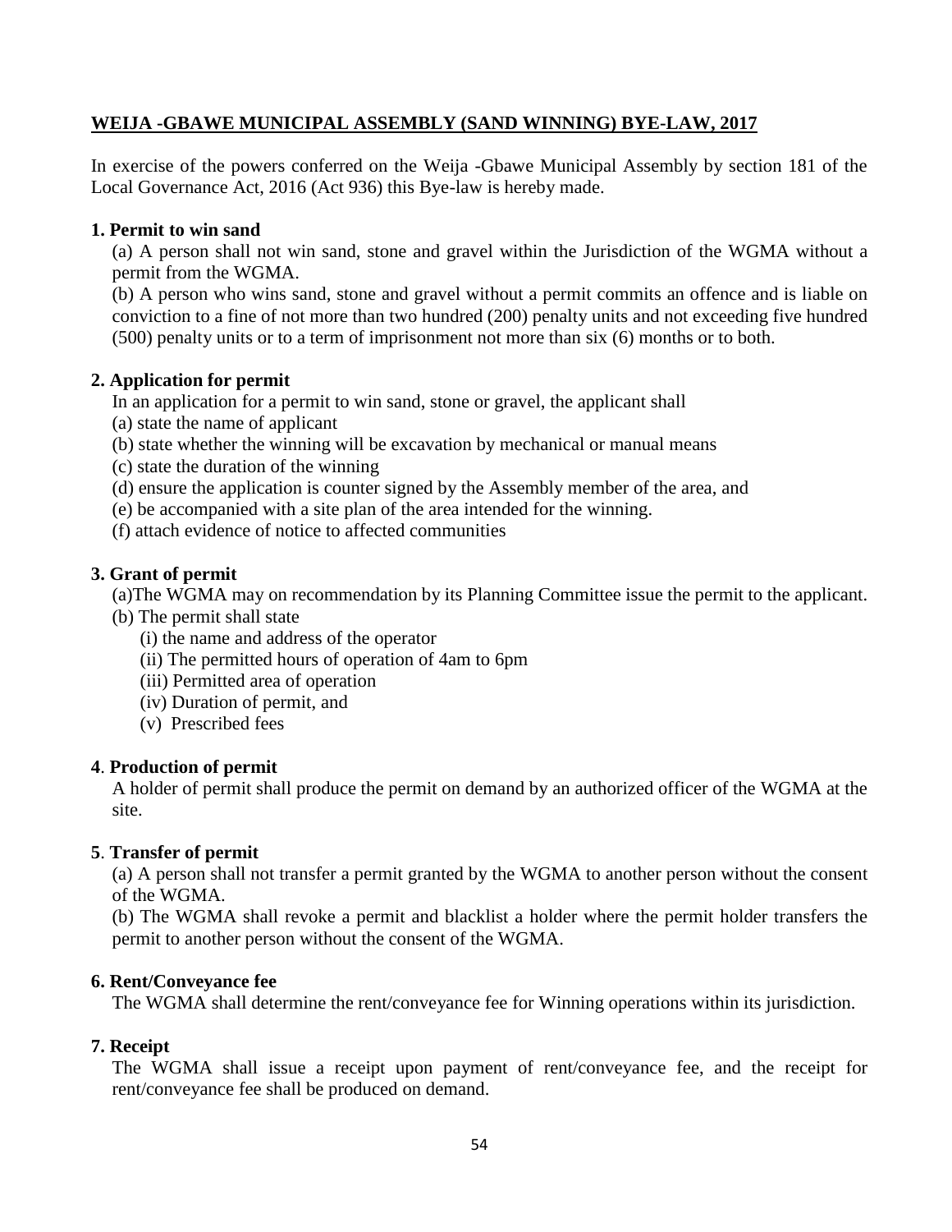## WEIJA -GBAWE MUNICIPAL ASSEMBLY (SAND WINNING) BYE-LAW, 2017

In exercise of the powers conferred on the Weija -Gbawe Municipal Assembly by section 181 of the Local Governance Act, 2016 (Act 936) this Bye-law is hereby made.

**1. Permit to win sand**

(a) A person shall not win sand, stone and gravel within the Jurisdiction of the WGMA without a permit from the WGMA.

(b) A person who wins sand, stone and gravel without a permit commits an offence and is liable on conviction to a fine of not more than two hundred (200) penalty units and not exceeding five hundred (500) penalty units or to a term of imprisonment not more than six (6) months or to both.

**2. Application for permit**

In an application for a permit to win sand, stone or gravel, the applicant shall

(a) state the name of applicant

(b) state whether the winning will be excavation by mechanical or manual means

(c) state the duration of the winning

(d) ensure the application is counter signed by the Assembly member of the area, and

(e) be accompanied with a site plan of the area intended for the winning.

(f) attach evidence of notice to affected communities

**3. Grant of permit**

(a)The WGMA may on recommendation by its Planning Committee issue the permit to the applicant.

(b) The permit shall state

(i) the name and address of the operator

(ii) The permitted hours of operation of 4am to 6pm

(iii) Permitted area of operation

(iv) Duration of permit, and

(v) Prescribed fees

**4. Production of permit**

A holder of permit shall produce the permit on demand by an authorized officer of the WGMA at the site.

**5. Transfer of permit**

(a) A person shall not transfer a permit granted by the WGMA to another person without the consent of the WGMA.

(b) The WGMA shall revoke a permit and blacklist a holder where the permit holder transfers the permit to another person without the consent of the WGMA.

**6. Rent/Conveyance fee**

The WGMA shall determine the rent/conveyance fee for Winning operations within its jurisdiction.

**7. Receipt**

The WGMA shall issue a receipt upon payment of rent/conveyance fee, and the receipt for rent/conveyance fee shall be produced on demand.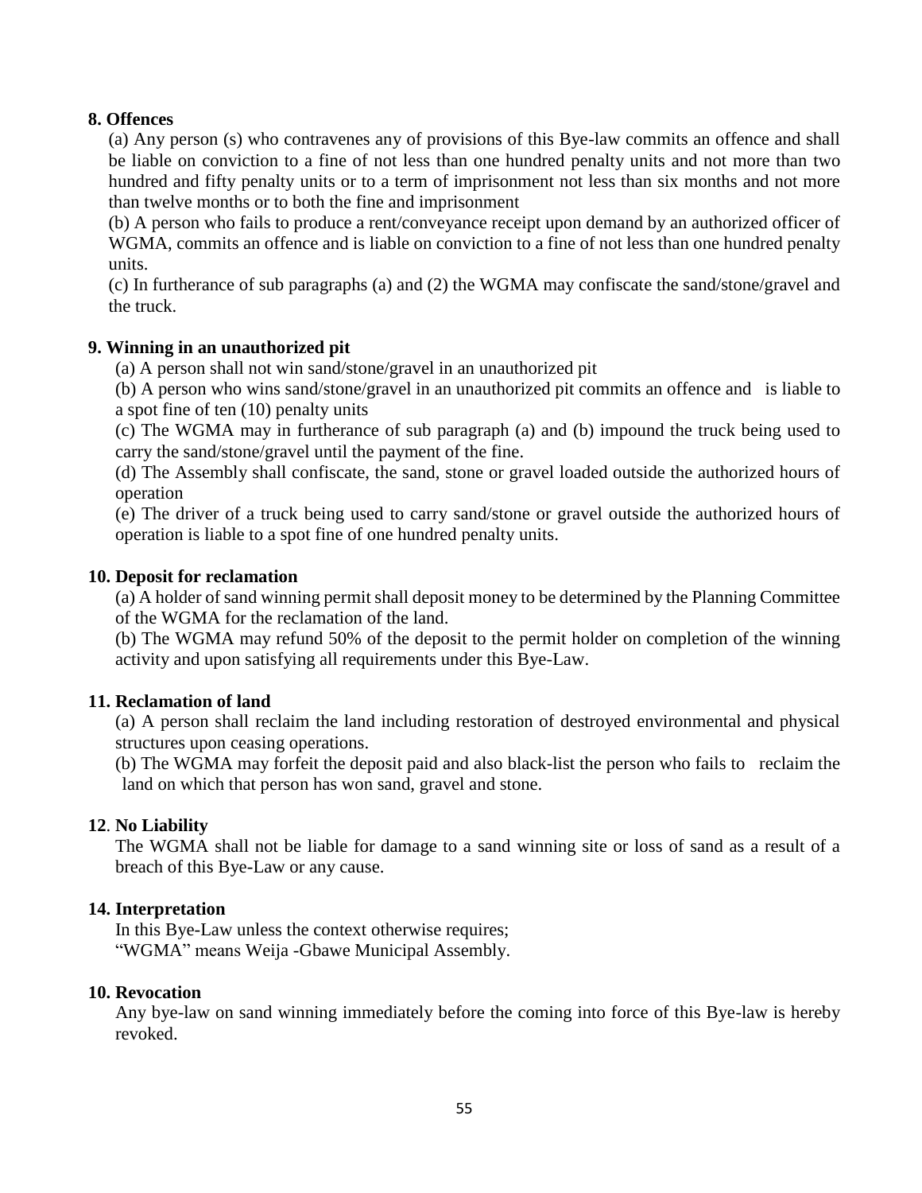**8. Offences**

(a) Any person (s) who contravenes any of provisions of this Bye-law commits an offence and shall be liable on conviction to a fine of not less than one hundred penalty units and not more than two hundred and fifty penalty units or to a term of imprisonment not less than six months and not more than twelve months or to both the fine and imprisonment

(b) A person who fails to produce a rent/conveyance receipt upon demand by an authorized officer of WGMA, commits an offence and is liable on conviction to a fine of not less than one hundred penalty units.

(c) In furtherance of sub paragraphs (a) and (2) the WGMA may confiscate the sand/stone/gravel and the truck.

**9. Winning in an unauthorized pit**

(a) A person shall not win sand/stone/gravel in an unauthorized pit

(b) A person who wins sand/stone/gravel in an unauthorized pit commits an offence and is liable to a spot fine of ten (10) penalty units

(c) The WGMA may in furtherance of sub paragraph (a) and (b) impound the truck being used to carry the sand/stone/gravel until the payment of the fine.

(d) The Assembly shall confiscate, the sand, stone or gravel loaded outside the authorized hours of operation

(e) The driver of a truck being used to carry sand/stone or gravel outside the authorized hours of operation is liable to a spot fine of one hundred penalty units.

**10. Deposit for reclamation**

(a) A holder of sand winning permit shall deposit money to be determined by the Planning Committee of the WGMA for the reclamation of the land.

(b) The WGMA may refund 50% of the deposit to the permit holder on completion of the winning activity and upon satisfying all requirements under this Bye-Law.

**11. Reclamation of land**

(a) A person shall reclaim the land including restoration of destroyed environmental and physical structures upon ceasing operations.

(b) The WGMA may forfeit the deposit paid and also black-list the person who fails to reclaim the land on which that person has won sand, gravel and stone.

**12**. **No Liability**

The WGMA shall not be liable for damage to a sand winning site or loss of sand as a result of a breach of this Bye-Law or any cause.

**14. Interpretation**

In this Bye-Law unless the context otherwise requires;
"WGMA" means Weija -Gbawe Municipal Assembly.

**10. Revocation**

Any bye-law on sand winning immediately before the coming into force of this Bye-law is hereby revoked.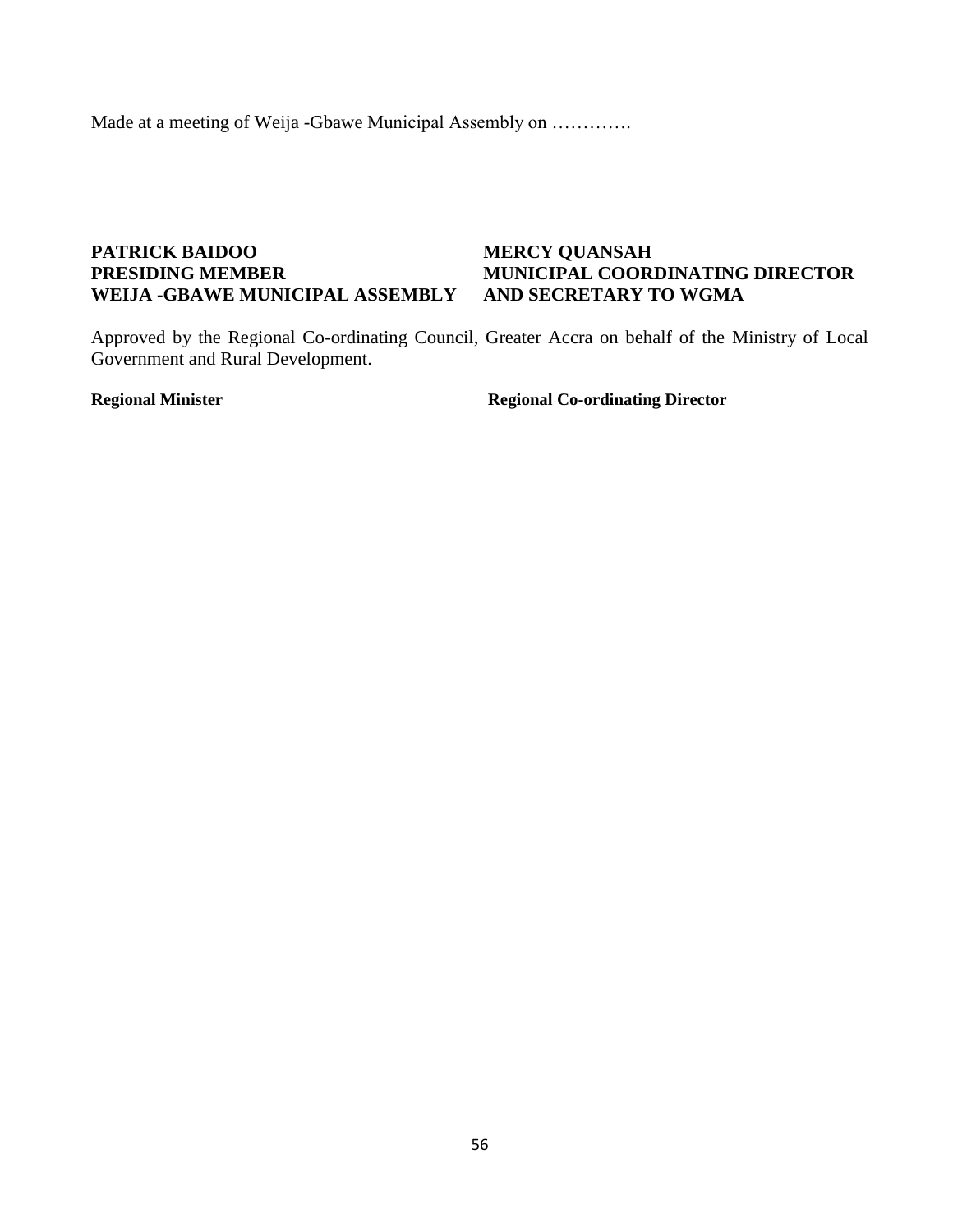Made at a meeting of Weija -Gbawe Municipal Assembly on ………….

| | |
|---|---|
| **PATRICK BAIDOO** | **MERCY QUANSAH** |
| **PRESIDING MEMBER** | **MUNICIPAL COORDINATING DIRECTOR** |
| **WEIJA -GBAWE MUNICIPAL ASSEMBLY** | **AND SECRETARY TO WGMA** |

Approved by the Regional Co-ordinating Council, Greater Accra on behalf of the Ministry of Local Government and Rural Development.

| | |
|---|---|
| **Regional Minister** | **Regional Co-ordinating Director** |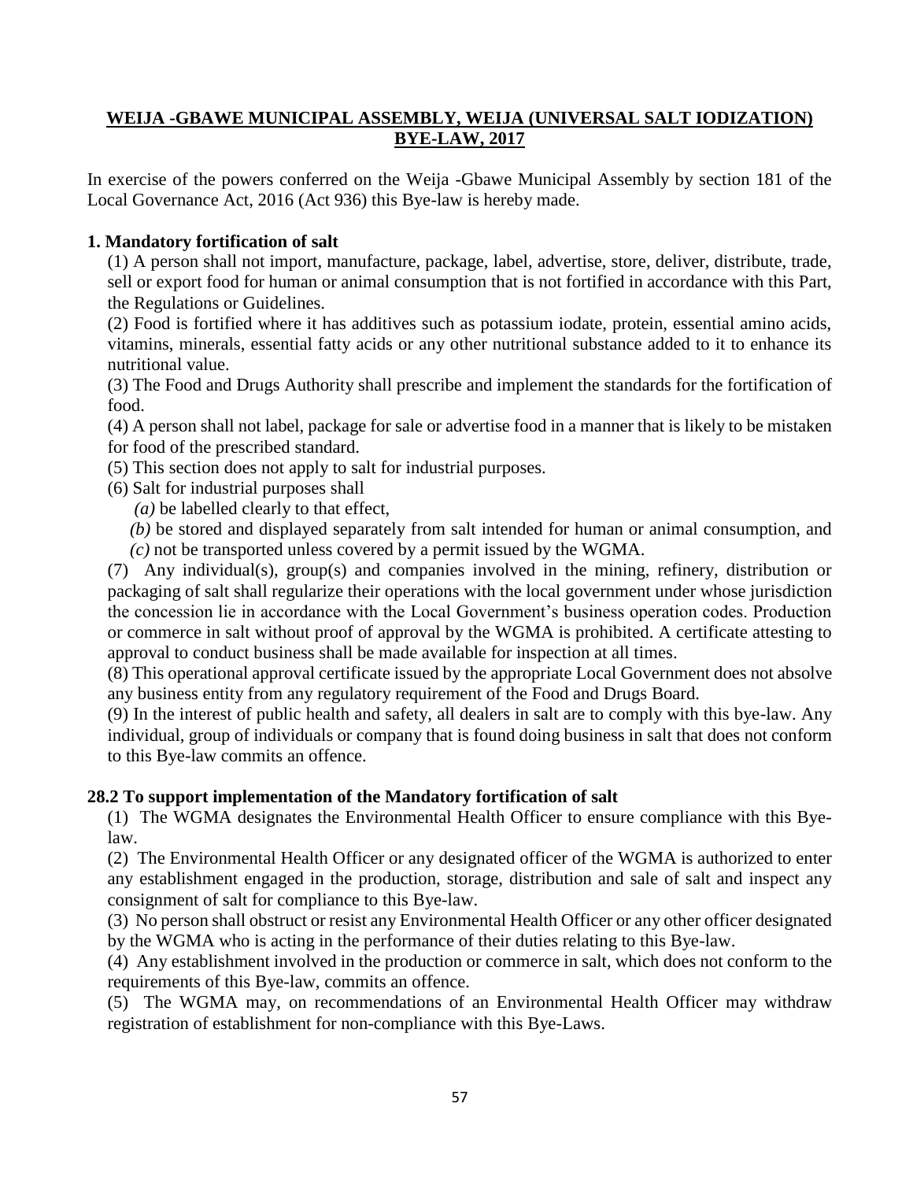## WEIJA -GBAWE MUNICIPAL ASSEMBLY, WEIJA (UNIVERSAL SALT IODIZATION) BYE-LAW, 2017

In exercise of the powers conferred on the Weija -Gbawe Municipal Assembly by section 181 of the Local Governance Act, 2016 (Act 936) this Bye-law is hereby made.

### 1. Mandatory fortification of salt

(1) A person shall not import, manufacture, package, label, advertise, store, deliver, distribute, trade, sell or export food for human or animal consumption that is not fortified in accordance with this Part, the Regulations or Guidelines.

(2) Food is fortified where it has additives such as potassium iodate, protein, essential amino acids, vitamins, minerals, essential fatty acids or any other nutritional substance added to it to enhance its nutritional value.

(3) The Food and Drugs Authority shall prescribe and implement the standards for the fortification of food.

(4) A person shall not label, package for sale or advertise food in a manner that is likely to be mistaken for food of the prescribed standard.

(5) This section does not apply to salt for industrial purposes.

(6) Salt for industrial purposes shall

*(a)* be labelled clearly to that effect,

*(b)* be stored and displayed separately from salt intended for human or animal consumption, and

*(c)* not be transported unless covered by a permit issued by the WGMA.

(7) Any individual(s), group(s) and companies involved in the mining, refinery, distribution or packaging of salt shall regularize their operations with the local government under whose jurisdiction the concession lie in accordance with the Local Government's business operation codes. Production or commerce in salt without proof of approval by the WGMA is prohibited. A certificate attesting to approval to conduct business shall be made available for inspection at all times.

(8) This operational approval certificate issued by the appropriate Local Government does not absolve any business entity from any regulatory requirement of the Food and Drugs Board.

(9) In the interest of public health and safety, all dealers in salt are to comply with this bye-law. Any individual, group of individuals or company that is found doing business in salt that does not conform to this Bye-law commits an offence.

### 28.2 To support implementation of the Mandatory fortification of salt

(1) The WGMA designates the Environmental Health Officer to ensure compliance with this Bye-law.

(2) The Environmental Health Officer or any designated officer of the WGMA is authorized to enter any establishment engaged in the production, storage, distribution and sale of salt and inspect any consignment of salt for compliance to this Bye-law.

(3) No person shall obstruct or resist any Environmental Health Officer or any other officer designated by the WGMA who is acting in the performance of their duties relating to this Bye-law.

(4) Any establishment involved in the production or commerce in salt, which does not conform to the requirements of this Bye-law, commits an offence.

(5) The WGMA may, on recommendations of an Environmental Health Officer may withdraw registration of establishment for non-compliance with this Bye-Laws.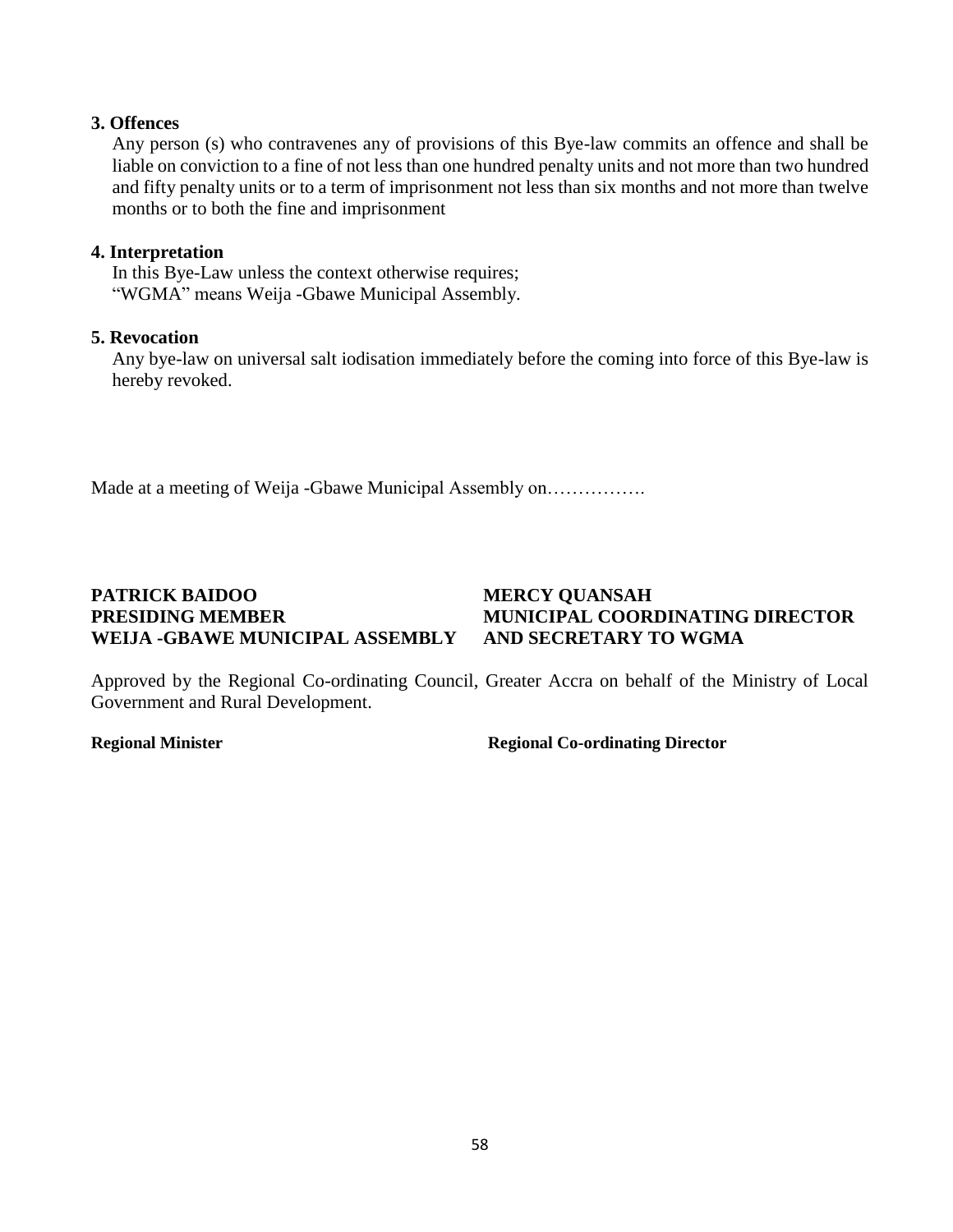**3. Offences**

Any person (s) who contravenes any of provisions of this Bye-law commits an offence and shall be liable on conviction to a fine of not less than one hundred penalty units and not more than two hundred and fifty penalty units or to a term of imprisonment not less than six months and not more than twelve months or to both the fine and imprisonment

**4. Interpretation**

In this Bye-Law unless the context otherwise requires;
"WGMA" means Weija -Gbawe Municipal Assembly.

**5. Revocation**

Any bye-law on universal salt iodisation immediately before the coming into force of this Bye-law is hereby revoked.

Made at a meeting of Weija -Gbawe Municipal Assembly on…………….

**PATRICK BAIDOO**
**PRESIDING MEMBER**
**WEIJA -GBAWE MUNICIPAL ASSEMBLY**

**MERCY QUANSAH**
**MUNICIPAL COORDINATING DIRECTOR AND SECRETARY TO WGMA**

Approved by the Regional Co-ordinating Council, Greater Accra on behalf of the Ministry of Local Government and Rural Development.

**Regional Minister**

**Regional Co-ordinating Director**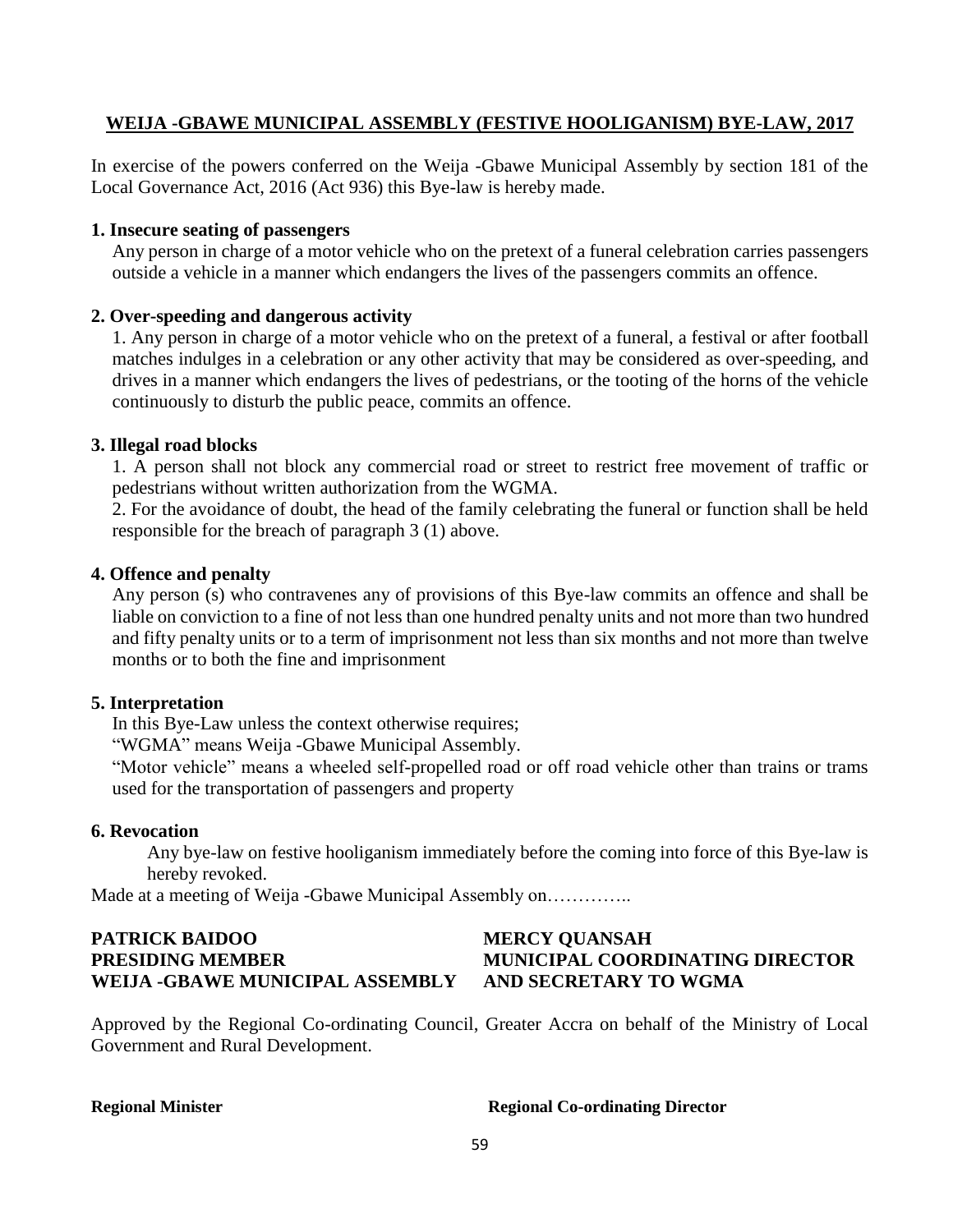## WEIJA -GBAWE MUNICIPAL ASSEMBLY (FESTIVE HOOLIGANISM) BYE-LAW, 2017

In exercise of the powers conferred on the Weija -Gbawe Municipal Assembly by section 181 of the Local Governance Act, 2016 (Act 936) this Bye-law is hereby made.

### 1. Insecure seating of passengers

Any person in charge of a motor vehicle who on the pretext of a funeral celebration carries passengers outside a vehicle in a manner which endangers the lives of the passengers commits an offence.

### 2. Over-speeding and dangerous activity

1. Any person in charge of a motor vehicle who on the pretext of a funeral, a festival or after football matches indulges in a celebration or any other activity that may be considered as over-speeding, and drives in a manner which endangers the lives of pedestrians, or the tooting of the horns of the vehicle continuously to disturb the public peace, commits an offence.

### 3. Illegal road blocks

1. A person shall not block any commercial road or street to restrict free movement of traffic or pedestrians without written authorization from the WGMA.
2. For the avoidance of doubt, the head of the family celebrating the funeral or function shall be held responsible for the breach of paragraph 3 (1) above.

### 4. Offence and penalty

Any person (s) who contravenes any of provisions of this Bye-law commits an offence and shall be liable on conviction to a fine of not less than one hundred penalty units and not more than two hundred and fifty penalty units or to a term of imprisonment not less than six months and not more than twelve months or to both the fine and imprisonment

### 5. Interpretation

In this Bye-Law unless the context otherwise requires;

"WGMA" means Weija -Gbawe Municipal Assembly.

"Motor vehicle" means a wheeled self-propelled road or off road vehicle other than trains or trams used for the transportation of passengers and property

### 6. Revocation

Any bye-law on festive hooliganism immediately before the coming into force of this Bye-law is hereby revoked.

Made at a meeting of Weija -Gbawe Municipal Assembly on…………..

**PATRICK BAIDOO**
**PRESIDING MEMBER**
**WEIJA -GBAWE MUNICIPAL ASSEMBLY**

**MERCY QUANSAH**
**MUNICIPAL COORDINATING DIRECTOR**
**AND SECRETARY TO WGMA**

Approved by the Regional Co-ordinating Council, Greater Accra on behalf of the Ministry of Local Government and Rural Development.

**Regional Minister**

**Regional Co-ordinating Director**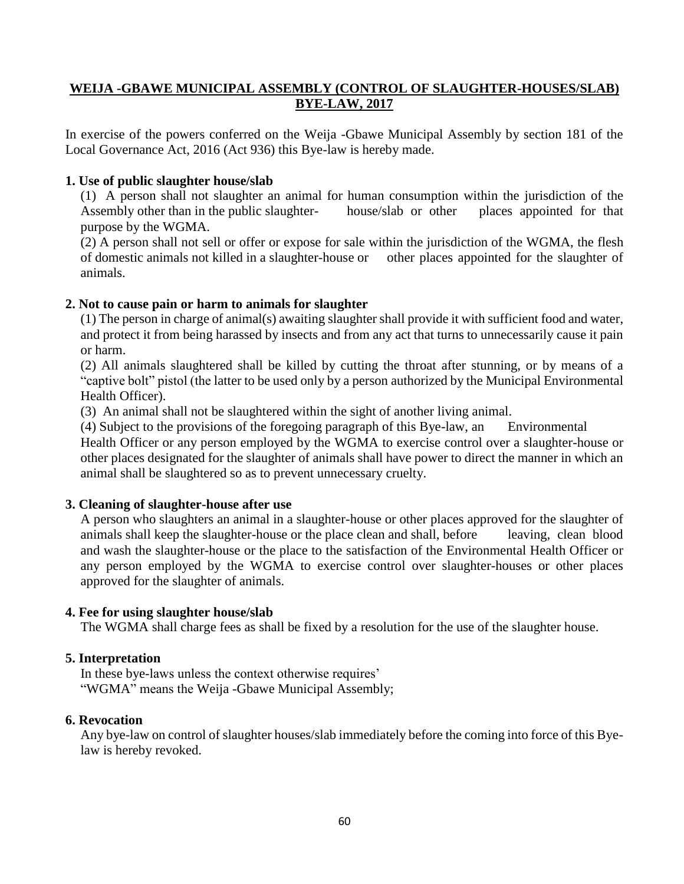## WEIJA -GBAWE MUNICIPAL ASSEMBLY (CONTROL OF SLAUGHTER-HOUSES/SLAB) BYE-LAW, 2017

In exercise of the powers conferred on the Weija -Gbawe Municipal Assembly by section 181 of the Local Governance Act, 2016 (Act 936) this Bye-law is hereby made.

### 1. Use of public slaughter house/slab

(1) A person shall not slaughter an animal for human consumption within the jurisdiction of the Assembly other than in the public slaughter- house/slab or other places appointed for that purpose by the WGMA.

(2) A person shall not sell or offer or expose for sale within the jurisdiction of the WGMA, the flesh of domestic animals not killed in a slaughter-house or other places appointed for the slaughter of animals.

### 2. Not to cause pain or harm to animals for slaughter

(1) The person in charge of animal(s) awaiting slaughter shall provide it with sufficient food and water, and protect it from being harassed by insects and from any act that turns to unnecessarily cause it pain or harm.

(2) All animals slaughtered shall be killed by cutting the throat after stunning, or by means of a "captive bolt" pistol (the latter to be used only by a person authorized by the Municipal Environmental Health Officer).

(3) An animal shall not be slaughtered within the sight of another living animal.

(4) Subject to the provisions of the foregoing paragraph of this Bye-law, an Environmental Health Officer or any person employed by the WGMA to exercise control over a slaughter-house or other places designated for the slaughter of animals shall have power to direct the manner in which an animal shall be slaughtered so as to prevent unnecessary cruelty.

### 3. Cleaning of slaughter-house after use

A person who slaughters an animal in a slaughter-house or other places approved for the slaughter of animals shall keep the slaughter-house or the place clean and shall, before leaving, clean blood and wash the slaughter-house or the place to the satisfaction of the Environmental Health Officer or any person employed by the WGMA to exercise control over slaughter-houses or other places approved for the slaughter of animals.

### 4. Fee for using slaughter house/slab

The WGMA shall charge fees as shall be fixed by a resolution for the use of the slaughter house.

### 5. Interpretation

In these bye-laws unless the context otherwise requires'
"WGMA" means the Weija -Gbawe Municipal Assembly;

### 6. Revocation

Any bye-law on control of slaughter houses/slab immediately before the coming into force of this Bye-law is hereby revoked.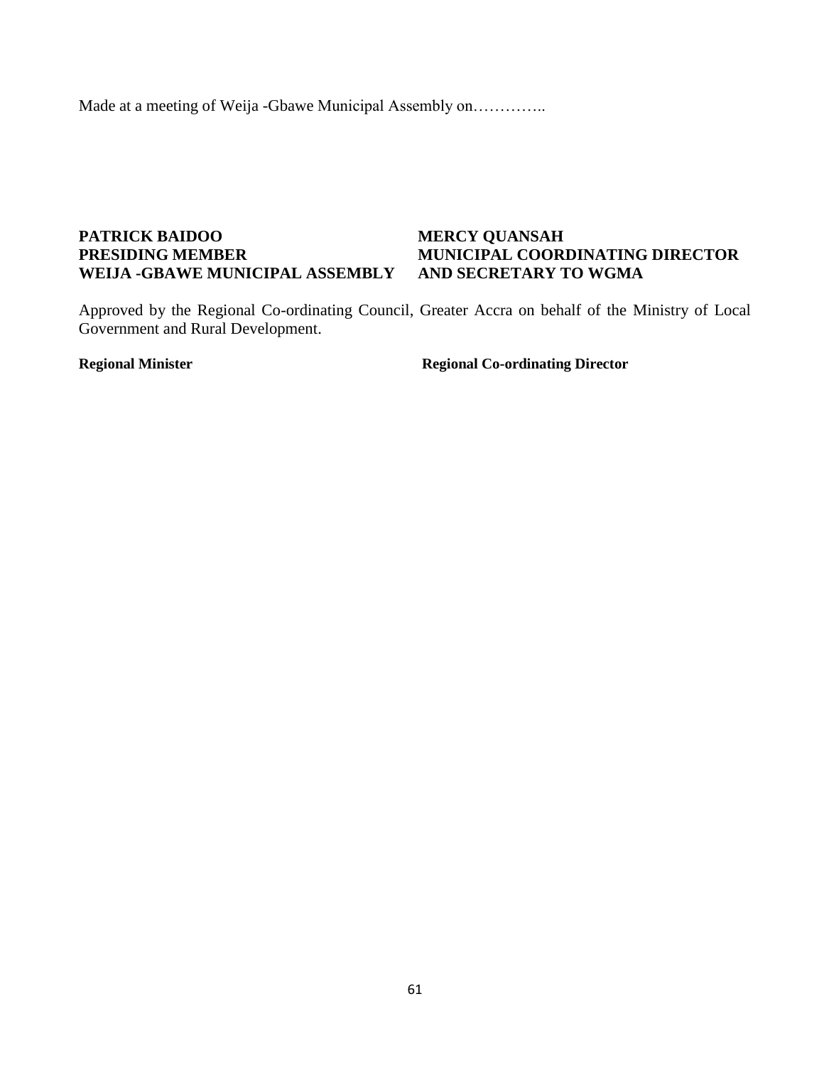Made at a meeting of Weija -Gbawe Municipal Assembly on…………..

**PATRICK BAIDOO**
**PRESIDING MEMBER**
**WEIJA -GBAWE MUNICIPAL ASSEMBLY**

**MERCY QUANSAH**
**MUNICIPAL COORDINATING DIRECTOR**
**AND SECRETARY TO WGMA**

Approved by the Regional Co-ordinating Council, Greater Accra on behalf of the Ministry of Local Government and Rural Development.

**Regional Minister**

**Regional Co-ordinating Director**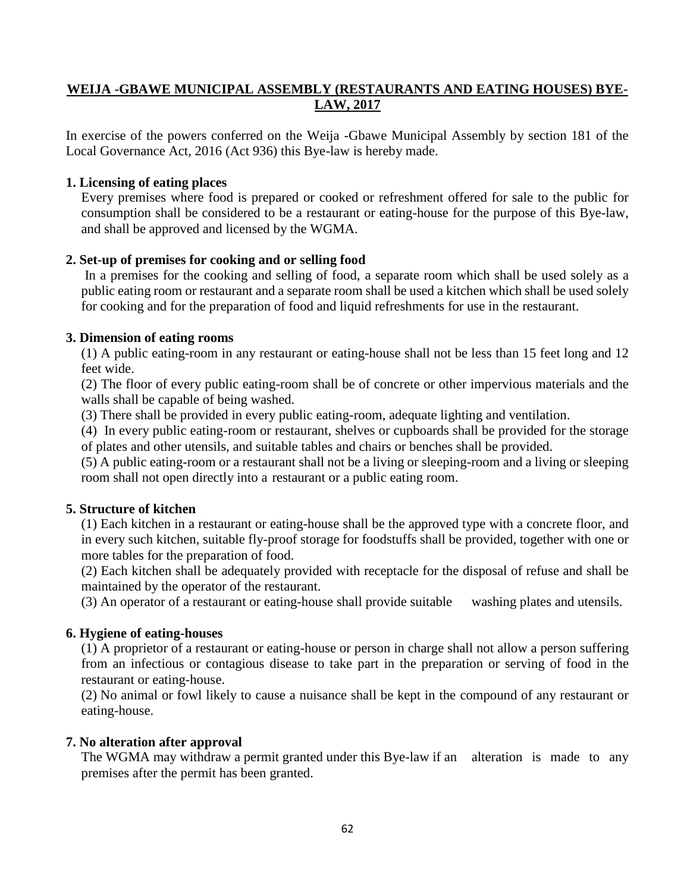**WEIJA -GBAWE MUNICIPAL ASSEMBLY (RESTAURANTS AND EATING HOUSES) BYE-LAW, 2017**

In exercise of the powers conferred on the Weija -Gbawe Municipal Assembly by section 181 of the Local Governance Act, 2016 (Act 936) this Bye-law is hereby made.

**1. Licensing of eating places**

Every premises where food is prepared or cooked or refreshment offered for sale to the public for consumption shall be considered to be a restaurant or eating-house for the purpose of this Bye-law, and shall be approved and licensed by the WGMA.

**2. Set-up of premises for cooking and or selling food**

In a premises for the cooking and selling of food, a separate room which shall be used solely as a public eating room or restaurant and a separate room shall be used a kitchen which shall be used solely for cooking and for the preparation of food and liquid refreshments for use in the restaurant.

**3. Dimension of eating rooms**

(1) A public eating-room in any restaurant or eating-house shall not be less than 15 feet long and 12 feet wide.

(2) The floor of every public eating-room shall be of concrete or other impervious materials and the walls shall be capable of being washed.

(3) There shall be provided in every public eating-room, adequate lighting and ventilation.

(4) In every public eating-room or restaurant, shelves or cupboards shall be provided for the storage of plates and other utensils, and suitable tables and chairs or benches shall be provided.

(5) A public eating-room or a restaurant shall not be a living or sleeping-room and a living or sleeping room shall not open directly into a restaurant or a public eating room.

**5. Structure of kitchen**

(1) Each kitchen in a restaurant or eating-house shall be the approved type with a concrete floor, and in every such kitchen, suitable fly-proof storage for foodstuffs shall be provided, together with one or more tables for the preparation of food.

(2) Each kitchen shall be adequately provided with receptacle for the disposal of refuse and shall be maintained by the operator of the restaurant.

(3) An operator of a restaurant or eating-house shall provide suitable washing plates and utensils.

**6. Hygiene of eating-houses**

(1) A proprietor of a restaurant or eating-house or person in charge shall not allow a person suffering from an infectious or contagious disease to take part in the preparation or serving of food in the restaurant or eating-house.

(2) No animal or fowl likely to cause a nuisance shall be kept in the compound of any restaurant or eating-house.

**7. No alteration after approval**

The WGMA may withdraw a permit granted under this Bye-law if an alteration is made to any premises after the permit has been granted.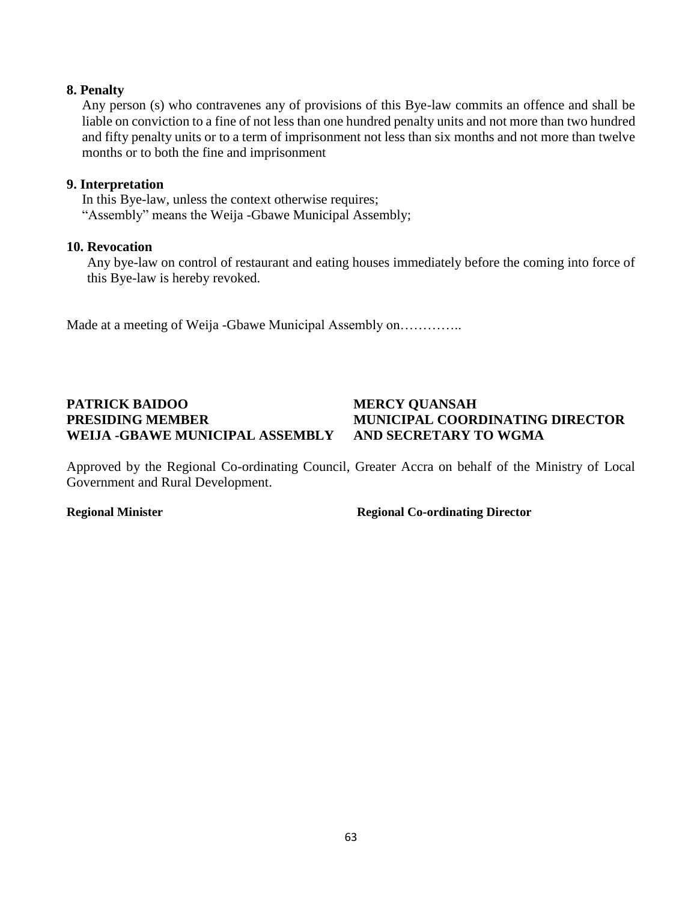### 8. Penalty

Any person (s) who contravenes any of provisions of this Bye-law commits an offence and shall be liable on conviction to a fine of not less than one hundred penalty units and not more than two hundred and fifty penalty units or to a term of imprisonment not less than six months and not more than twelve months or to both the fine and imprisonment

### 9. Interpretation

In this Bye-law, unless the context otherwise requires;
"Assembly" means the Weija -Gbawe Municipal Assembly;

### 10. Revocation

Any bye-law on control of restaurant and eating houses immediately before the coming into force of this Bye-law is hereby revoked.

Made at a meeting of Weija -Gbawe Municipal Assembly on…………..

**PATRICK BAIDOO**
**PRESIDING MEMBER**
**WEIJA -GBAWE MUNICIPAL ASSEMBLY**

**MERCY QUANSAH**
**MUNICIPAL COORDINATING DIRECTOR**
**AND SECRETARY TO WGMA**

Approved by the Regional Co-ordinating Council, Greater Accra on behalf of the Ministry of Local Government and Rural Development.

**Regional Minister**

**Regional Co-ordinating Director**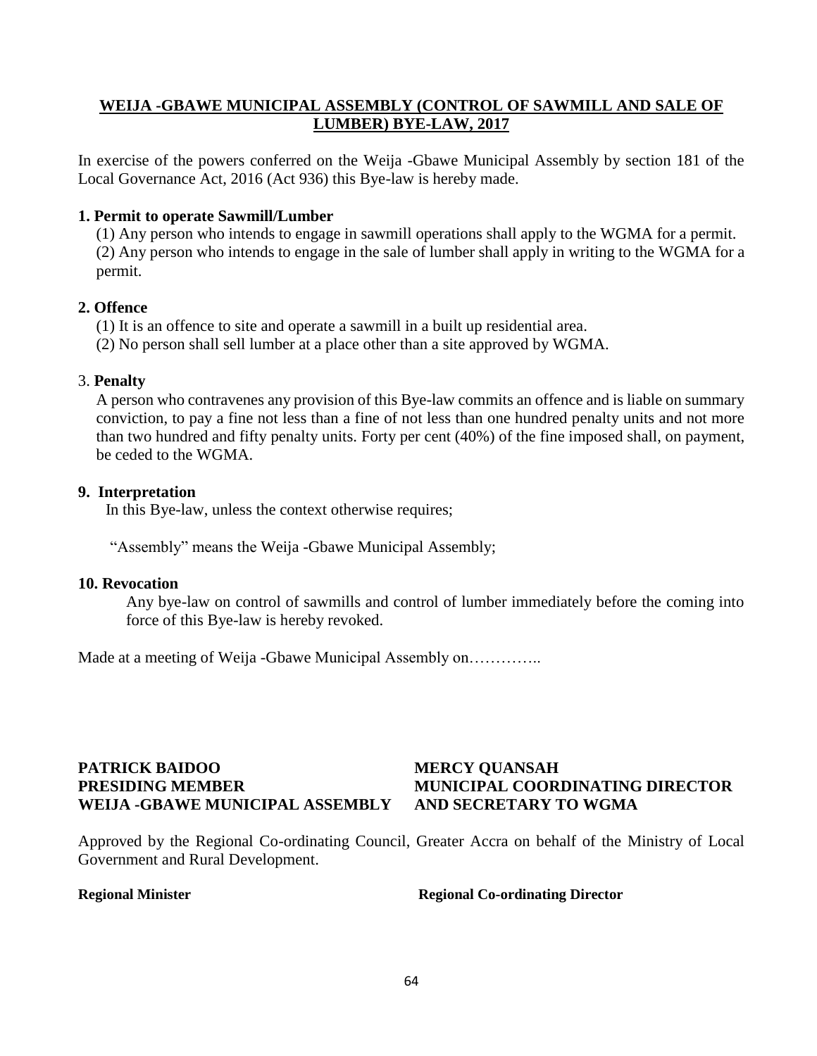## WEIJA -GBAWE MUNICIPAL ASSEMBLY (CONTROL OF SAWMILL AND SALE OF LUMBER) BYE-LAW, 2017

In exercise of the powers conferred on the Weija -Gbawe Municipal Assembly by section 181 of the Local Governance Act, 2016 (Act 936) this Bye-law is hereby made.

**1. Permit to operate Sawmill/Lumber**

(1) Any person who intends to engage in sawmill operations shall apply to the WGMA for a permit.

(2) Any person who intends to engage in the sale of lumber shall apply in writing to the WGMA for a permit.

**2. Offence**

(1) It is an offence to site and operate a sawmill in a built up residential area.

(2) No person shall sell lumber at a place other than a site approved by WGMA.

3. **Penalty**

A person who contravenes any provision of this Bye-law commits an offence and is liable on summary conviction, to pay a fine not less than a fine of not less than one hundred penalty units and not more than two hundred and fifty penalty units. Forty per cent (40%) of the fine imposed shall, on payment, be ceded to the WGMA.

**9. Interpretation**

In this Bye-law, unless the context otherwise requires;

"Assembly" means the Weija -Gbawe Municipal Assembly;

**10. Revocation**

Any bye-law on control of sawmills and control of lumber immediately before the coming into force of this Bye-law is hereby revoked.

Made at a meeting of Weija -Gbawe Municipal Assembly on…………..

**PATRICK BAIDOO**
**PRESIDING MEMBER**
**WEIJA -GBAWE MUNICIPAL ASSEMBLY**

**MERCY QUANSAH**
**MUNICIPAL COORDINATING DIRECTOR**
**AND SECRETARY TO WGMA**

Approved by the Regional Co-ordinating Council, Greater Accra on behalf of the Ministry of Local Government and Rural Development.

**Regional Minister**

**Regional Co-ordinating Director**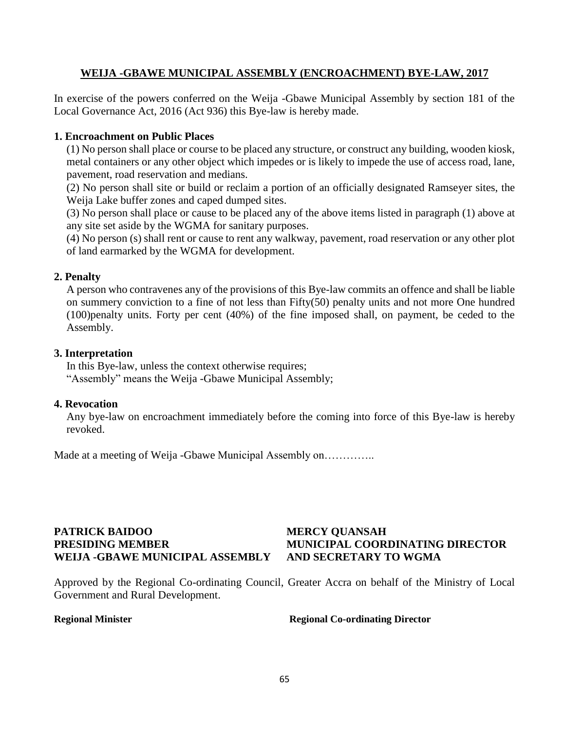## WEIJA -GBAWE MUNICIPAL ASSEMBLY (ENCROACHMENT) BYE-LAW, 2017

In exercise of the powers conferred on the Weija -Gbawe Municipal Assembly by section 181 of the Local Governance Act, 2016 (Act 936) this Bye-law is hereby made.

### 1. Encroachment on Public Places

(1) No person shall place or course to be placed any structure, or construct any building, wooden kiosk, metal containers or any other object which impedes or is likely to impede the use of access road, lane, pavement, road reservation and medians.

(2) No person shall site or build or reclaim a portion of an officially designated Ramseyer sites, the Weija Lake buffer zones and caped dumped sites.

(3) No person shall place or cause to be placed any of the above items listed in paragraph (1) above at any site set aside by the WGMA for sanitary purposes.

(4) No person (s) shall rent or cause to rent any walkway, pavement, road reservation or any other plot of land earmarked by the WGMA for development.

### 2. Penalty

A person who contravenes any of the provisions of this Bye-law commits an offence and shall be liable on summery conviction to a fine of not less than Fifty(50) penalty units and not more One hundred (100)penalty units. Forty per cent (40%) of the fine imposed shall, on payment, be ceded to the Assembly.

### 3. Interpretation

In this Bye-law, unless the context otherwise requires;

"Assembly" means the Weija -Gbawe Municipal Assembly;

### 4. Revocation

Any bye-law on encroachment immediately before the coming into force of this Bye-law is hereby revoked.

Made at a meeting of Weija -Gbawe Municipal Assembly on…………..

**PATRICK BAIDOO**
**PRESIDING MEMBER**
**WEIJA -GBAWE MUNICIPAL ASSEMBLY**

**MERCY QUANSAH**
**MUNICIPAL COORDINATING DIRECTOR**
**AND SECRETARY TO WGMA**

Approved by the Regional Co-ordinating Council, Greater Accra on behalf of the Ministry of Local Government and Rural Development.

**Regional Minister**

**Regional Co-ordinating Director**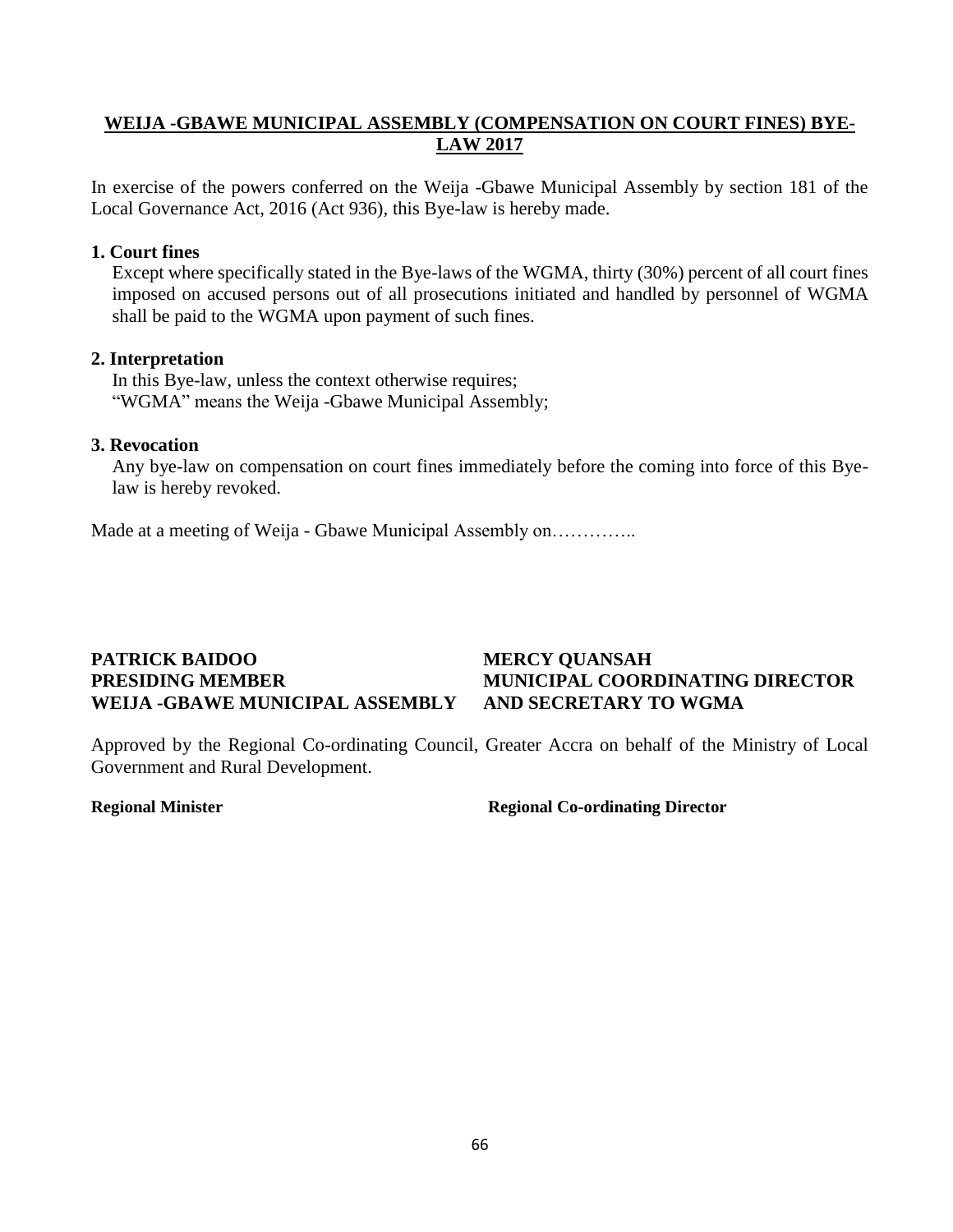## WEIJA -GBAWE MUNICIPAL ASSEMBLY (COMPENSATION ON COURT FINES) BYE-LAW 2017

In exercise of the powers conferred on the Weija -Gbawe Municipal Assembly by section 181 of the Local Governance Act, 2016 (Act 936), this Bye-law is hereby made.

**1. Court fines**

Except where specifically stated in the Bye-laws of the WGMA, thirty (30%) percent of all court fines imposed on accused persons out of all prosecutions initiated and handled by personnel of WGMA shall be paid to the WGMA upon payment of such fines.

**2. Interpretation**

In this Bye-law, unless the context otherwise requires;
"WGMA" means the Weija -Gbawe Municipal Assembly;

**3. Revocation**

Any bye-law on compensation on court fines immediately before the coming into force of this Bye-law is hereby revoked.

Made at a meeting of Weija - Gbawe Municipal Assembly on…………..

**PATRICK BAIDOO**
**PRESIDING MEMBER**
**WEIJA -GBAWE MUNICIPAL ASSEMBLY**

**MERCY QUANSAH**
**MUNICIPAL COORDINATING DIRECTOR**
**AND SECRETARY TO WGMA**

Approved by the Regional Co-ordinating Council, Greater Accra on behalf of the Ministry of Local Government and Rural Development.

**Regional Minister**

**Regional Co-ordinating Director**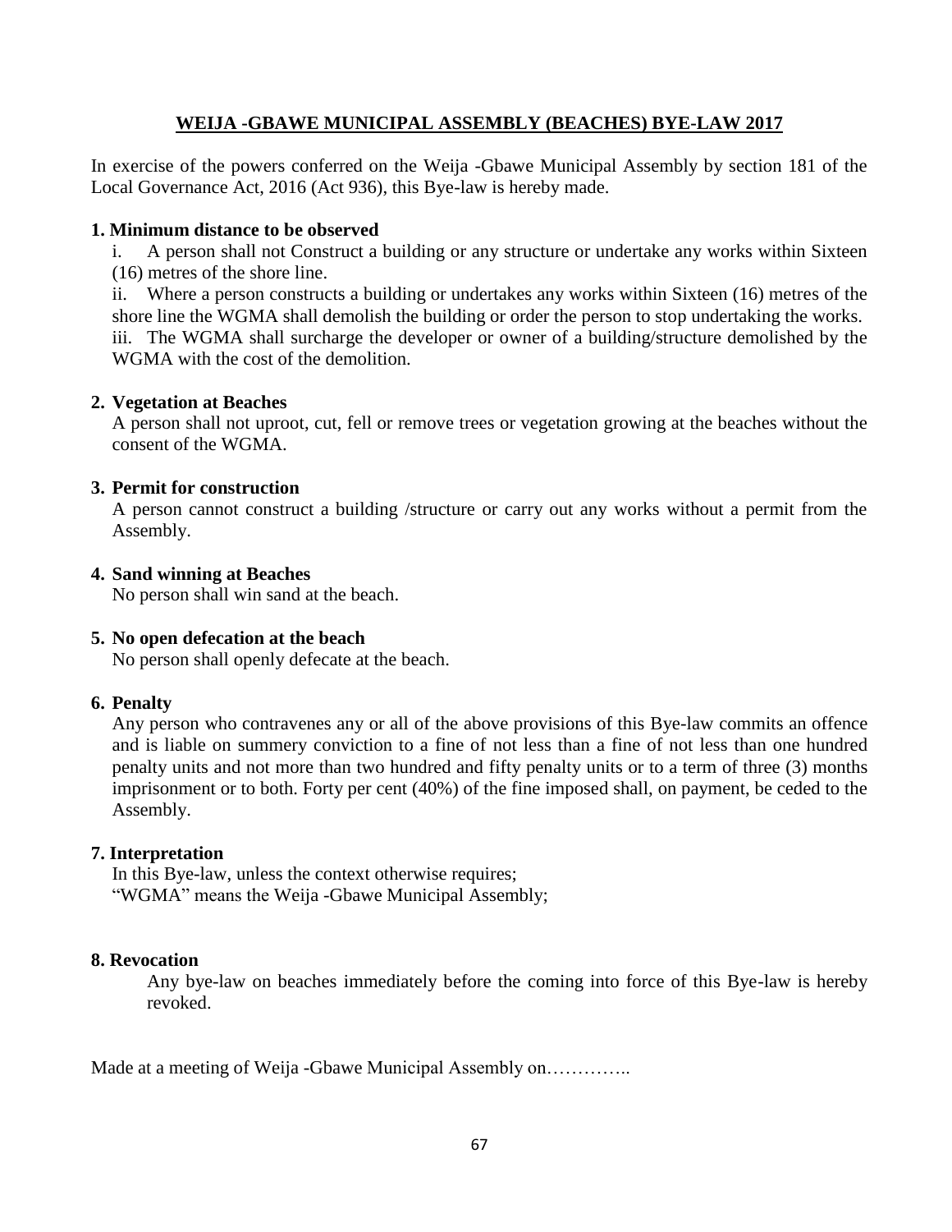## WEIJA -GBAWE MUNICIPAL ASSEMBLY (BEACHES) BYE-LAW 2017

In exercise of the powers conferred on the Weija -Gbawe Municipal Assembly by section 181 of the Local Governance Act, 2016 (Act 936), this Bye-law is hereby made.

### 1. Minimum distance to be observed

i. A person shall not Construct a building or any structure or undertake any works within Sixteen (16) metres of the shore line.

ii. Where a person constructs a building or undertakes any works within Sixteen (16) metres of the shore line the WGMA shall demolish the building or order the person to stop undertaking the works.

iii. The WGMA shall surcharge the developer or owner of a building/structure demolished by the WGMA with the cost of the demolition.

### 2. Vegetation at Beaches

A person shall not uproot, cut, fell or remove trees or vegetation growing at the beaches without the consent of the WGMA.

### 3. Permit for construction

A person cannot construct a building /structure or carry out any works without a permit from the Assembly.

### 4. Sand winning at Beaches

No person shall win sand at the beach.

### 5. No open defecation at the beach

No person shall openly defecate at the beach.

### 6. Penalty

Any person who contravenes any or all of the above provisions of this Bye-law commits an offence and is liable on summery conviction to a fine of not less than a fine of not less than one hundred penalty units and not more than two hundred and fifty penalty units or to a term of three (3) months imprisonment or to both. Forty per cent (40%) of the fine imposed shall, on payment, be ceded to the Assembly.

### 7. Interpretation

In this Bye-law, unless the context otherwise requires;
"WGMA" means the Weija -Gbawe Municipal Assembly;

### 8. Revocation

Any bye-law on beaches immediately before the coming into force of this Bye-law is hereby revoked.

Made at a meeting of Weija -Gbawe Municipal Assembly on…………..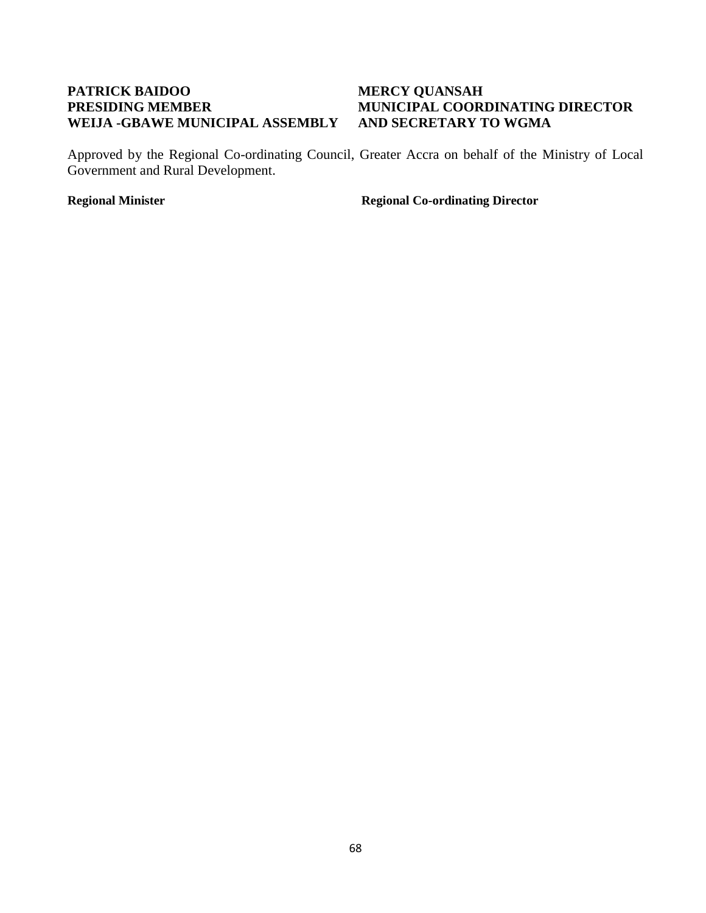**PATRICK BAIDOO**
**PRESIDING MEMBER**
**WEIJA -GBAWE MUNICIPAL ASSEMBLY**

**MERCY QUANSAH**
**MUNICIPAL COORDINATING DIRECTOR**
**AND SECRETARY TO WGMA**

Approved by the Regional Co-ordinating Council, Greater Accra on behalf of the Ministry of Local Government and Rural Development.

**Regional Minister**

**Regional Co-ordinating Director**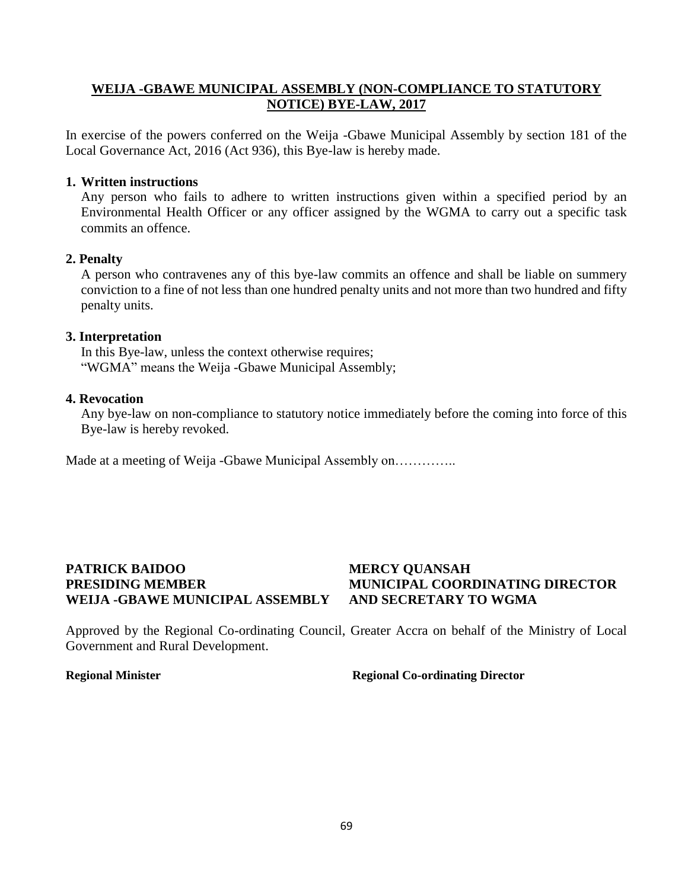## WEIJA -GBAWE MUNICIPAL ASSEMBLY (NON-COMPLIANCE TO STATUTORY NOTICE) BYE-LAW, 2017

In exercise of the powers conferred on the Weija -Gbawe Municipal Assembly by section 181 of the Local Governance Act, 2016 (Act 936), this Bye-law is hereby made.

**1. Written instructions**

Any person who fails to adhere to written instructions given within a specified period by an Environmental Health Officer or any officer assigned by the WGMA to carry out a specific task commits an offence.

**2. Penalty**

A person who contravenes any of this bye-law commits an offence and shall be liable on summery conviction to a fine of not less than one hundred penalty units and not more than two hundred and fifty penalty units.

**3. Interpretation**

In this Bye-law, unless the context otherwise requires;
"WGMA" means the Weija -Gbawe Municipal Assembly;

**4. Revocation**

Any bye-law on non-compliance to statutory notice immediately before the coming into force of this Bye-law is hereby revoked.

Made at a meeting of Weija -Gbawe Municipal Assembly on…………..

**PATRICK BAIDOO**
**PRESIDING MEMBER**
**WEIJA -GBAWE MUNICIPAL ASSEMBLY**

**MERCY QUANSAH**
**MUNICIPAL COORDINATING DIRECTOR**
**AND SECRETARY TO WGMA**

Approved by the Regional Co-ordinating Council, Greater Accra on behalf of the Ministry of Local Government and Rural Development.

**Regional Minister**

**Regional Co-ordinating Director**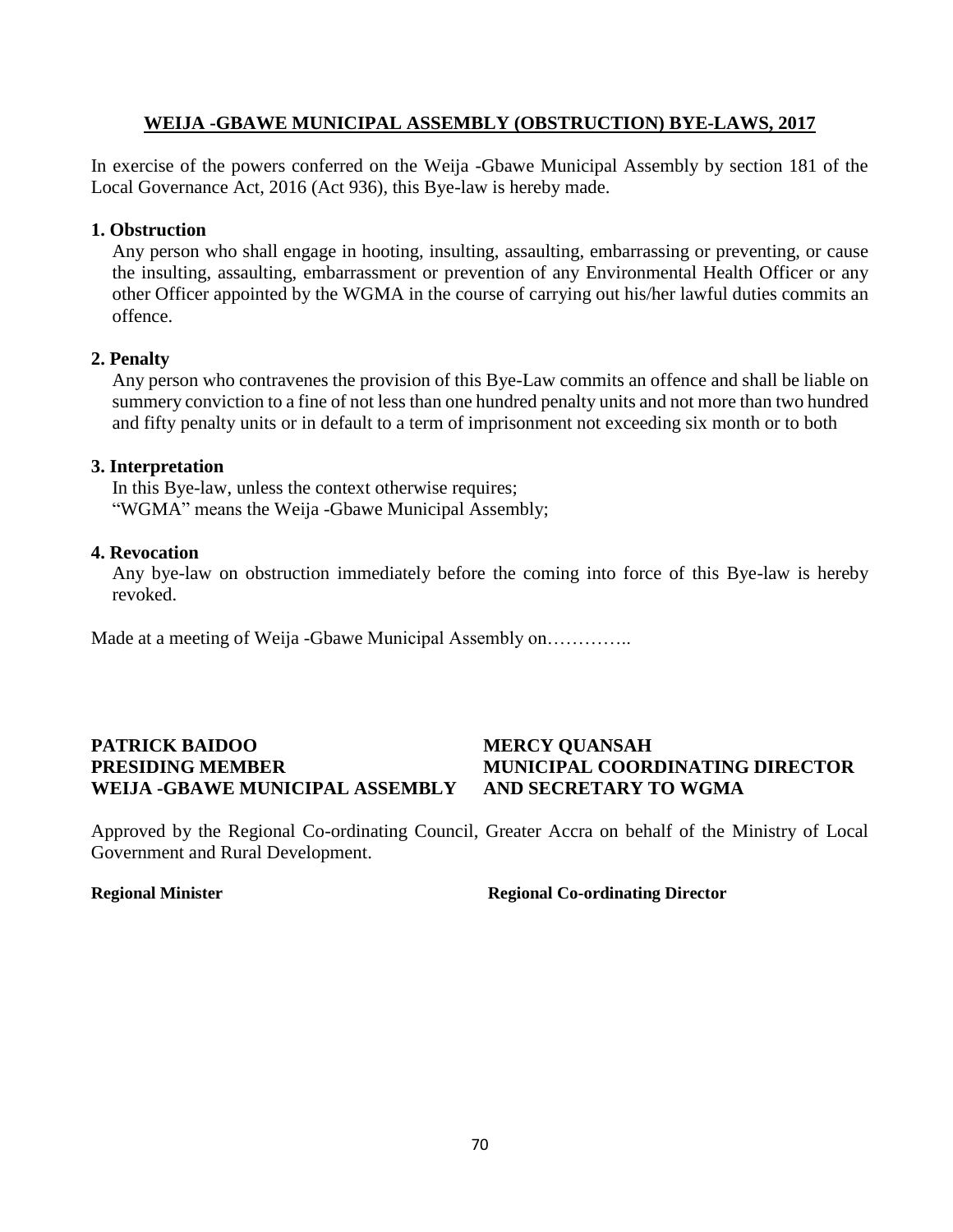## WEIJA -GBAWE MUNICIPAL ASSEMBLY (OBSTRUCTION) BYE-LAWS, 2017

In exercise of the powers conferred on the Weija -Gbawe Municipal Assembly by section 181 of the Local Governance Act, 2016 (Act 936), this Bye-law is hereby made.

### 1. Obstruction

Any person who shall engage in hooting, insulting, assaulting, embarrassing or preventing, or cause the insulting, assaulting, embarrassment or prevention of any Environmental Health Officer or any other Officer appointed by the WGMA in the course of carrying out his/her lawful duties commits an offence.

### 2. Penalty

Any person who contravenes the provision of this Bye-Law commits an offence and shall be liable on summery conviction to a fine of not less than one hundred penalty units and not more than two hundred and fifty penalty units or in default to a term of imprisonment not exceeding six month or to both

### 3. Interpretation

In this Bye-law, unless the context otherwise requires;
"WGMA" means the Weija -Gbawe Municipal Assembly;

### 4. Revocation

Any bye-law on obstruction immediately before the coming into force of this Bye-law is hereby revoked.

Made at a meeting of Weija -Gbawe Municipal Assembly on…………..

**PATRICK BAIDOO**
**PRESIDING MEMBER**
**WEIJA -GBAWE MUNICIPAL ASSEMBLY**

**MERCY QUANSAH**
**MUNICIPAL COORDINATING DIRECTOR**
**AND SECRETARY TO WGMA**

Approved by the Regional Co-ordinating Council, Greater Accra on behalf of the Ministry of Local Government and Rural Development.

**Regional Minister**

**Regional Co-ordinating Director**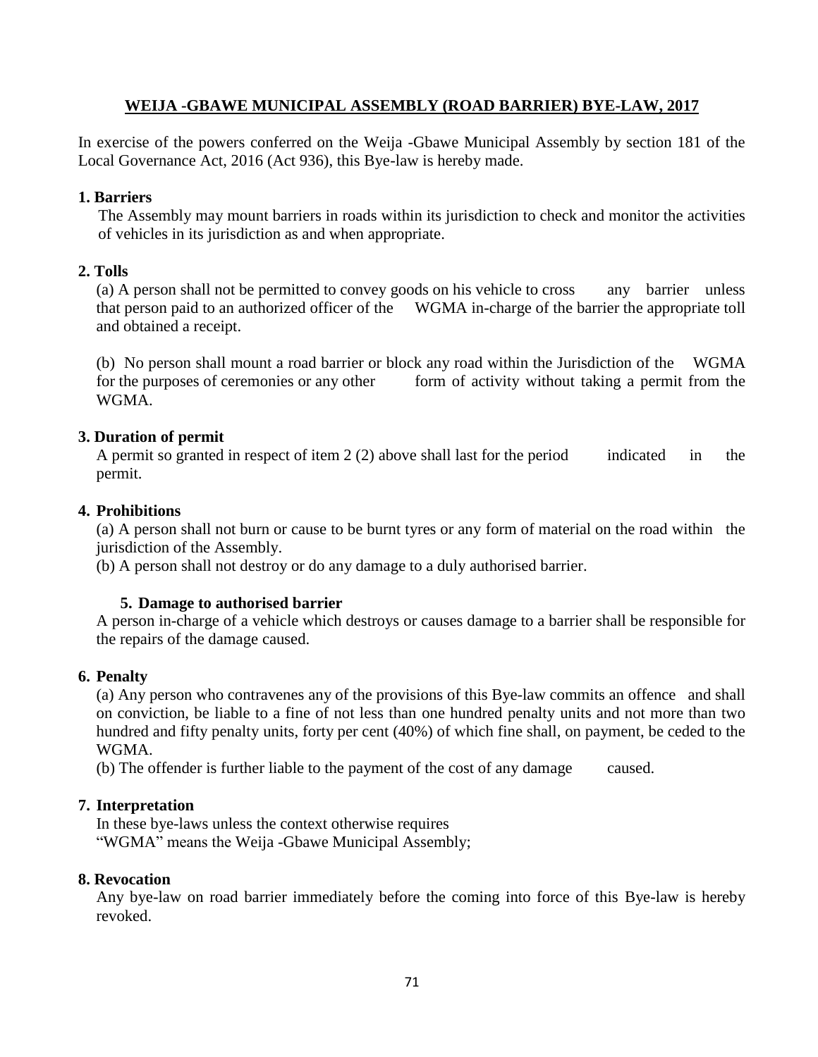## WEIJA -GBAWE MUNICIPAL ASSEMBLY (ROAD BARRIER) BYE-LAW, 2017

In exercise of the powers conferred on the Weija -Gbawe Municipal Assembly by section 181 of the Local Governance Act, 2016 (Act 936), this Bye-law is hereby made.

### 1. Barriers

The Assembly may mount barriers in roads within its jurisdiction to check and monitor the activities of vehicles in its jurisdiction as and when appropriate.

### 2. Tolls

(a) A person shall not be permitted to convey goods on his vehicle to cross any barrier unless that person paid to an authorized officer of the WGMA in-charge of the barrier the appropriate toll and obtained a receipt.

(b) No person shall mount a road barrier or block any road within the Jurisdiction of the WGMA for the purposes of ceremonies or any other form of activity without taking a permit from the WGMA.

### 3. Duration of permit

A permit so granted in respect of item 2 (2) above shall last for the period indicated in the permit.

### 4. Prohibitions

(a) A person shall not burn or cause to be burnt tyres or any form of material on the road within the jurisdiction of the Assembly.

(b) A person shall not destroy or do any damage to a duly authorised barrier.

### 5. Damage to authorised barrier

A person in-charge of a vehicle which destroys or causes damage to a barrier shall be responsible for the repairs of the damage caused.

### 6. Penalty

(a) Any person who contravenes any of the provisions of this Bye-law commits an offence and shall on conviction, be liable to a fine of not less than one hundred penalty units and not more than two hundred and fifty penalty units, forty per cent (40%) of which fine shall, on payment, be ceded to the WGMA.

(b) The offender is further liable to the payment of the cost of any damage caused.

### 7. Interpretation

In these bye-laws unless the context otherwise requires

"WGMA" means the Weija -Gbawe Municipal Assembly;

### 8. Revocation

Any bye-law on road barrier immediately before the coming into force of this Bye-law is hereby revoked.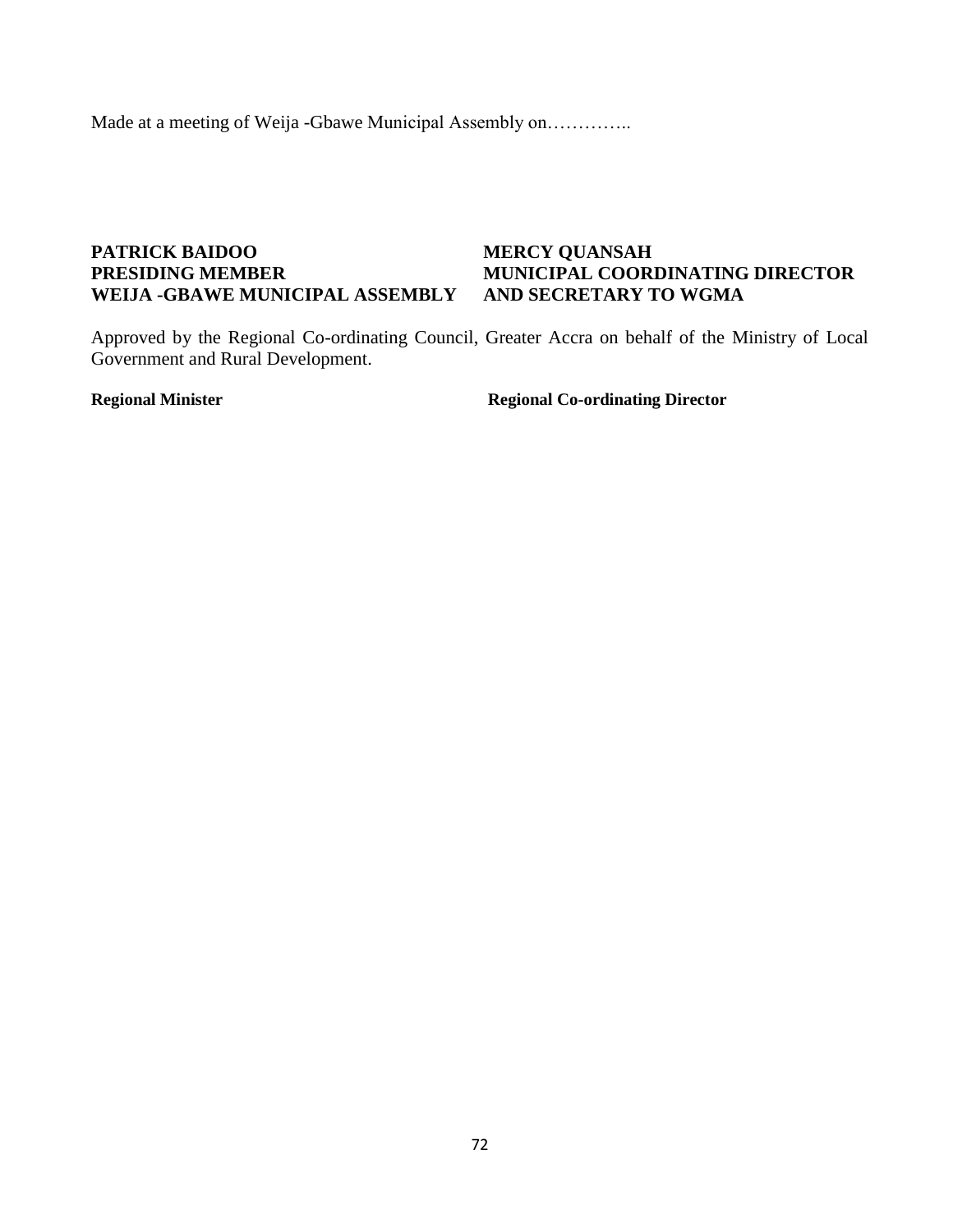Made at a meeting of Weija -Gbawe Municipal Assembly on…………..

**PATRICK BAIDOO**
**PRESIDING MEMBER**
**WEIJA -GBAWE MUNICIPAL ASSEMBLY**

**MERCY QUANSAH**
**MUNICIPAL COORDINATING DIRECTOR**
**AND SECRETARY TO WGMA**

Approved by the Regional Co-ordinating Council, Greater Accra on behalf of the Ministry of Local Government and Rural Development.

**Regional Minister**

**Regional Co-ordinating Director**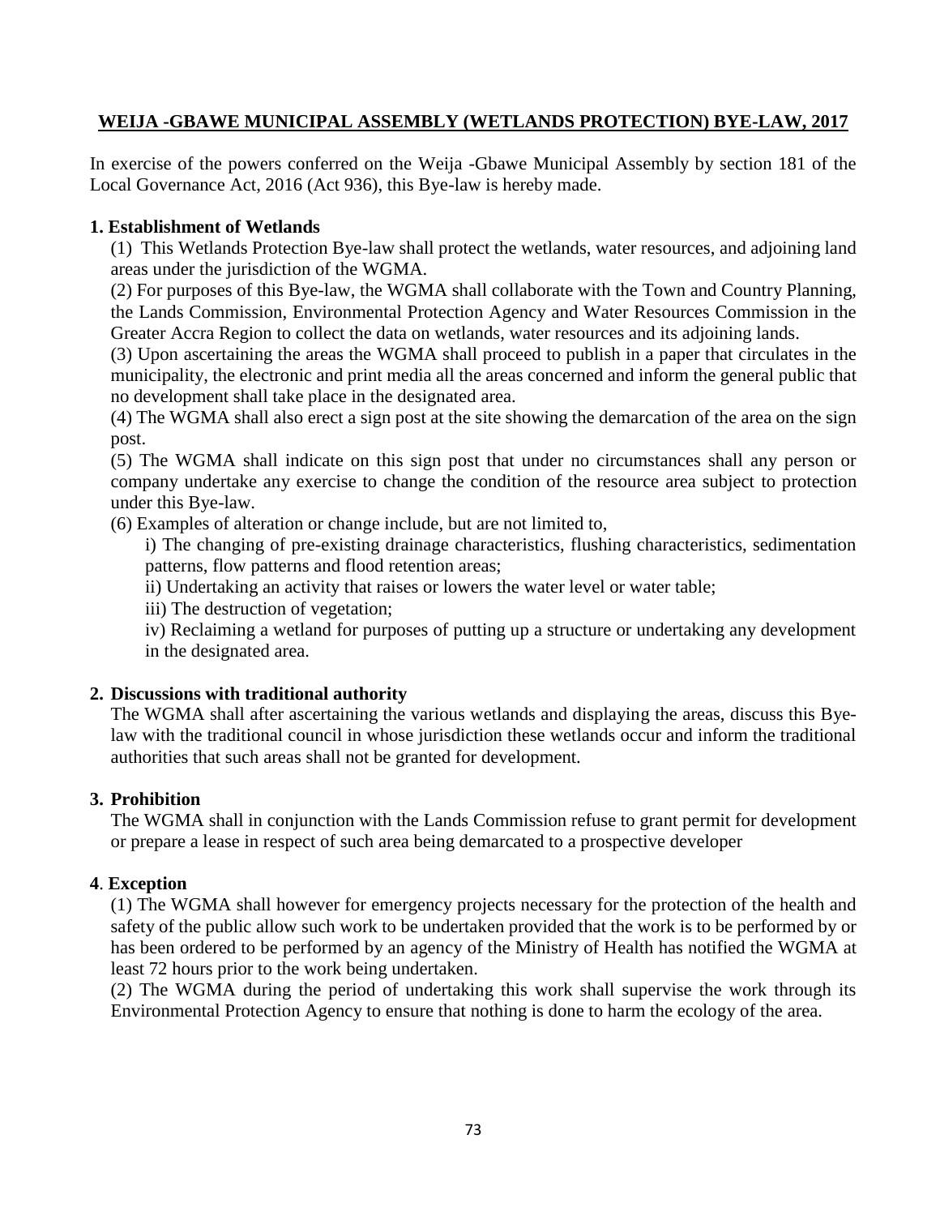## WEIJA -GBAWE MUNICIPAL ASSEMBLY (WETLANDS PROTECTION) BYE-LAW, 2017

In exercise of the powers conferred on the Weija -Gbawe Municipal Assembly by section 181 of the Local Governance Act, 2016 (Act 936), this Bye-law is hereby made.

### 1. Establishment of Wetlands

(1) This Wetlands Protection Bye-law shall protect the wetlands, water resources, and adjoining land areas under the jurisdiction of the WGMA.

(2) For purposes of this Bye-law, the WGMA shall collaborate with the Town and Country Planning, the Lands Commission, Environmental Protection Agency and Water Resources Commission in the Greater Accra Region to collect the data on wetlands, water resources and its adjoining lands.

(3) Upon ascertaining the areas the WGMA shall proceed to publish in a paper that circulates in the municipality, the electronic and print media all the areas concerned and inform the general public that no development shall take place in the designated area.

(4) The WGMA shall also erect a sign post at the site showing the demarcation of the area on the sign post.

(5) The WGMA shall indicate on this sign post that under no circumstances shall any person or company undertake any exercise to change the condition of the resource area subject to protection under this Bye-law.

(6) Examples of alteration or change include, but are not limited to,

i) The changing of pre-existing drainage characteristics, flushing characteristics, sedimentation patterns, flow patterns and flood retention areas;

ii) Undertaking an activity that raises or lowers the water level or water table;

iii) The destruction of vegetation;

iv) Reclaiming a wetland for purposes of putting up a structure or undertaking any development in the designated area.

### 2. Discussions with traditional authority

The WGMA shall after ascertaining the various wetlands and displaying the areas, discuss this Bye-law with the traditional council in whose jurisdiction these wetlands occur and inform the traditional authorities that such areas shall not be granted for development.

### 3. Prohibition

The WGMA shall in conjunction with the Lands Commission refuse to grant permit for development or prepare a lease in respect of such area being demarcated to a prospective developer

### 4. Exception

(1) The WGMA shall however for emergency projects necessary for the protection of the health and safety of the public allow such work to be undertaken provided that the work is to be performed by or has been ordered to be performed by an agency of the Ministry of Health has notified the WGMA at least 72 hours prior to the work being undertaken.

(2) The WGMA during the period of undertaking this work shall supervise the work through its Environmental Protection Agency to ensure that nothing is done to harm the ecology of the area.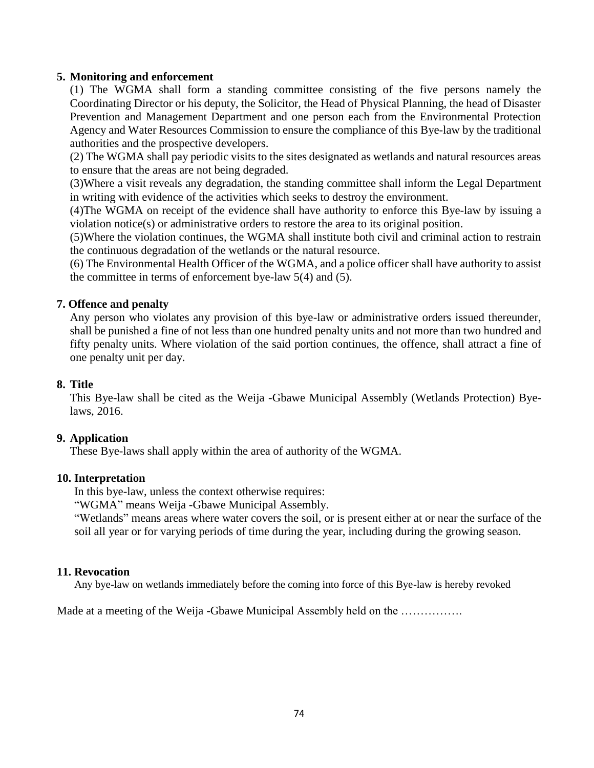**5. Monitoring and enforcement**

(1) The WGMA shall form a standing committee consisting of the five persons namely the Coordinating Director or his deputy, the Solicitor, the Head of Physical Planning, the head of Disaster Prevention and Management Department and one person each from the Environmental Protection Agency and Water Resources Commission to ensure the compliance of this Bye-law by the traditional authorities and the prospective developers.

(2) The WGMA shall pay periodic visits to the sites designated as wetlands and natural resources areas to ensure that the areas are not being degraded.

(3)Where a visit reveals any degradation, the standing committee shall inform the Legal Department in writing with evidence of the activities which seeks to destroy the environment.

(4)The WGMA on receipt of the evidence shall have authority to enforce this Bye-law by issuing a violation notice(s) or administrative orders to restore the area to its original position.

(5)Where the violation continues, the WGMA shall institute both civil and criminal action to restrain the continuous degradation of the wetlands or the natural resource.

(6) The Environmental Health Officer of the WGMA, and a police officer shall have authority to assist the committee in terms of enforcement bye-law 5(4) and (5).

**7. Offence and penalty**

Any person who violates any provision of this bye-law or administrative orders issued thereunder, shall be punished a fine of not less than one hundred penalty units and not more than two hundred and fifty penalty units. Where violation of the said portion continues, the offence, shall attract a fine of one penalty unit per day.

**8. Title**

This Bye-law shall be cited as the Weija -Gbawe Municipal Assembly (Wetlands Protection) Bye-laws, 2016.

**9. Application**

These Bye-laws shall apply within the area of authority of the WGMA.

**10. Interpretation**

In this bye-law, unless the context otherwise requires:

"WGMA" means Weija -Gbawe Municipal Assembly.

"Wetlands" means areas where water covers the soil, or is present either at or near the surface of the soil all year or for varying periods of time during the year, including during the growing season.

**11. Revocation**

Any bye-law on wetlands immediately before the coming into force of this Bye-law is hereby revoked

Made at a meeting of the Weija -Gbawe Municipal Assembly held on the …………….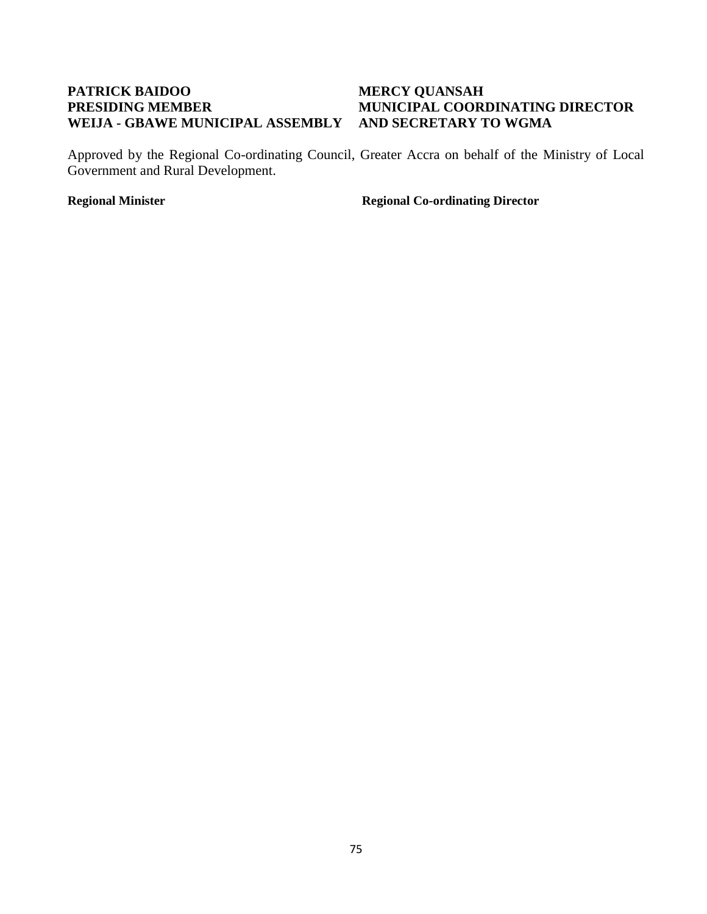**PATRICK BAIDOO**
**PRESIDING MEMBER**
**WEIJA - GBAWE MUNICIPAL ASSEMBLY**

**MERCY QUANSAH**
**MUNICIPAL COORDINATING DIRECTOR**
**AND SECRETARY TO WGMA**

Approved by the Regional Co-ordinating Council, Greater Accra on behalf of the Ministry of Local Government and Rural Development.

**Regional Minister**

**Regional Co-ordinating Director**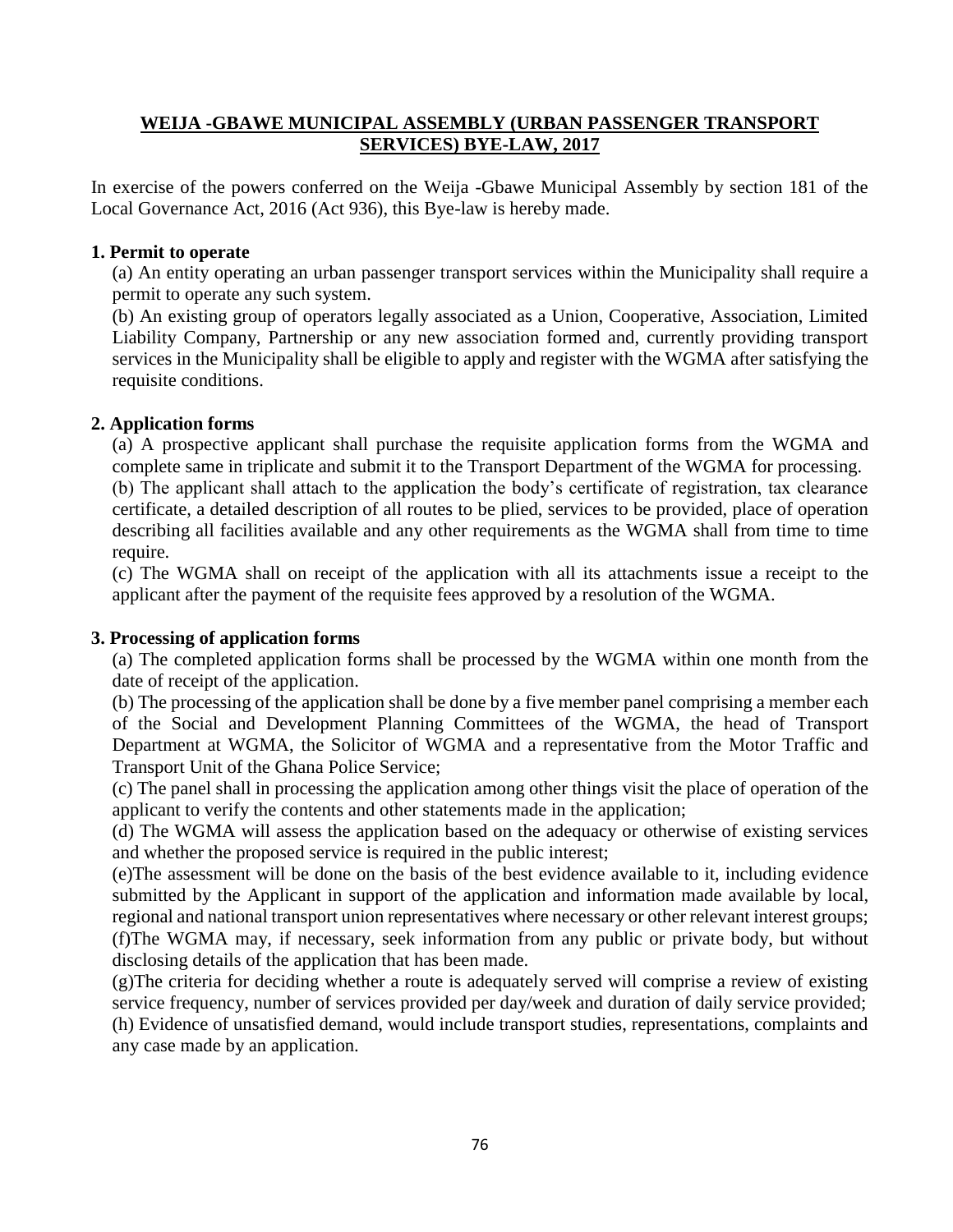## WEIJA -GBAWE MUNICIPAL ASSEMBLY (URBAN PASSENGER TRANSPORT SERVICES) BYE-LAW, 2017

In exercise of the powers conferred on the Weija -Gbawe Municipal Assembly by section 181 of the Local Governance Act, 2016 (Act 936), this Bye-law is hereby made.

### 1. Permit to operate

(a) An entity operating an urban passenger transport services within the Municipality shall require a permit to operate any such system.

(b) An existing group of operators legally associated as a Union, Cooperative, Association, Limited Liability Company, Partnership or any new association formed and, currently providing transport services in the Municipality shall be eligible to apply and register with the WGMA after satisfying the requisite conditions.

### 2. Application forms

(a) A prospective applicant shall purchase the requisite application forms from the WGMA and complete same in triplicate and submit it to the Transport Department of the WGMA for processing.

(b) The applicant shall attach to the application the body's certificate of registration, tax clearance certificate, a detailed description of all routes to be plied, services to be provided, place of operation describing all facilities available and any other requirements as the WGMA shall from time to time require.

(c) The WGMA shall on receipt of the application with all its attachments issue a receipt to the applicant after the payment of the requisite fees approved by a resolution of the WGMA.

### 3. Processing of application forms

(a) The completed application forms shall be processed by the WGMA within one month from the date of receipt of the application.

(b) The processing of the application shall be done by a five member panel comprising a member each of the Social and Development Planning Committees of the WGMA, the head of Transport Department at WGMA, the Solicitor of WGMA and a representative from the Motor Traffic and Transport Unit of the Ghana Police Service;

(c) The panel shall in processing the application among other things visit the place of operation of the applicant to verify the contents and other statements made in the application;

(d) The WGMA will assess the application based on the adequacy or otherwise of existing services and whether the proposed service is required in the public interest;

(e)The assessment will be done on the basis of the best evidence available to it, including evidence submitted by the Applicant in support of the application and information made available by local, regional and national transport union representatives where necessary or other relevant interest groups;

(f)The WGMA may, if necessary, seek information from any public or private body, but without disclosing details of the application that has been made.

(g)The criteria for deciding whether a route is adequately served will comprise a review of existing service frequency, number of services provided per day/week and duration of daily service provided;

(h) Evidence of unsatisfied demand, would include transport studies, representations, complaints and any case made by an application.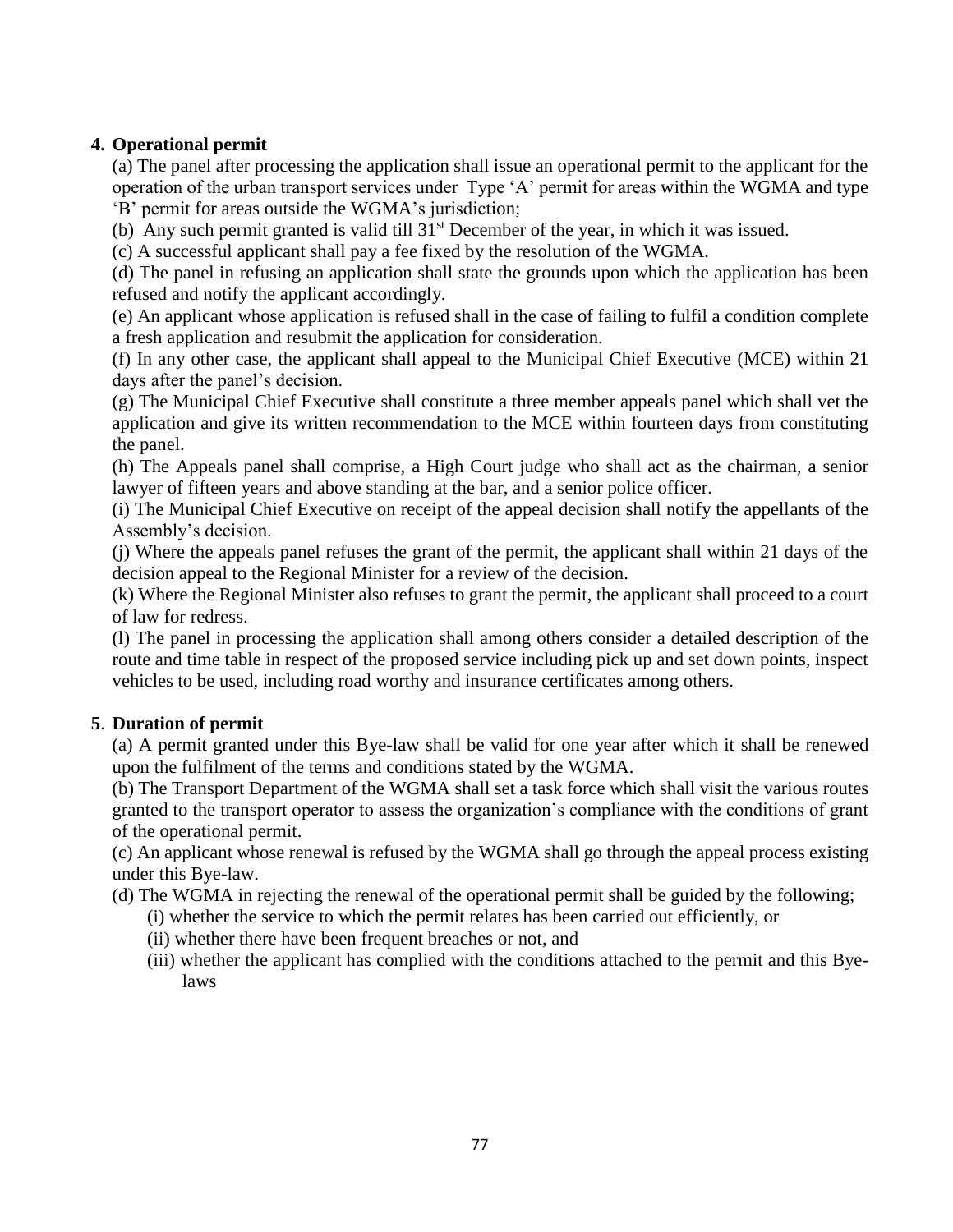## 4. Operational permit

(a) The panel after processing the application shall issue an operational permit to the applicant for the operation of the urban transport services under Type 'A' permit for areas within the WGMA and type 'B' permit for areas outside the WGMA's jurisdiction;

(b) Any such permit granted is valid till 31st December of the year, in which it was issued.

(c) A successful applicant shall pay a fee fixed by the resolution of the WGMA.

(d) The panel in refusing an application shall state the grounds upon which the application has been refused and notify the applicant accordingly.

(e) An applicant whose application is refused shall in the case of failing to fulfil a condition complete a fresh application and resubmit the application for consideration.

(f) In any other case, the applicant shall appeal to the Municipal Chief Executive (MCE) within 21 days after the panel's decision.

(g) The Municipal Chief Executive shall constitute a three member appeals panel which shall vet the application and give its written recommendation to the MCE within fourteen days from constituting the panel.

(h) The Appeals panel shall comprise, a High Court judge who shall act as the chairman, a senior lawyer of fifteen years and above standing at the bar, and a senior police officer.

(i) The Municipal Chief Executive on receipt of the appeal decision shall notify the appellants of the Assembly's decision.

(j) Where the appeals panel refuses the grant of the permit, the applicant shall within 21 days of the decision appeal to the Regional Minister for a review of the decision.

(k) Where the Regional Minister also refuses to grant the permit, the applicant shall proceed to a court of law for redress.

(l) The panel in processing the application shall among others consider a detailed description of the route and time table in respect of the proposed service including pick up and set down points, inspect vehicles to be used, including road worthy and insurance certificates among others.

## 5. Duration of permit

(a) A permit granted under this Bye-law shall be valid for one year after which it shall be renewed upon the fulfilment of the terms and conditions stated by the WGMA.

(b) The Transport Department of the WGMA shall set a task force which shall visit the various routes granted to the transport operator to assess the organization's compliance with the conditions of grant of the operational permit.

(c) An applicant whose renewal is refused by the WGMA shall go through the appeal process existing under this Bye-law.

(d) The WGMA in rejecting the renewal of the operational permit shall be guided by the following;

(i) whether the service to which the permit relates has been carried out efficiently, or

(ii) whether there have been frequent breaches or not, and

(iii) whether the applicant has complied with the conditions attached to the permit and this Bye-laws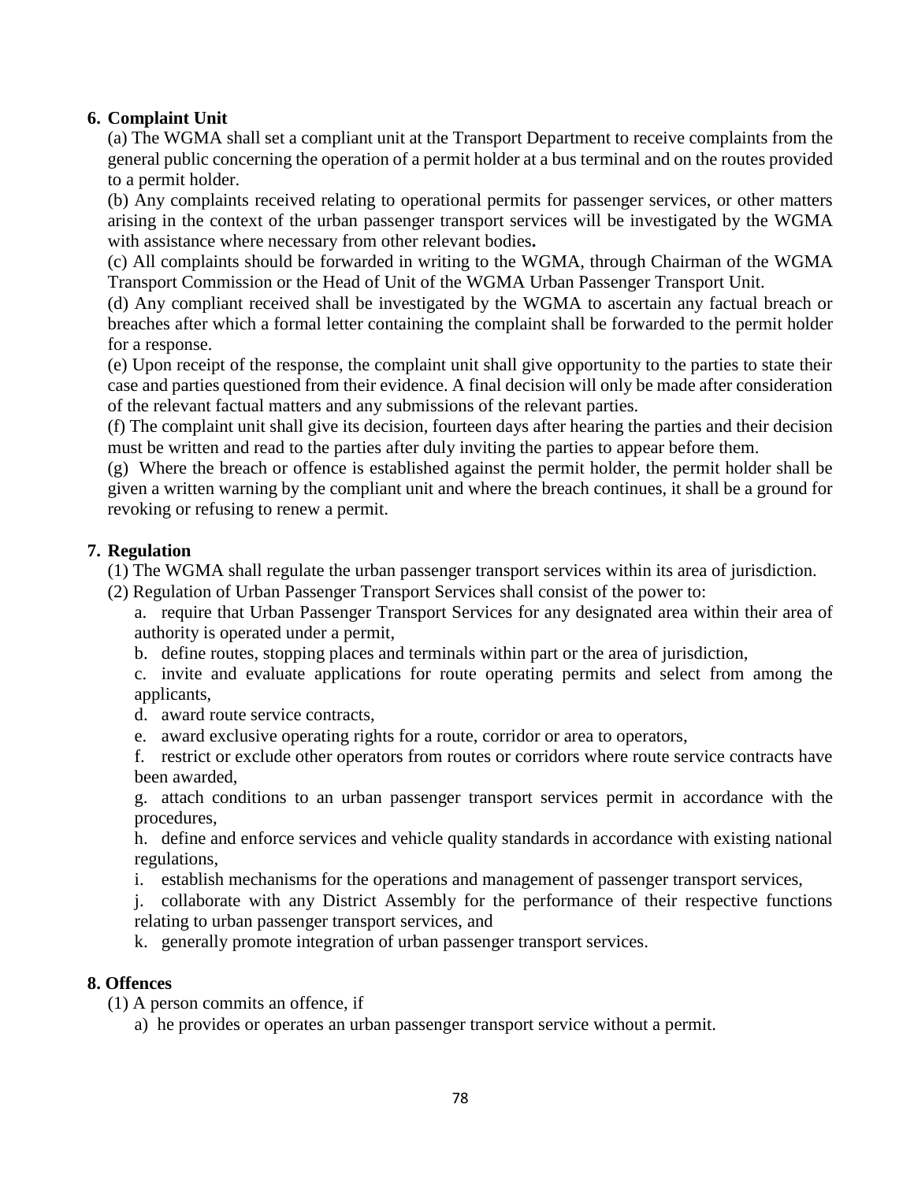**6. Complaint Unit**

(a) The WGMA shall set a compliant unit at the Transport Department to receive complaints from the general public concerning the operation of a permit holder at a bus terminal and on the routes provided to a permit holder.

(b) Any complaints received relating to operational permits for passenger services, or other matters arising in the context of the urban passenger transport services will be investigated by the WGMA with assistance where necessary from other relevant bodies**.**

(c) All complaints should be forwarded in writing to the WGMA, through Chairman of the WGMA Transport Commission or the Head of Unit of the WGMA Urban Passenger Transport Unit.

(d) Any compliant received shall be investigated by the WGMA to ascertain any factual breach or breaches after which a formal letter containing the complaint shall be forwarded to the permit holder for a response.

(e) Upon receipt of the response, the complaint unit shall give opportunity to the parties to state their case and parties questioned from their evidence. A final decision will only be made after consideration of the relevant factual matters and any submissions of the relevant parties.

(f) The complaint unit shall give its decision, fourteen days after hearing the parties and their decision must be written and read to the parties after duly inviting the parties to appear before them.

(g) Where the breach or offence is established against the permit holder, the permit holder shall be given a written warning by the compliant unit and where the breach continues, it shall be a ground for revoking or refusing to renew a permit.

**7. Regulation**

(1) The WGMA shall regulate the urban passenger transport services within its area of jurisdiction.

(2) Regulation of Urban Passenger Transport Services shall consist of the power to:

a. require that Urban Passenger Transport Services for any designated area within their area of authority is operated under a permit,

b. define routes, stopping places and terminals within part or the area of jurisdiction,

c. invite and evaluate applications for route operating permits and select from among the applicants,

d. award route service contracts,

e. award exclusive operating rights for a route, corridor or area to operators,

f. restrict or exclude other operators from routes or corridors where route service contracts have been awarded,

g. attach conditions to an urban passenger transport services permit in accordance with the procedures,

h. define and enforce services and vehicle quality standards in accordance with existing national regulations,

i. establish mechanisms for the operations and management of passenger transport services,

j. collaborate with any District Assembly for the performance of their respective functions relating to urban passenger transport services, and

k. generally promote integration of urban passenger transport services.

**8. Offences**

(1) A person commits an offence, if

a) he provides or operates an urban passenger transport service without a permit.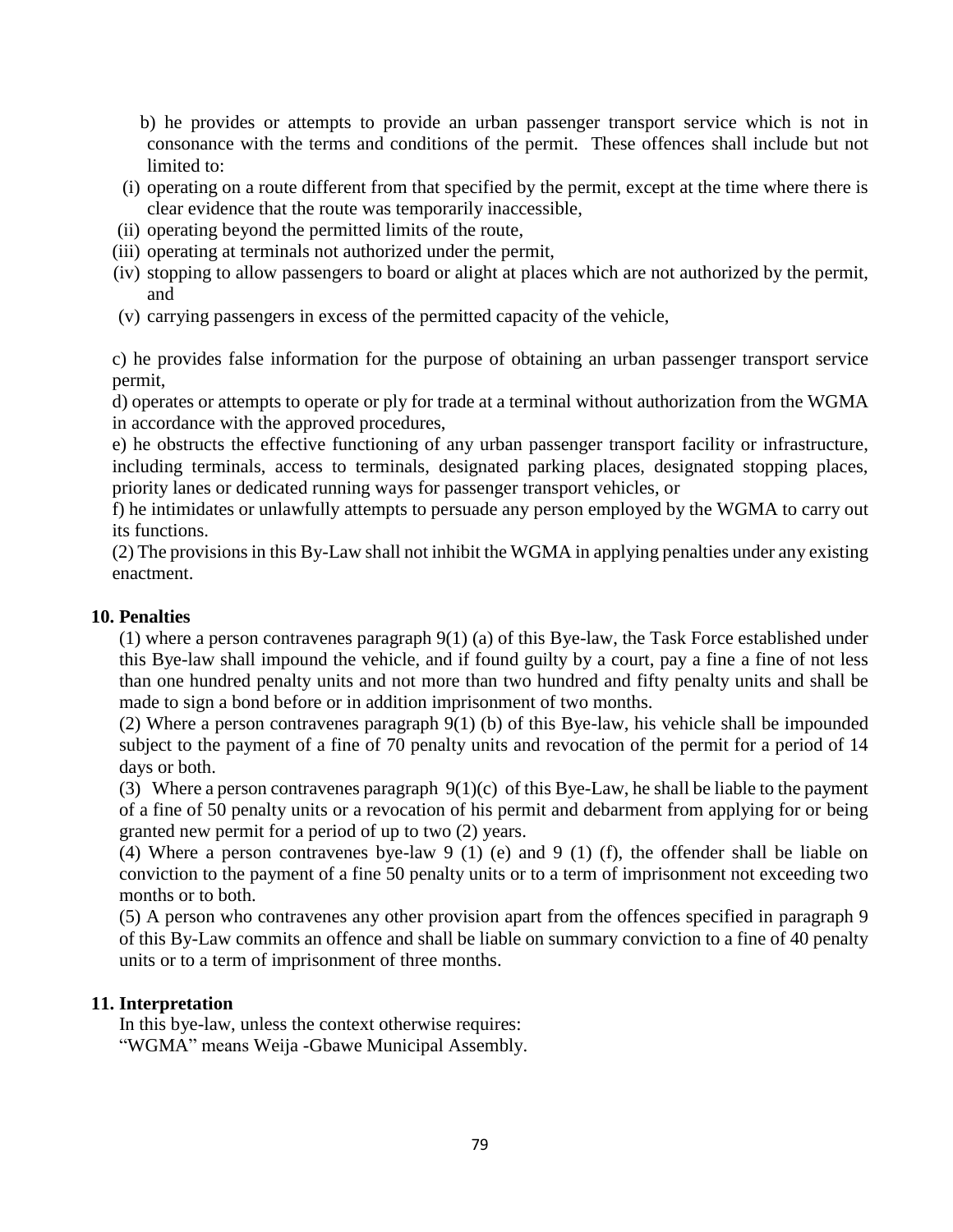b) he provides or attempts to provide an urban passenger transport service which is not in consonance with the terms and conditions of the permit. These offences shall include but not limited to:

(i) operating on a route different from that specified by the permit, except at the time where there is clear evidence that the route was temporarily inaccessible,

(ii) operating beyond the permitted limits of the route,

(iii) operating at terminals not authorized under the permit,

(iv) stopping to allow passengers to board or alight at places which are not authorized by the permit, and

(v) carrying passengers in excess of the permitted capacity of the vehicle,

c) he provides false information for the purpose of obtaining an urban passenger transport service permit,

d) operates or attempts to operate or ply for trade at a terminal without authorization from the WGMA in accordance with the approved procedures,

e) he obstructs the effective functioning of any urban passenger transport facility or infrastructure, including terminals, access to terminals, designated parking places, designated stopping places, priority lanes or dedicated running ways for passenger transport vehicles, or

f) he intimidates or unlawfully attempts to persuade any person employed by the WGMA to carry out its functions.

(2) The provisions in this By-Law shall not inhibit the WGMA in applying penalties under any existing enactment.

**10. Penalties**

(1) where a person contravenes paragraph 9(1) (a) of this Bye-law, the Task Force established under this Bye-law shall impound the vehicle, and if found guilty by a court, pay a fine a fine of not less than one hundred penalty units and not more than two hundred and fifty penalty units and shall be made to sign a bond before or in addition imprisonment of two months.

(2) Where a person contravenes paragraph 9(1) (b) of this Bye-law, his vehicle shall be impounded subject to the payment of a fine of 70 penalty units and revocation of the permit for a period of 14 days or both.

(3) Where a person contravenes paragraph 9(1)(c) of this Bye-Law, he shall be liable to the payment of a fine of 50 penalty units or a revocation of his permit and debarment from applying for or being granted new permit for a period of up to two (2) years.

(4) Where a person contravenes bye-law 9 (1) (e) and 9 (1) (f), the offender shall be liable on conviction to the payment of a fine 50 penalty units or to a term of imprisonment not exceeding two months or to both.

(5) A person who contravenes any other provision apart from the offences specified in paragraph 9 of this By-Law commits an offence and shall be liable on summary conviction to a fine of 40 penalty units or to a term of imprisonment of three months.

**11. Interpretation**

In this bye-law, unless the context otherwise requires:

"WGMA" means Weija -Gbawe Municipal Assembly.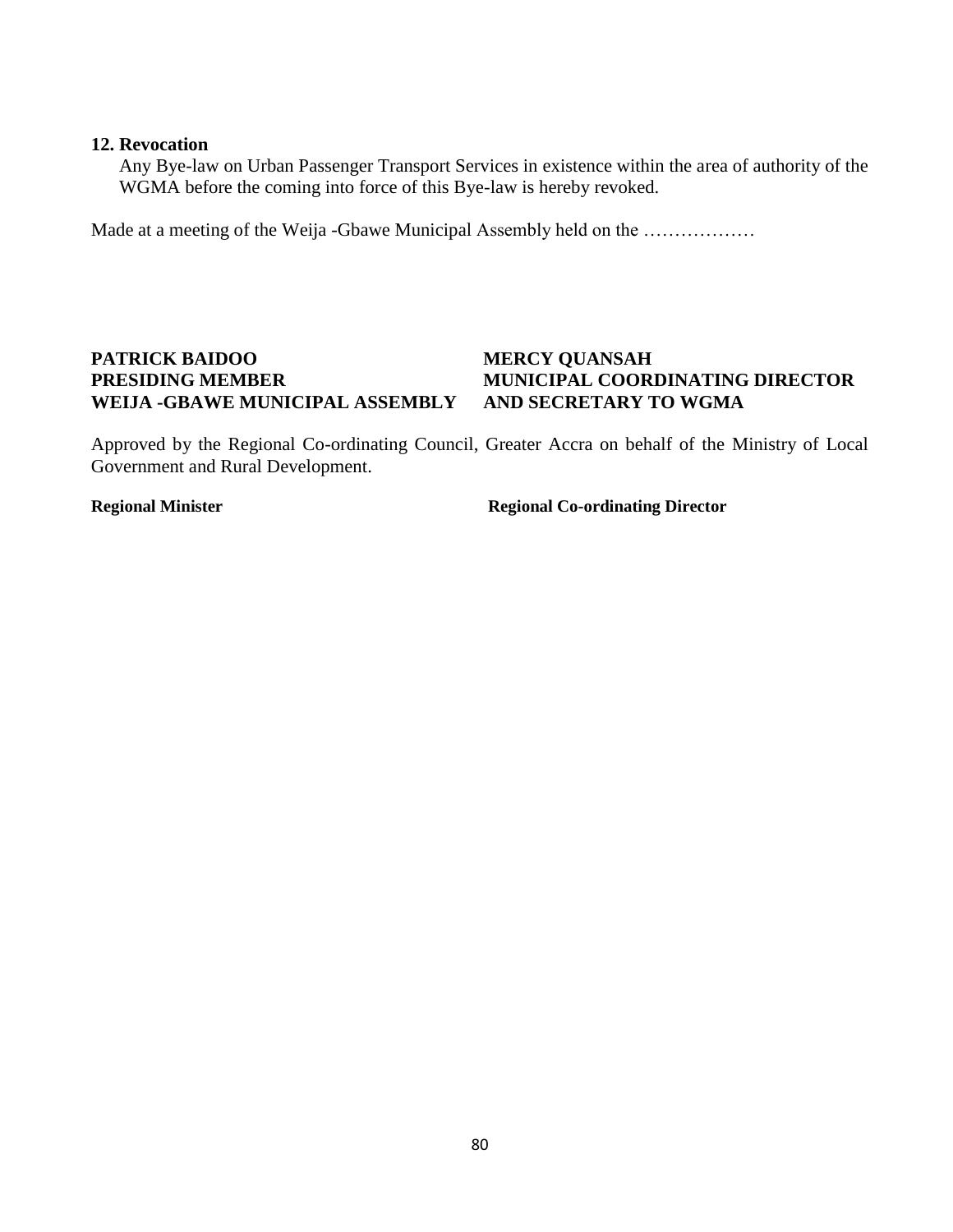**12. Revocation**

Any Bye-law on Urban Passenger Transport Services in existence within the area of authority of the WGMA before the coming into force of this Bye-law is hereby revoked.

Made at a meeting of the Weija -Gbawe Municipal Assembly held on the ………………

**PATRICK BAIDOO**
**PRESIDING MEMBER**
**WEIJA -GBAWE MUNICIPAL ASSEMBLY**

**MERCY QUANSAH**
**MUNICIPAL COORDINATING DIRECTOR**
**AND SECRETARY TO WGMA**

Approved by the Regional Co-ordinating Council, Greater Accra on behalf of the Ministry of Local Government and Rural Development.

**Regional Minister**

**Regional Co-ordinating Director**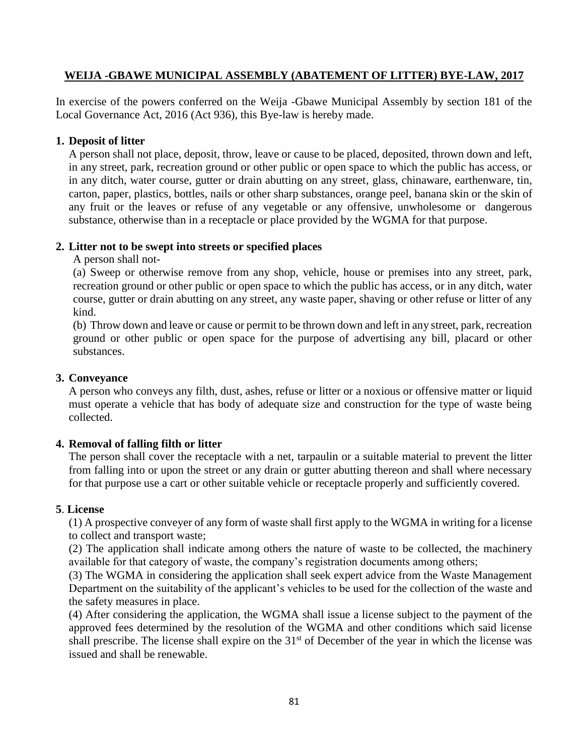**WEIJA -GBAWE MUNICIPAL ASSEMBLY (ABATEMENT OF LITTER) BYE-LAW, 2017**

In exercise of the powers conferred on the Weija -Gbawe Municipal Assembly by section 181 of the Local Governance Act, 2016 (Act 936), this Bye-law is hereby made.

**1. Deposit of litter**

A person shall not place, deposit, throw, leave or cause to be placed, deposited, thrown down and left, in any street, park, recreation ground or other public or open space to which the public has access, or in any ditch, water course, gutter or drain abutting on any street, glass, chinaware, earthenware, tin, carton, paper, plastics, bottles, nails or other sharp substances, orange peel, banana skin or the skin of any fruit or the leaves or refuse of any vegetable or any offensive, unwholesome or dangerous substance, otherwise than in a receptacle or place provided by the WGMA for that purpose.

**2. Litter not to be swept into streets or specified places**

A person shall not-

(a) Sweep or otherwise remove from any shop, vehicle, house or premises into any street, park, recreation ground or other public or open space to which the public has access, or in any ditch, water course, gutter or drain abutting on any street, any waste paper, shaving or other refuse or litter of any kind.

(b) Throw down and leave or cause or permit to be thrown down and left in any street, park, recreation ground or other public or open space for the purpose of advertising any bill, placard or other substances.

**3. Conveyance**

A person who conveys any filth, dust, ashes, refuse or litter or a noxious or offensive matter or liquid must operate a vehicle that has body of adequate size and construction for the type of waste being collected.

**4. Removal of falling filth or litter**

The person shall cover the receptacle with a net, tarpaulin or a suitable material to prevent the litter from falling into or upon the street or any drain or gutter abutting thereon and shall where necessary for that purpose use a cart or other suitable vehicle or receptacle properly and sufficiently covered.

**5. License**

(1) A prospective conveyer of any form of waste shall first apply to the WGMA in writing for a license to collect and transport waste;

(2) The application shall indicate among others the nature of waste to be collected, the machinery available for that category of waste, the company's registration documents among others;

(3) The WGMA in considering the application shall seek expert advice from the Waste Management Department on the suitability of the applicant's vehicles to be used for the collection of the waste and the safety measures in place.

(4) After considering the application, the WGMA shall issue a license subject to the payment of the approved fees determined by the resolution of the WGMA and other conditions which said license shall prescribe. The license shall expire on the 31st of December of the year in which the license was issued and shall be renewable.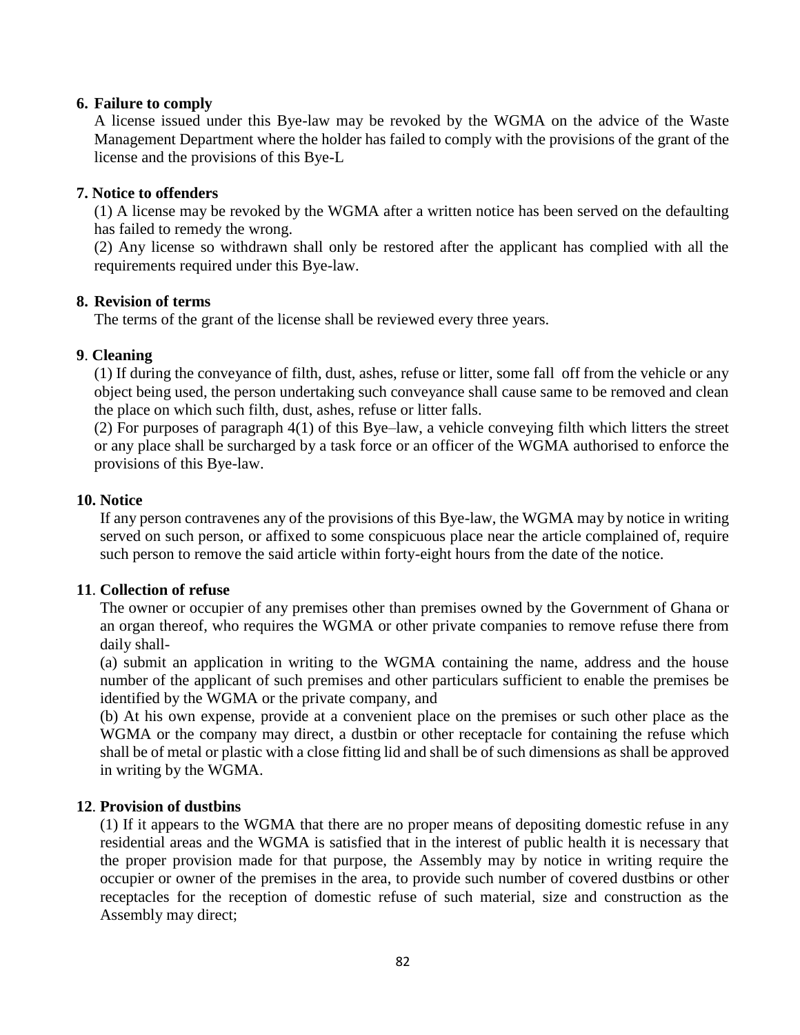**6. Failure to comply**

A license issued under this Bye-law may be revoked by the WGMA on the advice of the Waste Management Department where the holder has failed to comply with the provisions of the grant of the license and the provisions of this Bye-L

**7. Notice to offenders**

(1) A license may be revoked by the WGMA after a written notice has been served on the defaulting has failed to remedy the wrong.

(2) Any license so withdrawn shall only be restored after the applicant has complied with all the requirements required under this Bye-law.

**8. Revision of terms**

The terms of the grant of the license shall be reviewed every three years.

**9. Cleaning**

(1) If during the conveyance of filth, dust, ashes, refuse or litter, some fall off from the vehicle or any object being used, the person undertaking such conveyance shall cause same to be removed and clean the place on which such filth, dust, ashes, refuse or litter falls.

(2) For purposes of paragraph 4(1) of this Bye–law, a vehicle conveying filth which litters the street or any place shall be surcharged by a task force or an officer of the WGMA authorised to enforce the provisions of this Bye-law.

**10. Notice**

If any person contravenes any of the provisions of this Bye-law, the WGMA may by notice in writing served on such person, or affixed to some conspicuous place near the article complained of, require such person to remove the said article within forty-eight hours from the date of the notice.

**11. Collection of refuse**

The owner or occupier of any premises other than premises owned by the Government of Ghana or an organ thereof, who requires the WGMA or other private companies to remove refuse there from daily shall-

(a) submit an application in writing to the WGMA containing the name, address and the house number of the applicant of such premises and other particulars sufficient to enable the premises be identified by the WGMA or the private company, and

(b) At his own expense, provide at a convenient place on the premises or such other place as the WGMA or the company may direct, a dustbin or other receptacle for containing the refuse which shall be of metal or plastic with a close fitting lid and shall be of such dimensions as shall be approved in writing by the WGMA.

**12. Provision of dustbins**

(1) If it appears to the WGMA that there are no proper means of depositing domestic refuse in any residential areas and the WGMA is satisfied that in the interest of public health it is necessary that the proper provision made for that purpose, the Assembly may by notice in writing require the occupier or owner of the premises in the area, to provide such number of covered dustbins or other receptacles for the reception of domestic refuse of such material, size and construction as the Assembly may direct;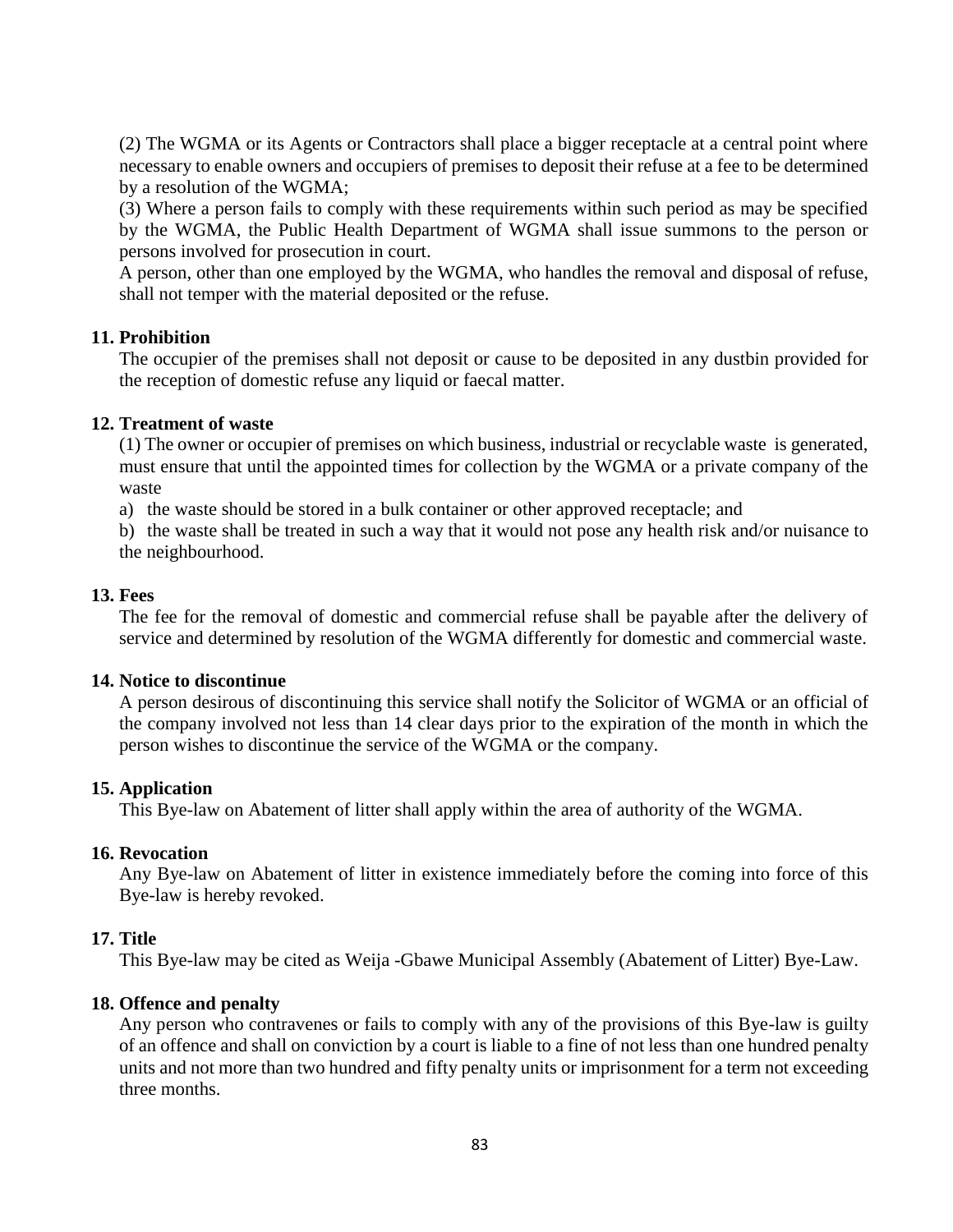(2) The WGMA or its Agents or Contractors shall place a bigger receptacle at a central point where necessary to enable owners and occupiers of premises to deposit their refuse at a fee to be determined by a resolution of the WGMA;

(3) Where a person fails to comply with these requirements within such period as may be specified by the WGMA, the Public Health Department of WGMA shall issue summons to the person or persons involved for prosecution in court.

A person, other than one employed by the WGMA, who handles the removal and disposal of refuse, shall not temper with the material deposited or the refuse.

**11. Prohibition**

The occupier of the premises shall not deposit or cause to be deposited in any dustbin provided for the reception of domestic refuse any liquid or faecal matter.

**12. Treatment of waste**

(1) The owner or occupier of premises on which business, industrial or recyclable waste is generated, must ensure that until the appointed times for collection by the WGMA or a private company of the waste

a) the waste should be stored in a bulk container or other approved receptacle; and

b) the waste shall be treated in such a way that it would not pose any health risk and/or nuisance to the neighbourhood.

**13. Fees**

The fee for the removal of domestic and commercial refuse shall be payable after the delivery of service and determined by resolution of the WGMA differently for domestic and commercial waste.

**14. Notice to discontinue**

A person desirous of discontinuing this service shall notify the Solicitor of WGMA or an official of the company involved not less than 14 clear days prior to the expiration of the month in which the person wishes to discontinue the service of the WGMA or the company.

**15. Application**

This Bye-law on Abatement of litter shall apply within the area of authority of the WGMA.

**16. Revocation**

Any Bye-law on Abatement of litter in existence immediately before the coming into force of this Bye-law is hereby revoked.

**17. Title**

This Bye-law may be cited as Weija -Gbawe Municipal Assembly (Abatement of Litter) Bye-Law.

**18. Offence and penalty**

Any person who contravenes or fails to comply with any of the provisions of this Bye-law is guilty of an offence and shall on conviction by a court is liable to a fine of not less than one hundred penalty units and not more than two hundred and fifty penalty units or imprisonment for a term not exceeding three months.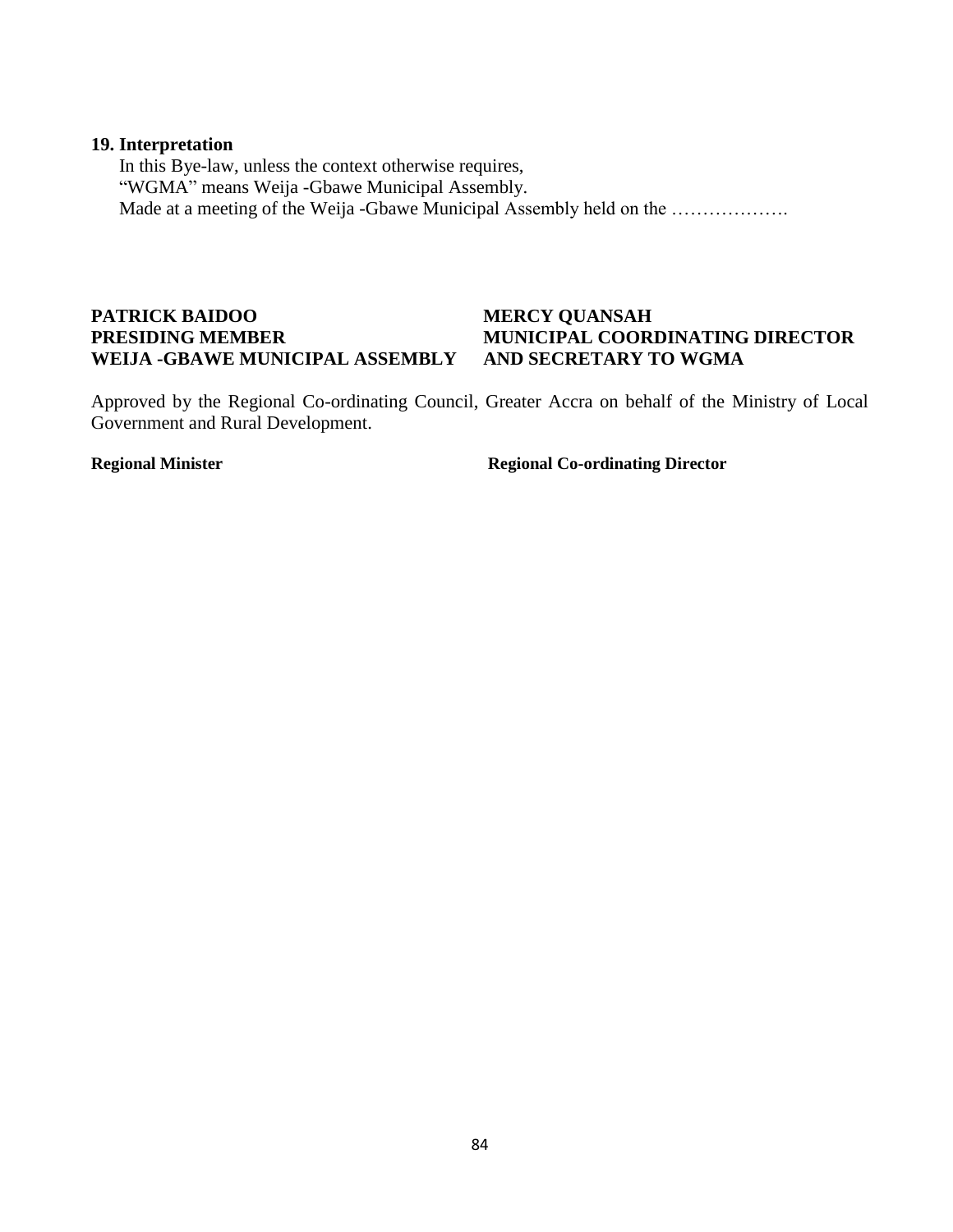**19. Interpretation**

In this Bye-law, unless the context otherwise requires,
"WGMA" means Weija -Gbawe Municipal Assembly.
Made at a meeting of the Weija -Gbawe Municipal Assembly held on the ……………….

| | |
|---|---|
| **PATRICK BAIDOO** | **MERCY QUANSAH** |
| **PRESIDING MEMBER** | **MUNICIPAL COORDINATING DIRECTOR** |
| **WEIJA -GBAWE MUNICIPAL ASSEMBLY** | **AND SECRETARY TO WGMA** |

Approved by the Regional Co-ordinating Council, Greater Accra on behalf of the Ministry of Local Government and Rural Development.

| | |
|---|---|
| **Regional Minister** | **Regional Co-ordinating Director** |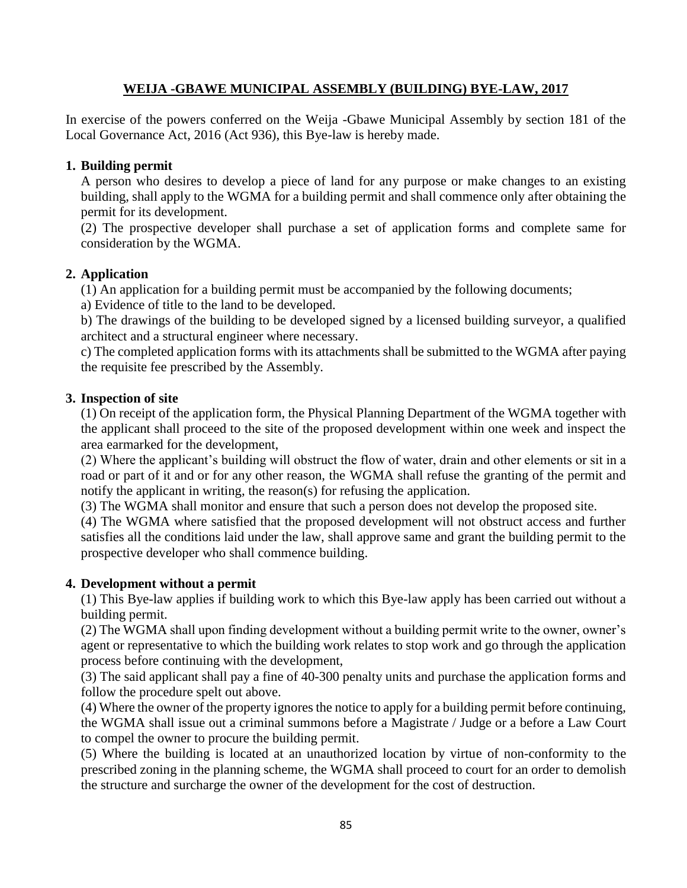# WEIJA -GBAWE MUNICIPAL ASSEMBLY (BUILDING) BYE-LAW, 2017

In exercise of the powers conferred on the Weija -Gbawe Municipal Assembly by section 181 of the Local Governance Act, 2016 (Act 936), this Bye-law is hereby made.

## 1. Building permit

A person who desires to develop a piece of land for any purpose or make changes to an existing building, shall apply to the WGMA for a building permit and shall commence only after obtaining the permit for its development.

(2) The prospective developer shall purchase a set of application forms and complete same for consideration by the WGMA.

## 2. Application

(1) An application for a building permit must be accompanied by the following documents;

a) Evidence of title to the land to be developed.

b) The drawings of the building to be developed signed by a licensed building surveyor, a qualified architect and a structural engineer where necessary.

c) The completed application forms with its attachments shall be submitted to the WGMA after paying the requisite fee prescribed by the Assembly.

## 3. Inspection of site

(1) On receipt of the application form, the Physical Planning Department of the WGMA together with the applicant shall proceed to the site of the proposed development within one week and inspect the area earmarked for the development,

(2) Where the applicant's building will obstruct the flow of water, drain and other elements or sit in a road or part of it and or for any other reason, the WGMA shall refuse the granting of the permit and notify the applicant in writing, the reason(s) for refusing the application.

(3) The WGMA shall monitor and ensure that such a person does not develop the proposed site.

(4) The WGMA where satisfied that the proposed development will not obstruct access and further satisfies all the conditions laid under the law, shall approve same and grant the building permit to the prospective developer who shall commence building.

## 4. Development without a permit

(1) This Bye-law applies if building work to which this Bye-law apply has been carried out without a building permit.

(2) The WGMA shall upon finding development without a building permit write to the owner, owner's agent or representative to which the building work relates to stop work and go through the application process before continuing with the development,

(3) The said applicant shall pay a fine of 40-300 penalty units and purchase the application forms and follow the procedure spelt out above.

(4) Where the owner of the property ignores the notice to apply for a building permit before continuing, the WGMA shall issue out a criminal summons before a Magistrate / Judge or a before a Law Court to compel the owner to procure the building permit.

(5) Where the building is located at an unauthorized location by virtue of non-conformity to the prescribed zoning in the planning scheme, the WGMA shall proceed to court for an order to demolish the structure and surcharge the owner of the development for the cost of destruction.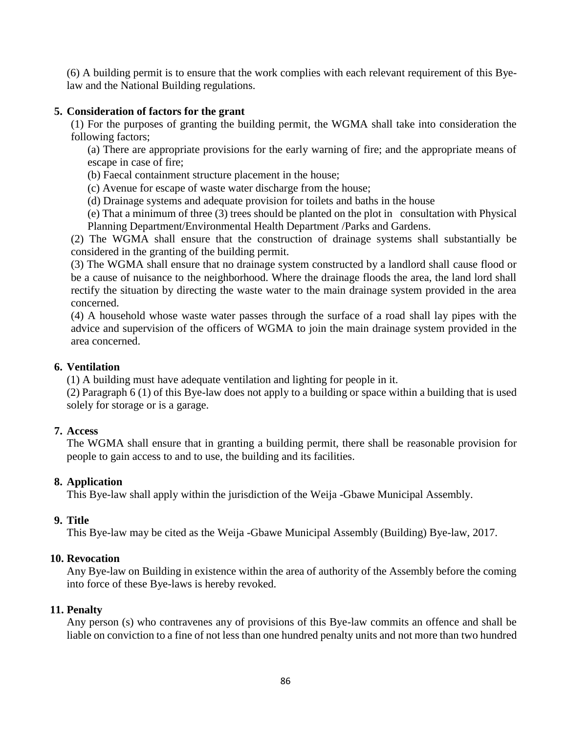(6) A building permit is to ensure that the work complies with each relevant requirement of this Bye-law and the National Building regulations.

**5. Consideration of factors for the grant**

(1) For the purposes of granting the building permit, the WGMA shall take into consideration the following factors;

(a) There are appropriate provisions for the early warning of fire; and the appropriate means of escape in case of fire;

(b) Faecal containment structure placement in the house;

(c) Avenue for escape of waste water discharge from the house;

(d) Drainage systems and adequate provision for toilets and baths in the house

(e) That a minimum of three (3) trees should be planted on the plot in consultation with Physical Planning Department/Environmental Health Department /Parks and Gardens.

(2) The WGMA shall ensure that the construction of drainage systems shall substantially be considered in the granting of the building permit.

(3) The WGMA shall ensure that no drainage system constructed by a landlord shall cause flood or be a cause of nuisance to the neighborhood. Where the drainage floods the area, the land lord shall rectify the situation by directing the waste water to the main drainage system provided in the area concerned.

(4) A household whose waste water passes through the surface of a road shall lay pipes with the advice and supervision of the officers of WGMA to join the main drainage system provided in the area concerned.

**6. Ventilation**

(1) A building must have adequate ventilation and lighting for people in it.

(2) Paragraph 6 (1) of this Bye-law does not apply to a building or space within a building that is used solely for storage or is a garage.

**7. Access**

The WGMA shall ensure that in granting a building permit, there shall be reasonable provision for people to gain access to and to use, the building and its facilities.

**8. Application**

This Bye-law shall apply within the jurisdiction of the Weija -Gbawe Municipal Assembly.

**9. Title**

This Bye-law may be cited as the Weija -Gbawe Municipal Assembly (Building) Bye-law, 2017.

**10. Revocation**

Any Bye-law on Building in existence within the area of authority of the Assembly before the coming into force of these Bye-laws is hereby revoked.

**11. Penalty**

Any person (s) who contravenes any of provisions of this Bye-law commits an offence and shall be liable on conviction to a fine of not less than one hundred penalty units and not more than two hundred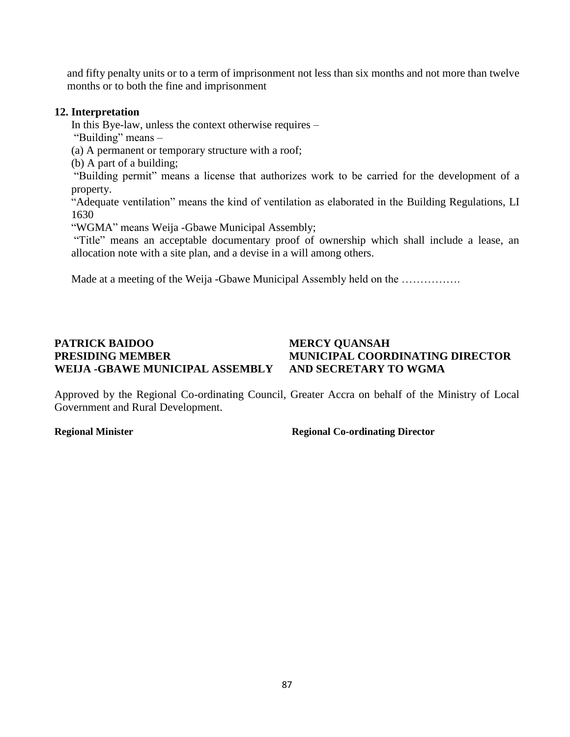and fifty penalty units or to a term of imprisonment not less than six months and not more than twelve months or to both the fine and imprisonment

**12. Interpretation**

In this Bye-law, unless the context otherwise requires –

"Building" means –

(a) A permanent or temporary structure with a roof;

(b) A part of a building;

"Building permit" means a license that authorizes work to be carried for the development of a property.

"Adequate ventilation" means the kind of ventilation as elaborated in the Building Regulations, LI 1630

"WGMA" means Weija -Gbawe Municipal Assembly;

"Title" means an acceptable documentary proof of ownership which shall include a lease, an allocation note with a site plan, and a devise in a will among others.

Made at a meeting of the Weija -Gbawe Municipal Assembly held on the …………….

**PATRICK BAIDOO**
**PRESIDING MEMBER**
**WEIJA -GBAWE MUNICIPAL ASSEMBLY**

**MERCY QUANSAH**
**MUNICIPAL COORDINATING DIRECTOR**
**AND SECRETARY TO WGMA**

Approved by the Regional Co-ordinating Council, Greater Accra on behalf of the Ministry of Local Government and Rural Development.

**Regional Minister**

**Regional Co-ordinating Director**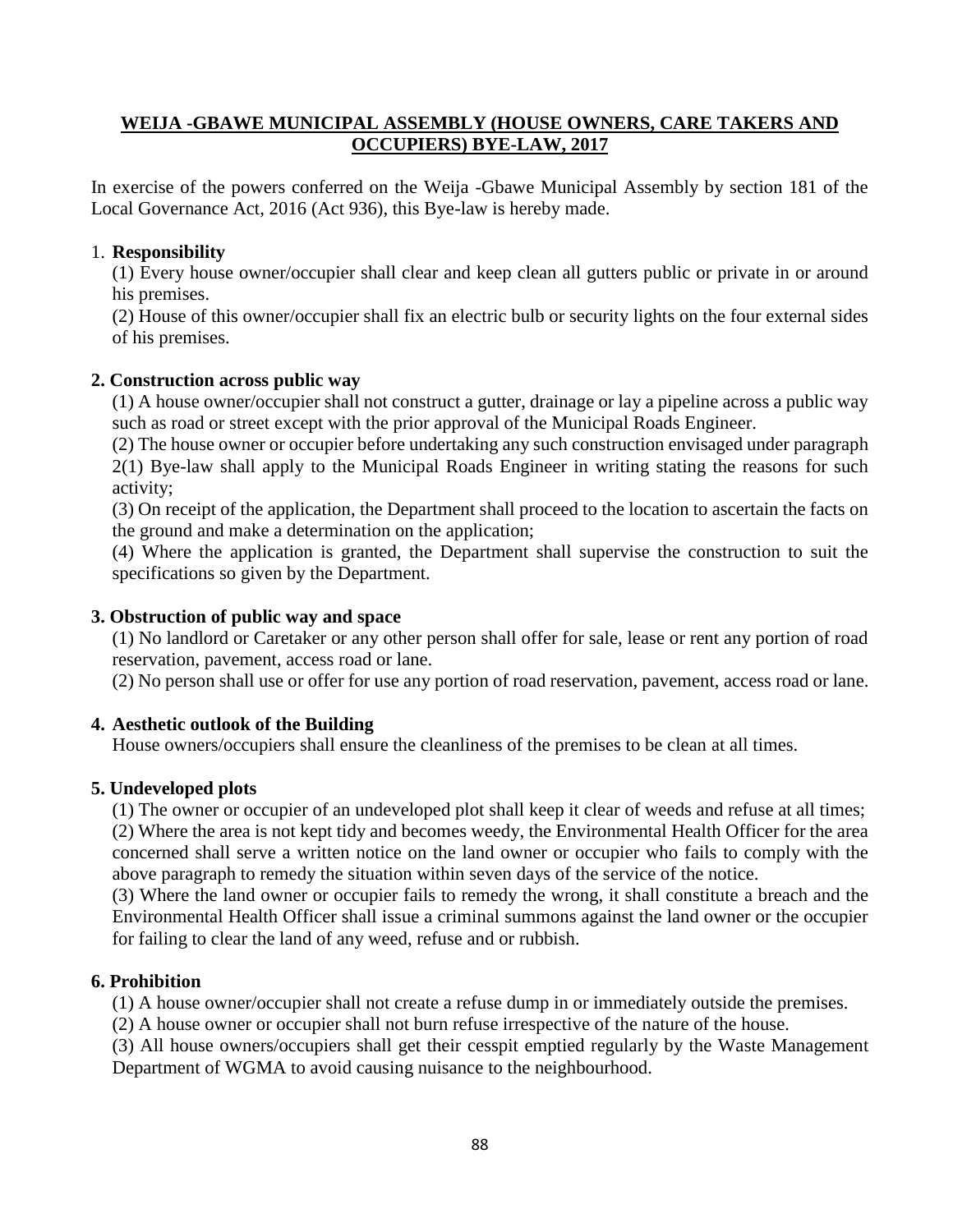## WEIJA -GBAWE MUNICIPAL ASSEMBLY (HOUSE OWNERS, CARE TAKERS AND OCCUPIERS) BYE-LAW, 2017

In exercise of the powers conferred on the Weija -Gbawe Municipal Assembly by section 181 of the Local Governance Act, 2016 (Act 936), this Bye-law is hereby made.

1. **Responsibility**

(1) Every house owner/occupier shall clear and keep clean all gutters public or private in or around his premises.

(2) House of this owner/occupier shall fix an electric bulb or security lights on the four external sides of his premises.

**2. Construction across public way**

(1) A house owner/occupier shall not construct a gutter, drainage or lay a pipeline across a public way such as road or street except with the prior approval of the Municipal Roads Engineer.

(2) The house owner or occupier before undertaking any such construction envisaged under paragraph 2(1) Bye-law shall apply to the Municipal Roads Engineer in writing stating the reasons for such activity;

(3) On receipt of the application, the Department shall proceed to the location to ascertain the facts on the ground and make a determination on the application;

(4) Where the application is granted, the Department shall supervise the construction to suit the specifications so given by the Department.

**3. Obstruction of public way and space**

(1) No landlord or Caretaker or any other person shall offer for sale, lease or rent any portion of road reservation, pavement, access road or lane.

(2) No person shall use or offer for use any portion of road reservation, pavement, access road or lane.

**4. Aesthetic outlook of the Building**

House owners/occupiers shall ensure the cleanliness of the premises to be clean at all times.

**5. Undeveloped plots**

(1) The owner or occupier of an undeveloped plot shall keep it clear of weeds and refuse at all times;

(2) Where the area is not kept tidy and becomes weedy, the Environmental Health Officer for the area concerned shall serve a written notice on the land owner or occupier who fails to comply with the above paragraph to remedy the situation within seven days of the service of the notice.

(3) Where the land owner or occupier fails to remedy the wrong, it shall constitute a breach and the Environmental Health Officer shall issue a criminal summons against the land owner or the occupier for failing to clear the land of any weed, refuse and or rubbish.

**6. Prohibition**

(1) A house owner/occupier shall not create a refuse dump in or immediately outside the premises.

(2) A house owner or occupier shall not burn refuse irrespective of the nature of the house.

(3) All house owners/occupiers shall get their cesspit emptied regularly by the Waste Management Department of WGMA to avoid causing nuisance to the neighbourhood.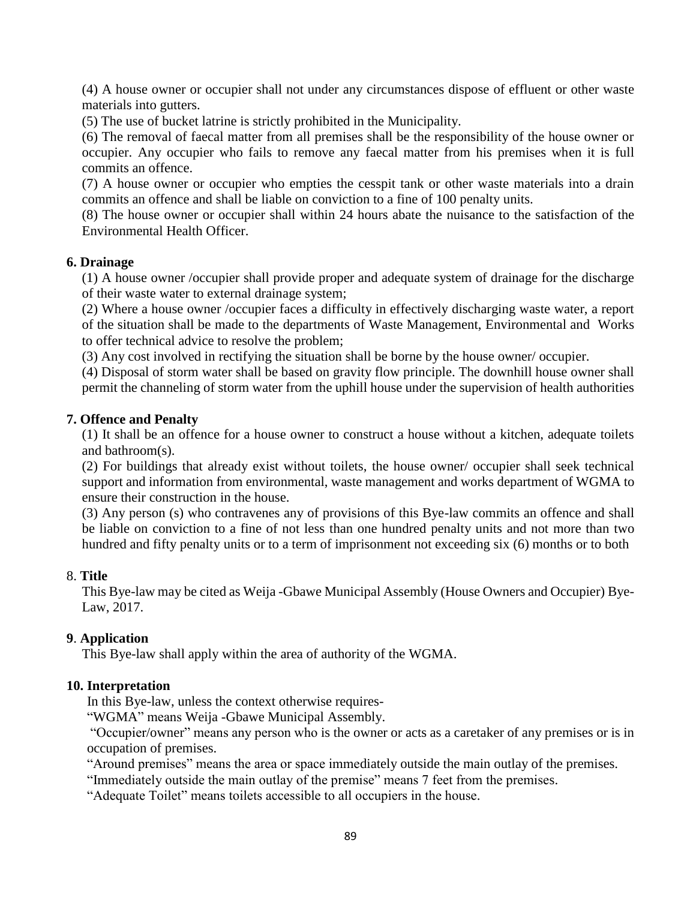(4) A house owner or occupier shall not under any circumstances dispose of effluent or other waste materials into gutters.

(5) The use of bucket latrine is strictly prohibited in the Municipality.

(6) The removal of faecal matter from all premises shall be the responsibility of the house owner or occupier. Any occupier who fails to remove any faecal matter from his premises when it is full commits an offence.

(7) A house owner or occupier who empties the cesspit tank or other waste materials into a drain commits an offence and shall be liable on conviction to a fine of 100 penalty units.

(8) The house owner or occupier shall within 24 hours abate the nuisance to the satisfaction of the Environmental Health Officer.

**6. Drainage**

(1) A house owner /occupier shall provide proper and adequate system of drainage for the discharge of their waste water to external drainage system;

(2) Where a house owner /occupier faces a difficulty in effectively discharging waste water, a report of the situation shall be made to the departments of Waste Management, Environmental and Works to offer technical advice to resolve the problem;

(3) Any cost involved in rectifying the situation shall be borne by the house owner/ occupier.

(4) Disposal of storm water shall be based on gravity flow principle. The downhill house owner shall permit the channeling of storm water from the uphill house under the supervision of health authorities

**7. Offence and Penalty**

(1) It shall be an offence for a house owner to construct a house without a kitchen, adequate toilets and bathroom(s).

(2) For buildings that already exist without toilets, the house owner/ occupier shall seek technical support and information from environmental, waste management and works department of WGMA to ensure their construction in the house.

(3) Any person (s) who contravenes any of provisions of this Bye-law commits an offence and shall be liable on conviction to a fine of not less than one hundred penalty units and not more than two hundred and fifty penalty units or to a term of imprisonment not exceeding six (6) months or to both

8. **Title**

This Bye-law may be cited as Weija -Gbawe Municipal Assembly (House Owners and Occupier) Bye-Law, 2017.

**9**. **Application**

This Bye-law shall apply within the area of authority of the WGMA.

**10. Interpretation**

In this Bye-law, unless the context otherwise requires-

"WGMA" means Weija -Gbawe Municipal Assembly.

"Occupier/owner" means any person who is the owner or acts as a caretaker of any premises or is in occupation of premises.

"Around premises" means the area or space immediately outside the main outlay of the premises.

"Immediately outside the main outlay of the premise" means 7 feet from the premises.

"Adequate Toilet" means toilets accessible to all occupiers in the house.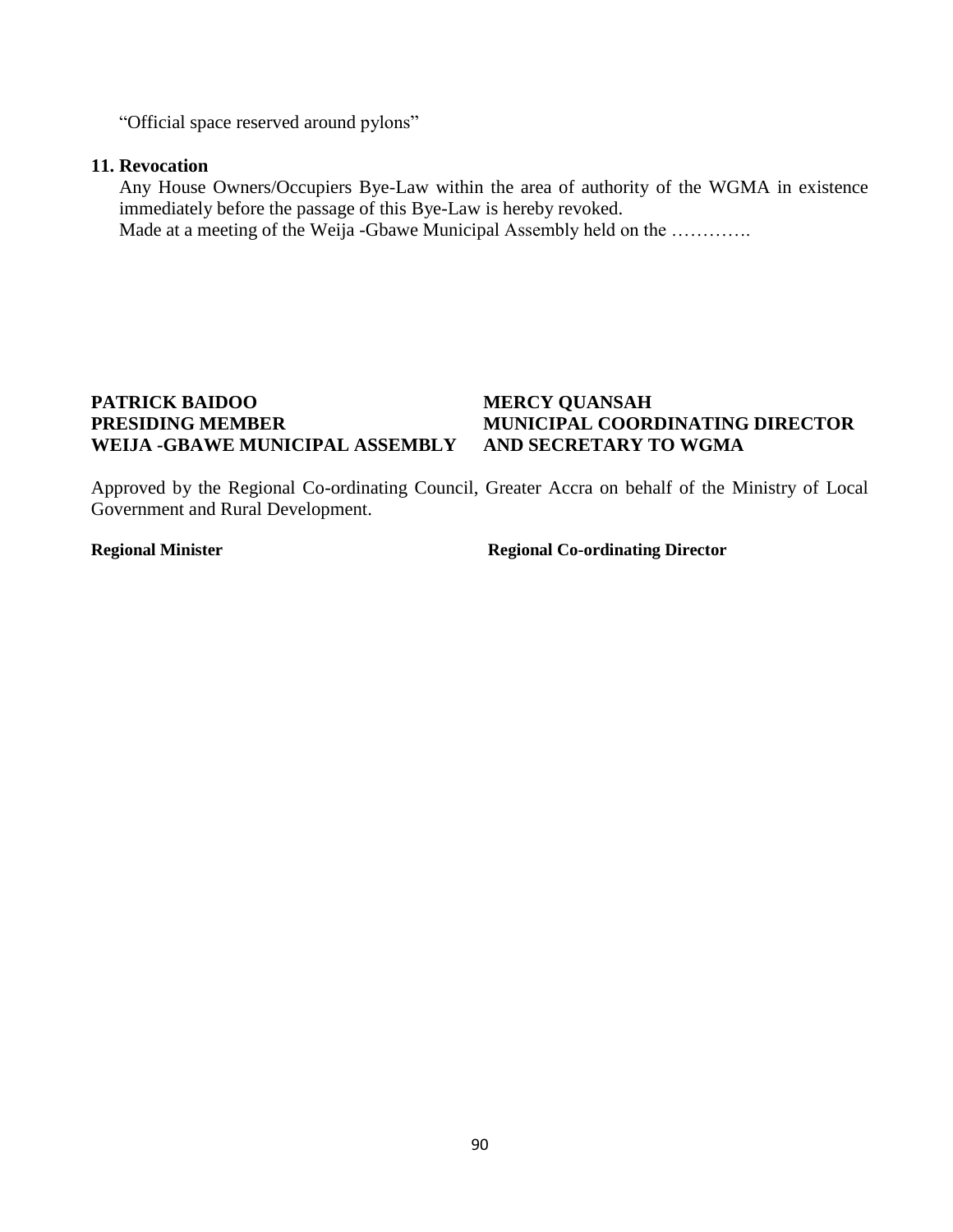"Official space reserved around pylons"

**11. Revocation**

Any House Owners/Occupiers Bye-Law within the area of authority of the WGMA in existence immediately before the passage of this Bye-Law is hereby revoked.

Made at a meeting of the Weija -Gbawe Municipal Assembly held on the ………….

**PATRICK BAIDOO**
**PRESIDING MEMBER**
**WEIJA -GBAWE MUNICIPAL ASSEMBLY**

**MERCY QUANSAH**
**MUNICIPAL COORDINATING DIRECTOR**
**AND SECRETARY TO WGMA**

Approved by the Regional Co-ordinating Council, Greater Accra on behalf of the Ministry of Local Government and Rural Development.

**Regional Minister**

**Regional Co-ordinating Director**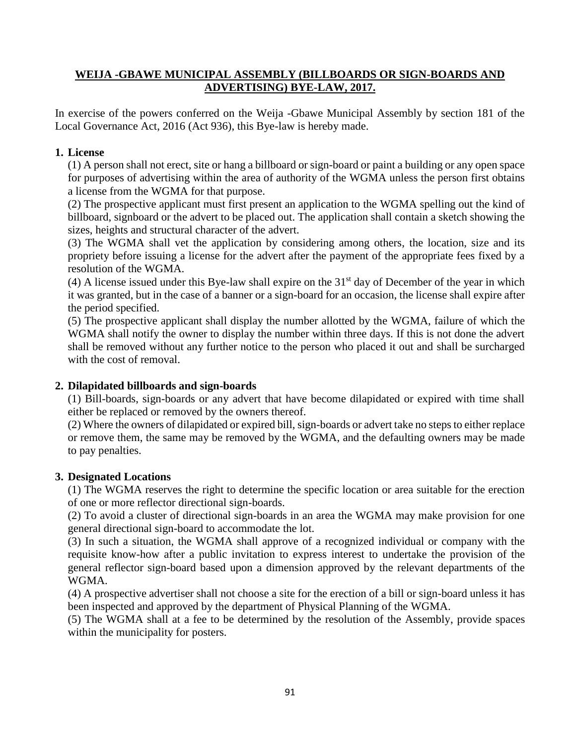## WEIJA -GBAWE MUNICIPAL ASSEMBLY (BILLBOARDS OR SIGN-BOARDS AND ADVERTISING) BYE-LAW, 2017.

In exercise of the powers conferred on the Weija -Gbawe Municipal Assembly by section 181 of the Local Governance Act, 2016 (Act 936), this Bye-law is hereby made.

### 1. License

(1) A person shall not erect, site or hang a billboard or sign-board or paint a building or any open space for purposes of advertising within the area of authority of the WGMA unless the person first obtains a license from the WGMA for that purpose.

(2) The prospective applicant must first present an application to the WGMA spelling out the kind of billboard, signboard or the advert to be placed out. The application shall contain a sketch showing the sizes, heights and structural character of the advert.

(3) The WGMA shall vet the application by considering among others, the location, size and its propriety before issuing a license for the advert after the payment of the appropriate fees fixed by a resolution of the WGMA.

(4) A license issued under this Bye-law shall expire on the 31st day of December of the year in which it was granted, but in the case of a banner or a sign-board for an occasion, the license shall expire after the period specified.

(5) The prospective applicant shall display the number allotted by the WGMA, failure of which the WGMA shall notify the owner to display the number within three days. If this is not done the advert shall be removed without any further notice to the person who placed it out and shall be surcharged with the cost of removal.

### 2. Dilapidated billboards and sign-boards

(1) Bill-boards, sign-boards or any advert that have become dilapidated or expired with time shall either be replaced or removed by the owners thereof.

(2) Where the owners of dilapidated or expired bill, sign-boards or advert take no steps to either replace or remove them, the same may be removed by the WGMA, and the defaulting owners may be made to pay penalties.

### 3. Designated Locations

(1) The WGMA reserves the right to determine the specific location or area suitable for the erection of one or more reflector directional sign-boards.

(2) To avoid a cluster of directional sign-boards in an area the WGMA may make provision for one general directional sign-board to accommodate the lot.

(3) In such a situation, the WGMA shall approve of a recognized individual or company with the requisite know-how after a public invitation to express interest to undertake the provision of the general reflector sign-board based upon a dimension approved by the relevant departments of the WGMA.

(4) A prospective advertiser shall not choose a site for the erection of a bill or sign-board unless it has been inspected and approved by the department of Physical Planning of the WGMA.

(5) The WGMA shall at a fee to be determined by the resolution of the Assembly, provide spaces within the municipality for posters.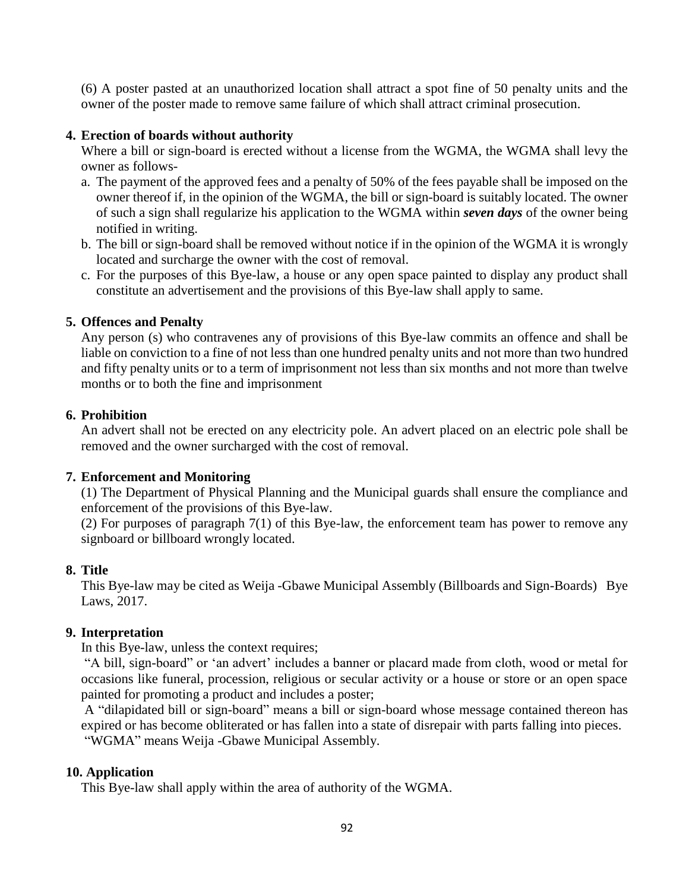(6) A poster pasted at an unauthorized location shall attract a spot fine of 50 penalty units and the owner of the poster made to remove same failure of which shall attract criminal prosecution.

**4. Erection of boards without authority**

Where a bill or sign-board is erected without a license from the WGMA, the WGMA shall levy the owner as follows-

a. The payment of the approved fees and a penalty of 50% of the fees payable shall be imposed on the owner thereof if, in the opinion of the WGMA, the bill or sign-board is suitably located. The owner of such a sign shall regularize his application to the WGMA within ***seven days*** of the owner being notified in writing.
b. The bill or sign-board shall be removed without notice if in the opinion of the WGMA it is wrongly located and surcharge the owner with the cost of removal.
c. For the purposes of this Bye-law, a house or any open space painted to display any product shall constitute an advertisement and the provisions of this Bye-law shall apply to same.

**5. Offences and Penalty**

Any person (s) who contravenes any of provisions of this Bye-law commits an offence and shall be liable on conviction to a fine of not less than one hundred penalty units and not more than two hundred and fifty penalty units or to a term of imprisonment not less than six months and not more than twelve months or to both the fine and imprisonment

**6. Prohibition**

An advert shall not be erected on any electricity pole. An advert placed on an electric pole shall be removed and the owner surcharged with the cost of removal.

**7. Enforcement and Monitoring**

(1) The Department of Physical Planning and the Municipal guards shall ensure the compliance and enforcement of the provisions of this Bye-law.

(2) For purposes of paragraph 7(1) of this Bye-law, the enforcement team has power to remove any signboard or billboard wrongly located.

**8. Title**

This Bye-law may be cited as Weija -Gbawe Municipal Assembly (Billboards and Sign-Boards) Bye Laws, 2017.

**9. Interpretation**

In this Bye-law, unless the context requires;

"A bill, sign-board" or 'an advert' includes a banner or placard made from cloth, wood or metal for occasions like funeral, procession, religious or secular activity or a house or store or an open space painted for promoting a product and includes a poster;

A "dilapidated bill or sign-board" means a bill or sign-board whose message contained thereon has expired or has become obliterated or has fallen into a state of disrepair with parts falling into pieces.

"WGMA" means Weija -Gbawe Municipal Assembly.

**10. Application**

This Bye-law shall apply within the area of authority of the WGMA.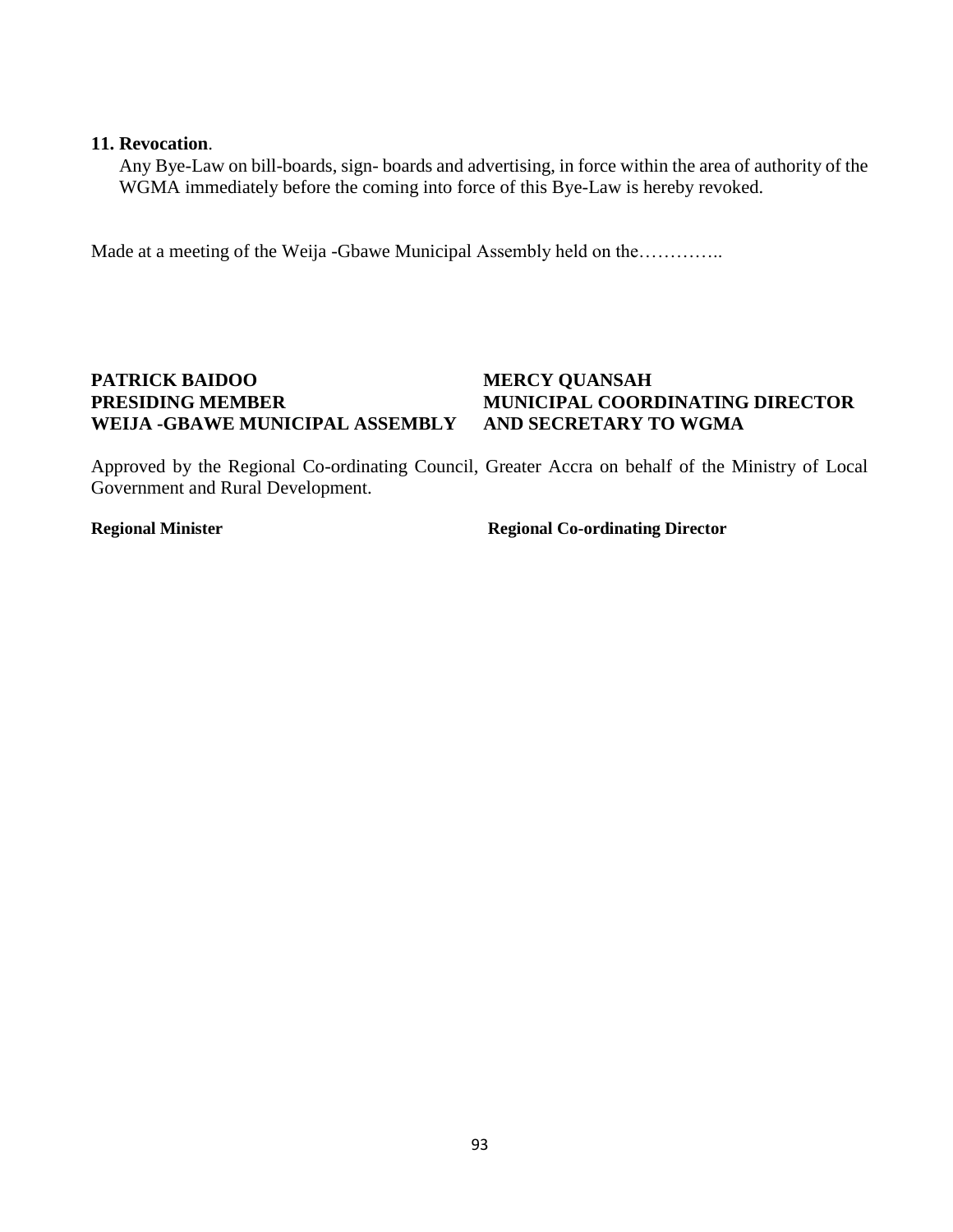**11. Revocation**.

Any Bye-Law on bill-boards, sign- boards and advertising, in force within the area of authority of the WGMA immediately before the coming into force of this Bye-Law is hereby revoked.

Made at a meeting of the Weija -Gbawe Municipal Assembly held on the…………..

**PATRICK BAIDOO**
**PRESIDING MEMBER**
**WEIJA -GBAWE MUNICIPAL ASSEMBLY**

**MERCY QUANSAH**
**MUNICIPAL COORDINATING DIRECTOR**
**AND SECRETARY TO WGMA**

Approved by the Regional Co-ordinating Council, Greater Accra on behalf of the Ministry of Local Government and Rural Development.

**Regional Minister**

**Regional Co-ordinating Director**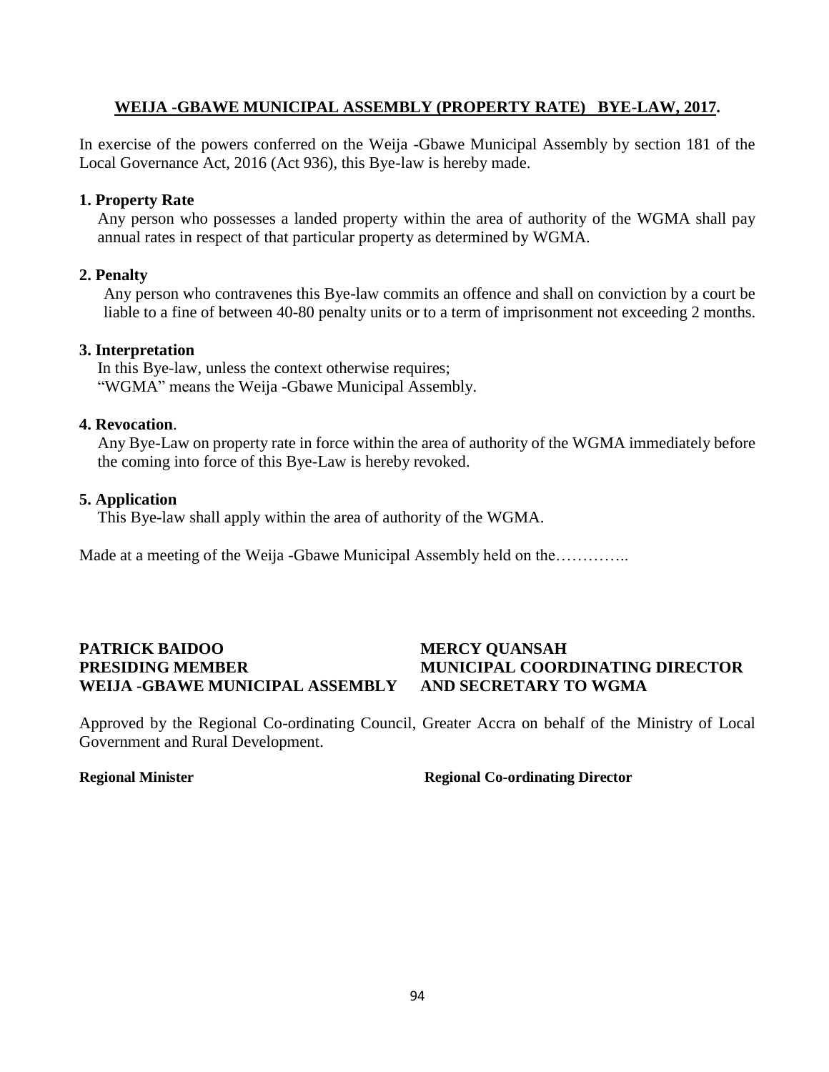## **WEIJA -GBAWE MUNICIPAL ASSEMBLY (PROPERTY RATE) BYE-LAW, 2017.**

In exercise of the powers conferred on the Weija -Gbawe Municipal Assembly by section 181 of the Local Governance Act, 2016 (Act 936), this Bye-law is hereby made.

### **1. Property Rate**

Any person who possesses a landed property within the area of authority of the WGMA shall pay annual rates in respect of that particular property as determined by WGMA.

### **2. Penalty**

Any person who contravenes this Bye-law commits an offence and shall on conviction by a court be liable to a fine of between 40-80 penalty units or to a term of imprisonment not exceeding 2 months.

### **3. Interpretation**

In this Bye-law, unless the context otherwise requires;
"WGMA" means the Weija -Gbawe Municipal Assembly.

### **4. Revocation**.

Any Bye-Law on property rate in force within the area of authority of the WGMA immediately before the coming into force of this Bye-Law is hereby revoked.

### **5. Application**

This Bye-law shall apply within the area of authority of the WGMA.

Made at a meeting of the Weija -Gbawe Municipal Assembly held on the…………..

**PATRICK BAIDOO**
**PRESIDING MEMBER**
**WEIJA -GBAWE MUNICIPAL ASSEMBLY**

**MERCY QUANSAH**
**MUNICIPAL COORDINATING DIRECTOR**
**AND SECRETARY TO WGMA**

Approved by the Regional Co-ordinating Council, Greater Accra on behalf of the Ministry of Local Government and Rural Development.

**Regional Minister**

**Regional Co-ordinating Director**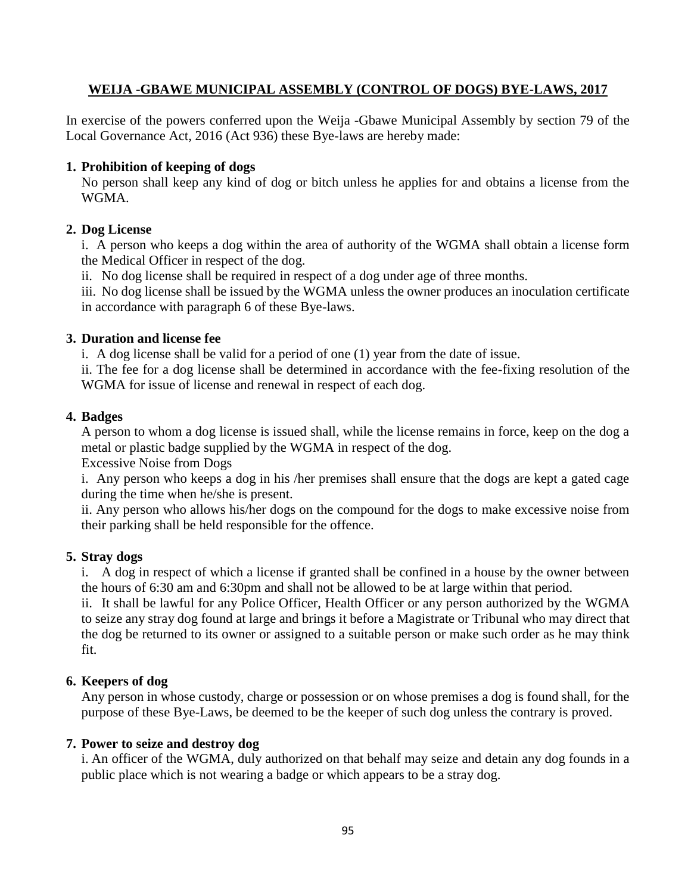## WEIJA -GBAWE MUNICIPAL ASSEMBLY (CONTROL OF DOGS) BYE-LAWS, 2017

In exercise of the powers conferred upon the Weija -Gbawe Municipal Assembly by section 79 of the Local Governance Act, 2016 (Act 936) these Bye-laws are hereby made:

**1. Prohibition of keeping of dogs**

No person shall keep any kind of dog or bitch unless he applies for and obtains a license from the WGMA.

**2. Dog License**

i. A person who keeps a dog within the area of authority of the WGMA shall obtain a license form the Medical Officer in respect of the dog.

ii. No dog license shall be required in respect of a dog under age of three months.

iii. No dog license shall be issued by the WGMA unless the owner produces an inoculation certificate in accordance with paragraph 6 of these Bye-laws.

**3. Duration and license fee**

i. A dog license shall be valid for a period of one (1) year from the date of issue.

ii. The fee for a dog license shall be determined in accordance with the fee-fixing resolution of the WGMA for issue of license and renewal in respect of each dog.

**4. Badges**

A person to whom a dog license is issued shall, while the license remains in force, keep on the dog a metal or plastic badge supplied by the WGMA in respect of the dog.

Excessive Noise from Dogs

i. Any person who keeps a dog in his /her premises shall ensure that the dogs are kept a gated cage during the time when he/she is present.

ii. Any person who allows his/her dogs on the compound for the dogs to make excessive noise from their parking shall be held responsible for the offence.

**5. Stray dogs**

i. A dog in respect of which a license if granted shall be confined in a house by the owner between the hours of 6:30 am and 6:30pm and shall not be allowed to be at large within that period.

ii. It shall be lawful for any Police Officer, Health Officer or any person authorized by the WGMA to seize any stray dog found at large and brings it before a Magistrate or Tribunal who may direct that the dog be returned to its owner or assigned to a suitable person or make such order as he may think fit.

**6. Keepers of dog**

Any person in whose custody, charge or possession or on whose premises a dog is found shall, for the purpose of these Bye-Laws, be deemed to be the keeper of such dog unless the contrary is proved.

**7. Power to seize and destroy dog**

i. An officer of the WGMA, duly authorized on that behalf may seize and detain any dog founds in a public place which is not wearing a badge or which appears to be a stray dog.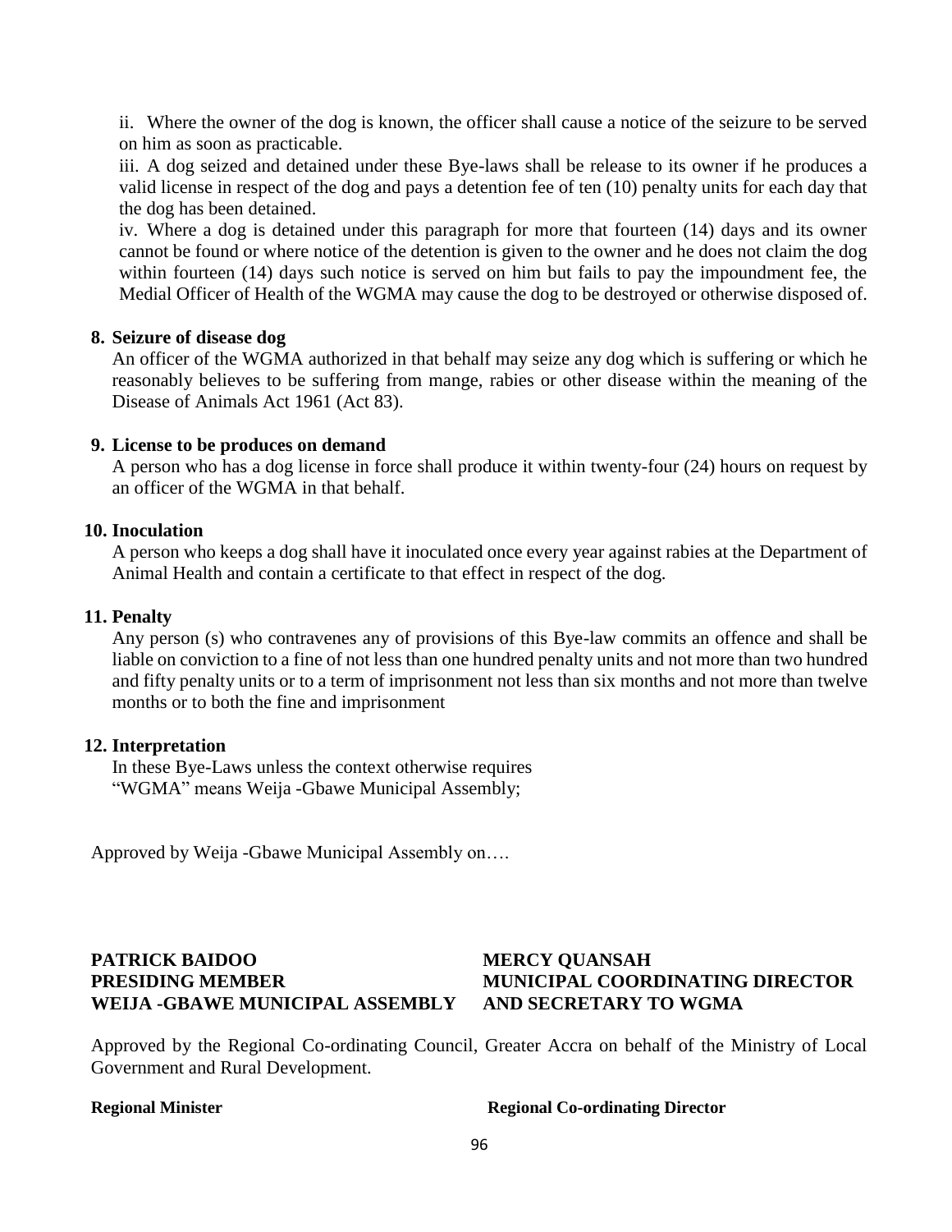ii. Where the owner of the dog is known, the officer shall cause a notice of the seizure to be served on him as soon as practicable.

iii. A dog seized and detained under these Bye-laws shall be release to its owner if he produces a valid license in respect of the dog and pays a detention fee of ten (10) penalty units for each day that the dog has been detained.

iv. Where a dog is detained under this paragraph for more that fourteen (14) days and its owner cannot be found or where notice of the detention is given to the owner and he does not claim the dog within fourteen (14) days such notice is served on him but fails to pay the impoundment fee, the Medial Officer of Health of the WGMA may cause the dog to be destroyed or otherwise disposed of.

**8. Seizure of disease dog**

An officer of the WGMA authorized in that behalf may seize any dog which is suffering or which he reasonably believes to be suffering from mange, rabies or other disease within the meaning of the Disease of Animals Act 1961 (Act 83).

**9. License to be produces on demand**

A person who has a dog license in force shall produce it within twenty-four (24) hours on request by an officer of the WGMA in that behalf.

**10. Inoculation**

A person who keeps a dog shall have it inoculated once every year against rabies at the Department of Animal Health and contain a certificate to that effect in respect of the dog.

**11. Penalty**

Any person (s) who contravenes any of provisions of this Bye-law commits an offence and shall be liable on conviction to a fine of not less than one hundred penalty units and not more than two hundred and fifty penalty units or to a term of imprisonment not less than six months and not more than twelve months or to both the fine and imprisonment

**12. Interpretation**

In these Bye-Laws unless the context otherwise requires
"WGMA" means Weija -Gbawe Municipal Assembly;

Approved by Weija -Gbawe Municipal Assembly on….

**PATRICK BAIDOO**
**PRESIDING MEMBER**
**WEIJA -GBAWE MUNICIPAL ASSEMBLY**

**MERCY QUANSAH**
**MUNICIPAL COORDINATING DIRECTOR**
**AND SECRETARY TO WGMA**

Approved by the Regional Co-ordinating Council, Greater Accra on behalf of the Ministry of Local Government and Rural Development.

**Regional Minister**

**Regional Co-ordinating Director**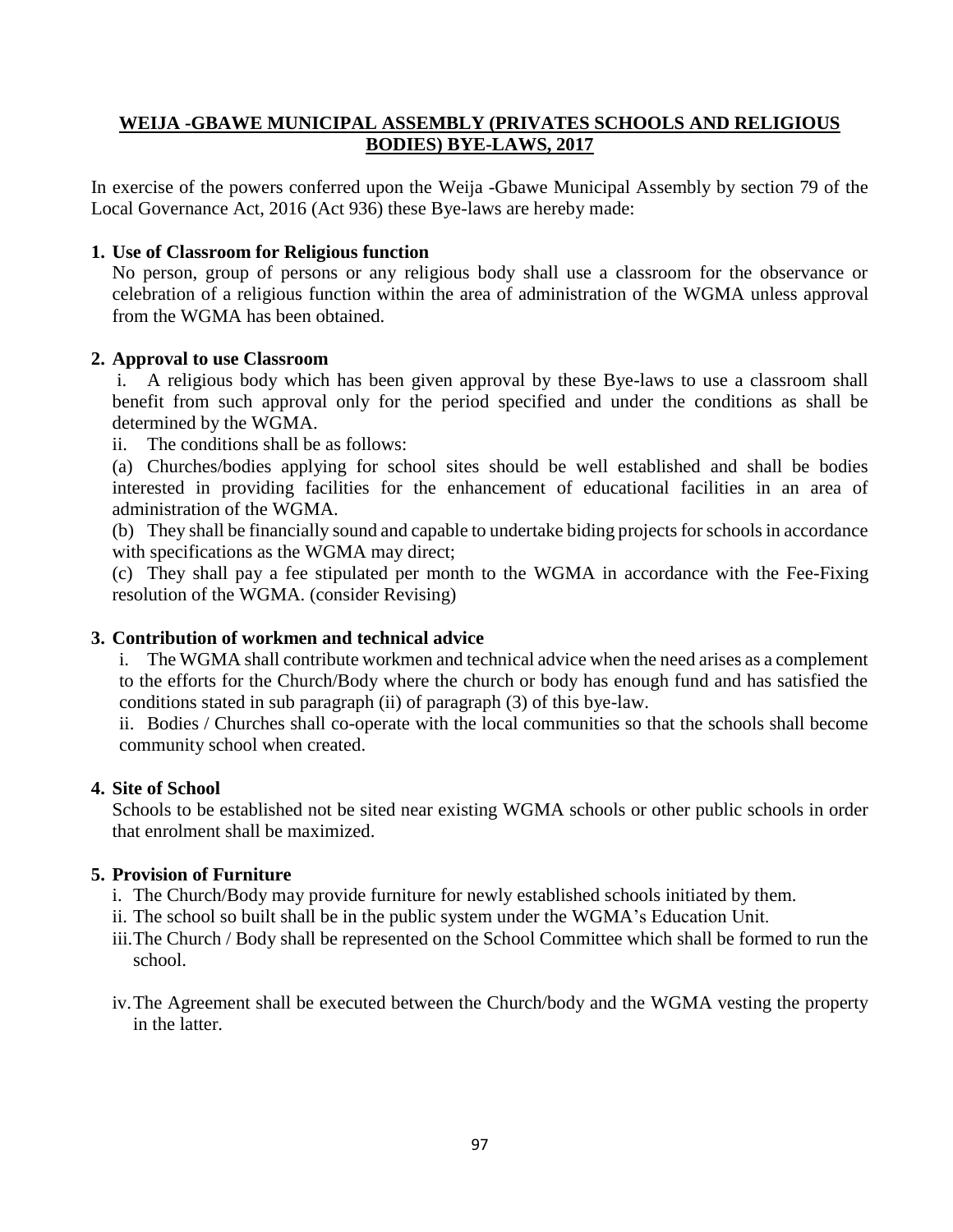## WEIJA -GBAWE MUNICIPAL ASSEMBLY (PRIVATES SCHOOLS AND RELIGIOUS BODIES) BYE-LAWS, 2017

In exercise of the powers conferred upon the Weija -Gbawe Municipal Assembly by section 79 of the Local Governance Act, 2016 (Act 936) these Bye-laws are hereby made:

**1. Use of Classroom for Religious function**

No person, group of persons or any religious body shall use a classroom for the observance or celebration of a religious function within the area of administration of the WGMA unless approval from the WGMA has been obtained.

**2. Approval to use Classroom**

i. A religious body which has been given approval by these Bye-laws to use a classroom shall benefit from such approval only for the period specified and under the conditions as shall be determined by the WGMA.

ii. The conditions shall be as follows:

(a) Churches/bodies applying for school sites should be well established and shall be bodies interested in providing facilities for the enhancement of educational facilities in an area of administration of the WGMA.

(b) They shall be financially sound and capable to undertake biding projects for schools in accordance with specifications as the WGMA may direct;

(c) They shall pay a fee stipulated per month to the WGMA in accordance with the Fee-Fixing resolution of the WGMA. (consider Revising)

**3. Contribution of workmen and technical advice**

i. The WGMA shall contribute workmen and technical advice when the need arises as a complement to the efforts for the Church/Body where the church or body has enough fund and has satisfied the conditions stated in sub paragraph (ii) of paragraph (3) of this bye-law.

ii. Bodies / Churches shall co-operate with the local communities so that the schools shall become community school when created.

**4. Site of School**

Schools to be established not be sited near existing WGMA schools or other public schools in order that enrolment shall be maximized.

**5. Provision of Furniture**

i. The Church/Body may provide furniture for newly established schools initiated by them.

ii. The school so built shall be in the public system under the WGMA's Education Unit.

iii. The Church / Body shall be represented on the School Committee which shall be formed to run the school.

iv. The Agreement shall be executed between the Church/body and the WGMA vesting the property in the latter.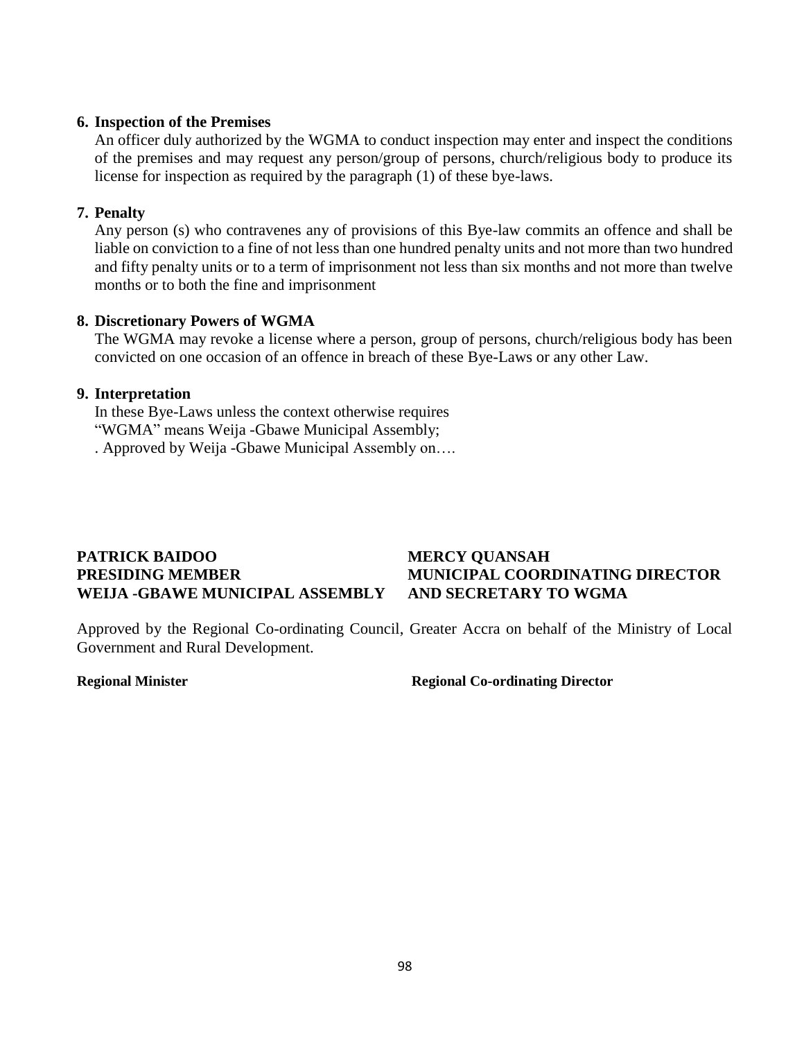**6. Inspection of the Premises**

An officer duly authorized by the WGMA to conduct inspection may enter and inspect the conditions of the premises and may request any person/group of persons, church/religious body to produce its license for inspection as required by the paragraph (1) of these bye-laws.

**7. Penalty**

Any person (s) who contravenes any of provisions of this Bye-law commits an offence and shall be liable on conviction to a fine of not less than one hundred penalty units and not more than two hundred and fifty penalty units or to a term of imprisonment not less than six months and not more than twelve months or to both the fine and imprisonment

**8. Discretionary Powers of WGMA**

The WGMA may revoke a license where a person, group of persons, church/religious body has been convicted on one occasion of an offence in breach of these Bye-Laws or any other Law.

**9. Interpretation**

In these Bye-Laws unless the context otherwise requires

"WGMA" means Weija -Gbawe Municipal Assembly;

. Approved by Weija -Gbawe Municipal Assembly on….

**PATRICK BAIDOO**
**PRESIDING MEMBER**
**WEIJA -GBAWE MUNICIPAL ASSEMBLY**

**MERCY QUANSAH**
**MUNICIPAL COORDINATING DIRECTOR**
**AND SECRETARY TO WGMA**

Approved by the Regional Co-ordinating Council, Greater Accra on behalf of the Ministry of Local Government and Rural Development.

**Regional Minister**

**Regional Co-ordinating Director**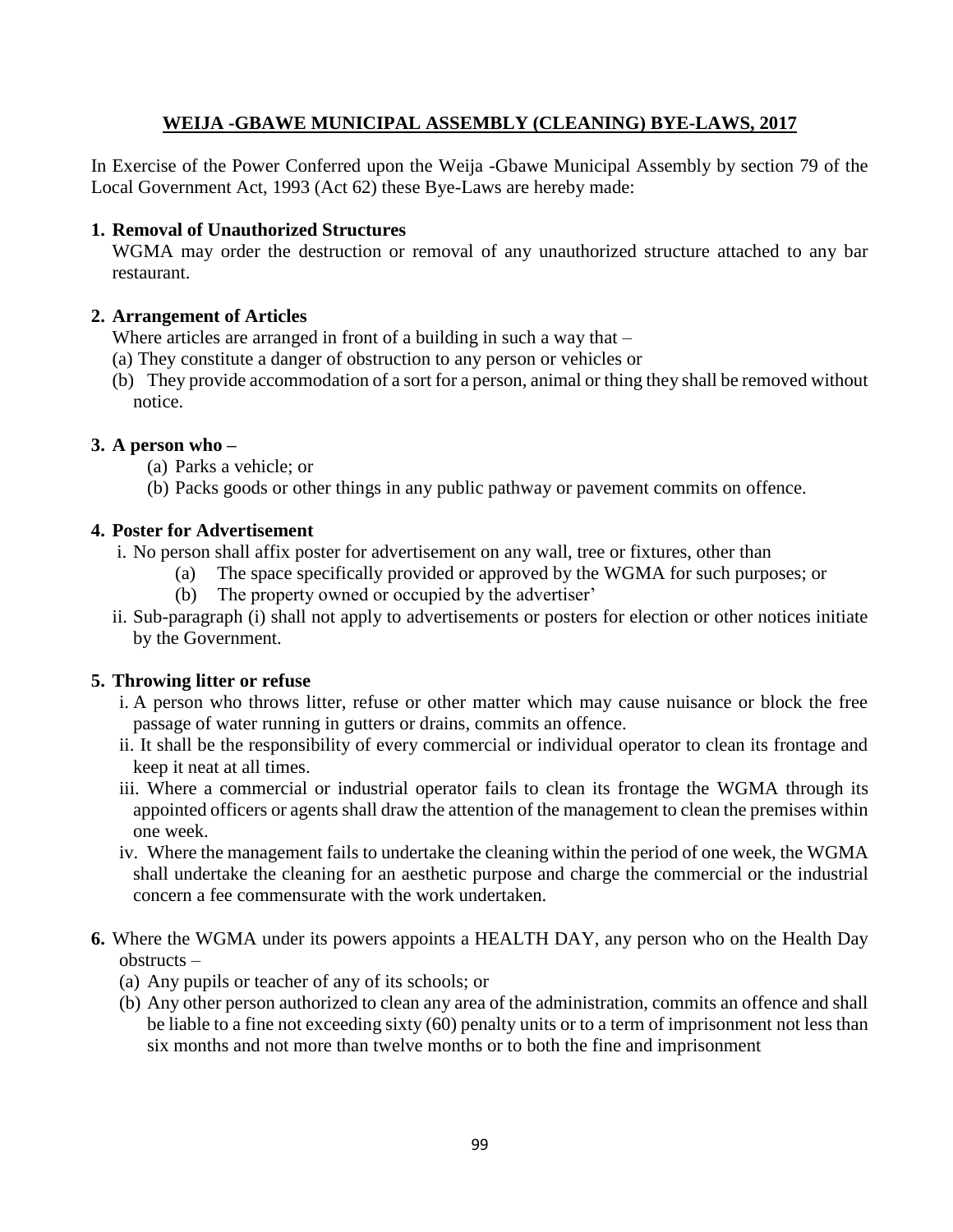## WEIJA -GBAWE MUNICIPAL ASSEMBLY (CLEANING) BYE-LAWS, 2017

In Exercise of the Power Conferred upon the Weija -Gbawe Municipal Assembly by section 79 of the Local Government Act, 1993 (Act 62) these Bye-Laws are hereby made:

**1. Removal of Unauthorized Structures**

WGMA may order the destruction or removal of any unauthorized structure attached to any bar restaurant.

**2. Arrangement of Articles**

Where articles are arranged in front of a building in such a way that –

(a) They constitute a danger of obstruction to any person or vehicles or

(b) They provide accommodation of a sort for a person, animal or thing they shall be removed without notice.

**3. A person who –**

(a) Parks a vehicle; or

(b) Packs goods or other things in any public pathway or pavement commits on offence.

**4. Poster for Advertisement**

i. No person shall affix poster for advertisement on any wall, tree or fixtures, other than

(a) The space specifically provided or approved by the WGMA for such purposes; or

(b) The property owned or occupied by the advertiser'

ii. Sub-paragraph (i) shall not apply to advertisements or posters for election or other notices initiate by the Government.

**5. Throwing litter or refuse**

i. A person who throws litter, refuse or other matter which may cause nuisance or block the free passage of water running in gutters or drains, commits an offence.

ii. It shall be the responsibility of every commercial or individual operator to clean its frontage and keep it neat at all times.

iii. Where a commercial or industrial operator fails to clean its frontage the WGMA through its appointed officers or agents shall draw the attention of the management to clean the premises within one week.

iv. Where the management fails to undertake the cleaning within the period of one week, the WGMA shall undertake the cleaning for an aesthetic purpose and charge the commercial or the industrial concern a fee commensurate with the work undertaken.

**6.** Where the WGMA under its powers appoints a HEALTH DAY, any person who on the Health Day obstructs –

(a) Any pupils or teacher of any of its schools; or

(b) Any other person authorized to clean any area of the administration, commits an offence and shall be liable to a fine not exceeding sixty (60) penalty units or to a term of imprisonment not less than six months and not more than twelve months or to both the fine and imprisonment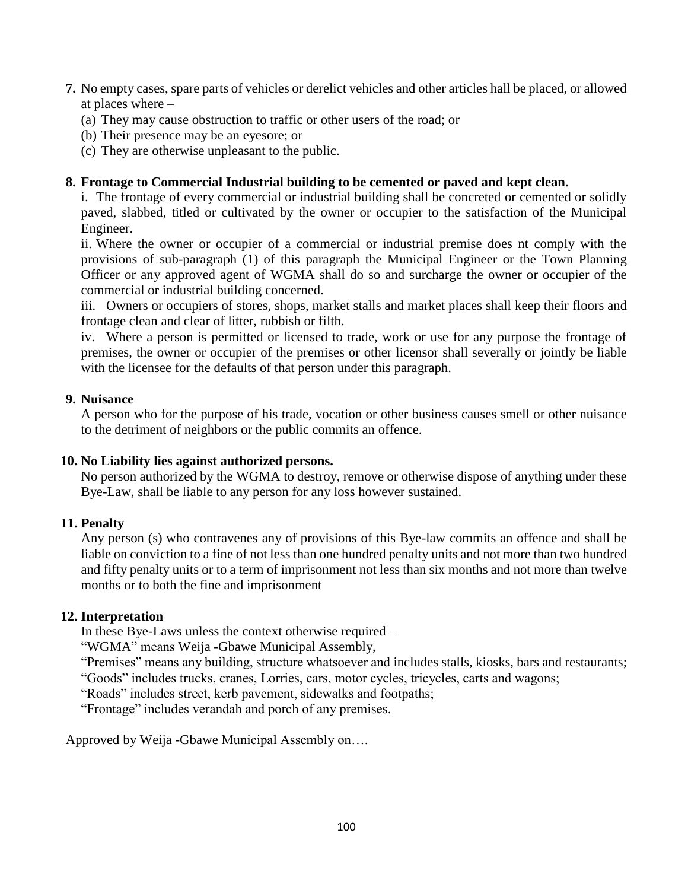7. No empty cases, spare parts of vehicles or derelict vehicles and other articles hall be placed, or allowed at places where –
   (a) They may cause obstruction to traffic or other users of the road; or
   (b) Their presence may be an eyesore; or
   (c) They are otherwise unpleasant to the public.

**8. Frontage to Commercial Industrial building to be cemented or paved and kept clean.**

i. The frontage of every commercial or industrial building shall be concreted or cemented or solidly paved, slabbed, titled or cultivated by the owner or occupier to the satisfaction of the Municipal Engineer.

ii. Where the owner or occupier of a commercial or industrial premise does nt comply with the provisions of sub-paragraph (1) of this paragraph the Municipal Engineer or the Town Planning Officer or any approved agent of WGMA shall do so and surcharge the owner or occupier of the commercial or industrial building concerned.

iii. Owners or occupiers of stores, shops, market stalls and market places shall keep their floors and frontage clean and clear of litter, rubbish or filth.

iv. Where a person is permitted or licensed to trade, work or use for any purpose the frontage of premises, the owner or occupier of the premises or other licensor shall severally or jointly be liable with the licensee for the defaults of that person under this paragraph.

**9. Nuisance**

A person who for the purpose of his trade, vocation or other business causes smell or other nuisance to the detriment of neighbors or the public commits an offence.

**10. No Liability lies against authorized persons.**

No person authorized by the WGMA to destroy, remove or otherwise dispose of anything under these Bye-Law, shall be liable to any person for any loss however sustained.

**11. Penalty**

Any person (s) who contravenes any of provisions of this Bye-law commits an offence and shall be liable on conviction to a fine of not less than one hundred penalty units and not more than two hundred and fifty penalty units or to a term of imprisonment not less than six months and not more than twelve months or to both the fine and imprisonment

**12. Interpretation**

In these Bye-Laws unless the context otherwise required –

"WGMA" means Weija -Gbawe Municipal Assembly,

"Premises" means any building, structure whatsoever and includes stalls, kiosks, bars and restaurants;

"Goods" includes trucks, cranes, Lorries, cars, motor cycles, tricycles, carts and wagons;

"Roads" includes street, kerb pavement, sidewalks and footpaths;

"Frontage" includes verandah and porch of any premises.

Approved by Weija -Gbawe Municipal Assembly on….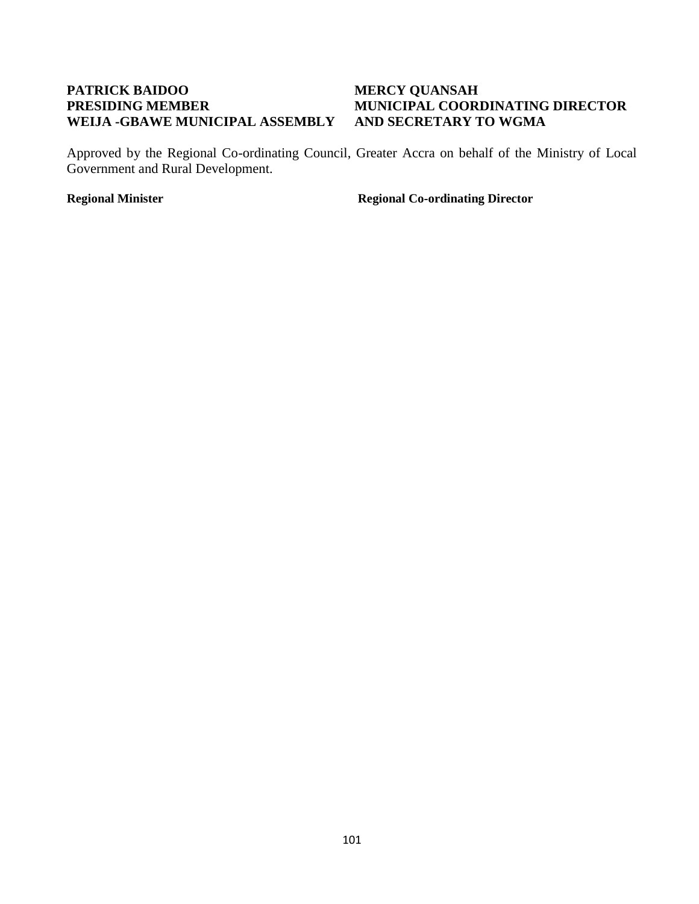| **PATRICK BAIDOO** | **MERCY QUANSAH** |
|---|---|
| **PRESIDING MEMBER** | **MUNICIPAL COORDINATING DIRECTOR** |
| **WEIJA -GBAWE MUNICIPAL ASSEMBLY** | **AND SECRETARY TO WGMA** |

Approved by the Regional Co-ordinating Council, Greater Accra on behalf of the Ministry of Local Government and Rural Development.

| **Regional Minister** | **Regional Co-ordinating Director** |
|---|---|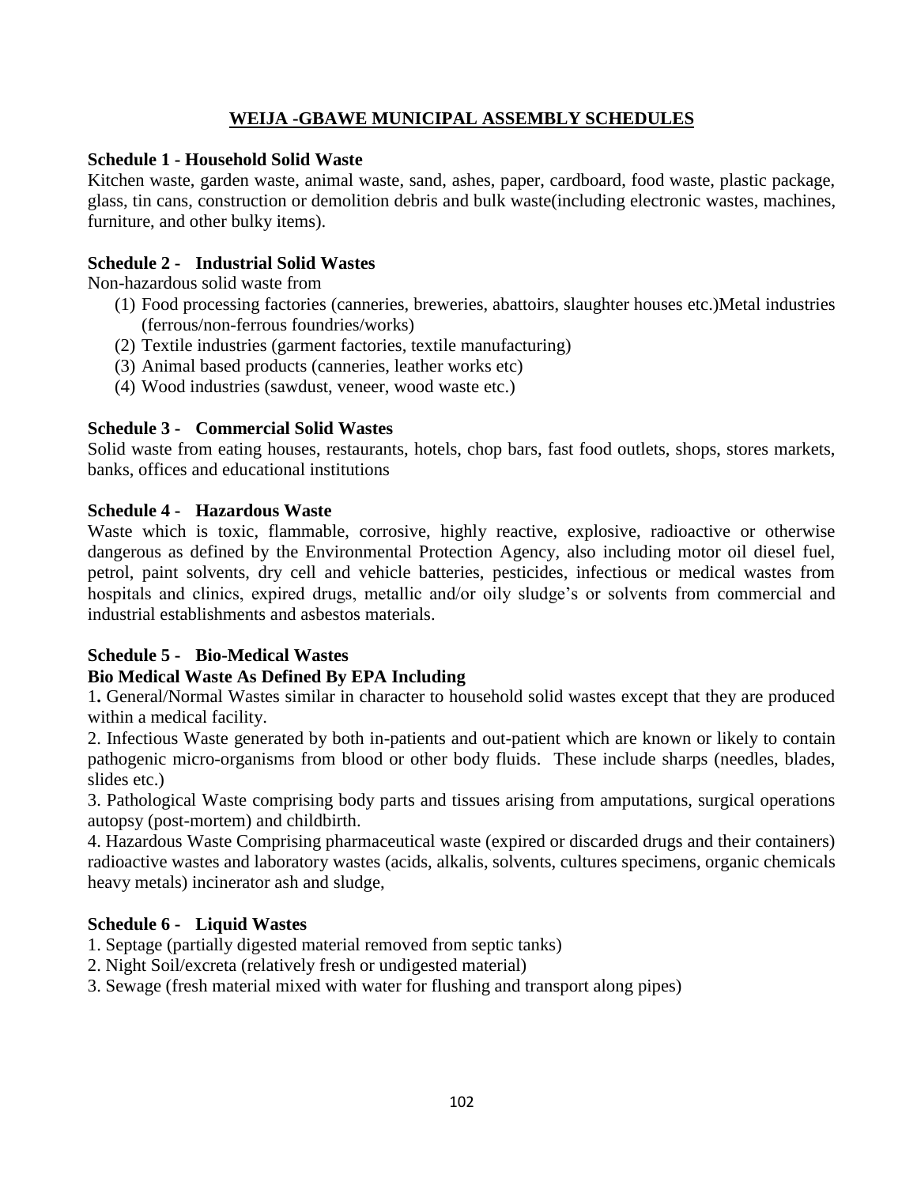## WEIJA -GBAWE MUNICIPAL ASSEMBLY SCHEDULES

**Schedule 1 - Household Solid Waste**

Kitchen waste, garden waste, animal waste, sand, ashes, paper, cardboard, food waste, plastic package, glass, tin cans, construction or demolition debris and bulk waste(including electronic wastes, machines, furniture, and other bulky items).

**Schedule 2 - Industrial Solid Wastes**

Non-hazardous solid waste from

(1) Food processing factories (canneries, breweries, abattoirs, slaughter houses etc.)Metal industries (ferrous/non-ferrous foundries/works)
(2) Textile industries (garment factories, textile manufacturing)
(3) Animal based products (canneries, leather works etc)
(4) Wood industries (sawdust, veneer, wood waste etc.)

**Schedule 3 - Commercial Solid Wastes**

Solid waste from eating houses, restaurants, hotels, chop bars, fast food outlets, shops, stores markets, banks, offices and educational institutions

**Schedule 4 - Hazardous Waste**

Waste which is toxic, flammable, corrosive, highly reactive, explosive, radioactive or otherwise dangerous as defined by the Environmental Protection Agency, also including motor oil diesel fuel, petrol, paint solvents, dry cell and vehicle batteries, pesticides, infectious or medical wastes from hospitals and clinics, expired drugs, metallic and/or oily sludge's or solvents from commercial and industrial establishments and asbestos materials.

**Schedule 5 - Bio-Medical Wastes**

**Bio Medical Waste As Defined By EPA Including**

1. General/Normal Wastes similar in character to household solid wastes except that they are produced within a medical facility.
2. Infectious Waste generated by both in-patients and out-patient which are known or likely to contain pathogenic micro-organisms from blood or other body fluids. These include sharps (needles, blades, slides etc.)
3. Pathological Waste comprising body parts and tissues arising from amputations, surgical operations autopsy (post-mortem) and childbirth.
4. Hazardous Waste Comprising pharmaceutical waste (expired or discarded drugs and their containers) radioactive wastes and laboratory wastes (acids, alkalis, solvents, cultures specimens, organic chemicals heavy metals) incinerator ash and sludge,

**Schedule 6 - Liquid Wastes**

1. Septage (partially digested material removed from septic tanks)
2. Night Soil/excreta (relatively fresh or undigested material)
3. Sewage (fresh material mixed with water for flushing and transport along pipes)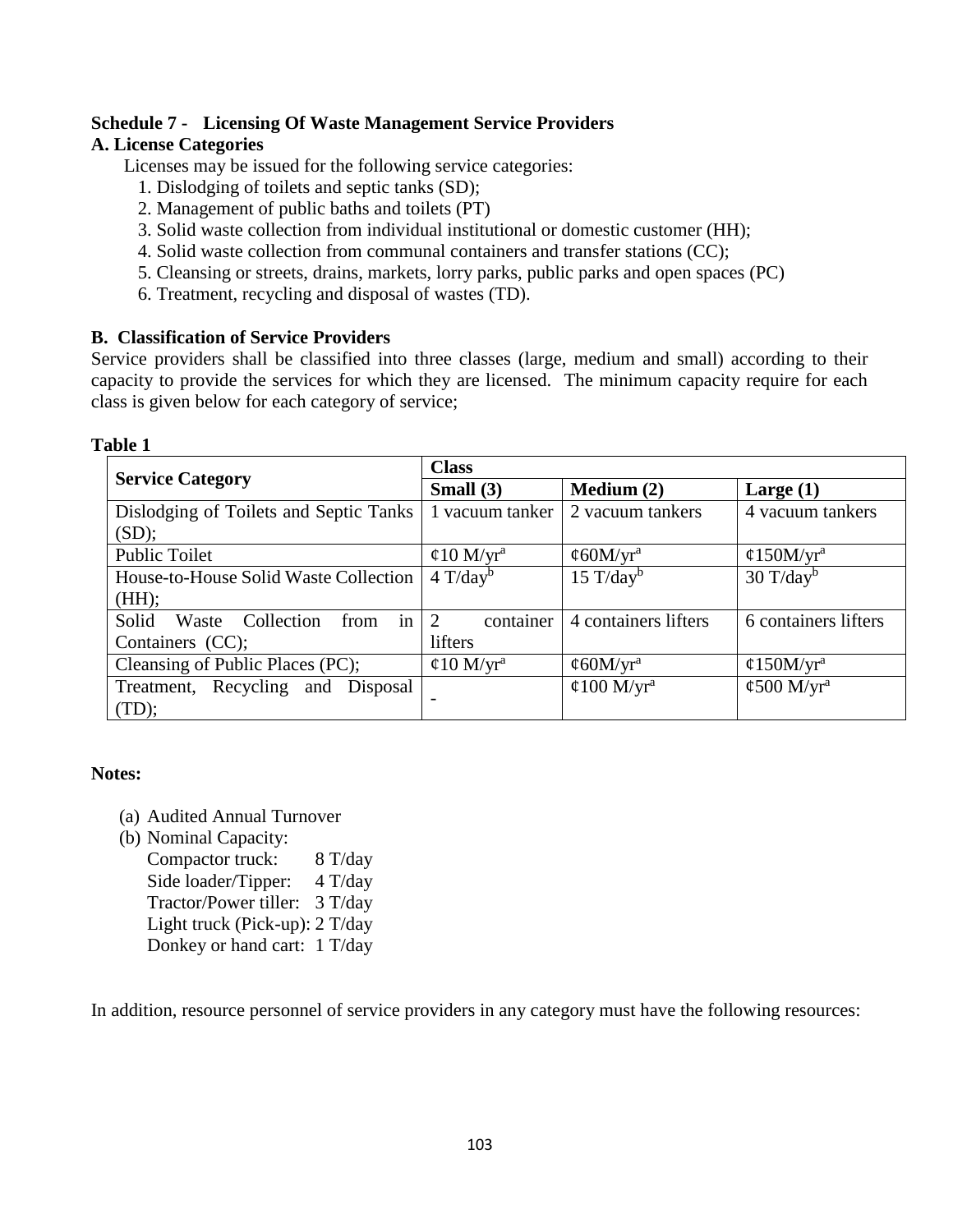**Schedule 7 - Licensing Of Waste Management Service Providers**

**A. License Categories**

Licenses may be issued for the following service categories:

1. Dislodging of toilets and septic tanks (SD);
2. Management of public baths and toilets (PT)
3. Solid waste collection from individual institutional or domestic customer (HH);
4. Solid waste collection from communal containers and transfer stations (CC);
5. Cleansing or streets, drains, markets, lorry parks, public parks and open spaces (PC)
6. Treatment, recycling and disposal of wastes (TD).

**B. Classification of Service Providers**

Service providers shall be classified into three classes (large, medium and small) according to their capacity to provide the services for which they are licensed. The minimum capacity require for each class is given below for each category of service;

**Table 1**

| Service Category | Class | | |
|---|---|---|---|
| | **Small (3)** | **Medium (2)** | **Large (1)** |
| Dislodging of Toilets and Septic Tanks (SD); | 1 vacuum tanker | 2 vacuum tankers | 4 vacuum tankers |
| Public Toilet | ¢10 M/yr[a] | ¢60M/yr[a] | ¢150M/yr[a] |
| House-to-House Solid Waste Collection (HH); | 4 T/day[b] | 15 T/day[b] | 30 T/day[b] |
| Solid Waste Collection from in Containers (CC); | 2 container lifters | 4 containers lifters | 6 containers lifters |
| Cleansing of Public Places (PC); | ¢10 M/yr[a] | ¢60M/yr[a] | ¢150M/yr[a] |
| Treatment, Recycling and Disposal (TD); | - | ¢100 M/yr[a] | ¢500 M/yr[a] |

**Notes:**

(a) Audited Annual Turnover

(b) Nominal Capacity:

Compactor truck: 8 T/day
Side loader/Tipper: 4 T/day
Tractor/Power tiller: 3 T/day
Light truck (Pick-up): 2 T/day
Donkey or hand cart: 1 T/day

In addition, resource personnel of service providers in any category must have the following resources: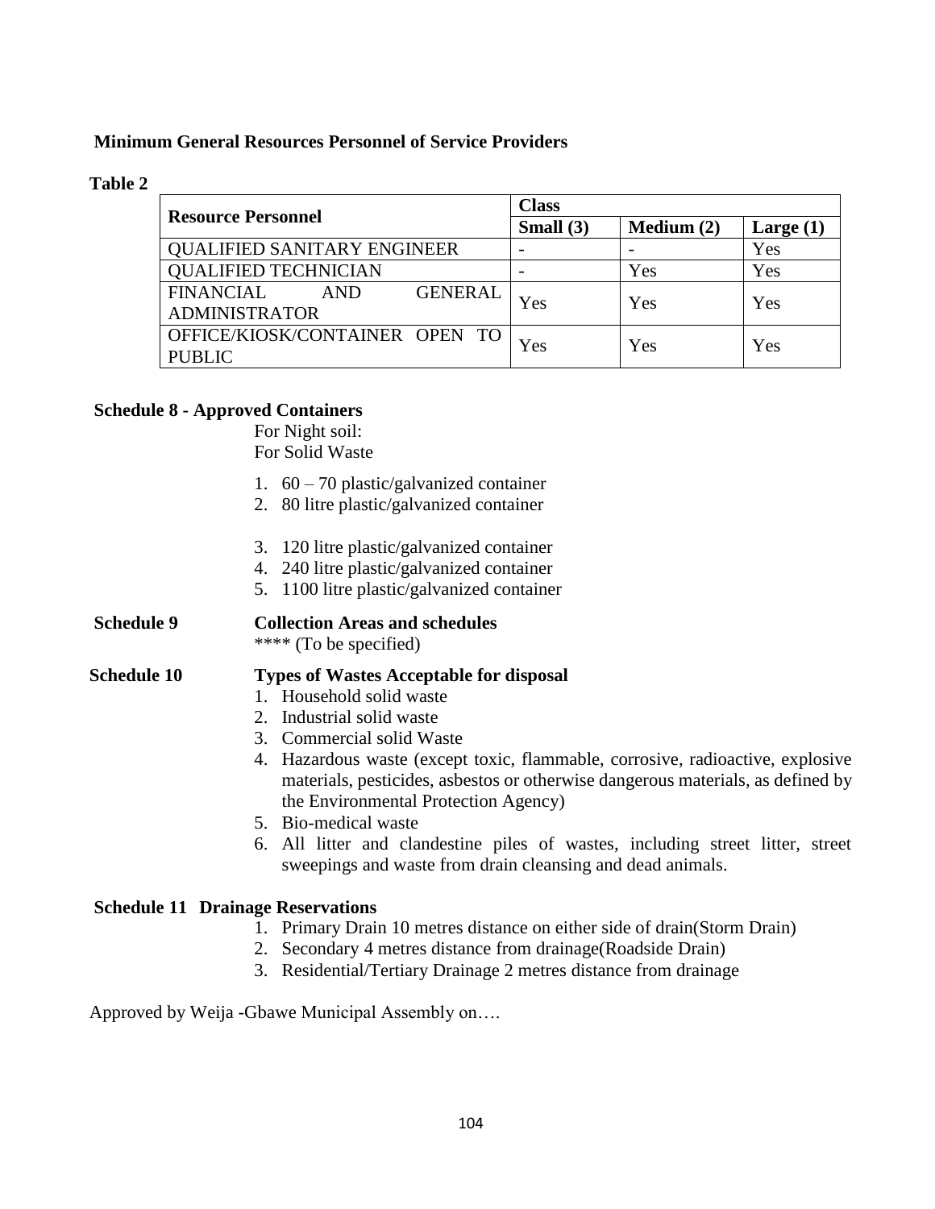**Minimum General Resources Personnel of Service Providers**

**Table 2**

| **Resource Personnel** | **Class** | | |
|---|---|---|---|
| | **Small (3)** | **Medium (2)** | **Large (1)** |
| QUALIFIED SANITARY ENGINEER | - | - | Yes |
| QUALIFIED TECHNICIAN | - | Yes | Yes |
| FINANCIAL AND GENERAL ADMINISTRATOR | Yes | Yes | Yes |
| OFFICE/KIOSK/CONTAINER OPEN TO PUBLIC | Yes | Yes | Yes |

**Schedule 8 - Approved Containers**

For Night soil:
For Solid Waste

1. 60 – 70 plastic/galvanized container
2. 80 litre plastic/galvanized container
3. 120 litre plastic/galvanized container
4. 240 litre plastic/galvanized container
5. 1100 litre plastic/galvanized container

**Schedule 9** **Collection Areas and schedules**

**** (To be specified)

**Schedule 10** **Types of Wastes Acceptable for disposal**

1. Household solid waste
2. Industrial solid waste
3. Commercial solid Waste
4. Hazardous waste (except toxic, flammable, corrosive, radioactive, explosive materials, pesticides, asbestos or otherwise dangerous materials, as defined by the Environmental Protection Agency)
5. Bio-medical waste
6. All litter and clandestine piles of wastes, including street litter, street sweepings and waste from drain cleansing and dead animals.

**Schedule 11 Drainage Reservations**

1. Primary Drain 10 metres distance on either side of drain(Storm Drain)
2. Secondary 4 metres distance from drainage(Roadside Drain)
3. Residential/Tertiary Drainage 2 metres distance from drainage

Approved by Weija -Gbawe Municipal Assembly on….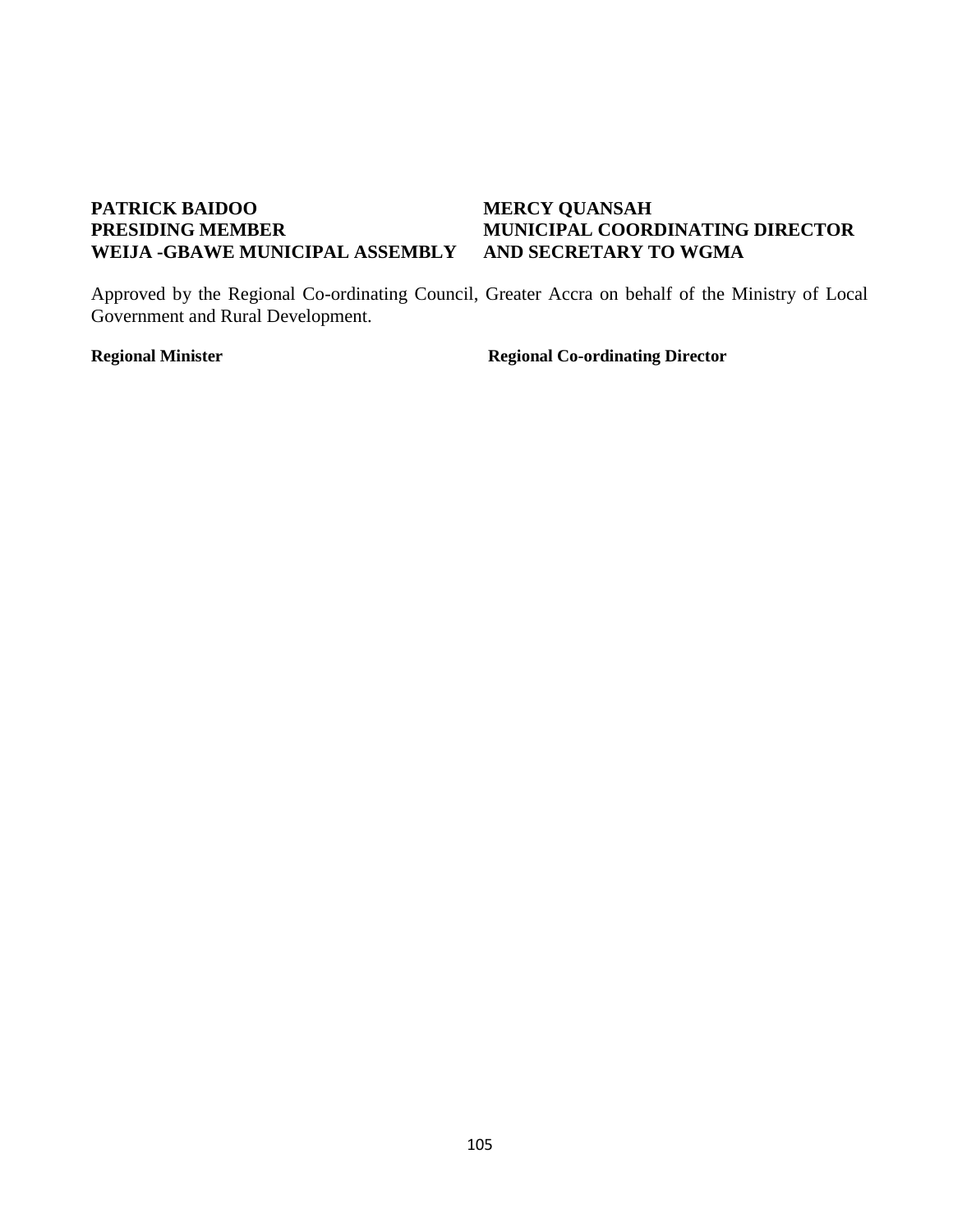**PATRICK BAIDOO**
**PRESIDING MEMBER**
**WEIJA -GBAWE MUNICIPAL ASSEMBLY**

**MERCY QUANSAH**
**MUNICIPAL COORDINATING DIRECTOR**
**AND SECRETARY TO WGMA**

Approved by the Regional Co-ordinating Council, Greater Accra on behalf of the Ministry of Local Government and Rural Development.

**Regional Minister**

**Regional Co-ordinating Director**